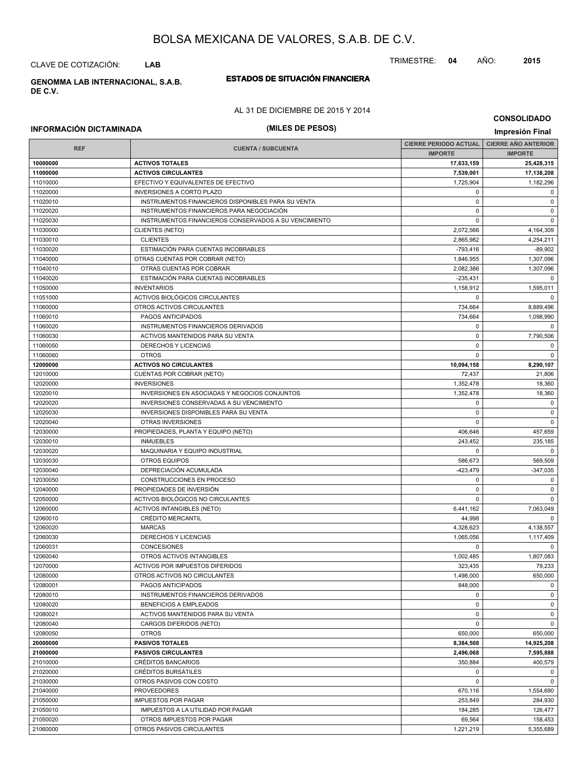# BOLSA MEXICANA DE VALORES, S.A.B. DE C.V.

CLAVE DE COTIZACIÓN: **LAB**

TRIMESTRE: **04** AÑO: **2015**

**GENOMMA LAB INTERNACIONAL, S.A.B. DE C.V.**

## ESTADOS DE SITUACIÓN FINANCIERA

AL 31 DE DICIEMBRE DE 2015 Y 2014

**CONSOLIDADO**

**INFORMACIÓN DICTAMINADA**

**(MILES DE PESOS)**

**Impresión Final**

| REF | CUENTA / SUBCUENTA | CIERRE PERIODO ACTUAL | CIERRE AÑO ANTERIOR |
|---|---|---|---|
| | | IMPORTE | IMPORTE |
| **10000000** | **ACTIVOS TOTALES** | **17,633,159** | **25,428,315** |
| **11000000** | **ACTIVOS CIRCULANTES** | **7,539,001** | **17,138,208** |
| 11010000 | EFECTIVO Y EQUIVALENTES DE EFECTIVO | 1,725,904 | 1,182,296 |
| 11020000 | INVERSIONES A CORTO PLAZO | 0 | 0 |
| 11020010 | INSTRUMENTOS FINANCIEROS DISPONIBLES PARA SU VENTA | 0 | 0 |
| 11020020 | INSTRUMENTOS FINANCIEROS PARA NEGOCIACIÓN | 0 | 0 |
| 11020030 | INSTRUMENTOS FINANCIEROS CONSERVADOS A SU VENCIMIENTO | 0 | 0 |
| 11030000 | CLIENTES (NETO) | 2,072,566 | 4,164,309 |
| 11030010 | CLIENTES | 2,865,982 | 4,254,211 |
| 11030020 | ESTIMACIÓN PARA CUENTAS INCOBRABLES | -793,416 | -89,902 |
| 11040000 | OTRAS CUENTAS POR COBRAR (NETO) | 1,846,955 | 1,307,096 |
| 11040010 | OTRAS CUENTAS POR COBRAR | 2,082,386 | 1,307,096 |
| 11040020 | ESTIMACIÓN PARA CUENTAS INCOBRABLES | -235,431 | 0 |
| 11050000 | INVENTARIOS | 1,158,912 | 1,595,011 |
| 11051000 | ACTIVOS BIOLÓGICOS CIRCULANTES | 0 | 0 |
| 11060000 | OTROS ACTIVOS CIRCULANTES | 734,664 | 8,889,496 |
| 11060010 | PAGOS ANTICIPADOS | 734,664 | 1,098,990 |
| 11060020 | INSTRUMENTOS FINANCIEROS DERIVADOS | 0 | 0 |
| 11060030 | ACTIVOS MANTENIDOS PARA SU VENTA | 0 | 7,790,506 |
| 11060050 | DERECHOS Y LICENCIAS | 0 | 0 |
| 11060060 | OTROS | 0 | 0 |
| **12000000** | **ACTIVOS NO CIRCULANTES** | **10,094,158** | **8,290,107** |
| 12010000 | CUENTAS POR COBRAR (NETO) | 72,437 | 21,806 |
| 12020000 | INVERSIONES | 1,352,478 | 18,360 |
| 12020010 | INVERSIONES EN ASOCIADAS Y NEGOCIOS CONJUNTOS | 1,352,478 | 18,360 |
| 12020020 | INVERSIONES CONSERVADAS A SU VENCIMIENTO | 0 | 0 |
| 12020030 | INVERSIONES DISPONIBLES PARA SU VENTA | 0 | 0 |
| 12020040 | OTRAS INVERSIONES | 0 | 0 |
| 12030000 | PROPIEDADES, PLANTA Y EQUIPO (NETO) | 406,646 | 457,659 |
| 12030010 | INMUEBLES | 243,452 | 235,185 |
| 12030020 | MAQUINARIA Y EQUIPO INDUSTRIAL | 0 | 0 |
| 12030030 | OTROS EQUIPOS | 586,673 | 569,509 |
| 12030040 | DEPRECIACIÓN ACUMULADA | -423,479 | -347,035 |
| 12030050 | CONSTRUCCIONES EN PROCESO | 0 | 0 |
| 12040000 | PROPIEDADES DE INVERSIÓN | 0 | 0 |
| 12050000 | ACTIVOS BIOLÓGICOS NO CIRCULANTES | 0 | 0 |
| 12060000 | ACTIVOS INTANGIBLES (NETO) | 6,441,162 | 7,063,049 |
| 12060010 | CRÉDITO MERCANTIL | 44,998 | 0 |
| 12060020 | MARCAS | 4,328,623 | 4,138,557 |
| 12060030 | DERECHOS Y LICENCIAS | 1,065,056 | 1,117,409 |
| 12060031 | CONCESIONES | 0 | 0 |
| 12060040 | OTROS ACTIVOS INTANGIBLES | 1,002,485 | 1,807,083 |
| 12070000 | ACTIVOS POR IMPUESTOS DIFERIDOS | 323,435 | 79,233 |
| 12080000 | OTROS ACTIVOS NO CIRCULANTES | 1,498,000 | 650,000 |
| 12080001 | PAGOS ANTICIPADOS | 848,000 | 0 |
| 12080010 | INSTRUMENTOS FINANCIEROS DERIVADOS | 0 | 0 |
| 12080020 | BENEFICIOS A EMPLEADOS | 0 | 0 |
| 12080021 | ACTIVOS MANTENIDOS PARA SU VENTA | 0 | 0 |
| 12080040 | CARGOS DIFERIDOS (NETO) | 0 | 0 |
| 12080050 | OTROS | 650,000 | 650,000 |
| **20000000** | **PASIVOS TOTALES** | **8,384,508** | **14,925,208** |
| **21000000** | **PASIVOS CIRCULANTES** | **2,496,068** | **7,595,888** |
| 21010000 | CRÉDITOS BANCARIOS | 350,884 | 400,579 |
| 21020000 | CRÉDITOS BURSÁTILES | 0 | 0 |
| 21030000 | OTROS PASIVOS CON COSTO | 0 | 0 |
| 21040000 | PROVEEDORES | 670,116 | 1,554,690 |
| 21050000 | IMPUESTOS POR PAGAR | 253,849 | 284,930 |
| 21050010 | IMPUESTOS A LA UTILIDAD POR PAGAR | 184,285 | 126,477 |
| 21050020 | OTROS IMPUESTOS POR PAGAR | 69,564 | 158,453 |
| 21060000 | OTROS PASIVOS CIRCULANTES | 1,221,219 | 5,355,689 |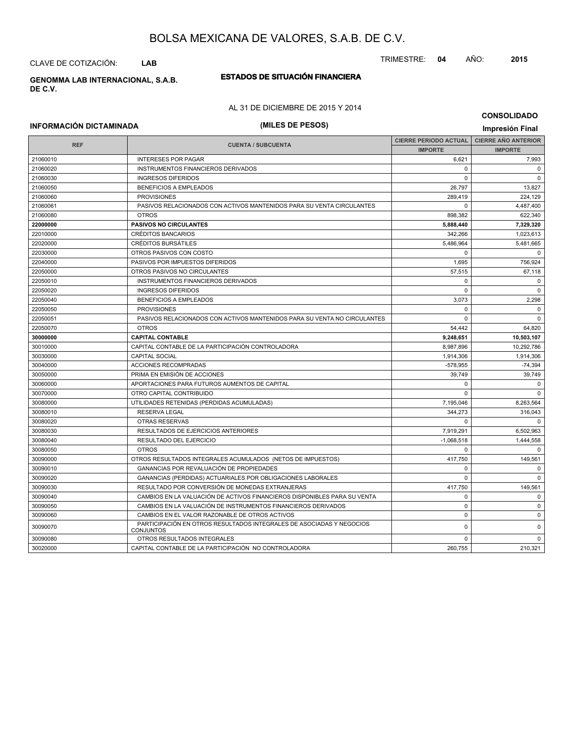# BOLSA MEXICANA DE VALORES, S.A.B. DE C.V.

CLAVE DE COTIZACIÓN: **LAB**

TRIMESTRE: **04** AÑO: **2015**

**GENOMMA LAB INTERNACIONAL, S.A.B. DE C.V.**

## ESTADOS DE SITUACIÓN FINANCIERA

AL 31 DE DICIEMBRE DE 2015 Y 2014

**CONSOLIDADO**

**INFORMACIÓN DICTAMINADA**

**(MILES DE PESOS)**

**Impresión Final**

| REF | CUENTA / SUBCUENTA | CIERRE PERIODO ACTUAL IMPORTE | CIERRE AÑO ANTERIOR IMPORTE |
|---|---|---|---|
| 21060010 | INTERESES POR PAGAR | 6,621 | 7,993 |
| 21060020 | INSTRUMENTOS FINANCIEROS DERIVADOS | 0 | 0 |
| 21060030 | INGRESOS DIFERIDOS | 0 | 0 |
| 21060050 | BENEFICIOS A EMPLEADOS | 26,797 | 13,827 |
| 21060060 | PROVISIONES | 289,419 | 224,129 |
| 21060061 | PASIVOS RELACIONADOS CON ACTIVOS MANTENIDOS PARA SU VENTA CIRCULANTES | 0 | 4,487,400 |
| 21060080 | OTROS | 898,382 | 622,340 |
| **22000000** | **PASIVOS NO CIRCULANTES** | **5,888,440** | **7,329,320** |
| 22010000 | CRÉDITOS BANCARIOS | 342,266 | 1,023,613 |
| 22020000 | CRÉDITOS BURSÁTILES | 5,486,964 | 5,481,665 |
| 22030000 | OTROS PASIVOS CON COSTO | 0 | 0 |
| 22040000 | PASIVOS POR IMPUESTOS DIFERIDOS | 1,695 | 756,924 |
| 22050000 | OTROS PASIVOS NO CIRCULANTES | 57,515 | 67,118 |
| 22050010 | INSTRUMENTOS FINANCIEROS DERIVADOS | 0 | 0 |
| 22050020 | INGRESOS DIFERIDOS | 0 | 0 |
| 22050040 | BENEFICIOS A EMPLEADOS | 3,073 | 2,298 |
| 22050050 | PROVISIONES | 0 | 0 |
| 22050051 | PASIVOS RELACIONADOS CON ACTIVOS MANTENIDOS PARA SU VENTA NO CIRCULANTES | 0 | 0 |
| 22050070 | OTROS | 54,442 | 64,820 |
| **30000000** | **CAPITAL CONTABLE** | **9,248,651** | **10,503,107** |
| 30010000 | CAPITAL CONTABLE DE LA PARTICIPACIÓN CONTROLADORA | 8,987,896 | 10,292,786 |
| 30030000 | CAPITAL SOCIAL | 1,914,306 | 1,914,306 |
| 30040000 | ACCIONES RECOMPRADAS | -578,955 | -74,394 |
| 30050000 | PRIMA EN EMISIÓN DE ACCIONES | 39,749 | 39,749 |
| 30060000 | APORTACIONES PARA FUTUROS AUMENTOS DE CAPITAL | 0 | 0 |
| 30070000 | OTRO CAPITAL CONTRIBUIDO | 0 | 0 |
| 30080000 | UTILIDADES RETENIDAS (PERDIDAS ACUMULADAS) | 7,195,046 | 8,263,564 |
| 30080010 | RESERVA LEGAL | 344,273 | 316,043 |
| 30080020 | OTRAS RESERVAS | 0 | 0 |
| 30080030 | RESULTADOS DE EJERCICIOS ANTERIORES | 7,919,291 | 6,502,963 |
| 30080040 | RESULTADO DEL EJERCICIO | -1,068,518 | 1,444,558 |
| 30080050 | OTROS | 0 | 0 |
| 30090000 | OTROS RESULTADOS INTEGRALES ACUMULADOS (NETOS DE IMPUESTOS) | 417,750 | 149,561 |
| 30090010 | GANANCIAS POR REVALUACIÓN DE PROPIEDADES | 0 | 0 |
| 30090020 | GANANCIAS (PERDIDAS) ACTUARIALES POR OBLIGACIONES LABORALES | 0 | 0 |
| 30090030 | RESULTADO POR CONVERSIÓN DE MONEDAS EXTRANJERAS | 417,750 | 149,561 |
| 30090040 | CAMBIOS EN LA VALUACIÓN DE ACTIVOS FINANCIEROS DISPONIBLES PARA SU VENTA | 0 | 0 |
| 30090050 | CAMBIOS EN LA VALUACIÓN DE INSTRUMENTOS FINANCIEROS DERIVADOS | 0 | 0 |
| 30090060 | CAMBIOS EN EL VALOR RAZONABLE DE OTROS ACTIVOS | 0 | 0 |
| 30090070 | PARTICIPACIÓN EN OTROS RESULTADOS INTEGRALES DE ASOCIADAS Y NEGOCIOS CONJUNTOS | 0 | 0 |
| 30090080 | OTROS RESULTADOS INTEGRALES | 0 | 0 |
| 30020000 | CAPITAL CONTABLE DE LA PARTICIPACIÓN NO CONTROLADORA | 260,755 | 210,321 |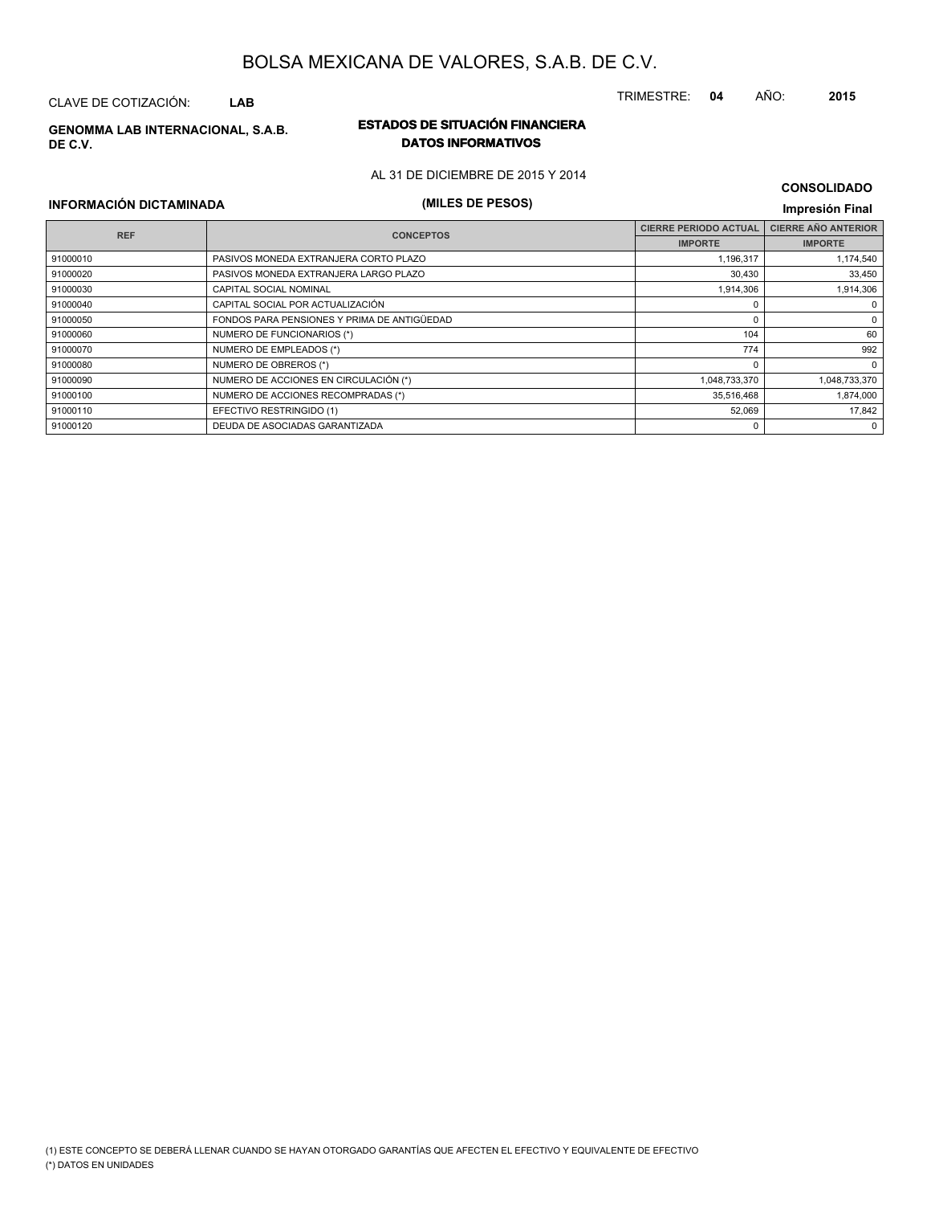# BOLSA MEXICANA DE VALORES, S.A.B. DE C.V.

CLAVE DE COTIZACIÓN: **LAB**

TRIMESTRE: **04** AÑO: **2015**

**GENOMMA LAB INTERNACIONAL, S.A.B. DE C.V.**

## ESTADOS DE SITUACIÓN FINANCIERA
## DATOS INFORMATIVOS

AL 31 DE DICIEMBRE DE 2015 Y 2014

**CONSOLIDADO**

**INFORMACIÓN DICTAMINADA**

**(MILES DE PESOS)**

**Impresión Final**

| REF | CONCEPTOS | CIERRE PERIODO ACTUAL | CIERRE AÑO ANTERIOR |
|---|---|---|---|
| | | IMPORTE | IMPORTE |
| 91000010 | PASIVOS MONEDA EXTRANJERA CORTO PLAZO | 1,196,317 | 1,174,540 |
| 91000020 | PASIVOS MONEDA EXTRANJERA LARGO PLAZO | 30,430 | 33,450 |
| 91000030 | CAPITAL SOCIAL NOMINAL | 1,914,306 | 1,914,306 |
| 91000040 | CAPITAL SOCIAL POR ACTUALIZACIÓN | 0 | 0 |
| 91000050 | FONDOS PARA PENSIONES Y PRIMA DE ANTIGÜEDAD | 0 | 0 |
| 91000060 | NUMERO DE FUNCIONARIOS (*) | 104 | 60 |
| 91000070 | NUMERO DE EMPLEADOS (*) | 774 | 992 |
| 91000080 | NUMERO DE OBREROS (*) | 0 | 0 |
| 91000090 | NUMERO DE ACCIONES EN CIRCULACIÓN (*) | 1,048,733,370 | 1,048,733,370 |
| 91000100 | NUMERO DE ACCIONES RECOMPRADAS (*) | 35,516,468 | 1,874,000 |
| 91000110 | EFECTIVO RESTRINGIDO (1) | 52,069 | 17,842 |
| 91000120 | DEUDA DE ASOCIADAS GARANTIZADA | 0 | 0 |

(1) ESTE CONCEPTO SE DEBERÁ LLENAR CUANDO SE HAYAN OTORGADO GARANTÍAS QUE AFECTEN EL EFECTIVO Y EQUIVALENTE DE EFECTIVO

(*) DATOS EN UNIDADES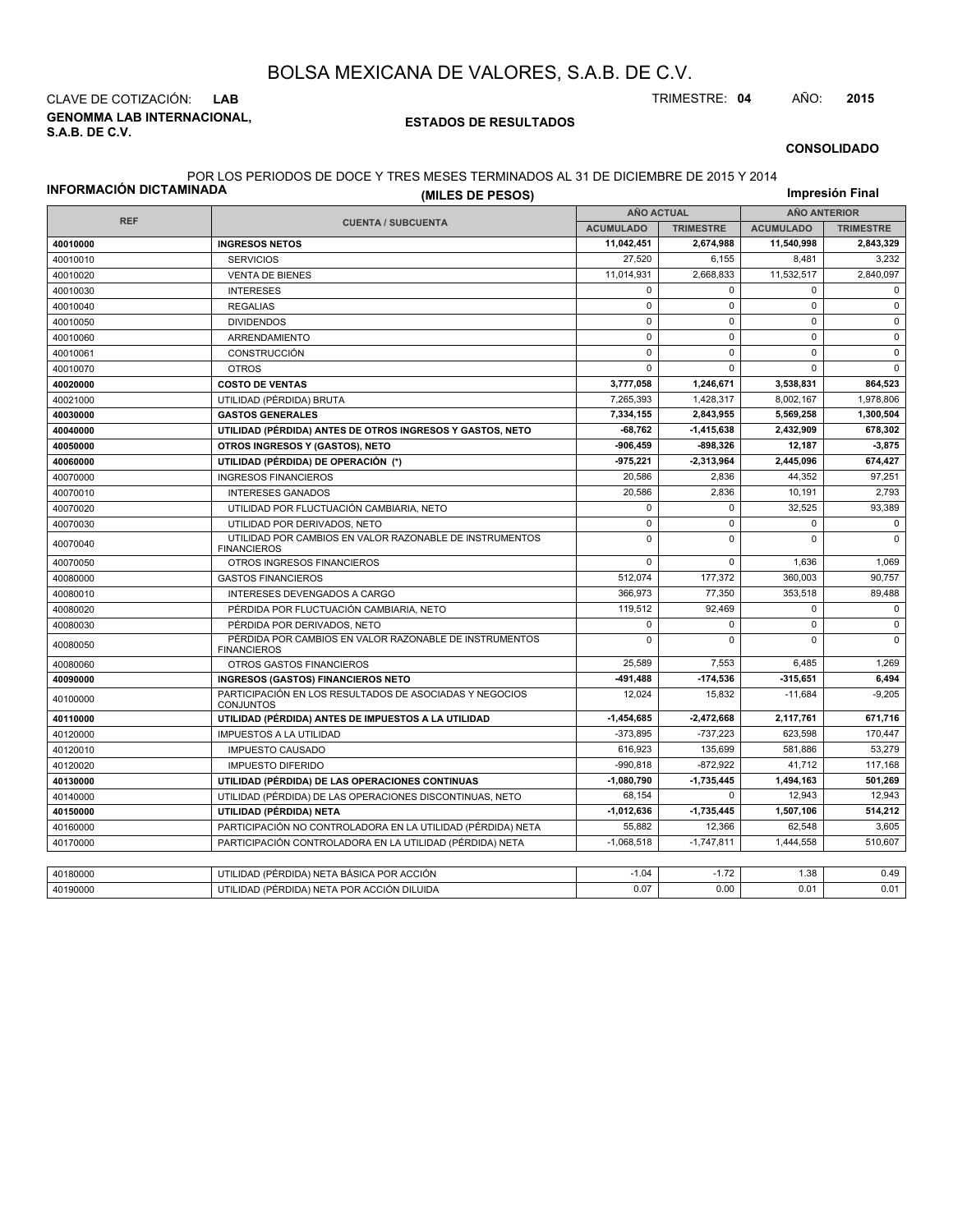# BOLSA MEXICANA DE VALORES, S.A.B. DE C.V.

CLAVE DE COTIZACIÓN: **LAB**

TRIMESTRE: **04** AÑO: **2015**

**GENOMMA LAB INTERNACIONAL, S.A.B. DE C.V.**

**ESTADOS DE RESULTADOS**

**CONSOLIDADO**

**INFORMACIÓN DICTAMINADA**

POR LOS PERIODOS DE DOCE Y TRES MESES TERMINADOS AL 31 DE DICIEMBRE DE 2015 Y 2014

**(MILES DE PESOS)**

**Impresión Final**

| REF | CUENTA / SUBCUENTA | AÑO ACTUAL | | AÑO ANTERIOR | |
|---|---|---|---|---|---|
| | | ACUMULADO | TRIMESTRE | ACUMULADO | TRIMESTRE |
| **40010000** | **INGRESOS NETOS** | **11,042,451** | **2,674,988** | **11,540,998** | **2,843,329** |
| 40010010 | SERVICIOS | 27,520 | 6,155 | 8,481 | 3,232 |
| 40010020 | VENTA DE BIENES | 11,014,931 | 2,668,833 | 11,532,517 | 2,840,097 |
| 40010030 | INTERESES | 0 | 0 | 0 | 0 |
| 40010040 | REGALIAS | 0 | 0 | 0 | 0 |
| 40010050 | DIVIDENDOS | 0 | 0 | 0 | 0 |
| 40010060 | ARRENDAMIENTO | 0 | 0 | 0 | 0 |
| 40010061 | CONSTRUCCIÓN | 0 | 0 | 0 | 0 |
| 40010070 | OTROS | 0 | 0 | 0 | 0 |
| **40020000** | **COSTO DE VENTAS** | **3,777,058** | **1,246,671** | **3,538,831** | **864,523** |
| 40021000 | UTILIDAD (PÉRDIDA) BRUTA | 7,265,393 | 1,428,317 | 8,002,167 | 1,978,806 |
| **40030000** | **GASTOS GENERALES** | **7,334,155** | **2,843,955** | **5,569,258** | **1,300,504** |
| **40040000** | **UTILIDAD (PÉRDIDA) ANTES DE OTROS INGRESOS Y GASTOS, NETO** | **-68,762** | **-1,415,638** | **2,432,909** | **678,302** |
| **40050000** | **OTROS INGRESOS Y (GASTOS), NETO** | **-906,459** | **-898,326** | **12,187** | **-3,875** |
| **40060000** | **UTILIDAD (PÉRDIDA) DE OPERACIÓN (*)** | **-975,221** | **-2,313,964** | **2,445,096** | **674,427** |
| 40070000 | INGRESOS FINANCIEROS | 20,586 | 2,836 | 44,352 | 97,251 |
| 40070010 | INTERESES GANADOS | 20,586 | 2,836 | 10,191 | 2,793 |
| 40070020 | UTILIDAD POR FLUCTUACIÓN CAMBIARIA, NETO | 0 | 0 | 32,525 | 93,389 |
| 40070030 | UTILIDAD POR DERIVADOS, NETO | 0 | 0 | 0 | 0 |
| 40070040 | UTILIDAD POR CAMBIOS EN VALOR RAZONABLE DE INSTRUMENTOS FINANCIEROS | 0 | 0 | 0 | 0 |
| 40070050 | OTROS INGRESOS FINANCIEROS | 0 | 0 | 1,636 | 1,069 |
| 40080000 | GASTOS FINANCIEROS | 512,074 | 177,372 | 360,003 | 90,757 |
| 40080010 | INTERESES DEVENGADOS A CARGO | 366,973 | 77,350 | 353,518 | 89,488 |
| 40080020 | PÉRDIDA POR FLUCTUACIÓN CAMBIARIA, NETO | 119,512 | 92,469 | 0 | 0 |
| 40080030 | PÉRDIDA POR DERIVADOS, NETO | 0 | 0 | 0 | 0 |
| 40080050 | PÉRDIDA POR CAMBIOS EN VALOR RAZONABLE DE INSTRUMENTOS FINANCIEROS | 0 | 0 | 0 | 0 |
| 40080060 | OTROS GASTOS FINANCIEROS | 25,589 | 7,553 | 6,485 | 1,269 |
| **40090000** | **INGRESOS (GASTOS) FINANCIEROS NETO** | **-491,488** | **-174,536** | **-315,651** | **6,494** |
| 40100000 | PARTICIPACIÓN EN LOS RESULTADOS DE ASOCIADAS Y NEGOCIOS CONJUNTOS | 12,024 | 15,832 | -11,684 | -9,205 |
| **40110000** | **UTILIDAD (PÉRDIDA) ANTES DE IMPUESTOS A LA UTILIDAD** | **-1,454,685** | **-2,472,668** | **2,117,761** | **671,716** |
| 40120000 | IMPUESTOS A LA UTILIDAD | -373,895 | -737,223 | 623,598 | 170,447 |
| 40120010 | IMPUESTO CAUSADO | 616,923 | 135,699 | 581,886 | 53,279 |
| 40120020 | IMPUESTO DIFERIDO | -990,818 | -872,922 | 41,712 | 117,168 |
| **40130000** | **UTILIDAD (PÉRDIDA) DE LAS OPERACIONES CONTINUAS** | **-1,080,790** | **-1,735,445** | **1,494,163** | **501,269** |
| 40140000 | UTILIDAD (PÉRDIDA) DE LAS OPERACIONES DISCONTINUAS, NETO | 68,154 | 0 | 12,943 | 12,943 |
| **40150000** | **UTILIDAD (PÉRDIDA) NETA** | **-1,012,636** | **-1,735,445** | **1,507,106** | **514,212** |
| 40160000 | PARTICIPACIÓN NO CONTROLADORA EN LA UTILIDAD (PÉRDIDA) NETA | 55,882 | 12,366 | 62,548 | 3,605 |
| 40170000 | PARTICIPACIÓN CONTROLADORA EN LA UTILIDAD (PÉRDIDA) NETA | -1,068,518 | -1,747,811 | 1,444,558 | 510,607 |
| 40180000 | UTILIDAD (PÉRDIDA) NETA BÁSICA POR ACCIÓN | -1.04 | -1.72 | 1.38 | 0.49 |
| 40190000 | UTILIDAD (PÉRDIDA) NETA POR ACCIÓN DILUIDA | 0.07 | 0.00 | 0.01 | 0.01 |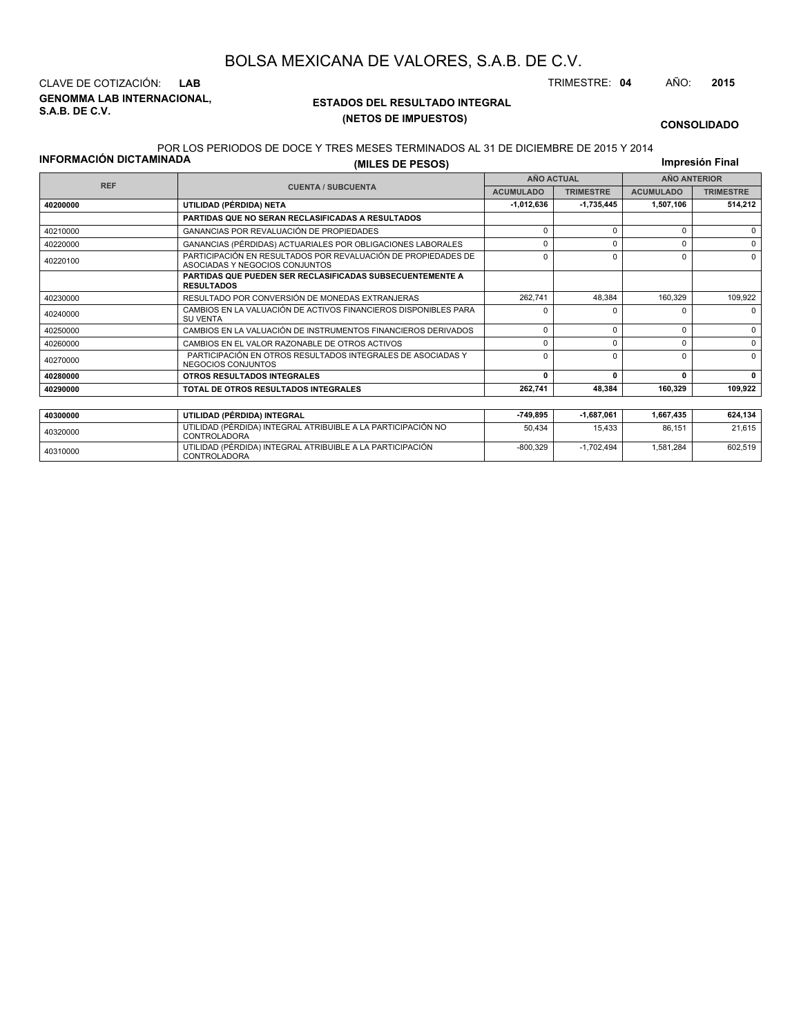# BOLSA MEXICANA DE VALORES, S.A.B. DE C.V.

CLAVE DE COTIZACIÓN: **LAB**

TRIMESTRE: **04** AÑO: **2015**

**GENOMMA LAB INTERNACIONAL, S.A.B. DE C.V.**

## ESTADOS DEL RESULTADO INTEGRAL
## (NETOS DE IMPUESTOS)

**CONSOLIDADO**

POR LOS PERIODOS DE DOCE Y TRES MESES TERMINADOS AL 31 DE DICIEMBRE DE 2015 Y 2014

**INFORMACIÓN DICTAMINADA**

**(MILES DE PESOS)**

**Impresión Final**

| REF | CUENTA / SUBCUENTA | AÑO ACTUAL | | AÑO ANTERIOR | |
|---|---|---|---|---|---|
| | | ACUMULADO | TRIMESTRE | ACUMULADO | TRIMESTRE |
| **40200000** | **UTILIDAD (PÉRDIDA) NETA** | **-1,012,636** | **-1,735,445** | **1,507,106** | **514,212** |
| | **PARTIDAS QUE NO SERAN RECLASIFICADAS A RESULTADOS** | | | | |
| 40210000 | GANANCIAS POR REVALUACIÓN DE PROPIEDADES | 0 | 0 | 0 | 0 |
| 40220000 | GANANCIAS (PÉRDIDAS) ACTUARIALES POR OBLIGACIONES LABORALES | 0 | 0 | 0 | 0 |
| 40220100 | PARTICIPACIÓN EN RESULTADOS POR REVALUACIÓN DE PROPIEDADES DE ASOCIADAS Y NEGOCIOS CONJUNTOS | 0 | 0 | 0 | 0 |
| | **PARTIDAS QUE PUEDEN SER RECLASIFICADAS SUBSECUENTEMENTE A RESULTADOS** | | | | |
| 40230000 | RESULTADO POR CONVERSIÓN DE MONEDAS EXTRANJERAS | 262,741 | 48,384 | 160,329 | 109,922 |
| 40240000 | CAMBIOS EN LA VALUACIÓN DE ACTIVOS FINANCIEROS DISPONIBLES PARA SU VENTA | 0 | 0 | 0 | 0 |
| 40250000 | CAMBIOS EN LA VALUACIÓN DE INSTRUMENTOS FINANCIEROS DERIVADOS | 0 | 0 | 0 | 0 |
| 40260000 | CAMBIOS EN EL VALOR RAZONABLE DE OTROS ACTIVOS | 0 | 0 | 0 | 0 |
| 40270000 | PARTICIPACIÓN EN OTROS RESULTADOS INTEGRALES DE ASOCIADAS Y NEGOCIOS CONJUNTOS | 0 | 0 | 0 | 0 |
| **40280000** | **OTROS RESULTADOS INTEGRALES** | **0** | **0** | **0** | **0** |
| **40290000** | **TOTAL DE OTROS RESULTADOS INTEGRALES** | **262,741** | **48,384** | **160,329** | **109,922** |
| | | | | | |
| **40300000** | **UTILIDAD (PÉRDIDA) INTEGRAL** | **-749,895** | **-1,687,061** | **1,667,435** | **624,134** |
| 40320000 | UTILIDAD (PÉRDIDA) INTEGRAL ATRIBUIBLE A LA PARTICIPACIÓN NO CONTROLADORA | 50,434 | 15,433 | 86,151 | 21,615 |
| 40310000 | UTILIDAD (PÉRDIDA) INTEGRAL ATRIBUIBLE A LA PARTICIPACIÓN CONTROLADORA | -800,329 | -1,702,494 | 1,581,284 | 602,519 |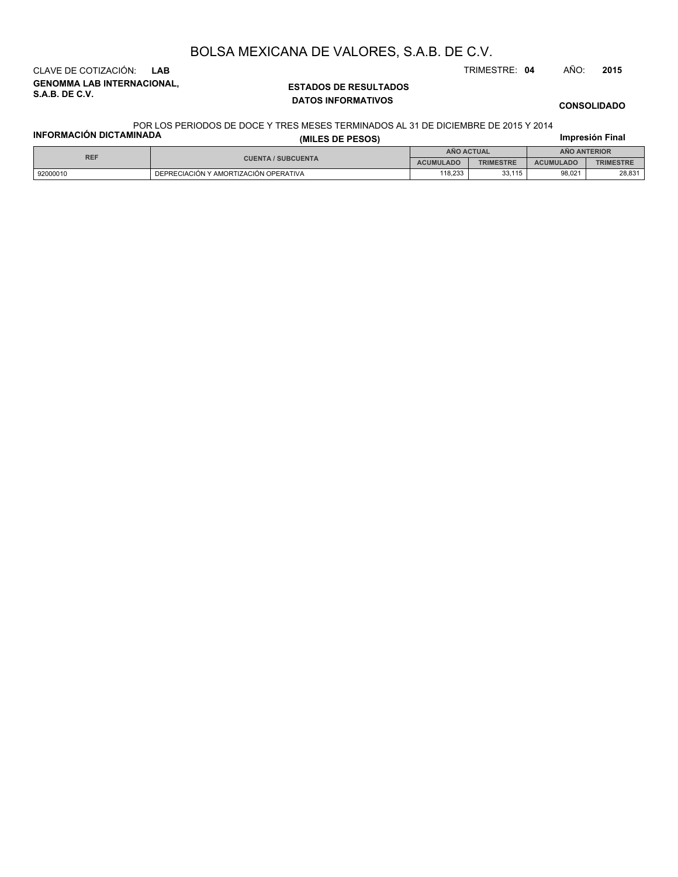# BOLSA MEXICANA DE VALORES, S.A.B. DE C.V.

CLAVE DE COTIZACIÓN: **LAB**

TRIMESTRE: **04** AÑO: **2015**

**GENOMMA LAB INTERNACIONAL, S.A.B. DE C.V.**

## ESTADOS DE RESULTADOS

### DATOS INFORMATIVOS

**CONSOLIDADO**

POR LOS PERIODOS DE DOCE Y TRES MESES TERMINADOS AL 31 DE DICIEMBRE DE 2015 Y 2014

**INFORMACIÓN DICTAMINADA**

**(MILES DE PESOS)**

**Impresión Final**

| REF | CUENTA / SUBCUENTA | AÑO ACTUAL | | AÑO ANTERIOR | |
|---|---|---|---|---|---|
| | | ACUMULADO | TRIMESTRE | ACUMULADO | TRIMESTRE |
| 92000010 | DEPRECIACIÓN Y AMORTIZACIÓN OPERATIVA | 118,233 | 33,115 | 98,021 | 28,831 |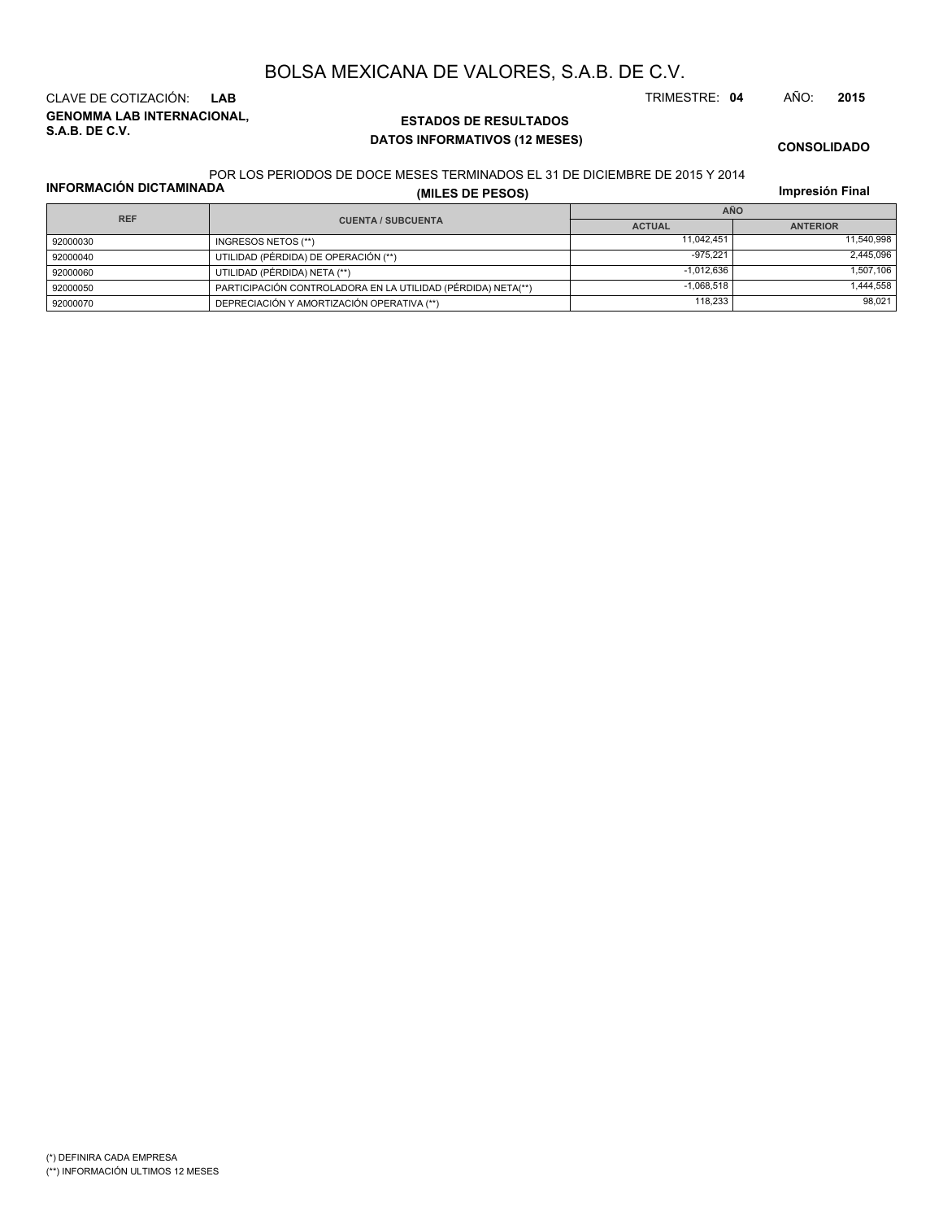# BOLSA MEXICANA DE VALORES, S.A.B. DE C.V.

CLAVE DE COTIZACIÓN: **LAB**

TRIMESTRE: **04** AÑO: **2015**

**GENOMMA LAB INTERNACIONAL, S.A.B. DE C.V.**

**ESTADOS DE RESULTADOS**

**DATOS INFORMATIVOS (12 MESES)**

**CONSOLIDADO**

POR LOS PERIODOS DE DOCE MESES TERMINADOS EL 31 DE DICIEMBRE DE 2015 Y 2014

**INFORMACIÓN DICTAMINADA**

**(MILES DE PESOS)**

**Impresión Final**

| REF | CUENTA / SUBCUENTA | AÑO | |
|---|---|---|---|
| | | ACTUAL | ANTERIOR |
| 92000030 | INGRESOS NETOS (**) | 11,042,451 | 11,540,998 |
| 92000040 | UTILIDAD (PÉRDIDA) DE OPERACIÓN (**) | -975,221 | 2,445,096 |
| 92000060 | UTILIDAD (PÉRDIDA) NETA (**) | -1,012,636 | 1,507,106 |
| 92000050 | PARTICIPACIÓN CONTROLADORA EN LA UTILIDAD (PÉRDIDA) NETA(**) | -1,068,518 | 1,444,558 |
| 92000070 | DEPRECIACIÓN Y AMORTIZACIÓN OPERATIVA (**) | 118,233 | 98,021 |

(*) DEFINIRA CADA EMPRESA

(**) INFORMACIÓN ULTIMOS 12 MESES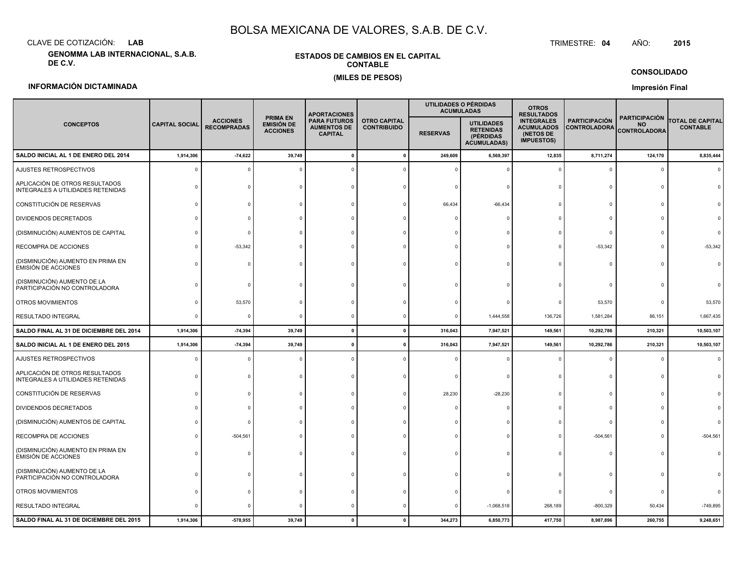# BOLSA MEXICANA DE VALORES, S.A.B. DE C.V.

CLAVE DE COTIZACIÓN: **LAB**

TRIMESTRE: **04** AÑO: **2015**

**GENOMMA LAB INTERNACIONAL, S.A.B. DE C.V.**

**ESTADOS DE CAMBIOS EN EL CAPITAL CONTABLE**

**(MILES DE PESOS)**

**CONSOLIDADO**

**INFORMACIÓN DICTAMINADA**

**Impresión Final**

| CONCEPTOS | CAPITAL SOCIAL | ACCIONES RECOMPRADAS | PRIMA EN EMISIÓN DE ACCIONES | APORTACIONES PARA FUTUROS AUMENTOS DE CAPITAL | OTRO CAPITAL CONTRIBUIDO | UTILIDADES O PÉRDIDAS ACUMULADAS | | OTROS RESULTADOS INTEGRALES ACUMULADOS (NETOS DE IMPUESTOS) | PARTICIPACIÓN CONTROLADORA | PARTICIPACIÓN NO CONTROLADORA | TOTAL DE CAPITAL CONTABLE |
|---|---|---|---|---|---|---|---|---|---|---|---|
| | | | | | | RESERVAS | UTILIDADES RETENIDAS (PÉRDIDAS ACUMULADAS) | | | | |
| **SALDO INICIAL AL 1 DE ENERO DEL 2014** | **1,914,306** | **-74,622** | **39,749** | **0** | **0** | **249,609** | **6,569,397** | **12,835** | **8,711,274** | **124,170** | **8,835,444** |
| AJUSTES RETROSPECTIVOS | 0 | 0 | 0 | 0 | 0 | 0 | 0 | 0 | 0 | 0 | 0 |
| APLICACIÓN DE OTROS RESULTADOS INTEGRALES A UTILIDADES RETENIDAS | 0 | 0 | 0 | 0 | 0 | 0 | 0 | 0 | 0 | 0 | 0 |
| CONSTITUCIÓN DE RESERVAS | 0 | 0 | 0 | 0 | 0 | 66,434 | -66,434 | 0 | 0 | 0 | 0 |
| DIVIDENDOS DECRETADOS | 0 | 0 | 0 | 0 | 0 | 0 | 0 | 0 | 0 | 0 | 0 |
| (DISMINUCIÓN) AUMENTOS DE CAPITAL | 0 | 0 | 0 | 0 | 0 | 0 | 0 | 0 | 0 | 0 | 0 |
| RECOMPRA DE ACCIONES | 0 | -53,342 | 0 | 0 | 0 | 0 | 0 | 0 | -53,342 | 0 | -53,342 |
| (DISMINUCIÓN) AUMENTO EN PRIMA EN EMISIÓN DE ACCIONES | 0 | 0 | 0 | 0 | 0 | 0 | 0 | 0 | 0 | 0 | 0 |
| (DISMINUCIÓN) AUMENTO DE LA PARTICIPACIÓN NO CONTROLADORA | 0 | 0 | 0 | 0 | 0 | 0 | 0 | 0 | 0 | 0 | 0 |
| OTROS MOVIMIENTOS | 0 | 53,570 | 0 | 0 | 0 | 0 | 0 | 0 | 53,570 | 0 | 53,570 |
| RESULTADO INTEGRAL | 0 | 0 | 0 | 0 | 0 | 0 | 1,444,558 | 136,726 | 1,581,284 | 86,151 | 1,667,435 |
| **SALDO FINAL AL 31 DE DICIEMBRE DEL 2014** | **1,914,306** | **-74,394** | **39,749** | **0** | **0** | **316,043** | **7,947,521** | **149,561** | **10,292,786** | **210,321** | **10,503,107** |
| **SALDO INICIAL AL 1 DE ENERO DEL 2015** | **1,914,306** | **-74,394** | **39,749** | **0** | **0** | **316,043** | **7,947,521** | **149,561** | **10,292,786** | **210,321** | **10,503,107** |
| AJUSTES RETROSPECTIVOS | 0 | 0 | 0 | 0 | 0 | 0 | 0 | 0 | 0 | 0 | 0 |
| APLICACIÓN DE OTROS RESULTADOS INTEGRALES A UTILIDADES RETENIDAS | 0 | 0 | 0 | 0 | 0 | 0 | 0 | 0 | 0 | 0 | 0 |
| CONSTITUCIÓN DE RESERVAS | 0 | 0 | 0 | 0 | 0 | 28,230 | -28,230 | 0 | 0 | 0 | 0 |
| DIVIDENDOS DECRETADOS | 0 | 0 | 0 | 0 | 0 | 0 | 0 | 0 | 0 | 0 | 0 |
| (DISMINUCIÓN) AUMENTOS DE CAPITAL | 0 | 0 | 0 | 0 | 0 | 0 | 0 | 0 | 0 | 0 | 0 |
| RECOMPRA DE ACCIONES | 0 | -504,561 | 0 | 0 | 0 | 0 | 0 | 0 | -504,561 | 0 | -504,561 |
| (DISMINUCIÓN) AUMENTO EN PRIMA EN EMISIÓN DE ACCIONES | 0 | 0 | 0 | 0 | 0 | 0 | 0 | 0 | 0 | 0 | 0 |
| (DISMINUCIÓN) AUMENTO DE LA PARTICIPACIÓN NO CONTROLADORA | 0 | 0 | 0 | 0 | 0 | 0 | 0 | 0 | 0 | 0 | 0 |
| OTROS MOVIMIENTOS | 0 | 0 | 0 | 0 | 0 | 0 | 0 | 0 | 0 | 0 | 0 |
| RESULTADO INTEGRAL | 0 | 0 | 0 | 0 | 0 | 0 | -1,068,518 | 268,189 | -800,329 | 50,434 | -749,895 |
| **SALDO FINAL AL 31 DE DICIEMBRE DEL 2015** | **1,914,306** | **-578,955** | **39,749** | **0** | **0** | **344,273** | **6,850,773** | **417,750** | **8,987,896** | **260,755** | **9,248,651** |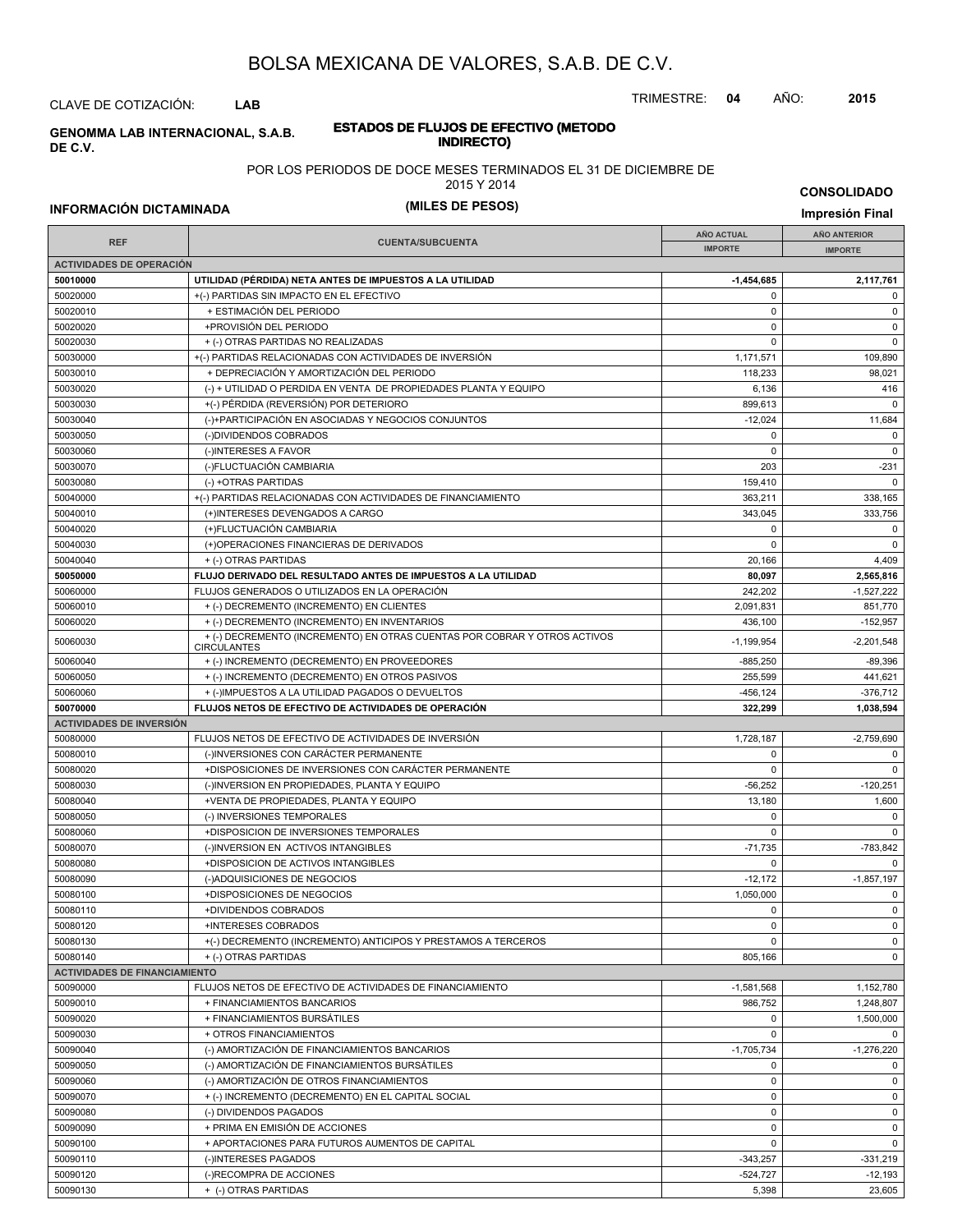# BOLSA MEXICANA DE VALORES, S.A.B. DE C.V.

CLAVE DE COTIZACIÓN: **LAB**

TRIMESTRE: **04** AÑO: **2015**

**GENOMMA LAB INTERNACIONAL, S.A.B. DE C.V.**

**ESTADOS DE FLUJOS DE EFECTIVO (METODO INDIRECTO)**

POR LOS PERIODOS DE DOCE MESES TERMINADOS EL 31 DE DICIEMBRE DE 2015 Y 2014

**(MILES DE PESOS)**

**CONSOLIDADO**

**INFORMACIÓN DICTAMINADA**

**Impresión Final**

| REF | CUENTA/SUBCUENTA | AÑO ACTUAL IMPORTE | AÑO ANTERIOR IMPORTE |
|---|---|---|---|
| **ACTIVIDADES DE OPERACIÓN** | | | |
| **50010000** | **UTILIDAD (PÉRDIDA) NETA ANTES DE IMPUESTOS A LA UTILIDAD** | **-1,454,685** | **2,117,761** |
| 50020000 | +(-) PARTIDAS SIN IMPACTO EN EL EFECTIVO | 0 | 0 |
| 50020010 | + ESTIMACIÓN DEL PERIODO | 0 | 0 |
| 50020020 | +PROVISIÓN DEL PERIODO | 0 | 0 |
| 50020030 | + (-) OTRAS PARTIDAS NO REALIZADAS | 0 | 0 |
| 50030000 | +(-) PARTIDAS RELACIONADAS CON ACTIVIDADES DE INVERSIÓN | 1,171,571 | 109,890 |
| 50030010 | + DEPRECIACIÓN Y AMORTIZACIÓN DEL PERIODO | 118,233 | 98,021 |
| 50030020 | (-) + UTILIDAD O PERDIDA EN VENTA DE PROPIEDADES PLANTA Y EQUIPO | 6,136 | 416 |
| 50030030 | +(-) PÉRDIDA (REVERSIÓN) POR DETERIORO | 899,613 | 0 |
| 50030040 | (-)+PARTICIPACIÓN EN ASOCIADAS Y NEGOCIOS CONJUNTOS | -12,024 | 11,684 |
| 50030050 | (-)DIVIDENDOS COBRADOS | 0 | 0 |
| 50030060 | (-)INTERESES A FAVOR | 0 | 0 |
| 50030070 | (-)FLUCTUACIÓN CAMBIARIA | 203 | -231 |
| 50030080 | (-) +OTRAS PARTIDAS | 159,410 | 0 |
| 50040000 | +(-) PARTIDAS RELACIONADAS CON ACTIVIDADES DE FINANCIAMIENTO | 363,211 | 338,165 |
| 50040010 | (+)INTERESES DEVENGADOS A CARGO | 343,045 | 333,756 |
| 50040020 | (+)FLUCTUACIÓN CAMBIARIA | 0 | 0 |
| 50040030 | (+)OPERACIONES FINANCIERAS DE DERIVADOS | 0 | 0 |
| 50040040 | + (-) OTRAS PARTIDAS | 20,166 | 4,409 |
| **50050000** | **FLUJO DERIVADO DEL RESULTADO ANTES DE IMPUESTOS A LA UTILIDAD** | **80,097** | **2,565,816** |
| 50060000 | FLUJOS GENERADOS O UTILIZADOS EN LA OPERACIÓN | 242,202 | -1,527,222 |
| 50060010 | + (-) DECREMENTO (INCREMENTO) EN CLIENTES | 2,091,831 | 851,770 |
| 50060020 | + (-) DECREMENTO (INCREMENTO) EN INVENTARIOS | 436,100 | -152,957 |
| 50060030 | + (-) DECREMENTO (INCREMENTO) EN OTRAS CUENTAS POR COBRAR Y OTROS ACTIVOS CIRCULANTES | -1,199,954 | -2,201,548 |
| 50060040 | + (-) INCREMENTO (DECREMENTO) EN PROVEEDORES | -885,250 | -89,396 |
| 50060050 | + (-) INCREMENTO (DECREMENTO) EN OTROS PASIVOS | 255,599 | 441,621 |
| 50060060 | + (-)IMPUESTOS A LA UTILIDAD PAGADOS O DEVUELTOS | -456,124 | -376,712 |
| **50070000** | **FLUJOS NETOS DE EFECTIVO DE ACTIVIDADES DE OPERACIÓN** | **322,299** | **1,038,594** |
| **ACTIVIDADES DE INVERSIÓN** | | | |
| 50080000 | FLUJOS NETOS DE EFECTIVO DE ACTIVIDADES DE INVERSIÓN | 1,728,187 | -2,759,690 |
| 50080010 | (-)INVERSIONES CON CARÁCTER PERMANENTE | 0 | 0 |
| 50080020 | +DISPOSICIONES DE INVERSIONES CON CARÁCTER PERMANENTE | 0 | 0 |
| 50080030 | (-)INVERSION EN PROPIEDADES, PLANTA Y EQUIPO | -56,252 | -120,251 |
| 50080040 | +VENTA DE PROPIEDADES, PLANTA Y EQUIPO | 13,180 | 1,600 |
| 50080050 | (-) INVERSIONES TEMPORALES | 0 | 0 |
| 50080060 | +DISPOSICION DE INVERSIONES TEMPORALES | 0 | 0 |
| 50080070 | (-)INVERSION EN ACTIVOS INTANGIBLES | -71,735 | -783,842 |
| 50080080 | +DISPOSICION DE ACTIVOS INTANGIBLES | 0 | 0 |
| 50080090 | (-)ADQUISICIONES DE NEGOCIOS | -12,172 | -1,857,197 |
| 50080100 | +DISPOSICIONES DE NEGOCIOS | 1,050,000 | 0 |
| 50080110 | +DIVIDENDOS COBRADOS | 0 | 0 |
| 50080120 | +INTERESES COBRADOS | 0 | 0 |
| 50080130 | +(-) DECREMENTO (INCREMENTO) ANTICIPOS Y PRESTAMOS A TERCEROS | 0 | 0 |
| 50080140 | + (-) OTRAS PARTIDAS | 805,166 | 0 |
| **ACTIVIDADES DE FINANCIAMIENTO** | | | |
| 50090000 | FLUJOS NETOS DE EFECTIVO DE ACTIVIDADES DE FINANCIAMIENTO | -1,581,568 | 1,152,780 |
| 50090010 | + FINANCIAMIENTOS BANCARIOS | 986,752 | 1,248,807 |
| 50090020 | + FINANCIAMIENTOS BURSÁTILES | 0 | 1,500,000 |
| 50090030 | + OTROS FINANCIAMIENTOS | 0 | 0 |
| 50090040 | (-) AMORTIZACIÓN DE FINANCIAMIENTOS BANCARIOS | -1,705,734 | -1,276,220 |
| 50090050 | (-) AMORTIZACIÓN DE FINANCIAMIENTOS BURSÁTILES | 0 | 0 |
| 50090060 | (-) AMORTIZACIÓN DE OTROS FINANCIAMIENTOS | 0 | 0 |
| 50090070 | + (-) INCREMENTO (DECREMENTO) EN EL CAPITAL SOCIAL | 0 | 0 |
| 50090080 | (-) DIVIDENDOS PAGADOS | 0 | 0 |
| 50090090 | + PRIMA EN EMISIÓN DE ACCIONES | 0 | 0 |
| 50090100 | + APORTACIONES PARA FUTUROS AUMENTOS DE CAPITAL | 0 | 0 |
| 50090110 | (-)INTERESES PAGADOS | -343,257 | -331,219 |
| 50090120 | (-)RECOMPRA DE ACCIONES | -524,727 | -12,193 |
| 50090130 | + (-) OTRAS PARTIDAS | 5,398 | 23,605 |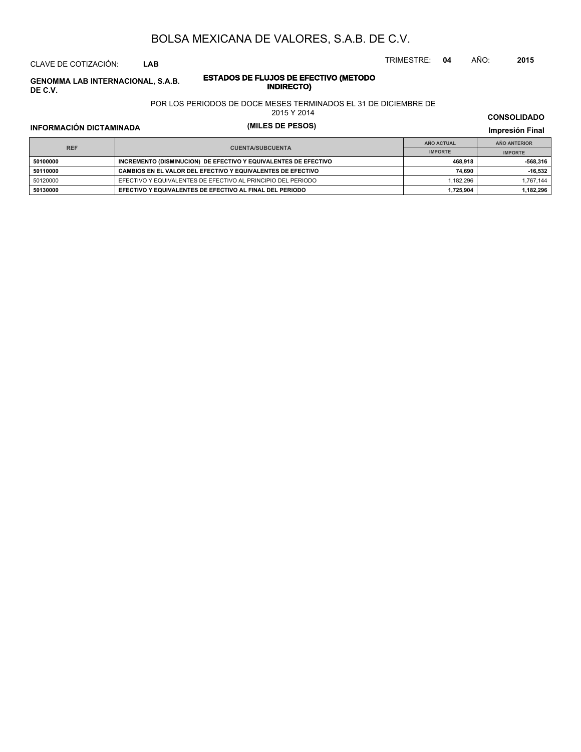# BOLSA MEXICANA DE VALORES, S.A.B. DE C.V.

CLAVE DE COTIZACIÓN: **LAB**

TRIMESTRE: **04** AÑO: **2015**

**GENOMMA LAB INTERNACIONAL, S.A.B. DE C.V.**

**ESTADOS DE FLUJOS DE EFECTIVO (METODO INDIRECTO)**

POR LOS PERIODOS DE DOCE MESES TERMINADOS EL 31 DE DICIEMBRE DE 2015 Y 2014

**(MILES DE PESOS)**

**INFORMACIÓN DICTAMINADA**

**CONSOLIDADO**

**Impresión Final**

| REF | CUENTA/SUBCUENTA | AÑO ACTUAL | AÑO ANTERIOR |
|---|---|---|---|
| | | IMPORTE | IMPORTE |
| **50100000** | **INCREMENTO (DISMINUCION) DE EFECTIVO Y EQUIVALENTES DE EFECTIVO** | **468,918** | **-568,316** |
| **50110000** | **CAMBIOS EN EL VALOR DEL EFECTIVO Y EQUIVALENTES DE EFECTIVO** | **74,690** | **-16,532** |
| 50120000 | EFECTIVO Y EQUIVALENTES DE EFECTIVO AL PRINCIPIO DEL PERIODO | 1,182,296 | 1,767,144 |
| **50130000** | **EFECTIVO Y EQUIVALENTES DE EFECTIVO AL FINAL DEL PERIODO** | **1,725,904** | **1,182,296** |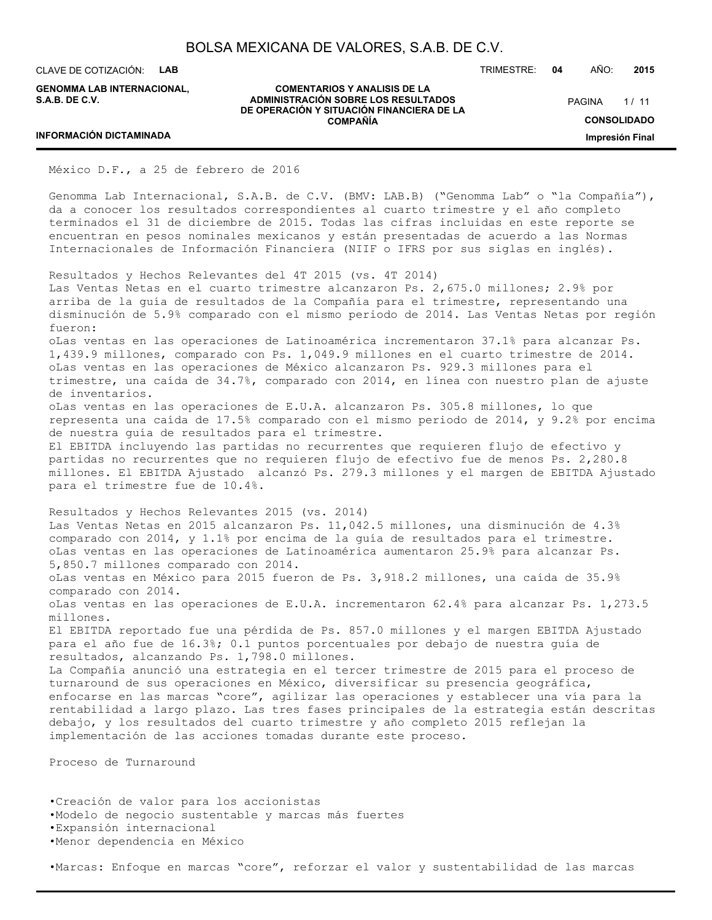México D.F., a 25 de febrero de 2016

Genomma Lab Internacional, S.A.B. de C.V. (BMV: LAB.B) ("Genomma Lab" o "la Compañía"), da a conocer los resultados correspondientes al cuarto trimestre y el año completo terminados el 31 de diciembre de 2015. Todas las cifras incluidas en este reporte se encuentran en pesos nominales mexicanos y están presentadas de acuerdo a las Normas Internacionales de Información Financiera (NIIF o IFRS por sus siglas en inglés).

Resultados y Hechos Relevantes del 4T 2015 (vs. 4T 2014)

Las Ventas Netas en el cuarto trimestre alcanzaron Ps. 2,675.0 millones; 2.9% por arriba de la guía de resultados de la Compañía para el trimestre, representando una disminución de 5.9% comparado con el mismo periodo de 2014. Las Ventas Netas por región fueron:

- Las ventas en las operaciones de Latinoamérica incrementaron 37.1% para alcanzar Ps. 1,439.9 millones, comparado con Ps. 1,049.9 millones en el cuarto trimestre de 2014.
- Las ventas en las operaciones de México alcanzaron Ps. 929.3 millones para el trimestre, una caída de 34.7%, comparado con 2014, en línea con nuestro plan de ajuste de inventarios.
- Las ventas en las operaciones de E.U.A. alcanzaron Ps. 305.8 millones, lo que representa una caída de 17.5% comparado con el mismo periodo de 2014, y 9.2% por encima de nuestra guía de resultados para el trimestre.

El EBITDA incluyendo las partidas no recurrentes que requieren flujo de efectivo y partidas no recurrentes que no requieren flujo de efectivo fue de menos Ps. 2,280.8 millones. El EBITDA Ajustado alcanzó Ps. 279.3 millones y el margen de EBITDA Ajustado para el trimestre fue de 10.4%.

Resultados y Hechos Relevantes 2015 (vs. 2014)

Las Ventas Netas en 2015 alcanzaron Ps. 11,042.5 millones, una disminución de 4.3% comparado con 2014, y 1.1% por encima de la guía de resultados para el trimestre.

- Las ventas en las operaciones de Latinoamérica aumentaron 25.9% para alcanzar Ps. 5,850.7 millones comparado con 2014.
- Las ventas en México para 2015 fueron de Ps. 3,918.2 millones, una caída de 35.9% comparado con 2014.
- Las ventas en las operaciones de E.U.A. incrementaron 62.4% para alcanzar Ps. 1,273.5 millones.

El EBITDA reportado fue una pérdida de Ps. 857.0 millones y el margen EBITDA Ajustado para el año fue de 16.3%; 0.1 puntos porcentuales por debajo de nuestra guía de resultados, alcanzando Ps. 1,798.0 millones.

La Compañía anunció una estrategia en el tercer trimestre de 2015 para el proceso de turnaround de sus operaciones en México, diversificar su presencia geográfica, enfocarse en las marcas "core", agilizar las operaciones y establecer una vía para la rentabilidad a largo plazo. Las tres fases principales de la estrategia están descritas debajo, y los resultados del cuarto trimestre y año completo 2015 reflejan la implementación de las acciones tomadas durante este proceso.

Proceso de Turnaround

- Creación de valor para los accionistas
- Modelo de negocio sustentable y marcas más fuertes
- Expansión internacional
- Menor dependencia en México

- Marcas: Enfoque en marcas "core", reforzar el valor y sustentabilidad de las marcas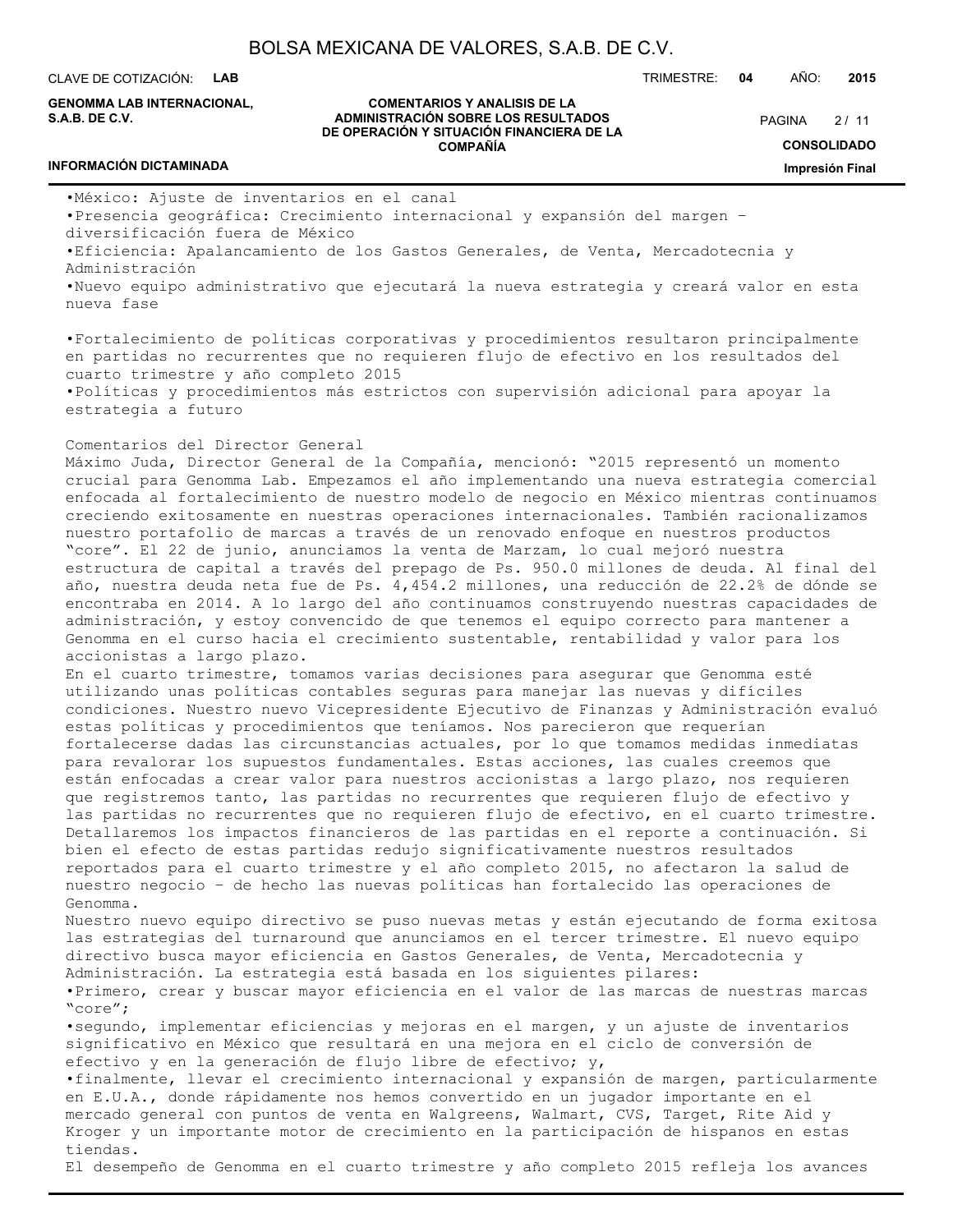- México: Ajuste de inventarios en el canal
- Presencia geográfica: Crecimiento internacional y expansión del margen – diversificación fuera de México
- Eficiencia: Apalancamiento de los Gastos Generales, de Venta, Mercadotecnia y Administración
- Nuevo equipo administrativo que ejecutará la nueva estrategia y creará valor en esta nueva fase

- Fortalecimiento de políticas corporativas y procedimientos resultaron principalmente en partidas no recurrentes que no requieren flujo de efectivo en los resultados del cuarto trimestre y año completo 2015
- Políticas y procedimientos más estrictos con supervisión adicional para apoyar la estrategia a futuro

Comentarios del Director General

Máximo Juda, Director General de la Compañía, mencionó: "2015 representó un momento crucial para Genomma Lab. Empezamos el año implementando una nueva estrategia comercial enfocada al fortalecimiento de nuestro modelo de negocio en México mientras continuamos creciendo exitosamente en nuestras operaciones internacionales. También racionalizamos nuestro portafolio de marcas a través de un renovado enfoque en nuestros productos "core". El 22 de junio, anunciamos la venta de Marzam, lo cual mejoró nuestra estructura de capital a través del prepago de Ps. 950.0 millones de deuda. Al final del año, nuestra deuda neta fue de Ps. 4,454.2 millones, una reducción de 22.2% de dónde se encontraba en 2014. A lo largo del año continuamos construyendo nuestras capacidades de administración, y estoy convencido de que tenemos el equipo correcto para mantener a Genomma en el curso hacia el crecimiento sustentable, rentabilidad y valor para los accionistas a largo plazo.

En el cuarto trimestre, tomamos varias decisiones para asegurar que Genomma esté utilizando unas políticas contables seguras para manejar las nuevas y difíciles condiciones. Nuestro nuevo Vicepresidente Ejecutivo de Finanzas y Administración evaluó estas políticas y procedimientos que teníamos. Nos parecieron que requerían fortalecerse dadas las circunstancias actuales, por lo que tomamos medidas inmediatas para revalorar los supuestos fundamentales. Estas acciones, las cuales creemos que están enfocadas a crear valor para nuestros accionistas a largo plazo, nos requieren que registremos tanto, las partidas no recurrentes que requieren flujo de efectivo y las partidas no recurrentes que no requieren flujo de efectivo, en el cuarto trimestre. Detallaremos los impactos financieros de las partidas en el reporte a continuación. Si bien el efecto de estas partidas redujo significativamente nuestros resultados reportados para el cuarto trimestre y el año completo 2015, no afectaron la salud de nuestro negocio – de hecho las nuevas políticas han fortalecido las operaciones de Genomma.

Nuestro nuevo equipo directivo se puso nuevas metas y están ejecutando de forma exitosa las estrategias del turnaround que anunciamos en el tercer trimestre. El nuevo equipo directivo busca mayor eficiencia en Gastos Generales, de Venta, Mercadotecnia y Administración. La estrategia está basada en los siguientes pilares:

- Primero, crear y buscar mayor eficiencia en el valor de las marcas de nuestras marcas "core";
- segundo, implementar eficiencias y mejoras en el margen, y un ajuste de inventarios significativo en México que resultará en una mejora en el ciclo de conversión de efectivo y en la generación de flujo libre de efectivo; y,
- finalmente, llevar el crecimiento internacional y expansión de margen, particularmente en E.U.A., donde rápidamente nos hemos convertido en un jugador importante en el mercado general con puntos de venta en Walgreens, Walmart, CVS, Target, Rite Aid y Kroger y un importante motor de crecimiento en la participación de hispanos en estas tiendas.

El desempeño de Genomma en el cuarto trimestre y año completo 2015 refleja los avances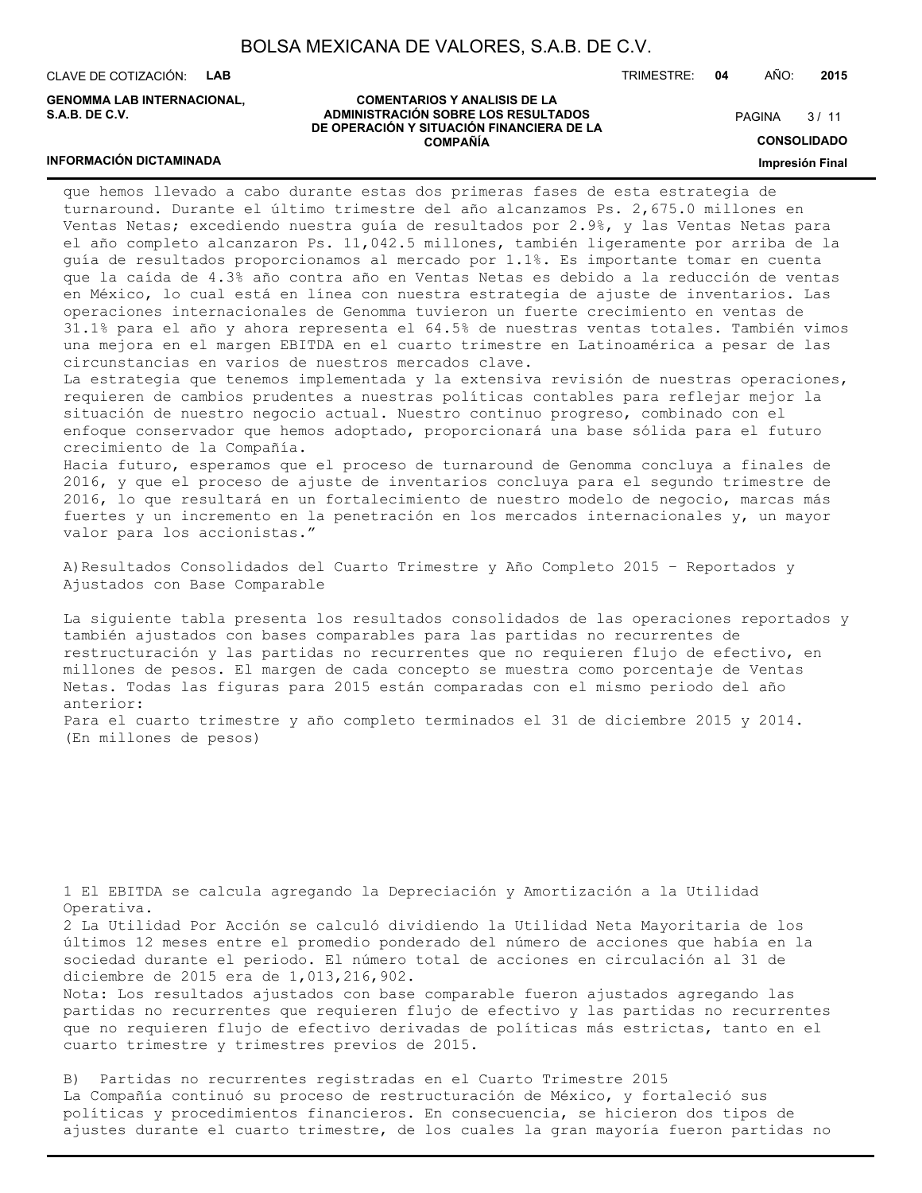que hemos llevado a cabo durante estas dos primeras fases de esta estrategia de turnaround. Durante el último trimestre del año alcanzamos Ps. 2,675.0 millones en Ventas Netas; excediendo nuestra guía de resultados por 2.9%, y las Ventas Netas para el año completo alcanzaron Ps. 11,042.5 millones, también ligeramente por arriba de la guía de resultados proporcionamos al mercado por 1.1%. Es importante tomar en cuenta que la caída de 4.3% año contra año en Ventas Netas es debido a la reducción de ventas en México, lo cual está en línea con nuestra estrategia de ajuste de inventarios. Las operaciones internacionales de Genomma tuvieron un fuerte crecimiento en ventas de 31.1% para el año y ahora representa el 64.5% de nuestras ventas totales. También vimos una mejora en el margen EBITDA en el cuarto trimestre en Latinoamérica a pesar de las circunstancias en varios de nuestros mercados clave.

La estrategia que tenemos implementada y la extensiva revisión de nuestras operaciones, requieren de cambios prudentes a nuestras políticas contables para reflejar mejor la situación de nuestro negocio actual. Nuestro continuo progreso, combinado con el enfoque conservador que hemos adoptado, proporcionará una base sólida para el futuro crecimiento de la Compañía.

Hacia futuro, esperamos que el proceso de turnaround de Genomma concluya a finales de 2016, y que el proceso de ajuste de inventarios concluya para el segundo trimestre de 2016, lo que resultará en un fortalecimiento de nuestro modelo de negocio, marcas más fuertes y un incremento en la penetración en los mercados internacionales y, un mayor valor para los accionistas."

A) Resultados Consolidados del Cuarto Trimestre y Año Completo 2015 – Reportados y Ajustados con Base Comparable

La siguiente tabla presenta los resultados consolidados de las operaciones reportados y también ajustados con bases comparables para las partidas no recurrentes de restructuración y las partidas no recurrentes que no requieren flujo de efectivo, en millones de pesos. El margen de cada concepto se muestra como porcentaje de Ventas Netas. Todas las figuras para 2015 están comparadas con el mismo periodo del año anterior:

Para el cuarto trimestre y año completo terminados el 31 de diciembre 2015 y 2014.
(En millones de pesos)

1 El EBITDA se calcula agregando la Depreciación y Amortización a la Utilidad Operativa.

2 La Utilidad Por Acción se calculó dividiendo la Utilidad Neta Mayoritaria de los últimos 12 meses entre el promedio ponderado del número de acciones que había en la sociedad durante el periodo. El número total de acciones en circulación al 31 de diciembre de 2015 era de 1,013,216,902.

Nota: Los resultados ajustados con base comparable fueron ajustados agregando las partidas no recurrentes que requieren flujo de efectivo y las partidas no recurrentes que no requieren flujo de efectivo derivadas de políticas más estrictas, tanto en el cuarto trimestre y trimestres previos de 2015.

B) Partidas no recurrentes registradas en el Cuarto Trimestre 2015

La Compañía continuó su proceso de restructuración de México, y fortaleció sus políticas y procedimientos financieros. En consecuencia, se hicieron dos tipos de ajustes durante el cuarto trimestre, de los cuales la gran mayoría fueron partidas no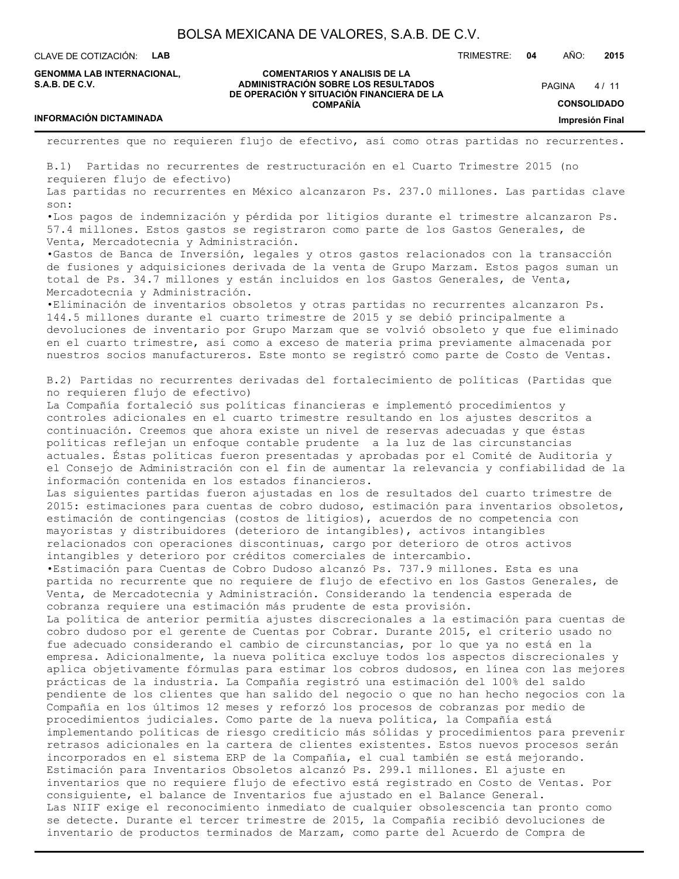recurrentes que no requieren flujo de efectivo, así como otras partidas no recurrentes.

B.1) Partidas no recurrentes de restructuración en el Cuarto Trimestre 2015 (no requieren flujo de efectivo)
Las partidas no recurrentes en México alcanzaron Ps. 237.0 millones. Las partidas clave son:
•Los pagos de indemnización y pérdida por litigios durante el trimestre alcanzaron Ps. 57.4 millones. Estos gastos se registraron como parte de los Gastos Generales, de Venta, Mercadotecnia y Administración.
•Gastos de Banca de Inversión, legales y otros gastos relacionados con la transacción de fusiones y adquisiciones derivada de la venta de Grupo Marzam. Estos pagos suman un total de Ps. 34.7 millones y están incluidos en los Gastos Generales, de Venta, Mercadotecnia y Administración.
•Eliminación de inventarios obsoletos y otras partidas no recurrentes alcanzaron Ps. 144.5 millones durante el cuarto trimestre de 2015 y se debió principalmente a devoluciones de inventario por Grupo Marzam que se volvió obsoleto y que fue eliminado en el cuarto trimestre, así como a exceso de materia prima previamente almacenada por nuestros socios manufactureros. Este monto se registró como parte de Costo de Ventas.

B.2) Partidas no recurrentes derivadas del fortalecimiento de políticas (Partidas que no requieren flujo de efectivo)
La Compañía fortaleció sus políticas financieras e implementó procedimientos y controles adicionales en el cuarto trimestre resultando en los ajustes descritos a continuación. Creemos que ahora existe un nivel de reservas adecuadas y que éstas políticas reflejan un enfoque contable prudente a la luz de las circunstancias actuales. Éstas políticas fueron presentadas y aprobadas por el Comité de Auditoría y el Consejo de Administración con el fin de aumentar la relevancia y confiabilidad de la información contenida en los estados financieros.
Las siguientes partidas fueron ajustadas en los de resultados del cuarto trimestre de 2015: estimaciones para cuentas de cobro dudoso, estimación para inventarios obsoletos, estimación de contingencias (costos de litigios), acuerdos de no competencia con mayoristas y distribuidores (deterioro de intangibles), activos intangibles relacionados con operaciones discontinuas, cargo por deterioro de otros activos intangibles y deterioro por créditos comerciales de intercambio.
•Estimación para Cuentas de Cobro Dudoso alcanzó Ps. 737.9 millones. Esta es una partida no recurrente que no requiere de flujo de efectivo en los Gastos Generales, de Venta, de Mercadotecnia y Administración. Considerando la tendencia esperada de cobranza requiere una estimación más prudente de esta provisión.
La política de anterior permitía ajustes discrecionales a la estimación para cuentas de cobro dudoso por el gerente de Cuentas por Cobrar. Durante 2015, el criterio usado no fue adecuado considerando el cambio de circunstancias, por lo que ya no está en la empresa. Adicionalmente, la nueva política excluye todos los aspectos discrecionales y aplica objetivamente fórmulas para estimar los cobros dudosos, en línea con las mejores prácticas de la industria. La Compañía registró una estimación del 100% del saldo pendiente de los clientes que han salido del negocio o que no han hecho negocios con la Compañía en los últimos 12 meses y reforzó los procesos de cobranzas por medio de procedimientos judiciales. Como parte de la nueva política, la Compañía está implementando políticas de riesgo crediticio más sólidas y procedimientos para prevenir retrasos adicionales en la cartera de clientes existentes. Estos nuevos procesos serán incorporados en el sistema ERP de la Compañía, el cual también se está mejorando.
Estimación para Inventarios Obsoletos alcanzó Ps. 299.1 millones. El ajuste en inventarios que no requiere flujo de efectivo está registrado en Costo de Ventas. Por consiguiente, el balance de Inventarios fue ajustado en el Balance General.
Las NIIF exige el reconocimiento inmediato de cualquier obsolescencia tan pronto como se detecte. Durante el tercer trimestre de 2015, la Compañía recibió devoluciones de inventario de productos terminados de Marzam, como parte del Acuerdo de Compra de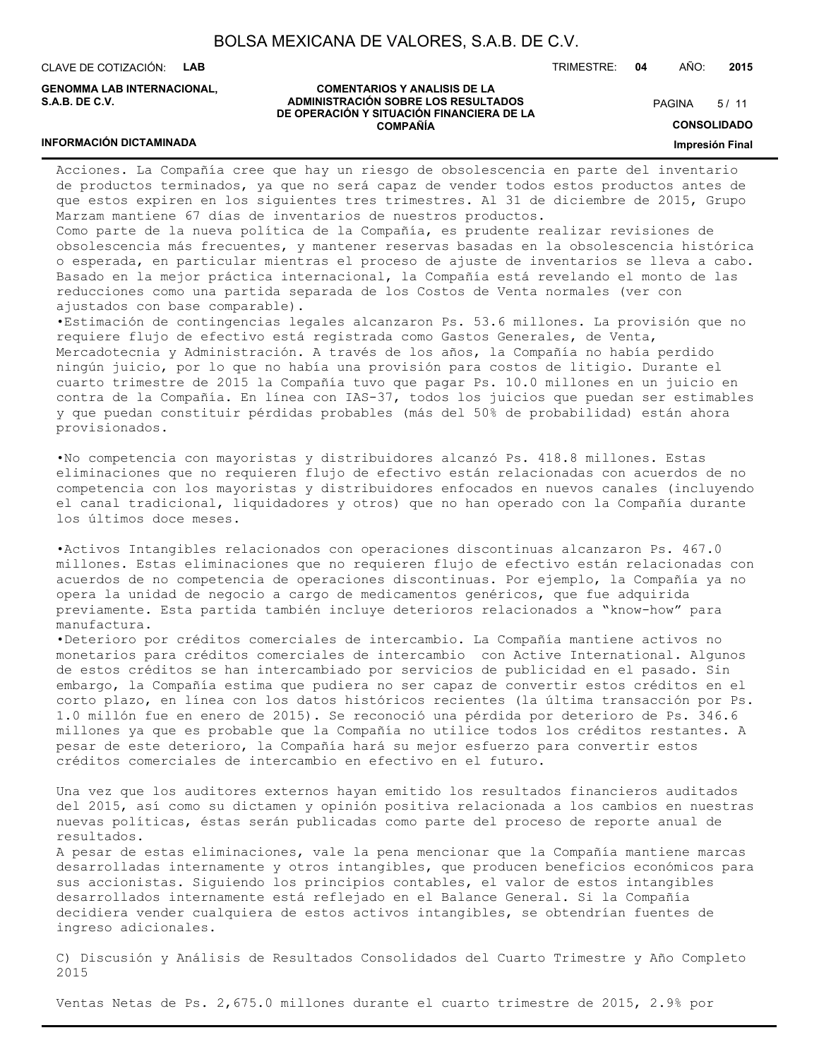Acciones. La Compañía cree que hay un riesgo de obsolescencia en parte del inventario de productos terminados, ya que no será capaz de vender todos estos productos antes de que estos expiren en los siguientes tres trimestres. Al 31 de diciembre de 2015, Grupo Marzam mantiene 67 días de inventarios de nuestros productos.
Como parte de la nueva política de la Compañía, es prudente realizar revisiones de obsolescencia más frecuentes, y mantener reservas basadas en la obsolescencia histórica o esperada, en particular mientras el proceso de ajuste de inventarios se lleva a cabo. Basado en la mejor práctica internacional, la Compañía está revelando el monto de las reducciones como una partida separada de los Costos de Venta normales (ver con ajustados con base comparable).

•Estimación de contingencias legales alcanzaron Ps. 53.6 millones. La provisión que no requiere flujo de efectivo está registrada como Gastos Generales, de Venta, Mercadotecnia y Administración. A través de los años, la Compañía no había perdido ningún juicio, por lo que no había una provisión para costos de litigio. Durante el cuarto trimestre de 2015 la Compañía tuvo que pagar Ps. 10.0 millones en un juicio en contra de la Compañía. En línea con IAS-37, todos los juicios que puedan ser estimables y que puedan constituir pérdidas probables (más del 50% de probabilidad) están ahora provisionados.

•No competencia con mayoristas y distribuidores alcanzó Ps. 418.8 millones. Estas eliminaciones que no requieren flujo de efectivo están relacionadas con acuerdos de no competencia con los mayoristas y distribuidores enfocados en nuevos canales (incluyendo el canal tradicional, liquidadores y otros) que no han operado con la Compañía durante los últimos doce meses.

•Activos Intangibles relacionados con operaciones discontinuas alcanzaron Ps. 467.0 millones. Estas eliminaciones que no requieren flujo de efectivo están relacionadas con acuerdos de no competencia de operaciones discontinuas. Por ejemplo, la Compañía ya no opera la unidad de negocio a cargo de medicamentos genéricos, que fue adquirida previamente. Esta partida también incluye deterioros relacionados a "know-how" para manufactura.

•Deterioro por créditos comerciales de intercambio. La Compañía mantiene activos no monetarios para créditos comerciales de intercambio con Active International. Algunos de estos créditos se han intercambiado por servicios de publicidad en el pasado. Sin embargo, la Compañía estima que pudiera no ser capaz de convertir estos créditos en el corto plazo, en línea con los datos históricos recientes (la última transacción por Ps. 1.0 millón fue en enero de 2015). Se reconoció una pérdida por deterioro de Ps. 346.6 millones ya que es probable que la Compañía no utilice todos los créditos restantes. A pesar de este deterioro, la Compañía hará su mejor esfuerzo para convertir estos créditos comerciales de intercambio en efectivo en el futuro.

Una vez que los auditores externos hayan emitido los resultados financieros auditados del 2015, así como su dictamen y opinión positiva relacionada a los cambios en nuestras nuevas políticas, éstas serán publicadas como parte del proceso de reporte anual de resultados.
A pesar de estas eliminaciones, vale la pena mencionar que la Compañía mantiene marcas desarrolladas internamente y otros intangibles, que producen beneficios económicos para sus accionistas. Siguiendo los principios contables, el valor de estos intangibles desarrollados internamente está reflejado en el Balance General. Si la Compañía decidiera vender cualquiera de estos activos intangibles, se obtendrían fuentes de ingreso adicionales.

C) Discusión y Análisis de Resultados Consolidados del Cuarto Trimestre y Año Completo 2015

Ventas Netas de Ps. 2,675.0 millones durante el cuarto trimestre de 2015, 2.9% por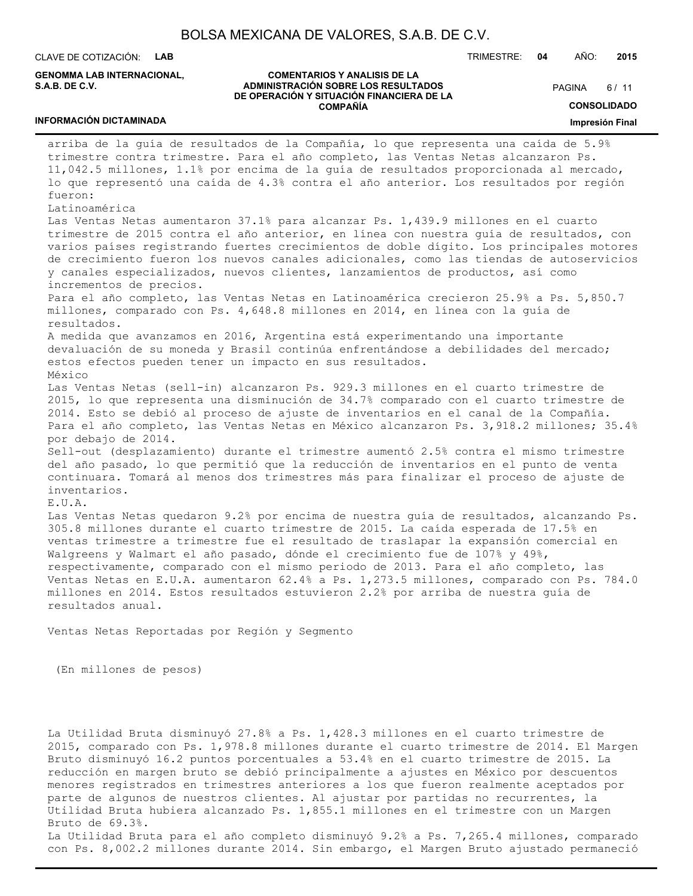arriba de la guía de resultados de la Compañía, lo que representa una caída de 5.9% trimestre contra trimestre. Para el año completo, las Ventas Netas alcanzaron Ps. 11,042.5 millones, 1.1% por encima de la guía de resultados proporcionada al mercado, lo que representó una caída de 4.3% contra el año anterior. Los resultados por región fueron:

Latinoamérica

Las Ventas Netas aumentaron 37.1% para alcanzar Ps. 1,439.9 millones en el cuarto trimestre de 2015 contra el año anterior, en línea con nuestra guía de resultados, con varios países registrando fuertes crecimientos de doble dígito. Los principales motores de crecimiento fueron los nuevos canales adicionales, como las tiendas de autoservicios y canales especializados, nuevos clientes, lanzamientos de productos, así como incrementos de precios.

Para el año completo, las Ventas Netas en Latinoamérica crecieron 25.9% a Ps. 5,850.7 millones, comparado con Ps. 4,648.8 millones en 2014, en línea con la guía de resultados.

A medida que avanzamos en 2016, Argentina está experimentando una importante devaluación de su moneda y Brasil continúa enfrentándose a debilidades del mercado; estos efectos pueden tener un impacto en sus resultados.

México

Las Ventas Netas (sell-in) alcanzaron Ps. 929.3 millones en el cuarto trimestre de 2015, lo que representa una disminución de 34.7% comparado con el cuarto trimestre de 2014. Esto se debió al proceso de ajuste de inventarios en el canal de la Compañía. Para el año completo, las Ventas Netas en México alcanzaron Ps. 3,918.2 millones; 35.4% por debajo de 2014.

Sell-out (desplazamiento) durante el trimestre aumentó 2.5% contra el mismo trimestre del año pasado, lo que permitió que la reducción de inventarios en el punto de venta continuara. Tomará al menos dos trimestres más para finalizar el proceso de ajuste de inventarios.

E.U.A.

Las Ventas Netas quedaron 9.2% por encima de nuestra guía de resultados, alcanzando Ps. 305.8 millones durante el cuarto trimestre de 2015. La caída esperada de 17.5% en ventas trimestre a trimestre fue el resultado de traslapar la expansión comercial en Walgreens y Walmart el año pasado, dónde el crecimiento fue de 107% y 49%, respectivamente, comparado con el mismo periodo de 2013. Para el año completo, las Ventas Netas en E.U.A. aumentaron 62.4% a Ps. 1,273.5 millones, comparado con Ps. 784.0 millones en 2014. Estos resultados estuvieron 2.2% por arriba de nuestra guía de resultados anual.

Ventas Netas Reportadas por Región y Segmento

(En millones de pesos)

La Utilidad Bruta disminuyó 27.8% a Ps. 1,428.3 millones en el cuarto trimestre de 2015, comparado con Ps. 1,978.8 millones durante el cuarto trimestre de 2014. El Margen Bruto disminuyó 16.2 puntos porcentuales a 53.4% en el cuarto trimestre de 2015. La reducción en margen bruto se debió principalmente a ajustes en México por descuentos menores registrados en trimestres anteriores a los que fueron realmente aceptados por parte de algunos de nuestros clientes. Al ajustar por partidas no recurrentes, la Utilidad Bruta hubiera alcanzado Ps. 1,855.1 millones en el trimestre con un Margen Bruto de 69.3%.

La Utilidad Bruta para el año completo disminuyó 9.2% a Ps. 7,265.4 millones, comparado con Ps. 8,002.2 millones durante 2014. Sin embargo, el Margen Bruto ajustado permaneció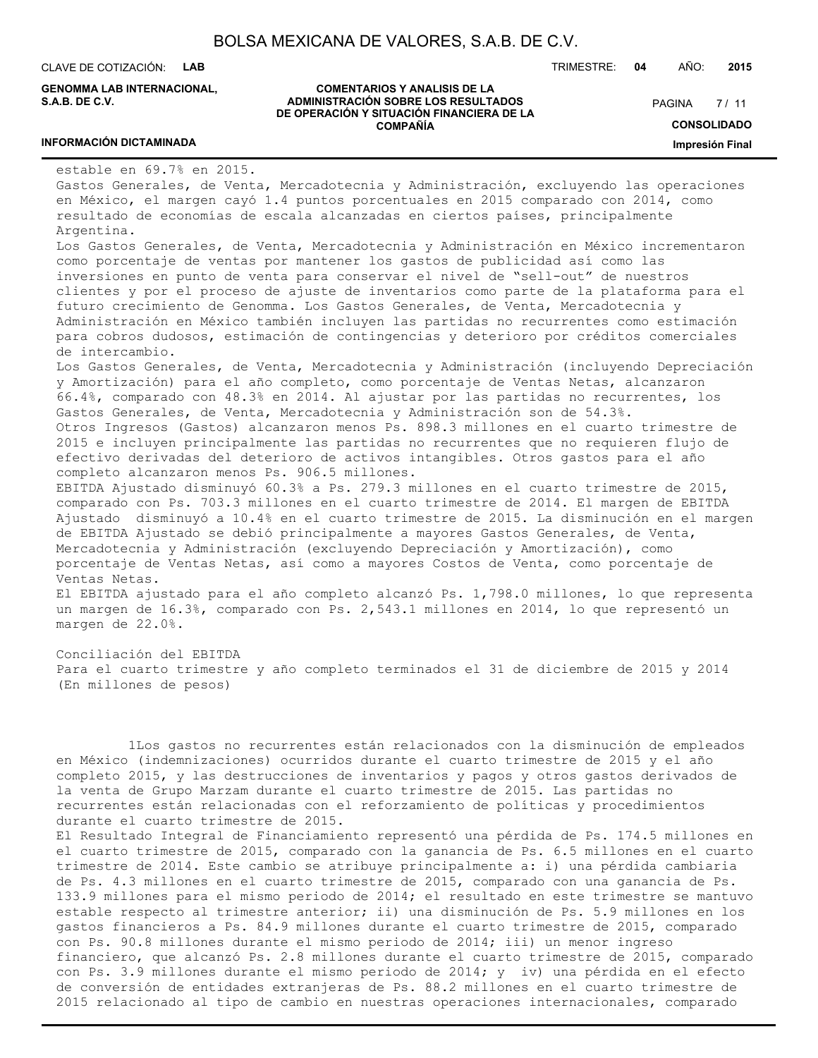estable en 69.7% en 2015.

Gastos Generales, de Venta, Mercadotecnia y Administración, excluyendo las operaciones en México, el margen cayó 1.4 puntos porcentuales en 2015 comparado con 2014, como resultado de economías de escala alcanzadas en ciertos países, principalmente Argentina.

Los Gastos Generales, de Venta, Mercadotecnia y Administración en México incrementaron como porcentaje de ventas por mantener los gastos de publicidad así como las inversiones en punto de venta para conservar el nivel de "sell-out" de nuestros clientes y por el proceso de ajuste de inventarios como parte de la plataforma para el futuro crecimiento de Genomma. Los Gastos Generales, de Venta, Mercadotecnia y Administración en México también incluyen las partidas no recurrentes como estimación para cobros dudosos, estimación de contingencias y deterioro por créditos comerciales de intercambio.

Los Gastos Generales, de Venta, Mercadotecnia y Administración (incluyendo Depreciación y Amortización) para el año completo, como porcentaje de Ventas Netas, alcanzaron 66.4%, comparado con 48.3% en 2014. Al ajustar por las partidas no recurrentes, los Gastos Generales, de Venta, Mercadotecnia y Administración son de 54.3%.

Otros Ingresos (Gastos) alcanzaron menos Ps. 898.3 millones en el cuarto trimestre de 2015 e incluyen principalmente las partidas no recurrentes que no requieren flujo de efectivo derivadas del deterioro de activos intangibles. Otros gastos para el año completo alcanzaron menos Ps. 906.5 millones.

EBITDA Ajustado disminuyó 60.3% a Ps. 279.3 millones en el cuarto trimestre de 2015, comparado con Ps. 703.3 millones en el cuarto trimestre de 2014. El margen de EBITDA Ajustado disminuyó a 10.4% en el cuarto trimestre de 2015. La disminución en el margen de EBITDA Ajustado se debió principalmente a mayores Gastos Generales, de Venta, Mercadotecnia y Administración (excluyendo Depreciación y Amortización), como porcentaje de Ventas Netas, así como a mayores Costos de Venta, como porcentaje de Ventas Netas.

El EBITDA ajustado para el año completo alcanzó Ps. 1,798.0 millones, lo que representa un margen de 16.3%, comparado con Ps. 2,543.1 millones en 2014, lo que representó un margen de 22.0%.

Conciliación del EBITDA

Para el cuarto trimestre y año completo terminados el 31 de diciembre de 2015 y 2014

(En millones de pesos)

[1]Los gastos no recurrentes están relacionados con la disminución de empleados en México (indemnizaciones) ocurridos durante el cuarto trimestre de 2015 y el año completo 2015, y las destrucciones de inventarios y pagos y otros gastos derivados de la venta de Grupo Marzam durante el cuarto trimestre de 2015. Las partidas no recurrentes están relacionadas con el reforzamiento de políticas y procedimientos durante el cuarto trimestre de 2015.

El Resultado Integral de Financiamiento representó una pérdida de Ps. 174.5 millones en el cuarto trimestre de 2015, comparado con la ganancia de Ps. 6.5 millones en el cuarto trimestre de 2014. Este cambio se atribuye principalmente a: i) una pérdida cambiaria de Ps. 4.3 millones en el cuarto trimestre de 2015, comparado con una ganancia de Ps. 133.9 millones para el mismo periodo de 2014; el resultado en este trimestre se mantuvo estable respecto al trimestre anterior; ii) una disminución de Ps. 5.9 millones en los gastos financieros a Ps. 84.9 millones durante el cuarto trimestre de 2015, comparado con Ps. 90.8 millones durante el mismo periodo de 2014; iii) un menor ingreso financiero, que alcanzó Ps. 2.8 millones durante el cuarto trimestre de 2015, comparado con Ps. 3.9 millones durante el mismo periodo de 2014; y iv) una pérdida en el efecto de conversión de entidades extranjeras de Ps. 88.2 millones en el cuarto trimestre de 2015 relacionado al tipo de cambio en nuestras operaciones internacionales, comparado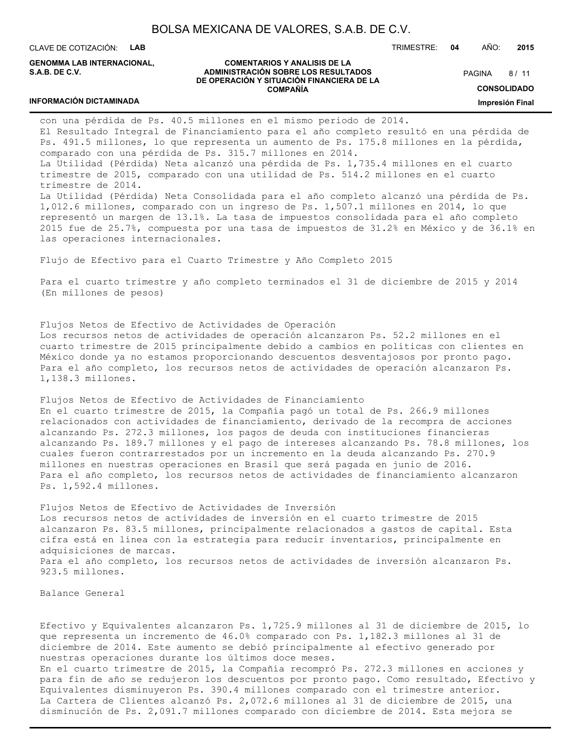con una pérdida de Ps. 40.5 millones en el mismo periodo de 2014.
El Resultado Integral de Financiamiento para el año completo resultó en una pérdida de Ps. 491.5 millones, lo que representa un aumento de Ps. 175.8 millones en la pérdida, comparado con una pérdida de Ps. 315.7 millones en 2014.
La Utilidad (Pérdida) Neta alcanzó una pérdida de Ps. 1,735.4 millones en el cuarto trimestre de 2015, comparado con una utilidad de Ps. 514.2 millones en el cuarto trimestre de 2014.
La Utilidad (Pérdida) Neta Consolidada para el año completo alcanzó una pérdida de Ps. 1,012.6 millones, comparado con un ingreso de Ps. 1,507.1 millones en 2014, lo que representó un margen de 13.1%. La tasa de impuestos consolidada para el año completo 2015 fue de 25.7%, compuesta por una tasa de impuestos de 31.2% en México y de 36.1% en las operaciones internacionales.

Flujo de Efectivo para el Cuarto Trimestre y Año Completo 2015

Para el cuarto trimestre y año completo terminados el 31 de diciembre de 2015 y 2014 (En millones de pesos)

Flujos Netos de Efectivo de Actividades de Operación
Los recursos netos de actividades de operación alcanzaron Ps. 52.2 millones en el cuarto trimestre de 2015 principalmente debido a cambios en políticas con clientes en México donde ya no estamos proporcionando descuentos desventajosos por pronto pago. Para el año completo, los recursos netos de actividades de operación alcanzaron Ps. 1,138.3 millones.

Flujos Netos de Efectivo de Actividades de Financiamiento
En el cuarto trimestre de 2015, la Compañía pagó un total de Ps. 266.9 millones relacionados con actividades de financiamiento, derivado de la recompra de acciones alcanzando Ps. 272.3 millones, los pagos de deuda con instituciones financieras alcanzando Ps. 189.7 millones y el pago de intereses alcanzando Ps. 78.8 millones, los cuales fueron contrarrestados por un incremento en la deuda alcanzando Ps. 270.9 millones en nuestras operaciones en Brasil que será pagada en junio de 2016.
Para el año completo, los recursos netos de actividades de financiamiento alcanzaron Ps. 1,592.4 millones.

Flujos Netos de Efectivo de Actividades de Inversión
Los recursos netos de actividades de inversión en el cuarto trimestre de 2015 alcanzaron Ps. 83.5 millones, principalmente relacionados a gastos de capital. Esta cifra está en línea con la estrategia para reducir inventarios, principalmente en adquisiciones de marcas.
Para el año completo, los recursos netos de actividades de inversión alcanzaron Ps. 923.5 millones.

Balance General

Efectivo y Equivalentes alcanzaron Ps. 1,725.9 millones al 31 de diciembre de 2015, lo que representa un incremento de 46.0% comparado con Ps. 1,182.3 millones al 31 de diciembre de 2014. Este aumento se debió principalmente al efectivo generado por nuestras operaciones durante los últimos doce meses.
En el cuarto trimestre de 2015, la Compañía recompró Ps. 272.3 millones en acciones y para fin de año se redujeron los descuentos por pronto pago. Como resultado, Efectivo y Equivalentes disminuyeron Ps. 390.4 millones comparado con el trimestre anterior.
La Cartera de Clientes alcanzó Ps. 2,072.6 millones al 31 de diciembre de 2015, una disminución de Ps. 2,091.7 millones comparado con diciembre de 2014. Esta mejora se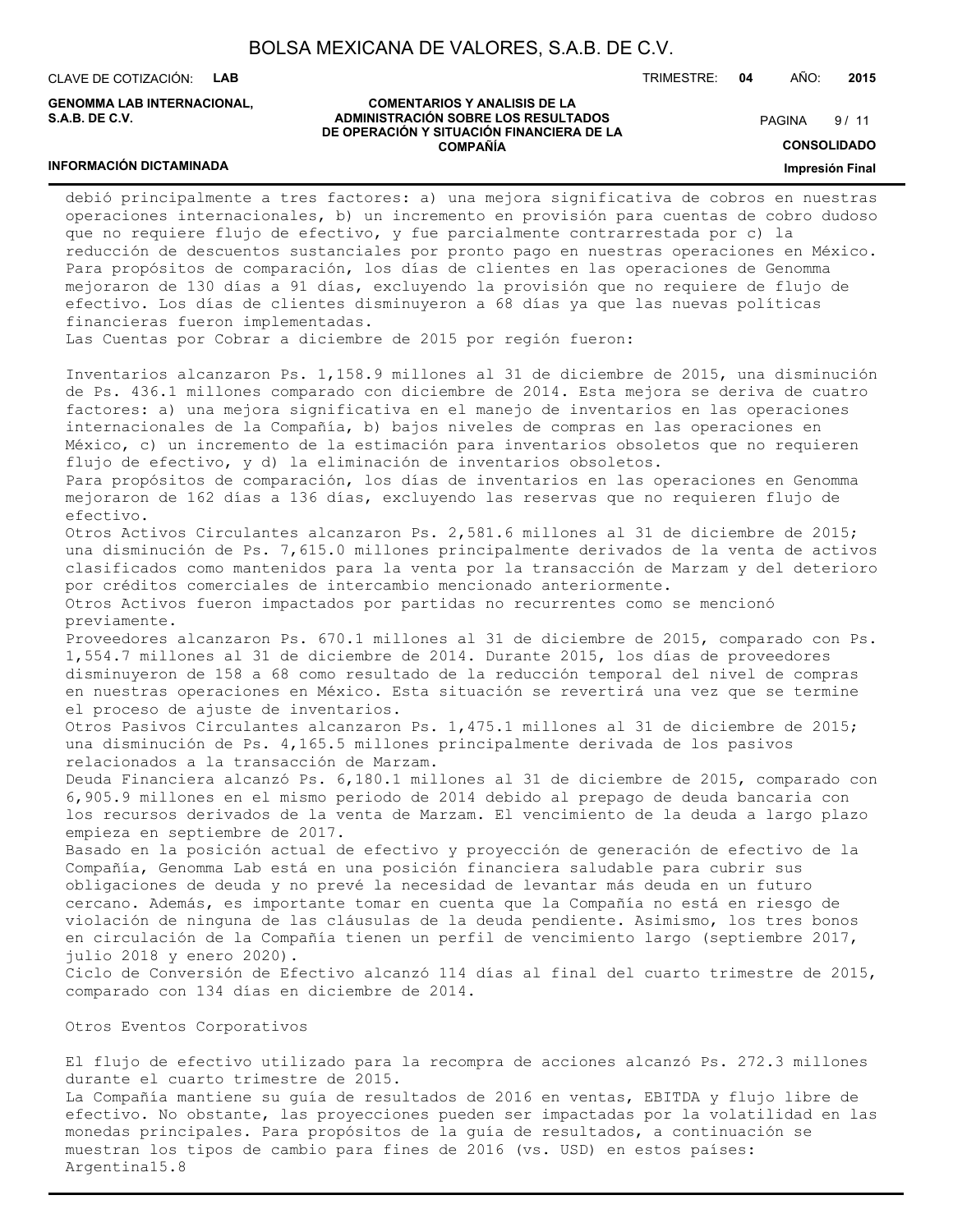debió principalmente a tres factores: a) una mejora significativa de cobros en nuestras operaciones internacionales, b) un incremento en provisión para cuentas de cobro dudoso que no requiere flujo de efectivo, y fue parcialmente contrarrestada por c) la reducción de descuentos sustanciales por pronto pago en nuestras operaciones en México. Para propósitos de comparación, los días de clientes en las operaciones de Genomma mejoraron de 130 días a 91 días, excluyendo la provisión que no requiere de flujo de efectivo. Los días de clientes disminuyeron a 68 días ya que las nuevas políticas financieras fueron implementadas.

Las Cuentas por Cobrar a diciembre de 2015 por región fueron:

Inventarios alcanzaron Ps. 1,158.9 millones al 31 de diciembre de 2015, una disminución de Ps. 436.1 millones comparado con diciembre de 2014. Esta mejora se deriva de cuatro factores: a) una mejora significativa en el manejo de inventarios en las operaciones internacionales de la Compañía, b) bajos niveles de compras en las operaciones en México, c) un incremento de la estimación para inventarios obsoletos que no requieren flujo de efectivo, y d) la eliminación de inventarios obsoletos.

Para propósitos de comparación, los días de inventarios en las operaciones en Genomma mejoraron de 162 días a 136 días, excluyendo las reservas que no requieren flujo de efectivo.

Otros Activos Circulantes alcanzaron Ps. 2,581.6 millones al 31 de diciembre de 2015; una disminución de Ps. 7,615.0 millones principalmente derivados de la venta de activos clasificados como mantenidos para la venta por la transacción de Marzam y del deterioro por créditos comerciales de intercambio mencionado anteriormente.

Otros Activos fueron impactados por partidas no recurrentes como se mencionó previamente.

Proveedores alcanzaron Ps. 670.1 millones al 31 de diciembre de 2015, comparado con Ps. 1,554.7 millones al 31 de diciembre de 2014. Durante 2015, los días de proveedores disminuyeron de 158 a 68 como resultado de la reducción temporal del nivel de compras en nuestras operaciones en México. Esta situación se revertirá una vez que se termine el proceso de ajuste de inventarios.

Otros Pasivos Circulantes alcanzaron Ps. 1,475.1 millones al 31 de diciembre de 2015; una disminución de Ps. 4,165.5 millones principalmente derivada de los pasivos relacionados a la transacción de Marzam.

Deuda Financiera alcanzó Ps. 6,180.1 millones al 31 de diciembre de 2015, comparado con 6,905.9 millones en el mismo periodo de 2014 debido al prepago de deuda bancaria con los recursos derivados de la venta de Marzam. El vencimiento de la deuda a largo plazo empieza en septiembre de 2017.

Basado en la posición actual de efectivo y proyección de generación de efectivo de la Compañía, Genomma Lab está en una posición financiera saludable para cubrir sus obligaciones de deuda y no prevé la necesidad de levantar más deuda en un futuro cercano. Además, es importante tomar en cuenta que la Compañía no está en riesgo de violación de ninguna de las cláusulas de la deuda pendiente. Asimismo, los tres bonos en circulación de la Compañía tienen un perfil de vencimiento largo (septiembre 2017, julio 2018 y enero 2020).

Ciclo de Conversión de Efectivo alcanzó 114 días al final del cuarto trimestre de 2015, comparado con 134 días en diciembre de 2014.

Otros Eventos Corporativos

El flujo de efectivo utilizado para la recompra de acciones alcanzó Ps. 272.3 millones durante el cuarto trimestre de 2015.

La Compañía mantiene su guía de resultados de 2016 en ventas, EBITDA y flujo libre de efectivo. No obstante, las proyecciones pueden ser impactadas por la volatilidad en las monedas principales. Para propósitos de la guía de resultados, a continuación se muestran los tipos de cambio para fines de 2016 (vs. USD) en estos países:

Argentina15.8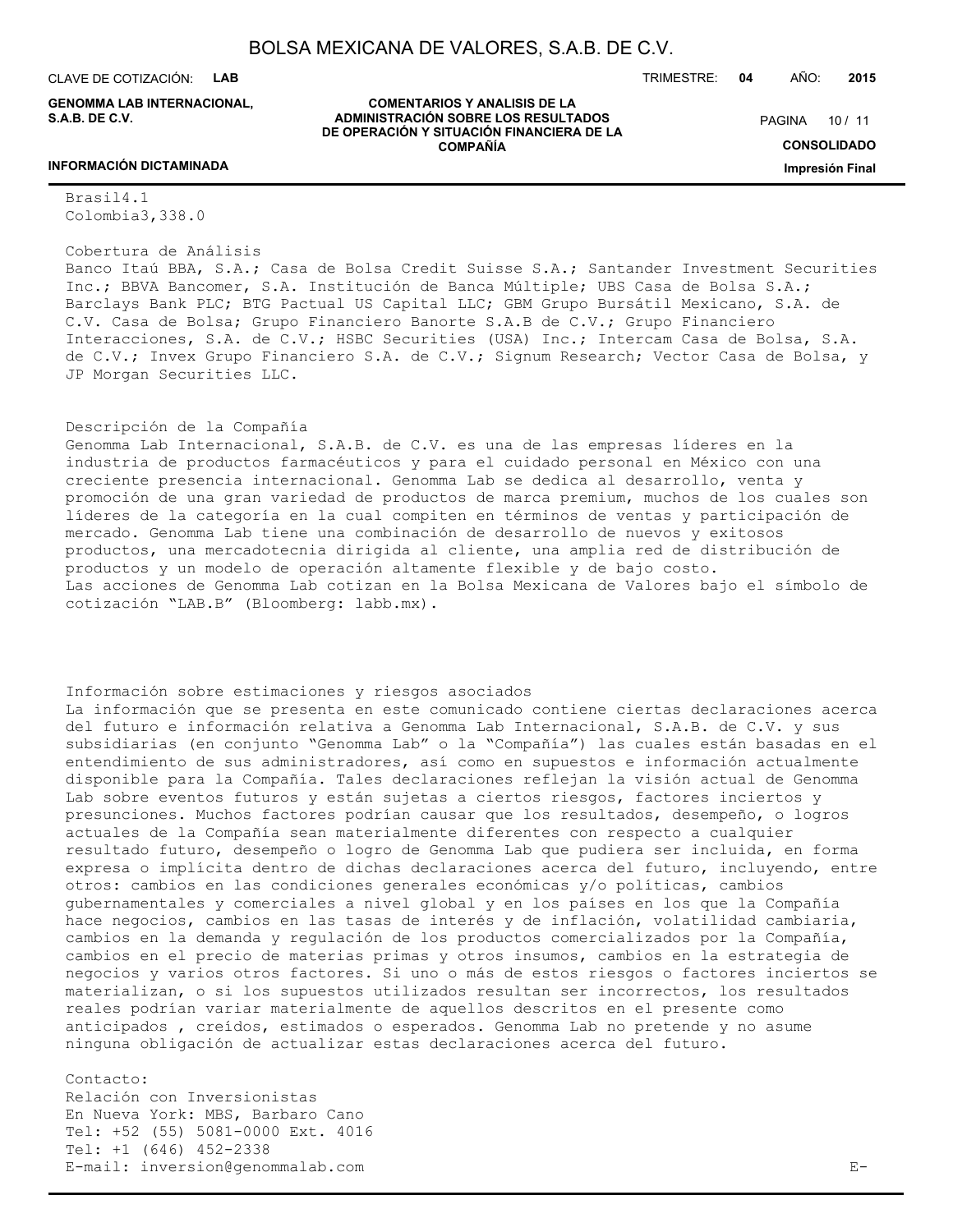Brasil4.1
Colombia3,338.0

Cobertura de Análisis
Banco Itaú BBA, S.A.; Casa de Bolsa Credit Suisse S.A.; Santander Investment Securities Inc.; BBVA Bancomer, S.A. Institución de Banca Múltiple; UBS Casa de Bolsa S.A.; Barclays Bank PLC; BTG Pactual US Capital LLC; GBM Grupo Bursátil Mexicano, S.A. de C.V. Casa de Bolsa; Grupo Financiero Banorte S.A.B de C.V.; Grupo Financiero Interacciones, S.A. de C.V.; HSBC Securities (USA) Inc.; Intercam Casa de Bolsa, S.A. de C.V.; Invex Grupo Financiero S.A. de C.V.; Signum Research; Vector Casa de Bolsa, y JP Morgan Securities LLC.

Descripción de la Compañía
Genomma Lab Internacional, S.A.B. de C.V. es una de las empresas líderes en la industria de productos farmacéuticos y para el cuidado personal en México con una creciente presencia internacional. Genomma Lab se dedica al desarrollo, venta y promoción de una gran variedad de productos de marca premium, muchos de los cuales son líderes de la categoría en la cual compiten en términos de ventas y participación de mercado. Genomma Lab tiene una combinación de desarrollo de nuevos y exitosos productos, una mercadotecnia dirigida al cliente, una amplia red de distribución de productos y un modelo de operación altamente flexible y de bajo costo.
Las acciones de Genomma Lab cotizan en la Bolsa Mexicana de Valores bajo el símbolo de cotización “LAB.B” (Bloomberg: labb.mx).

Información sobre estimaciones y riesgos asociados
La información que se presenta en este comunicado contiene ciertas declaraciones acerca del futuro e información relativa a Genomma Lab Internacional, S.A.B. de C.V. y sus subsidiarias (en conjunto “Genomma Lab” o la “Compañía”) las cuales están basadas en el entendimiento de sus administradores, así como en supuestos e información actualmente disponible para la Compañía. Tales declaraciones reflejan la visión actual de Genomma Lab sobre eventos futuros y están sujetas a ciertos riesgos, factores inciertos y presunciones. Muchos factores podrían causar que los resultados, desempeño, o logros actuales de la Compañía sean materialmente diferentes con respecto a cualquier resultado futuro, desempeño o logro de Genomma Lab que pudiera ser incluida, en forma expresa o implícita dentro de dichas declaraciones acerca del futuro, incluyendo, entre otros: cambios en las condiciones generales económicas y/o políticas, cambios gubernamentales y comerciales a nivel global y en los países en los que la Compañía hace negocios, cambios en las tasas de interés y de inflación, volatilidad cambiaria, cambios en la demanda y regulación de los productos comercializados por la Compañía, cambios en el precio de materias primas y otros insumos, cambios en la estrategia de negocios y varios otros factores. Si uno o más de estos riesgos o factores inciertos se materializan, o si los supuestos utilizados resultan ser incorrectos, los resultados reales podrían variar materialmente de aquellos descritos en el presente como anticipados , creídos, estimados o esperados. Genomma Lab no pretende y no asume ninguna obligación de actualizar estas declaraciones acerca del futuro.

Contacto:
Relación con Inversionistas
En Nueva York: MBS, Barbaro Cano
Tel: +52 (55) 5081-0000 Ext. 4016
Tel: +1 (646) 452-2338
E-mail: inversion@genommalab.com E-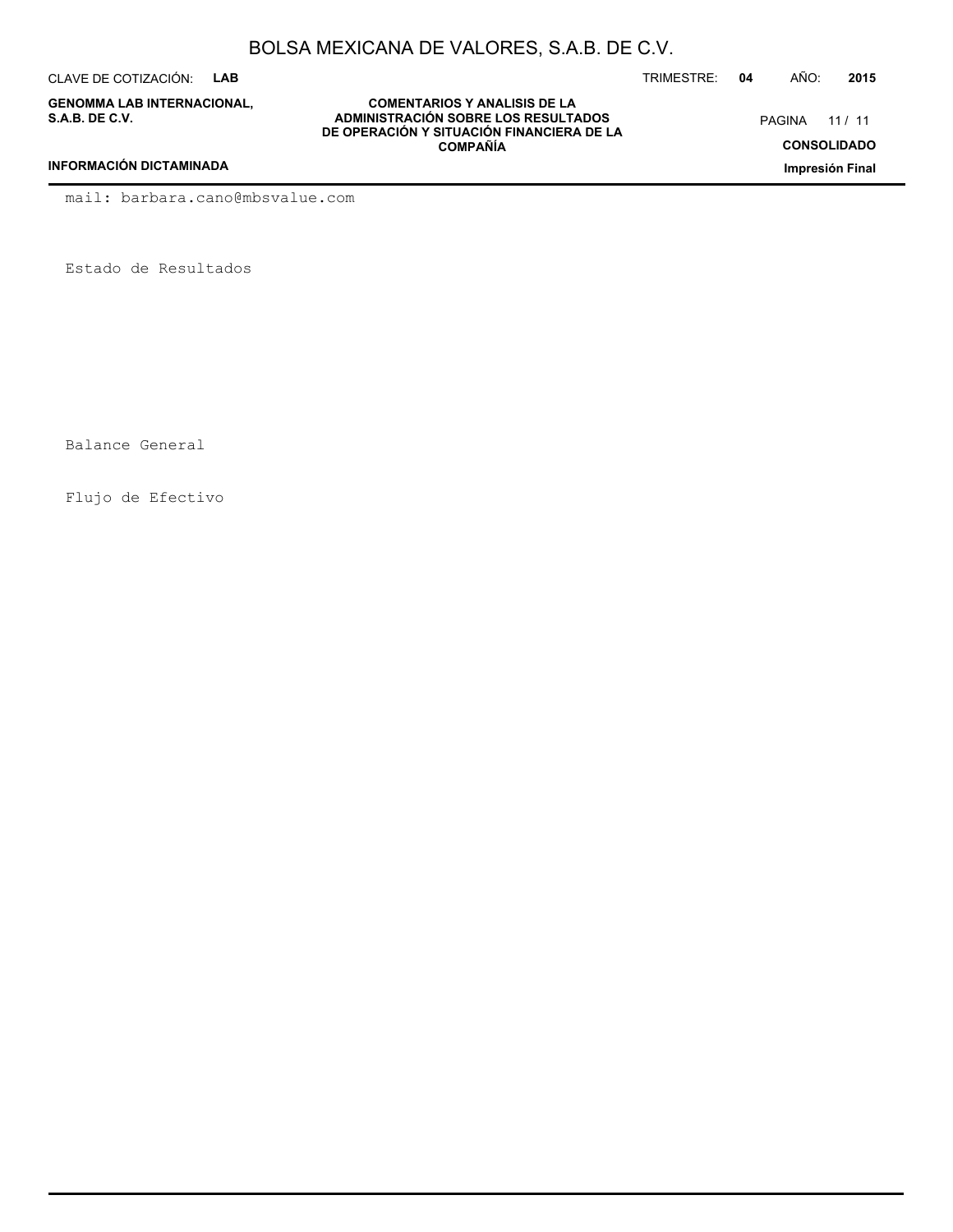mail: barbara.cano@mbsvalue.com

Estado de Resultados

Balance General

Flujo de Efectivo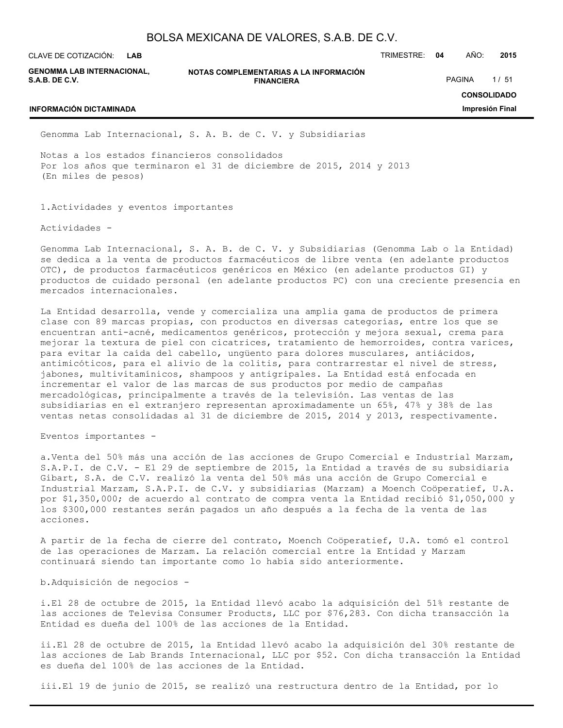Genomma Lab Internacional, S. A. B. de C. V. y Subsidiarias

Notas a los estados financieros consolidados
Por los años que terminaron el 31 de diciembre de 2015, 2014 y 2013
(En miles de pesos)

## 1.Actividades y eventos importantes

Actividades -

Genomma Lab Internacional, S. A. B. de C. V. y Subsidiarias (Genomma Lab o la Entidad) se dedica a la venta de productos farmacéuticos de libre venta (en adelante productos OTC), de productos farmacéuticos genéricos en México (en adelante productos GI) y productos de cuidado personal (en adelante productos PC) con una creciente presencia en mercados internacionales.

La Entidad desarrolla, vende y comercializa una amplia gama de productos de primera clase con 89 marcas propias, con productos en diversas categorías, entre los que se encuentran anti-acné, medicamentos genéricos, protección y mejora sexual, crema para mejorar la textura de piel con cicatrices, tratamiento de hemorroides, contra varices, para evitar la caída del cabello, ungüento para dolores musculares, antiácidos, antimicóticos, para el alivio de la colitis, para contrarrestar el nivel de stress, jabones, multivitamínicos, shampoos y antigripales. La Entidad está enfocada en incrementar el valor de las marcas de sus productos por medio de campañas mercadológicas, principalmente a través de la televisión. Las ventas de las subsidiarias en el extranjero representan aproximadamente un 65%, 47% y 38% de las ventas netas consolidadas al 31 de diciembre de 2015, 2014 y 2013, respectivamente.

Eventos importantes -

a.Venta del 50% más una acción de las acciones de Grupo Comercial e Industrial Marzam, S.A.P.I. de C.V. - El 29 de septiembre de 2015, la Entidad a través de su subsidiaria Gibart, S.A. de C.V. realizó la venta del 50% más una acción de Grupo Comercial e Industrial Marzam, S.A.P.I. de C.V. y subsidiarias (Marzam) a Moench Coöperatief, U.A. por $1,350,000; de acuerdo al contrato de compra venta la Entidad recibió $1,050,000 y los $300,000 restantes serán pagados un año después a la fecha de la venta de las acciones.

A partir de la fecha de cierre del contrato, Moench Coöperatief, U.A. tomó el control de las operaciones de Marzam. La relación comercial entre la Entidad y Marzam continuará siendo tan importante como lo había sido anteriormente.

b.Adquisición de negocios -

i.El 28 de octubre de 2015, la Entidad llevó acabo la adquisición del 51% restante de las acciones de Televisa Consumer Products, LLC por $76,283. Con dicha transacción la Entidad es dueña del 100% de las acciones de la Entidad.

ii.El 28 de octubre de 2015, la Entidad llevó acabo la adquisición del 30% restante de las acciones de Lab Brands Internacional, LLC por $52. Con dicha transacción la Entidad es dueña del 100% de las acciones de la Entidad.

iii.El 19 de junio de 2015, se realizó una restructura dentro de la Entidad, por lo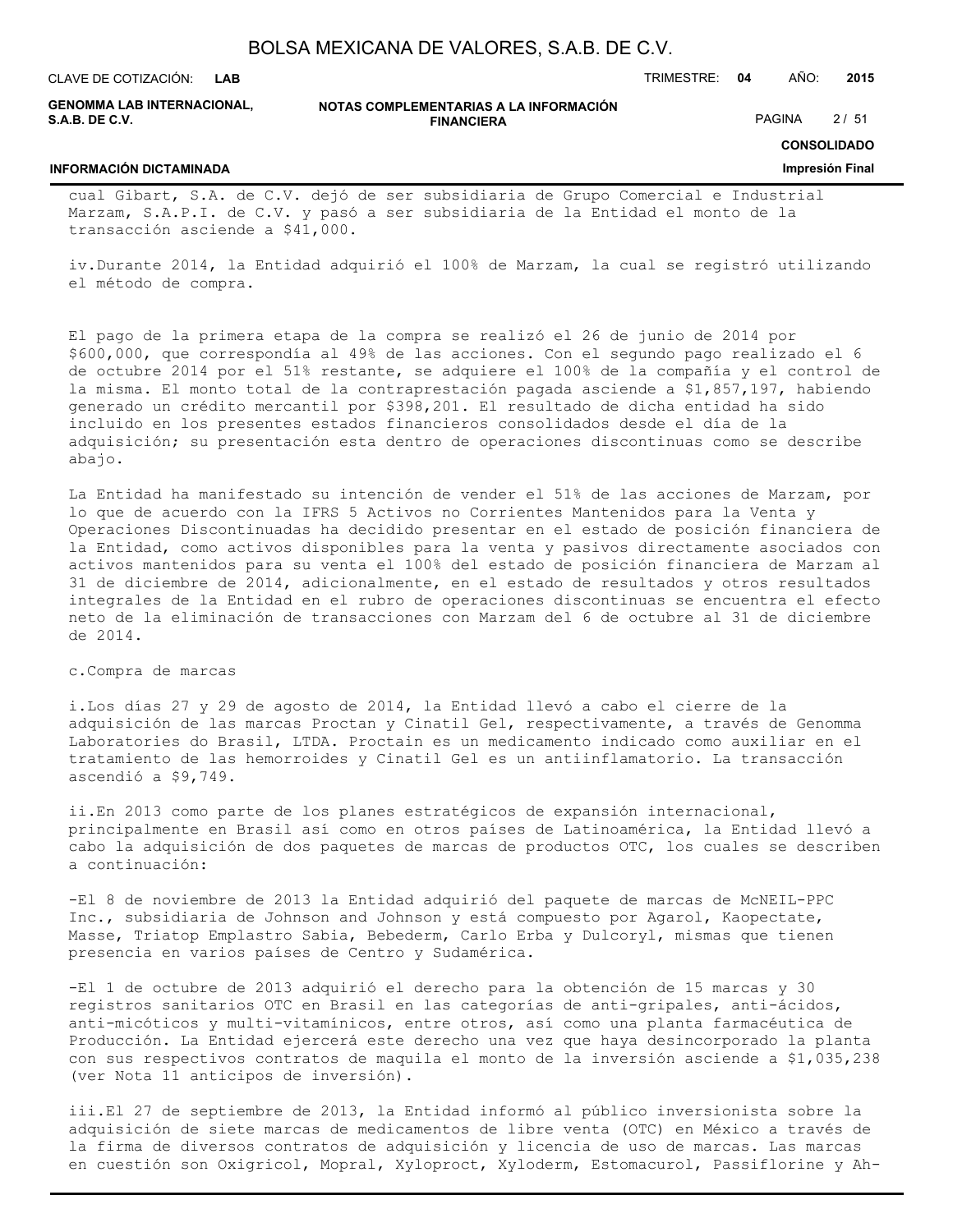cual Gibart, S.A. de C.V. dejó de ser subsidiaria de Grupo Comercial e Industrial Marzam, S.A.P.I. de C.V. y pasó a ser subsidiaria de la Entidad el monto de la transacción asciende a $41,000.

iv.Durante 2014, la Entidad adquirió el 100% de Marzam, la cual se registró utilizando el método de compra.

El pago de la primera etapa de la compra se realizó el 26 de junio de 2014 por $600,000, que correspondía al 49% de las acciones. Con el segundo pago realizado el 6 de octubre 2014 por el 51% restante, se adquiere el 100% de la compañía y el control de la misma. El monto total de la contraprestación pagada asciende a $1,857,197, habiendo generado un crédito mercantil por $398,201. El resultado de dicha entidad ha sido incluido en los presentes estados financieros consolidados desde el día de la adquisición; su presentación esta dentro de operaciones discontinuas como se describe abajo.

La Entidad ha manifestado su intención de vender el 51% de las acciones de Marzam, por lo que de acuerdo con la IFRS 5 Activos no Corrientes Mantenidos para la Venta y Operaciones Discontinuadas ha decidido presentar en el estado de posición financiera de la Entidad, como activos disponibles para la venta y pasivos directamente asociados con activos mantenidos para su venta el 100% del estado de posición financiera de Marzam al 31 de diciembre de 2014, adicionalmente, en el estado de resultados y otros resultados integrales de la Entidad en el rubro de operaciones discontinuas se encuentra el efecto neto de la eliminación de transacciones con Marzam del 6 de octubre al 31 de diciembre de 2014.

c.Compra de marcas

i.Los días 27 y 29 de agosto de 2014, la Entidad llevó a cabo el cierre de la adquisición de las marcas Proctan y Cinatil Gel, respectivamente, a través de Genomma Laboratories do Brasil, LTDA. Proctain es un medicamento indicado como auxiliar en el tratamiento de las hemorroides y Cinatil Gel es un antiinflamatorio. La transacción ascendió a $9,749.

ii.En 2013 como parte de los planes estratégicos de expansión internacional, principalmente en Brasil así como en otros países de Latinoamérica, la Entidad llevó a cabo la adquisición de dos paquetes de marcas de productos OTC, los cuales se describen a continuación:

-El 8 de noviembre de 2013 la Entidad adquirió del paquete de marcas de McNEIL-PPC Inc., subsidiaria de Johnson and Johnson y está compuesto por Agarol, Kaopectate, Masse, Triatop Emplastro Sabia, Bebederm, Carlo Erba y Dulcoryl, mismas que tienen presencia en varios países de Centro y Sudamérica.

-El 1 de octubre de 2013 adquirió el derecho para la obtención de 15 marcas y 30 registros sanitarios OTC en Brasil en las categorías de anti-gripales, anti-ácidos, anti-micóticos y multi-vitamínicos, entre otros, así como una planta farmacéutica de Producción. La Entidad ejercerá este derecho una vez que haya desincorporado la planta con sus respectivos contratos de maquila el monto de la inversión asciende a $1,035,238 (ver Nota 11 anticipos de inversión).

iii.El 27 de septiembre de 2013, la Entidad informó al público inversionista sobre la adquisición de siete marcas de medicamentos de libre venta (OTC) en México a través de la firma de diversos contratos de adquisición y licencia de uso de marcas. Las marcas en cuestión son Oxigricol, Mopral, Xyloproct, Xyloderm, Estomacurol, Passiflorine y Ah-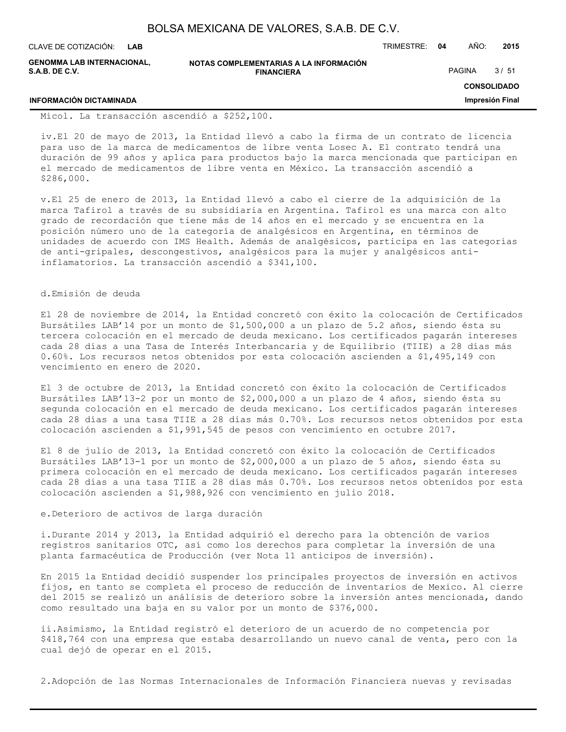Micol. La transacción ascendió a $252,100.

iv.El 20 de mayo de 2013, la Entidad llevó a cabo la firma de un contrato de licencia para uso de la marca de medicamentos de libre venta Losec A. El contrato tendrá una duración de 99 años y aplica para productos bajo la marca mencionada que participan en el mercado de medicamentos de libre venta en México. La transacción ascendió a $286,000.

v.El 25 de enero de 2013, la Entidad llevó a cabo el cierre de la adquisición de la marca Tafirol a través de su subsidiaria en Argentina. Tafirol es una marca con alto grado de recordación que tiene más de 14 años en el mercado y se encuentra en la posición número uno de la categoría de analgésicos en Argentina, en términos de unidades de acuerdo con IMS Health. Además de analgésicos, participa en las categorías de anti-gripales, descongestivos, analgésicos para la mujer y analgésicos anti-inflamatorios. La transacción ascendió a $341,100.

d.Emisión de deuda

El 28 de noviembre de 2014, la Entidad concretó con éxito la colocación de Certificados Bursátiles LAB'14 por un monto de $1,500,000 a un plazo de 5.2 años, siendo ésta su tercera colocación en el mercado de deuda mexicano. Los certificados pagarán intereses cada 28 días a una Tasa de Interés Interbancaria y de Equilibrio (TIIE) a 28 días más 0.60%. Los recursos netos obtenidos por esta colocación ascienden a $1,495,149 con vencimiento en enero de 2020.

El 3 de octubre de 2013, la Entidad concretó con éxito la colocación de Certificados Bursátiles LAB'13-2 por un monto de $2,000,000 a un plazo de 4 años, siendo ésta su segunda colocación en el mercado de deuda mexicano. Los certificados pagarán intereses cada 28 días a una tasa TIIE a 28 días más 0.70%. Los recursos netos obtenidos por esta colocación ascienden a $1,991,545 de pesos con vencimiento en octubre 2017.

El 8 de julio de 2013, la Entidad concretó con éxito la colocación de Certificados Bursátiles LAB'13-1 por un monto de $2,000,000 a un plazo de 5 años, siendo ésta su primera colocación en el mercado de deuda mexicano. Los certificados pagarán intereses cada 28 días a una tasa TIIE a 28 días más 0.70%. Los recursos netos obtenidos por esta colocación ascienden a $1,988,926 con vencimiento en julio 2018.

e.Deterioro de activos de larga duración

i.Durante 2014 y 2013, la Entidad adquirió el derecho para la obtención de varios registros sanitarios OTC, así como los derechos para completar la inversión de una planta farmacéutica de Producción (ver Nota 11 anticipos de inversión).

En 2015 la Entidad decidió suspender los principales proyectos de inversión en activos fijos, en tanto se completa el proceso de reducción de inventarios de Mexico. Al cierre del 2015 se realizó un análisis de deterioro sobre la inversión antes mencionada, dando como resultado una baja en su valor por un monto de $376,000.

ii.Asimismo, la Entidad registró el deterioro de un acuerdo de no competencia por $418,764 con una empresa que estaba desarrollando un nuevo canal de venta, pero con la cual dejó de operar en el 2015.

2.Adopción de las Normas Internacionales de Información Financiera nuevas y revisadas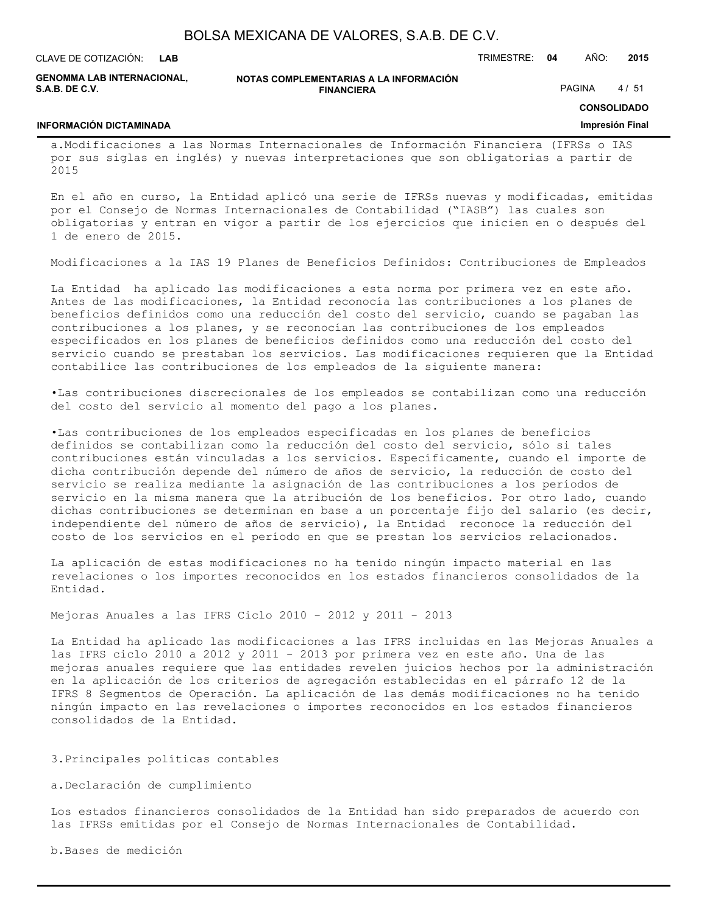a.Modificaciones a las Normas Internacionales de Información Financiera (IFRSs o IAS por sus siglas en inglés) y nuevas interpretaciones que son obligatorias a partir de 2015

En el año en curso, la Entidad aplicó una serie de IFRSs nuevas y modificadas, emitidas por el Consejo de Normas Internacionales de Contabilidad ("IASB") las cuales son obligatorias y entran en vigor a partir de los ejercicios que inicien en o después del 1 de enero de 2015.

Modificaciones a la IAS 19 Planes de Beneficios Definidos: Contribuciones de Empleados

La Entidad ha aplicado las modificaciones a esta norma por primera vez en este año. Antes de las modificaciones, la Entidad reconocía las contribuciones a los planes de beneficios definidos como una reducción del costo del servicio, cuando se pagaban las contribuciones a los planes, y se reconocían las contribuciones de los empleados especificados en los planes de beneficios definidos como una reducción del costo del servicio cuando se prestaban los servicios. Las modificaciones requieren que la Entidad contabilice las contribuciones de los empleados de la siguiente manera:

•Las contribuciones discrecionales de los empleados se contabilizan como una reducción del costo del servicio al momento del pago a los planes.

•Las contribuciones de los empleados especificadas en los planes de beneficios definidos se contabilizan como la reducción del costo del servicio, sólo si tales contribuciones están vinculadas a los servicios. Específicamente, cuando el importe de dicha contribución depende del número de años de servicio, la reducción de costo del servicio se realiza mediante la asignación de las contribuciones a los períodos de servicio en la misma manera que la atribución de los beneficios. Por otro lado, cuando dichas contribuciones se determinan en base a un porcentaje fijo del salario (es decir, independiente del número de años de servicio), la Entidad reconoce la reducción del costo de los servicios en el período en que se prestan los servicios relacionados.

La aplicación de estas modificaciones no ha tenido ningún impacto material en las revelaciones o los importes reconocidos en los estados financieros consolidados de la Entidad.

Mejoras Anuales a las IFRS Ciclo 2010 - 2012 y 2011 - 2013

La Entidad ha aplicado las modificaciones a las IFRS incluidas en las Mejoras Anuales a las IFRS ciclo 2010 a 2012 y 2011 - 2013 por primera vez en este año. Una de las mejoras anuales requiere que las entidades revelen juicios hechos por la administración en la aplicación de los criterios de agregación establecidas en el párrafo 12 de la IFRS 8 Segmentos de Operación. La aplicación de las demás modificaciones no ha tenido ningún impacto en las revelaciones o importes reconocidos en los estados financieros consolidados de la Entidad.

3.Principales políticas contables

a.Declaración de cumplimiento

Los estados financieros consolidados de la Entidad han sido preparados de acuerdo con las IFRSs emitidas por el Consejo de Normas Internacionales de Contabilidad.

b.Bases de medición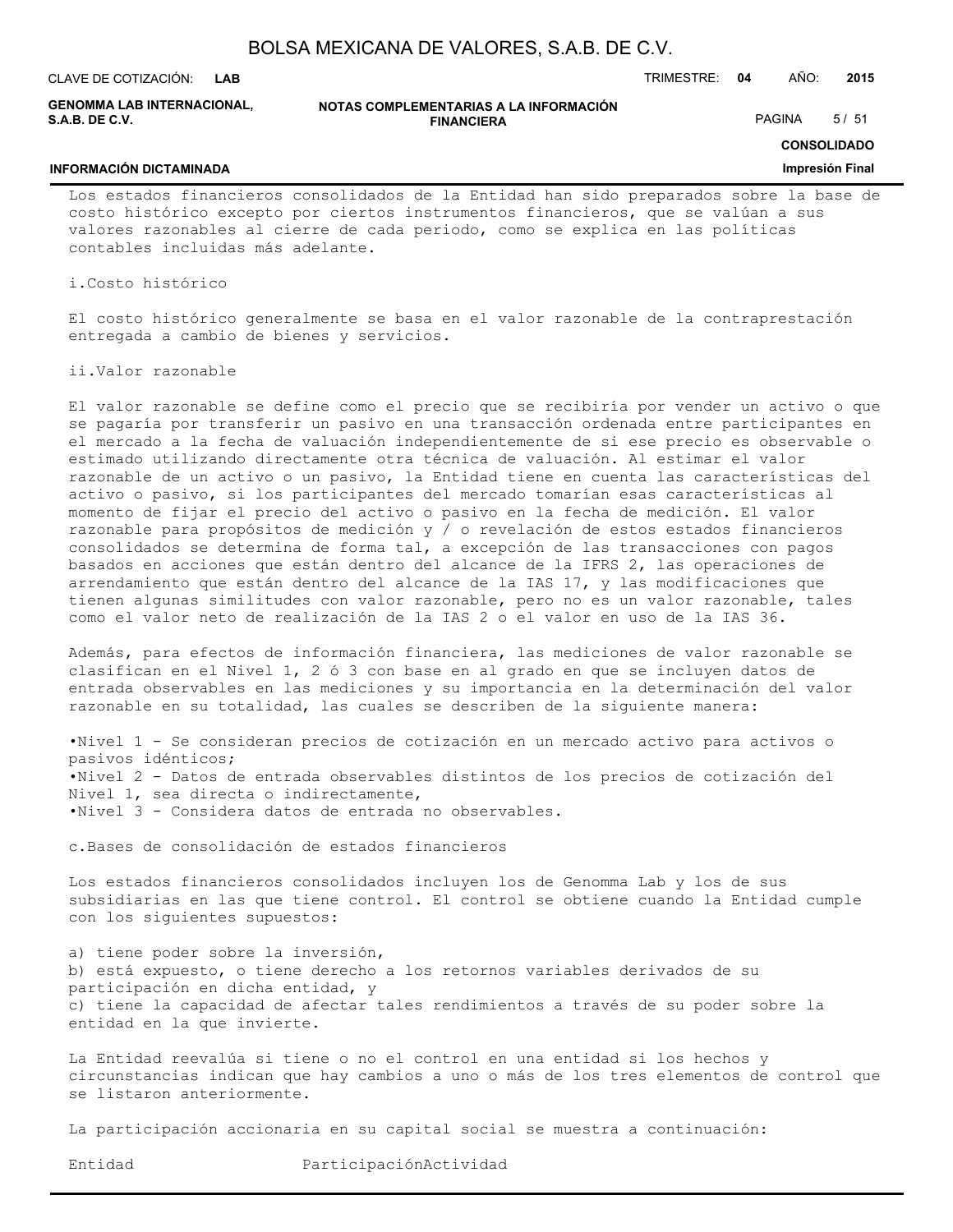Los estados financieros consolidados de la Entidad han sido preparados sobre la base de costo histórico excepto por ciertos instrumentos financieros, que se valúan a sus valores razonables al cierre de cada periodo, como se explica en las políticas contables incluidas más adelante.

i.Costo histórico

El costo histórico generalmente se basa en el valor razonable de la contraprestación entregada a cambio de bienes y servicios.

ii.Valor razonable

El valor razonable se define como el precio que se recibiría por vender un activo o que se pagaría por transferir un pasivo en una transacción ordenada entre participantes en el mercado a la fecha de valuación independientemente de si ese precio es observable o estimado utilizando directamente otra técnica de valuación. Al estimar el valor razonable de un activo o un pasivo, la Entidad tiene en cuenta las características del activo o pasivo, si los participantes del mercado tomarían esas características al momento de fijar el precio del activo o pasivo en la fecha de medición. El valor razonable para propósitos de medición y / o revelación de estos estados financieros consolidados se determina de forma tal, a excepción de las transacciones con pagos basados en acciones que están dentro del alcance de la IFRS 2, las operaciones de arrendamiento que están dentro del alcance de la IAS 17, y las modificaciones que tienen algunas similitudes con valor razonable, pero no es un valor razonable, tales como el valor neto de realización de la IAS 2 o el valor en uso de la IAS 36.

Además, para efectos de información financiera, las mediciones de valor razonable se clasifican en el Nivel 1, 2 ó 3 con base en al grado en que se incluyen datos de entrada observables en las mediciones y su importancia en la determinación del valor razonable en su totalidad, las cuales se describen de la siguiente manera:

- Nivel 1 - Se consideran precios de cotización en un mercado activo para activos o pasivos idénticos;
- Nivel 2 - Datos de entrada observables distintos de los precios de cotización del Nivel 1, sea directa o indirectamente,
- Nivel 3 - Considera datos de entrada no observables.

c.Bases de consolidación de estados financieros

Los estados financieros consolidados incluyen los de Genomma Lab y los de sus subsidiarias en las que tiene control. El control se obtiene cuando la Entidad cumple con los siguientes supuestos:

a) tiene poder sobre la inversión,
b) está expuesto, o tiene derecho a los retornos variables derivados de su participación en dicha entidad, y
c) tiene la capacidad de afectar tales rendimientos a través de su poder sobre la entidad en la que invierte.

La Entidad reevalúa si tiene o no el control en una entidad si los hechos y circunstancias indican que hay cambios a uno o más de los tres elementos de control que se listaron anteriormente.

La participación accionaria en su capital social se muestra a continuación:

Entidad                    ParticipaciónActividad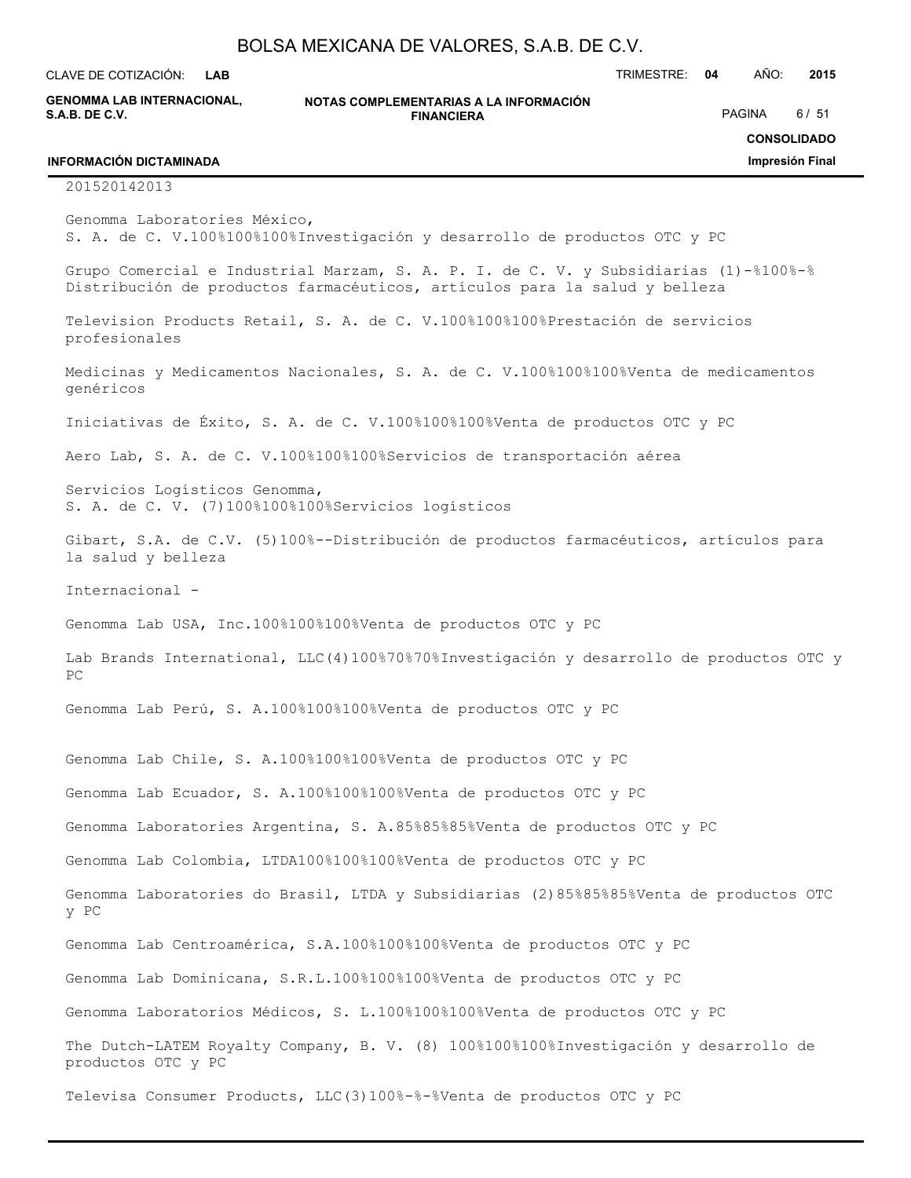| Entidad | 2015 | 2014 | 2013 | Actividad |
|---|---|---|---|---|
| Genomma Laboratories México, S. A. de C. V. | 100% | 100% | 100% | Investigación y desarrollo de productos OTC y PC |
| Grupo Comercial e Industrial Marzam, S. A. P. I. de C. V. y Subsidiarias (1) | -% | 100% | -% | Distribución de productos farmacéuticos, artículos para la salud y belleza |
| Television Products Retail, S. A. de C. V. | 100% | 100% | 100% | Prestación de servicios profesionales |
| Medicinas y Medicamentos Nacionales, S. A. de C. V. | 100% | 100% | 100% | Venta de medicamentos genéricos |
| Iniciativas de Éxito, S. A. de C. V. | 100% | 100% | 100% | Venta de productos OTC y PC |
| Aero Lab, S. A. de C. V. | 100% | 100% | 100% | Servicios de transportación aérea |
| Servicios Logísticos Genomma, S. A. de C. V. (7) | 100% | 100% | 100% | Servicios logísticos |
| Gibart, S.A. de C.V. (5) | 100% | - | - | Distribución de productos farmacéuticos, artículos para la salud y belleza |
| Internacional - | | | | |
| Genomma Lab USA, Inc. | 100% | 100% | 100% | Venta de productos OTC y PC |
| Lab Brands International, LLC(4) | 100% | 70% | 70% | Investigación y desarrollo de productos OTC y PC |
| Genomma Lab Perú, S. A. | 100% | 100% | 100% | Venta de productos OTC y PC |
| Genomma Lab Chile, S. A. | 100% | 100% | 100% | Venta de productos OTC y PC |
| Genomma Lab Ecuador, S. A. | 100% | 100% | 100% | Venta de productos OTC y PC |
| Genomma Laboratories Argentina, S. A. | 85% | 85% | 85% | Venta de productos OTC y PC |
| Genomma Lab Colombia, LTDA | 100% | 100% | 100% | Venta de productos OTC y PC |
| Genomma Laboratories do Brasil, LTDA y Subsidiarias (2) | 85% | 85% | 85% | Venta de productos OTC y PC |
| Genomma Lab Centroamérica, S.A. | 100% | 100% | 100% | Venta de productos OTC y PC |
| Genomma Lab Dominicana, S.R.L. | 100% | 100% | 100% | Venta de productos OTC y PC |
| Genomma Laboratorios Médicos, S. L. | 100% | 100% | 100% | Venta de productos OTC y PC |
| The Dutch-LATEM Royalty Company, B. V. (8) | 100% | 100% | 100% | Investigación y desarrollo de productos OTC y PC |
| Televisa Consumer Products, LLC(3) | 100% | -% | -% | Venta de productos OTC y PC |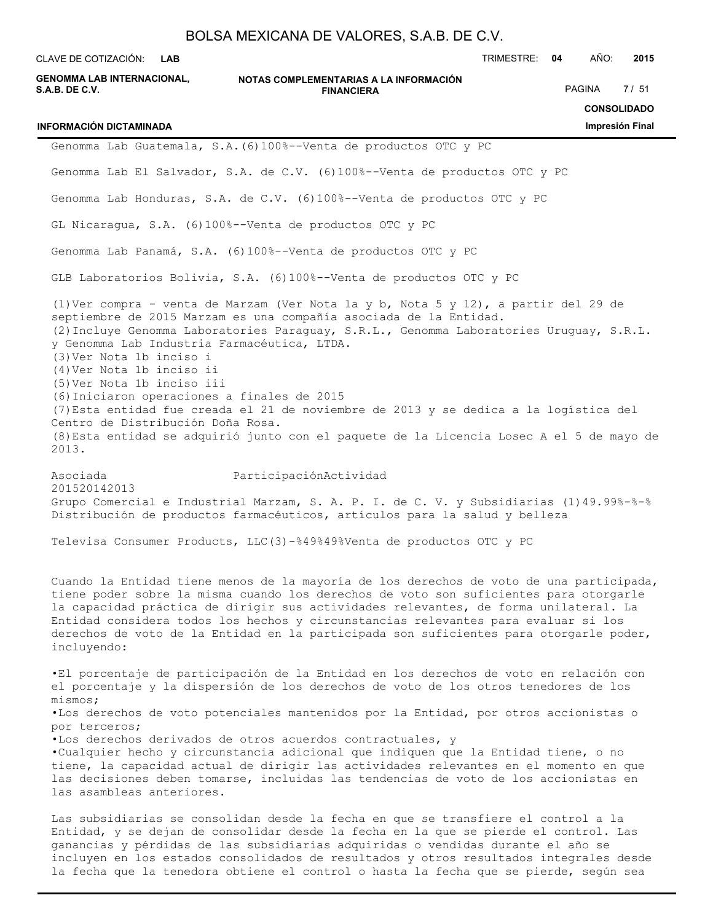Genomma Lab Guatemala, S.A.(6)100%--Venta de productos OTC y PC

Genomma Lab El Salvador, S.A. de C.V. (6)100%--Venta de productos OTC y PC

Genomma Lab Honduras, S.A. de C.V. (6)100%--Venta de productos OTC y PC

GL Nicaragua, S.A. (6)100%--Venta de productos OTC y PC

Genomma Lab Panamá, S.A. (6)100%--Venta de productos OTC y PC

GLB Laboratorios Bolivia, S.A. (6)100%--Venta de productos OTC y PC

(1)Ver compra - venta de Marzam (Ver Nota 1a y b, Nota 5 y 12), a partir del 29 de septiembre de 2015 Marzam es una compañía asociada de la Entidad.
(2)Incluye Genomma Laboratories Paraguay, S.R.L., Genomma Laboratories Uruguay, S.R.L. y Genomma Lab Industria Farmacéutica, LTDA.
(3)Ver Nota 1b inciso i
(4)Ver Nota 1b inciso ii
(5)Ver Nota 1b inciso iii
(6)Iniciaron operaciones a finales de 2015
(7)Esta entidad fue creada el 21 de noviembre de 2013 y se dedica a la logística del Centro de Distribución Doña Rosa.
(8)Esta entidad se adquirió junto con el paquete de la Licencia Losec A el 5 de mayo de 2013.

Asociada ParticipaciónActividad
201520142013
Grupo Comercial e Industrial Marzam, S. A. P. I. de C. V. y Subsidiarias (1)49.99%-%-% Distribución de productos farmacéuticos, artículos para la salud y belleza

Televisa Consumer Products, LLC(3)-%49%49%Venta de productos OTC y PC

Cuando la Entidad tiene menos de la mayoría de los derechos de voto de una participada, tiene poder sobre la misma cuando los derechos de voto son suficientes para otorgarle la capacidad práctica de dirigir sus actividades relevantes, de forma unilateral. La Entidad considera todos los hechos y circunstancias relevantes para evaluar si los derechos de voto de la Entidad en la participada son suficientes para otorgarle poder, incluyendo:

- El porcentaje de participación de la Entidad en los derechos de voto en relación con el porcentaje y la dispersión de los derechos de voto de los otros tenedores de los mismos;
- Los derechos de voto potenciales mantenidos por la Entidad, por otros accionistas o por terceros;
- Los derechos derivados de otros acuerdos contractuales, y
- Cualquier hecho y circunstancia adicional que indiquen que la Entidad tiene, o no tiene, la capacidad actual de dirigir las actividades relevantes en el momento en que las decisiones deben tomarse, incluidas las tendencias de voto de los accionistas en las asambleas anteriores.

Las subsidiarias se consolidan desde la fecha en que se transfiere el control a la Entidad, y se dejan de consolidar desde la fecha en la que se pierde el control. Las ganancias y pérdidas de las subsidiarias adquiridas o vendidas durante el año se incluyen en los estados consolidados de resultados y otros resultados integrales desde la fecha que la tenedora obtiene el control o hasta la fecha que se pierde, según sea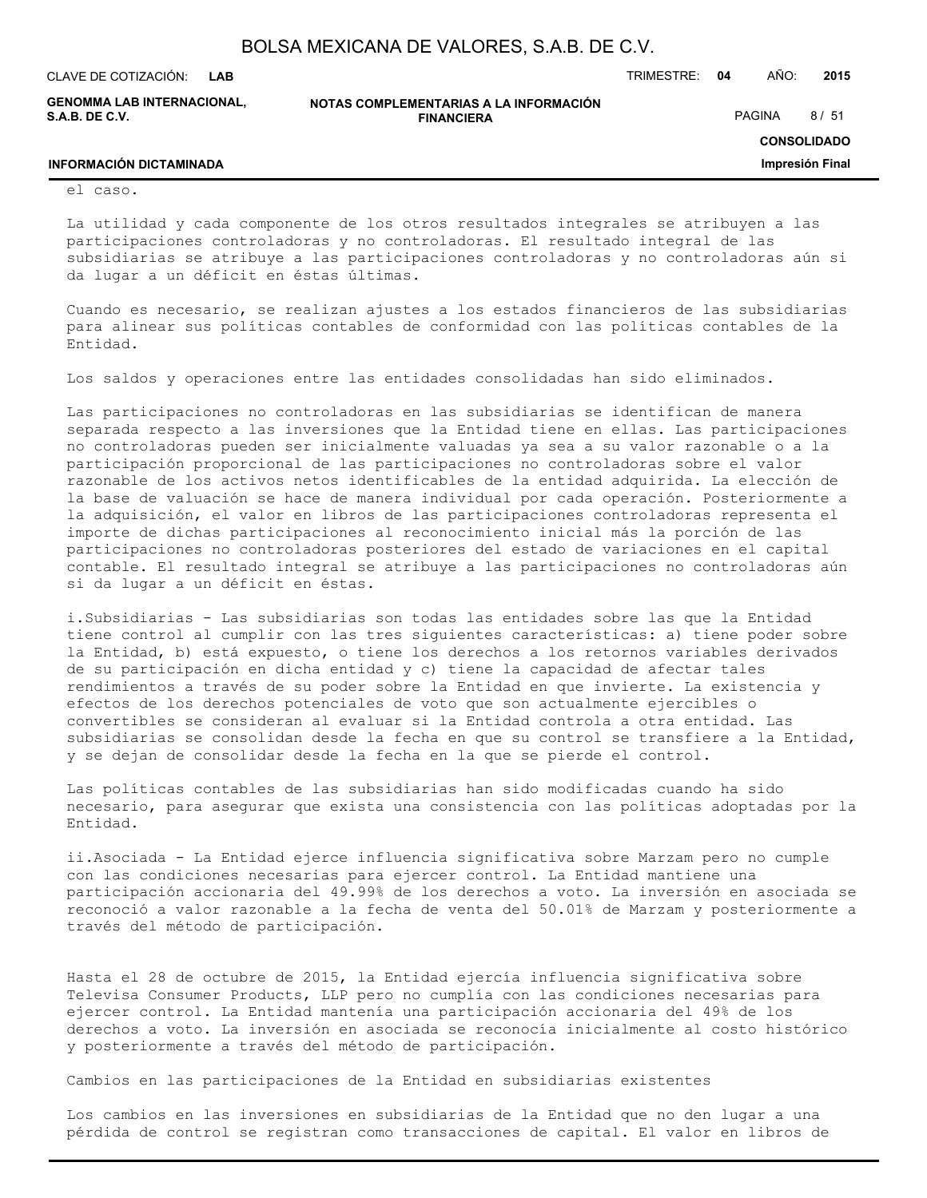el caso.

La utilidad y cada componente de los otros resultados integrales se atribuyen a las participaciones controladoras y no controladoras. El resultado integral de las subsidiarias se atribuye a las participaciones controladoras y no controladoras aún si da lugar a un déficit en éstas últimas.

Cuando es necesario, se realizan ajustes a los estados financieros de las subsidiarias para alinear sus políticas contables de conformidad con las políticas contables de la Entidad.

Los saldos y operaciones entre las entidades consolidadas han sido eliminados.

Las participaciones no controladoras en las subsidiarias se identifican de manera separada respecto a las inversiones que la Entidad tiene en ellas. Las participaciones no controladoras pueden ser inicialmente valuadas ya sea a su valor razonable o a la participación proporcional de las participaciones no controladoras sobre el valor razonable de los activos netos identificables de la entidad adquirida. La elección de la base de valuación se hace de manera individual por cada operación. Posteriormente a la adquisición, el valor en libros de las participaciones controladoras representa el importe de dichas participaciones al reconocimiento inicial más la porción de las participaciones no controladoras posteriores del estado de variaciones en el capital contable. El resultado integral se atribuye a las participaciones no controladoras aún si da lugar a un déficit en éstas.

i.Subsidiarias - Las subsidiarias son todas las entidades sobre las que la Entidad tiene control al cumplir con las tres siguientes características: a) tiene poder sobre la Entidad, b) está expuesto, o tiene los derechos a los retornos variables derivados de su participación en dicha entidad y c) tiene la capacidad de afectar tales rendimientos a través de su poder sobre la Entidad en que invierte. La existencia y efectos de los derechos potenciales de voto que son actualmente ejercibles o convertibles se consideran al evaluar si la Entidad controla a otra entidad. Las subsidiarias se consolidan desde la fecha en que su control se transfiere a la Entidad, y se dejan de consolidar desde la fecha en la que se pierde el control.

Las políticas contables de las subsidiarias han sido modificadas cuando ha sido necesario, para asegurar que exista una consistencia con las políticas adoptadas por la Entidad.

ii.Asociada - La Entidad ejerce influencia significativa sobre Marzam pero no cumple con las condiciones necesarias para ejercer control. La Entidad mantiene una participación accionaria del 49.99% de los derechos a voto. La inversión en asociada se reconoció a valor razonable a la fecha de venta del 50.01% de Marzam y posteriormente a través del método de participación.

Hasta el 28 de octubre de 2015, la Entidad ejercía influencia significativa sobre Televisa Consumer Products, LLP pero no cumplía con las condiciones necesarias para ejercer control. La Entidad mantenía una participación accionaria del 49% de los derechos a voto. La inversión en asociada se reconocía inicialmente al costo histórico y posteriormente a través del método de participación.

Cambios en las participaciones de la Entidad en subsidiarias existentes

Los cambios en las inversiones en subsidiarias de la Entidad que no den lugar a una pérdida de control se registran como transacciones de capital. El valor en libros de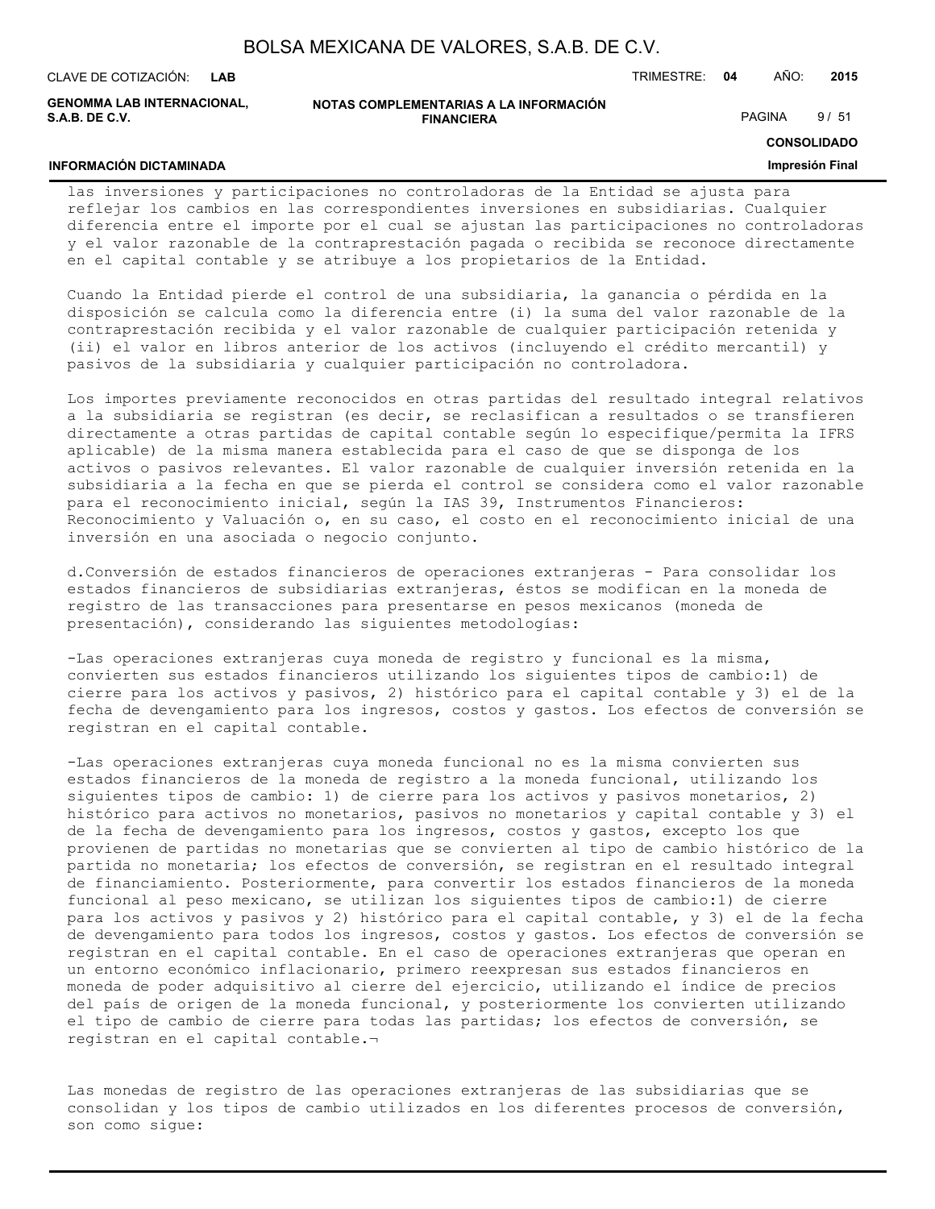las inversiones y participaciones no controladoras de la Entidad se ajusta para reflejar los cambios en las correspondientes inversiones en subsidiarias. Cualquier diferencia entre el importe por el cual se ajustan las participaciones no controladoras y el valor razonable de la contraprestación pagada o recibida se reconoce directamente en el capital contable y se atribuye a los propietarios de la Entidad.

Cuando la Entidad pierde el control de una subsidiaria, la ganancia o pérdida en la disposición se calcula como la diferencia entre (i) la suma del valor razonable de la contraprestación recibida y el valor razonable de cualquier participación retenida y (ii) el valor en libros anterior de los activos (incluyendo el crédito mercantil) y pasivos de la subsidiaria y cualquier participación no controladora.

Los importes previamente reconocidos en otras partidas del resultado integral relativos a la subsidiaria se registran (es decir, se reclasifican a resultados o se transfieren directamente a otras partidas de capital contable según lo especifique/permita la IFRS aplicable) de la misma manera establecida para el caso de que se disponga de los activos o pasivos relevantes. El valor razonable de cualquier inversión retenida en la subsidiaria a la fecha en que se pierda el control se considera como el valor razonable para el reconocimiento inicial, según la IAS 39, Instrumentos Financieros: Reconocimiento y Valuación o, en su caso, el costo en el reconocimiento inicial de una inversión en una asociada o negocio conjunto.

d.Conversión de estados financieros de operaciones extranjeras - Para consolidar los estados financieros de subsidiarias extranjeras, éstos se modifican en la moneda de registro de las transacciones para presentarse en pesos mexicanos (moneda de presentación), considerando las siguientes metodologías:

-Las operaciones extranjeras cuya moneda de registro y funcional es la misma, convierten sus estados financieros utilizando los siguientes tipos de cambio:1) de cierre para los activos y pasivos, 2) histórico para el capital contable y 3) el de la fecha de devengamiento para los ingresos, costos y gastos. Los efectos de conversión se registran en el capital contable.

-Las operaciones extranjeras cuya moneda funcional no es la misma convierten sus estados financieros de la moneda de registro a la moneda funcional, utilizando los siguientes tipos de cambio: 1) de cierre para los activos y pasivos monetarios, 2) histórico para activos no monetarios, pasivos no monetarios y capital contable y 3) el de la fecha de devengamiento para los ingresos, costos y gastos, excepto los que provienen de partidas no monetarias que se convierten al tipo de cambio histórico de la partida no monetaria; los efectos de conversión, se registran en el resultado integral de financiamiento. Posteriormente, para convertir los estados financieros de la moneda funcional al peso mexicano, se utilizan los siguientes tipos de cambio:1) de cierre para los activos y pasivos y 2) histórico para el capital contable, y 3) el de la fecha de devengamiento para todos los ingresos, costos y gastos. Los efectos de conversión se registran en el capital contable. En el caso de operaciones extranjeras que operan en un entorno económico inflacionario, primero reexpresan sus estados financieros en moneda de poder adquisitivo al cierre del ejercicio, utilizando el índice de precios del país de origen de la moneda funcional, y posteriormente los convierten utilizando el tipo de cambio de cierre para todas las partidas; los efectos de conversión, se registran en el capital contable.¬

Las monedas de registro de las operaciones extranjeras de las subsidiarias que se consolidan y los tipos de cambio utilizados en los diferentes procesos de conversión, son como sigue: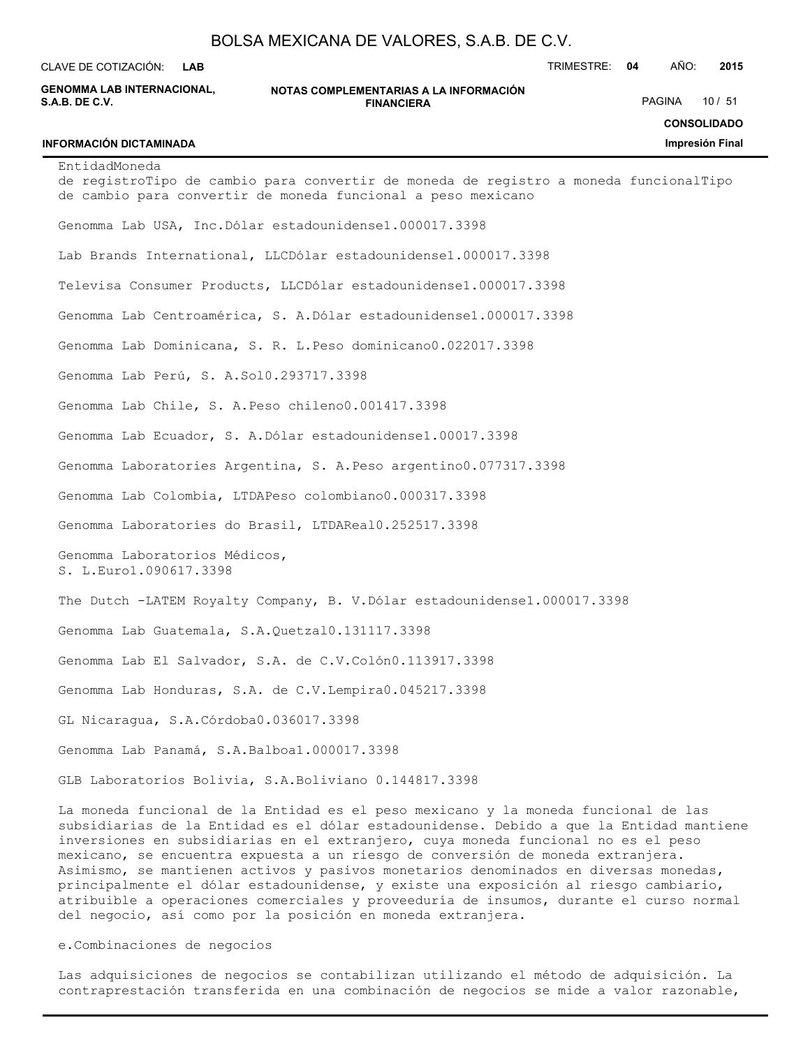| Entidad | Moneda de registro | Tipo de cambio para convertir de moneda de registro a moneda funcional | Tipo de cambio para convertir de moneda funcional a peso mexicano |
|---|---|---|---|
| Genomma Lab USA, Inc. | Dólar estadounidense | 1.0000 | 17.3398 |
| Lab Brands International, LLC | Dólar estadounidense | 1.0000 | 17.3398 |
| Televisa Consumer Products, LLC | Dólar estadounidense | 1.0000 | 17.3398 |
| Genomma Lab Centroamérica, S. A. | Dólar estadounidense | 1.0000 | 17.3398 |
| Genomma Lab Dominicana, S. R. L. | Peso dominicano | 0.0220 | 17.3398 |
| Genomma Lab Perú, S. A. | Sol | 0.2937 | 17.3398 |
| Genomma Lab Chile, S. A. | Peso chileno | 0.0014 | 17.3398 |
| Genomma Lab Ecuador, S. A. | Dólar estadounidense | 1.000 | 17.3398 |
| Genomma Laboratories Argentina, S. A. | Peso argentino | 0.0773 | 17.3398 |
| Genomma Lab Colombia, LTDA | Peso colombiano | 0.0003 | 17.3398 |
| Genomma Laboratories do Brasil, LTDA | Real | 0.2525 | 17.3398 |
| Genomma Laboratorios Médicos, S. L. | Euro | 1.0906 | 17.3398 |
| The Dutch -LATEM Royalty Company, B. V. | Dólar estadounidense | 1.0000 | 17.3398 |
| Genomma Lab Guatemala, S.A. | Quetzal | 0.1311 | 17.3398 |
| Genomma Lab El Salvador, S.A. de C.V. | Colón | 0.1139 | 17.3398 |
| Genomma Lab Honduras, S.A. de C.V. | Lempira | 0.0452 | 17.3398 |
| GL Nicaragua, S.A. | Córdoba | 0.0360 | 17.3398 |
| Genomma Lab Panamá, S.A. | Balboa | 1.0000 | 17.3398 |
| GLB Laboratorios Bolivia, S.A. | Boliviano | 0.1448 | 17.3398 |

La moneda funcional de la Entidad es el peso mexicano y la moneda funcional de las subsidiarias de la Entidad es el dólar estadounidense. Debido a que la Entidad mantiene inversiones en subsidiarias en el extranjero, cuya moneda funcional no es el peso mexicano, se encuentra expuesta a un riesgo de conversión de moneda extranjera. Asimismo, se mantienen activos y pasivos monetarios denominados en diversas monedas, principalmente el dólar estadounidense, y existe una exposición al riesgo cambiario, atribuible a operaciones comerciales y proveeduría de insumos, durante el curso normal del negocio, así como por la posición en moneda extranjera.

e. Combinaciones de negocios

Las adquisiciones de negocios se contabilizan utilizando el método de adquisición. La contraprestación transferida en una combinación de negocios se mide a valor razonable,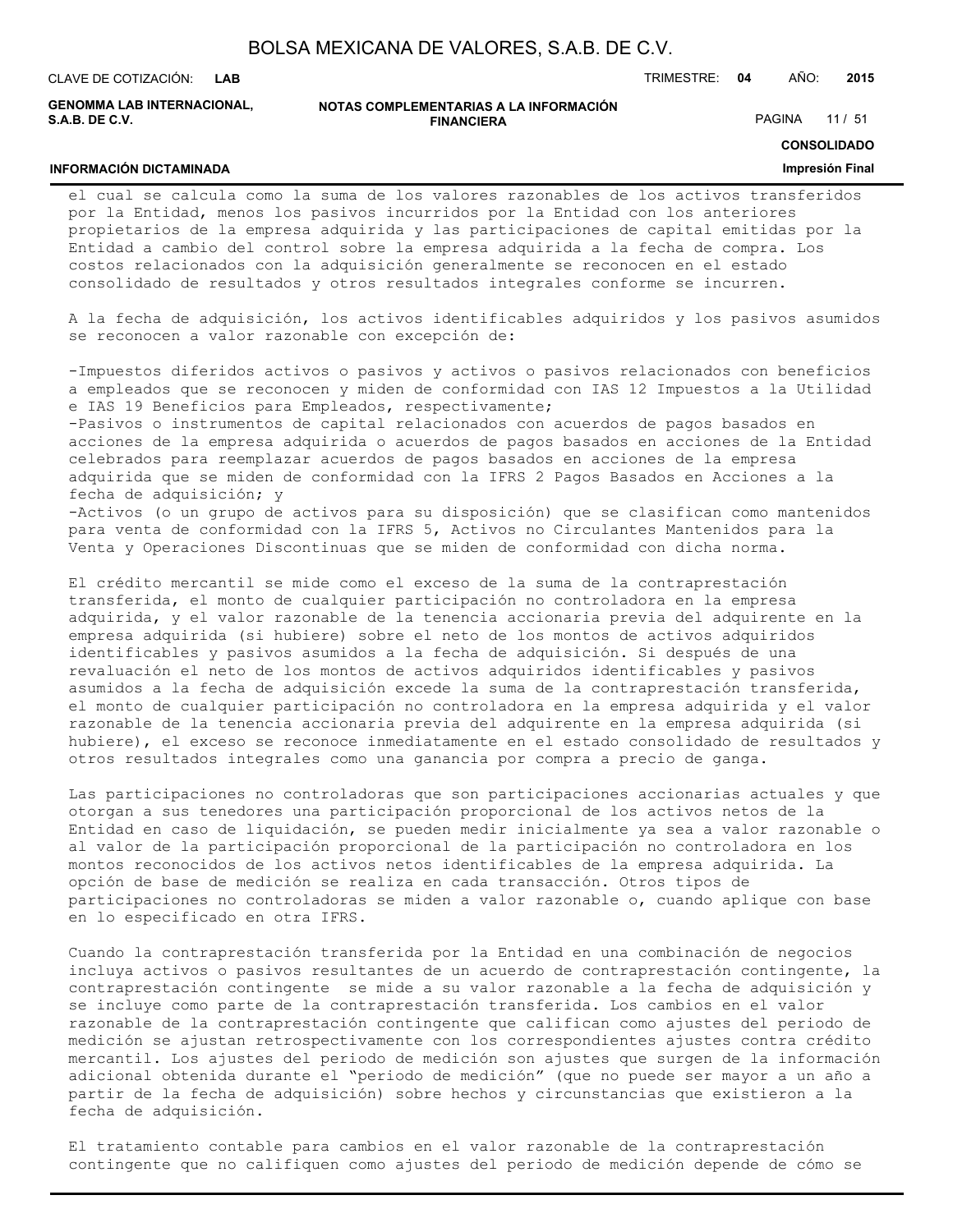el cual se calcula como la suma de los valores razonables de los activos transferidos por la Entidad, menos los pasivos incurridos por la Entidad con los anteriores propietarios de la empresa adquirida y las participaciones de capital emitidas por la Entidad a cambio del control sobre la empresa adquirida a la fecha de compra. Los costos relacionados con la adquisición generalmente se reconocen en el estado consolidado de resultados y otros resultados integrales conforme se incurren.

A la fecha de adquisición, los activos identificables adquiridos y los pasivos asumidos se reconocen a valor razonable con excepción de:

-Impuestos diferidos activos o pasivos y activos o pasivos relacionados con beneficios a empleados que se reconocen y miden de conformidad con IAS 12 Impuestos a la Utilidad e IAS 19 Beneficios para Empleados, respectivamente;
-Pasivos o instrumentos de capital relacionados con acuerdos de pagos basados en acciones de la empresa adquirida o acuerdos de pagos basados en acciones de la Entidad celebrados para reemplazar acuerdos de pagos basados en acciones de la empresa adquirida que se miden de conformidad con la IFRS 2 Pagos Basados en Acciones a la fecha de adquisición; y
-Activos (o un grupo de activos para su disposición) que se clasifican como mantenidos para venta de conformidad con la IFRS 5, Activos no Circulantes Mantenidos para la Venta y Operaciones Discontinuas que se miden de conformidad con dicha norma.

El crédito mercantil se mide como el exceso de la suma de la contraprestación transferida, el monto de cualquier participación no controladora en la empresa adquirida, y el valor razonable de la tenencia accionaria previa del adquirente en la empresa adquirida (si hubiere) sobre el neto de los montos de activos adquiridos identificables y pasivos asumidos a la fecha de adquisición. Si después de una revaluación el neto de los montos de activos adquiridos identificables y pasivos asumidos a la fecha de adquisición excede la suma de la contraprestación transferida, el monto de cualquier participación no controladora en la empresa adquirida y el valor razonable de la tenencia accionaria previa del adquirente en la empresa adquirida (si hubiere), el exceso se reconoce inmediatamente en el estado consolidado de resultados y otros resultados integrales como una ganancia por compra a precio de ganga.

Las participaciones no controladoras que son participaciones accionarias actuales y que otorgan a sus tenedores una participación proporcional de los activos netos de la Entidad en caso de liquidación, se pueden medir inicialmente ya sea a valor razonable o al valor de la participación proporcional de la participación no controladora en los montos reconocidos de los activos netos identificables de la empresa adquirida. La opción de base de medición se realiza en cada transacción. Otros tipos de participaciones no controladoras se miden a valor razonable o, cuando aplique con base en lo especificado en otra IFRS.

Cuando la contraprestación transferida por la Entidad en una combinación de negocios incluya activos o pasivos resultantes de un acuerdo de contraprestación contingente, la contraprestación contingente se mide a su valor razonable a la fecha de adquisición y se incluye como parte de la contraprestación transferida. Los cambios en el valor razonable de la contraprestación contingente que califican como ajustes del periodo de medición se ajustan retrospectivamente con los correspondientes ajustes contra crédito mercantil. Los ajustes del periodo de medición son ajustes que surgen de la información adicional obtenida durante el "periodo de medición" (que no puede ser mayor a un año a partir de la fecha de adquisición) sobre hechos y circunstancias que existieron a la fecha de adquisición.

El tratamiento contable para cambios en el valor razonable de la contraprestación contingente que no califiquen como ajustes del periodo de medición depende de cómo se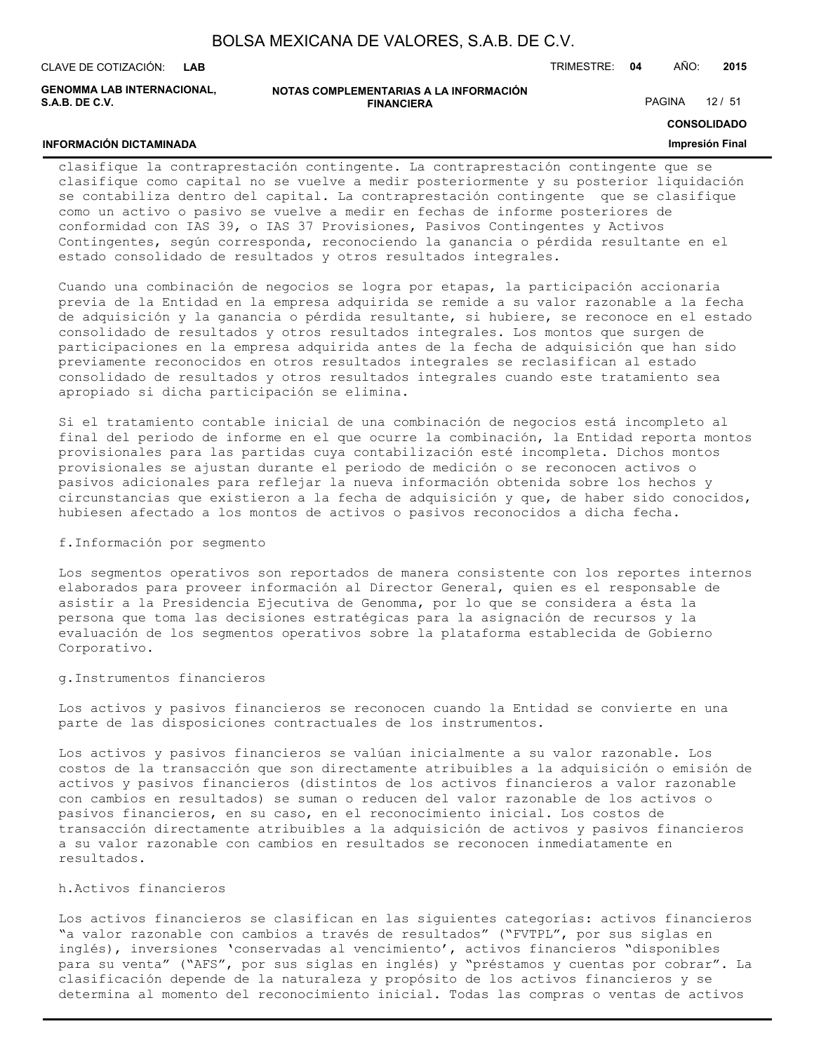clasifique la contraprestación contingente. La contraprestación contingente que se clasifique como capital no se vuelve a medir posteriormente y su posterior liquidación se contabiliza dentro del capital. La contraprestación contingente que se clasifique como un activo o pasivo se vuelve a medir en fechas de informe posteriores de conformidad con IAS 39, o IAS 37 Provisiones, Pasivos Contingentes y Activos Contingentes, según corresponda, reconociendo la ganancia o pérdida resultante en el estado consolidado de resultados y otros resultados integrales.

Cuando una combinación de negocios se logra por etapas, la participación accionaria previa de la Entidad en la empresa adquirida se remide a su valor razonable a la fecha de adquisición y la ganancia o pérdida resultante, si hubiere, se reconoce en el estado consolidado de resultados y otros resultados integrales. Los montos que surgen de participaciones en la empresa adquirida antes de la fecha de adquisición que han sido previamente reconocidos en otros resultados integrales se reclasifican al estado consolidado de resultados y otros resultados integrales cuando este tratamiento sea apropiado si dicha participación se elimina.

Si el tratamiento contable inicial de una combinación de negocios está incompleto al final del periodo de informe en el que ocurre la combinación, la Entidad reporta montos provisionales para las partidas cuya contabilización esté incompleta. Dichos montos provisionales se ajustan durante el periodo de medición o se reconocen activos o pasivos adicionales para reflejar la nueva información obtenida sobre los hechos y circunstancias que existieron a la fecha de adquisición y que, de haber sido conocidos, hubiesen afectado a los montos de activos o pasivos reconocidos a dicha fecha.

f.Información por segmento

Los segmentos operativos son reportados de manera consistente con los reportes internos elaborados para proveer información al Director General, quien es el responsable de asistir a la Presidencia Ejecutiva de Genomma, por lo que se considera a ésta la persona que toma las decisiones estratégicas para la asignación de recursos y la evaluación de los segmentos operativos sobre la plataforma establecida de Gobierno Corporativo.

g.Instrumentos financieros

Los activos y pasivos financieros se reconocen cuando la Entidad se convierte en una parte de las disposiciones contractuales de los instrumentos.

Los activos y pasivos financieros se valúan inicialmente a su valor razonable. Los costos de la transacción que son directamente atribuibles a la adquisición o emisión de activos y pasivos financieros (distintos de los activos financieros a valor razonable con cambios en resultados) se suman o reducen del valor razonable de los activos o pasivos financieros, en su caso, en el reconocimiento inicial. Los costos de transacción directamente atribuibles a la adquisición de activos y pasivos financieros a su valor razonable con cambios en resultados se reconocen inmediatamente en resultados.

h.Activos financieros

Los activos financieros se clasifican en las siguientes categorías: activos financieros "a valor razonable con cambios a través de resultados" ("FVTPL", por sus siglas en inglés), inversiones 'conservadas al vencimiento', activos financieros "disponibles para su venta" ("AFS", por sus siglas en inglés) y "préstamos y cuentas por cobrar". La clasificación depende de la naturaleza y propósito de los activos financieros y se determina al momento del reconocimiento inicial. Todas las compras o ventas de activos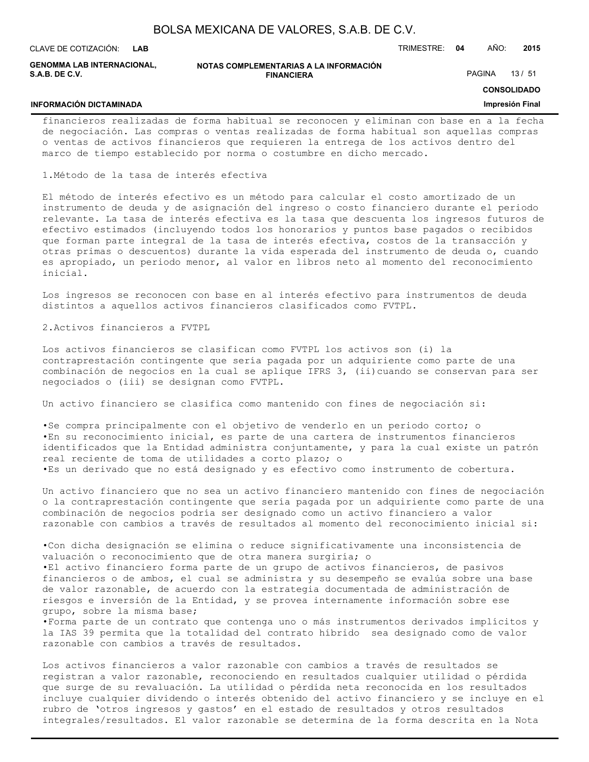financieros realizadas de forma habitual se reconocen y eliminan con base en a la fecha de negociación. Las compras o ventas realizadas de forma habitual son aquellas compras o ventas de activos financieros que requieren la entrega de los activos dentro del marco de tiempo establecido por norma o costumbre en dicho mercado.

1.Método de la tasa de interés efectiva

El método de interés efectivo es un método para calcular el costo amortizado de un instrumento de deuda y de asignación del ingreso o costo financiero durante el periodo relevante. La tasa de interés efectiva es la tasa que descuenta los ingresos futuros de efectivo estimados (incluyendo todos los honorarios y puntos base pagados o recibidos que forman parte integral de la tasa de interés efectiva, costos de la transacción y otras primas o descuentos) durante la vida esperada del instrumento de deuda o, cuando es apropiado, un periodo menor, al valor en libros neto al momento del reconocimiento inicial.

Los ingresos se reconocen con base en al interés efectivo para instrumentos de deuda distintos a aquellos activos financieros clasificados como FVTPL.

2.Activos financieros a FVTPL

Los activos financieros se clasifican como FVTPL los activos son (i) la contraprestación contingente que sería pagada por un adquiriente como parte de una combinación de negocios en la cual se aplique IFRS 3, (ii)cuando se conservan para ser negociados o (iii) se designan como FVTPL.

Un activo financiero se clasifica como mantenido con fines de negociación si:

•Se compra principalmente con el objetivo de venderlo en un periodo corto; o
•En su reconocimiento inicial, es parte de una cartera de instrumentos financieros identificados que la Entidad administra conjuntamente, y para la cual existe un patrón real reciente de toma de utilidades a corto plazo; o
•Es un derivado que no está designado y es efectivo como instrumento de cobertura.

Un activo financiero que no sea un activo financiero mantenido con fines de negociación o la contraprestación contingente que sería pagada por un adquiriente como parte de una combinación de negocios podría ser designado como un activo financiero a valor razonable con cambios a través de resultados al momento del reconocimiento inicial si:

•Con dicha designación se elimina o reduce significativamente una inconsistencia de valuación o reconocimiento que de otra manera surgiría; o
•El activo financiero forma parte de un grupo de activos financieros, de pasivos financieros o de ambos, el cual se administra y su desempeño se evalúa sobre una base de valor razonable, de acuerdo con la estrategia documentada de administración de riesgos e inversión de la Entidad, y se provea internamente información sobre ese grupo, sobre la misma base;
•Forma parte de un contrato que contenga uno o más instrumentos derivados implícitos y la IAS 39 permita que la totalidad del contrato híbrido sea designado como de valor razonable con cambios a través de resultados.

Los activos financieros a valor razonable con cambios a través de resultados se registran a valor razonable, reconociendo en resultados cualquier utilidad o pérdida que surge de su revaluación. La utilidad o pérdida neta reconocida en los resultados incluye cualquier dividendo o interés obtenido del activo financiero y se incluye en el rubro de 'otros ingresos y gastos' en el estado de resultados y otros resultados integrales/resultados. El valor razonable se determina de la forma descrita en la Nota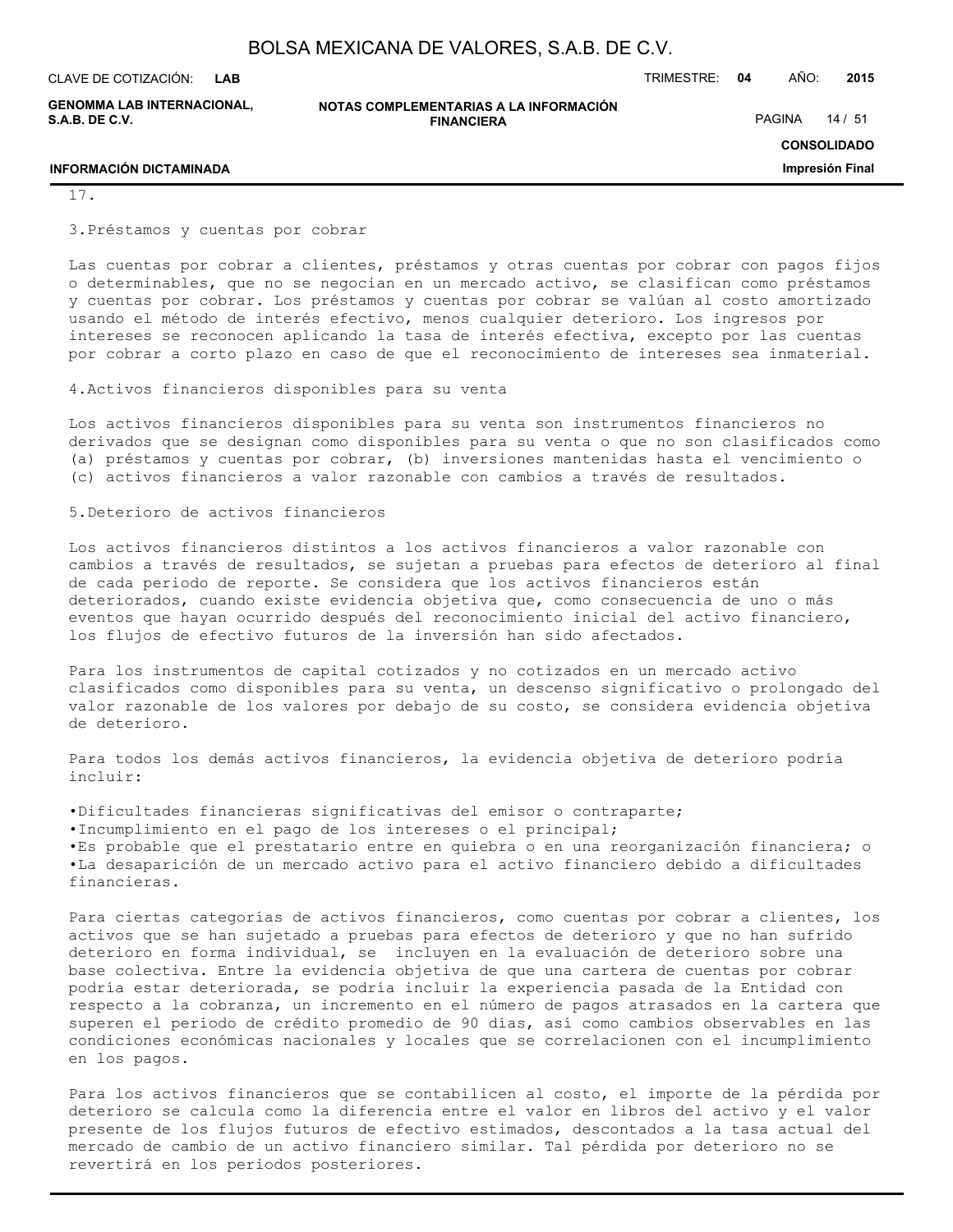17.

3.Préstamos y cuentas por cobrar

Las cuentas por cobrar a clientes, préstamos y otras cuentas por cobrar con pagos fijos o determinables, que no se negocian en un mercado activo, se clasifican como préstamos y cuentas por cobrar. Los préstamos y cuentas por cobrar se valúan al costo amortizado usando el método de interés efectivo, menos cualquier deterioro. Los ingresos por intereses se reconocen aplicando la tasa de interés efectiva, excepto por las cuentas por cobrar a corto plazo en caso de que el reconocimiento de intereses sea inmaterial.

4.Activos financieros disponibles para su venta

Los activos financieros disponibles para su venta son instrumentos financieros no derivados que se designan como disponibles para su venta o que no son clasificados como (a) préstamos y cuentas por cobrar, (b) inversiones mantenidas hasta el vencimiento o (c) activos financieros a valor razonable con cambios a través de resultados.

5.Deterioro de activos financieros

Los activos financieros distintos a los activos financieros a valor razonable con cambios a través de resultados, se sujetan a pruebas para efectos de deterioro al final de cada periodo de reporte. Se considera que los activos financieros están deteriorados, cuando existe evidencia objetiva que, como consecuencia de uno o más eventos que hayan ocurrido después del reconocimiento inicial del activo financiero, los flujos de efectivo futuros de la inversión han sido afectados.

Para los instrumentos de capital cotizados y no cotizados en un mercado activo clasificados como disponibles para su venta, un descenso significativo o prolongado del valor razonable de los valores por debajo de su costo, se considera evidencia objetiva de deterioro.

Para todos los demás activos financieros, la evidencia objetiva de deterioro podría incluir:

- Dificultades financieras significativas del emisor o contraparte;
- Incumplimiento en el pago de los intereses o el principal;
- Es probable que el prestatario entre en quiebra o en una reorganización financiera; o
- La desaparición de un mercado activo para el activo financiero debido a dificultades financieras.

Para ciertas categorías de activos financieros, como cuentas por cobrar a clientes, los activos que se han sujetado a pruebas para efectos de deterioro y que no han sufrido deterioro en forma individual, se incluyen en la evaluación de deterioro sobre una base colectiva. Entre la evidencia objetiva de que una cartera de cuentas por cobrar podría estar deteriorada, se podría incluir la experiencia pasada de la Entidad con respecto a la cobranza, un incremento en el número de pagos atrasados en la cartera que superen el periodo de crédito promedio de 90 días, así como cambios observables en las condiciones económicas nacionales y locales que se correlacionen con el incumplimiento en los pagos.

Para los activos financieros que se contabilicen al costo, el importe de la pérdida por deterioro se calcula como la diferencia entre el valor en libros del activo y el valor presente de los flujos futuros de efectivo estimados, descontados a la tasa actual del mercado de cambio de un activo financiero similar. Tal pérdida por deterioro no se revertirá en los periodos posteriores.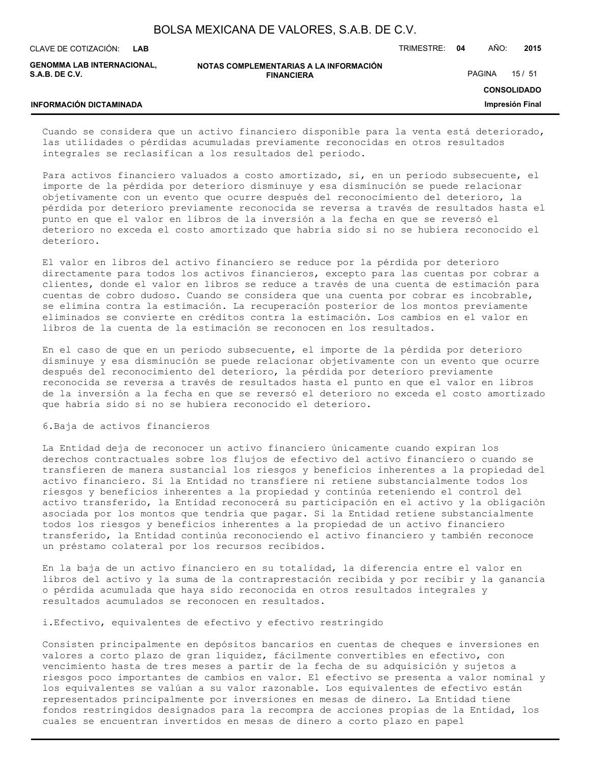Cuando se considera que un activo financiero disponible para la venta está deteriorado, las utilidades o pérdidas acumuladas previamente reconocidas en otros resultados integrales se reclasifican a los resultados del periodo.

Para activos financiero valuados a costo amortizado, si, en un periodo subsecuente, el importe de la pérdida por deterioro disminuye y esa disminución se puede relacionar objetivamente con un evento que ocurre después del reconocimiento del deterioro, la pérdida por deterioro previamente reconocida se reversa a través de resultados hasta el punto en que el valor en libros de la inversión a la fecha en que se reversó el deterioro no exceda el costo amortizado que habría sido si no se hubiera reconocido el deterioro.

El valor en libros del activo financiero se reduce por la pérdida por deterioro directamente para todos los activos financieros, excepto para las cuentas por cobrar a clientes, donde el valor en libros se reduce a través de una cuenta de estimación para cuentas de cobro dudoso. Cuando se considera que una cuenta por cobrar es incobrable, se elimina contra la estimación. La recuperación posterior de los montos previamente eliminados se convierte en créditos contra la estimación. Los cambios en el valor en libros de la cuenta de la estimación se reconocen en los resultados.

En el caso de que en un periodo subsecuente, el importe de la pérdida por deterioro disminuye y esa disminución se puede relacionar objetivamente con un evento que ocurre después del reconocimiento del deterioro, la pérdida por deterioro previamente reconocida se reversa a través de resultados hasta el punto en que el valor en libros de la inversión a la fecha en que se reversó el deterioro no exceda el costo amortizado que habría sido si no se hubiera reconocido el deterioro.

6.Baja de activos financieros

La Entidad deja de reconocer un activo financiero únicamente cuando expiran los derechos contractuales sobre los flujos de efectivo del activo financiero o cuando se transfieren de manera sustancial los riesgos y beneficios inherentes a la propiedad del activo financiero. Si la Entidad no transfiere ni retiene substancialmente todos los riesgos y beneficios inherentes a la propiedad y continúa reteniendo el control del activo transferido, la Entidad reconocerá su participación en el activo y la obligación asociada por los montos que tendría que pagar. Si la Entidad retiene substancialmente todos los riesgos y beneficios inherentes a la propiedad de un activo financiero transferido, la Entidad continúa reconociendo el activo financiero y también reconoce un préstamo colateral por los recursos recibidos.

En la baja de un activo financiero en su totalidad, la diferencia entre el valor en libros del activo y la suma de la contraprestación recibida y por recibir y la ganancia o pérdida acumulada que haya sido reconocida en otros resultados integrales y resultados acumulados se reconocen en resultados.

i.Efectivo, equivalentes de efectivo y efectivo restringido

Consisten principalmente en depósitos bancarios en cuentas de cheques e inversiones en valores a corto plazo de gran liquidez, fácilmente convertibles en efectivo, con vencimiento hasta de tres meses a partir de la fecha de su adquisición y sujetos a riesgos poco importantes de cambios en valor. El efectivo se presenta a valor nominal y los equivalentes se valúan a su valor razonable. Los equivalentes de efectivo están representados principalmente por inversiones en mesas de dinero. La Entidad tiene fondos restringidos designados para la recompra de acciones propias de la Entidad, los cuales se encuentran invertidos en mesas de dinero a corto plazo en papel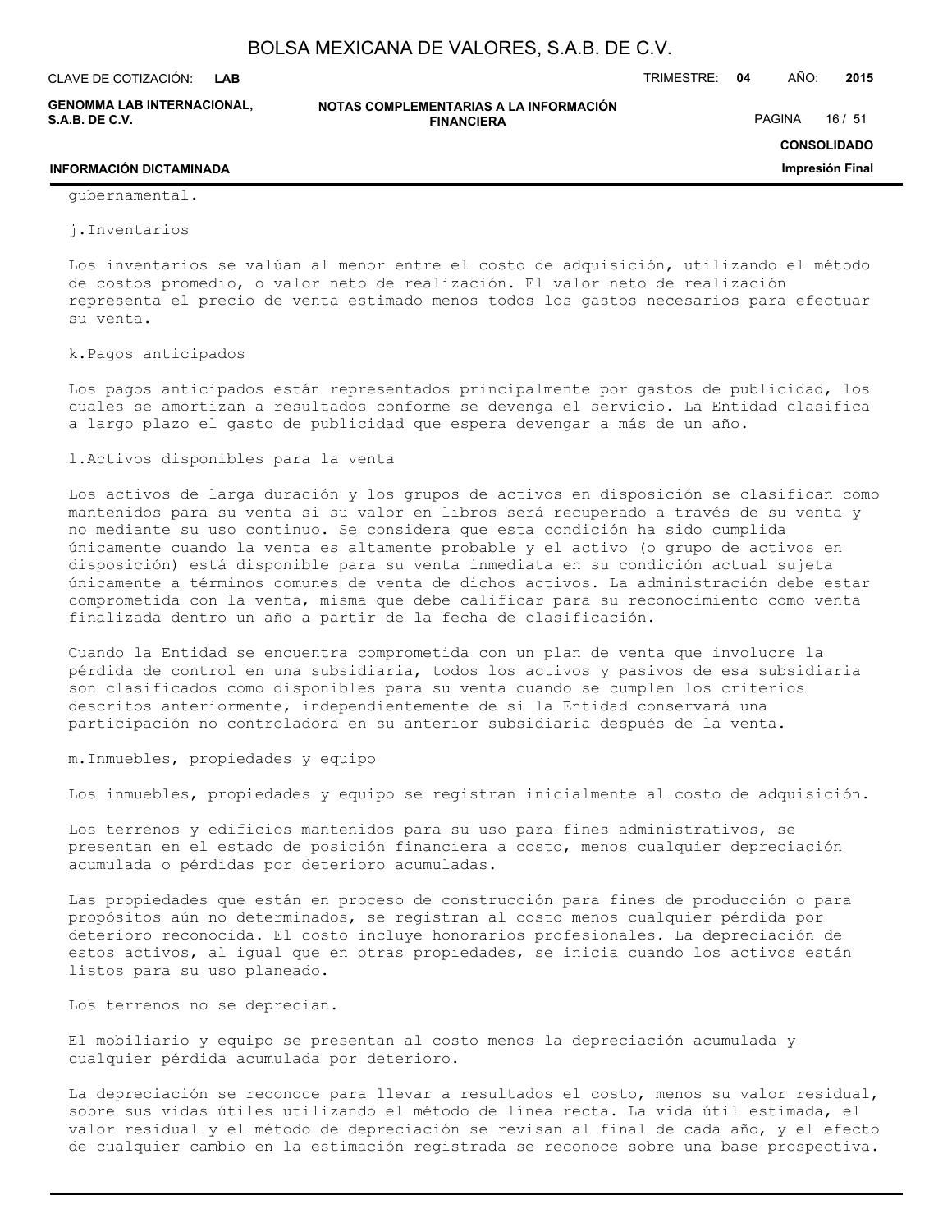gubernamental.

j.Inventarios

Los inventarios se valúan al menor entre el costo de adquisición, utilizando el método de costos promedio, o valor neto de realización. El valor neto de realización representa el precio de venta estimado menos todos los gastos necesarios para efectuar su venta.

k.Pagos anticipados

Los pagos anticipados están representados principalmente por gastos de publicidad, los cuales se amortizan a resultados conforme se devenga el servicio. La Entidad clasifica a largo plazo el gasto de publicidad que espera devengar a más de un año.

l.Activos disponibles para la venta

Los activos de larga duración y los grupos de activos en disposición se clasifican como mantenidos para su venta si su valor en libros será recuperado a través de su venta y no mediante su uso continuo. Se considera que esta condición ha sido cumplida únicamente cuando la venta es altamente probable y el activo (o grupo de activos en disposición) está disponible para su venta inmediata en su condición actual sujeta únicamente a términos comunes de venta de dichos activos. La administración debe estar comprometida con la venta, misma que debe calificar para su reconocimiento como venta finalizada dentro un año a partir de la fecha de clasificación.

Cuando la Entidad se encuentra comprometida con un plan de venta que involucre la pérdida de control en una subsidiaria, todos los activos y pasivos de esa subsidiaria son clasificados como disponibles para su venta cuando se cumplen los criterios descritos anteriormente, independientemente de si la Entidad conservará una participación no controladora en su anterior subsidiaria después de la venta.

m.Inmuebles, propiedades y equipo

Los inmuebles, propiedades y equipo se registran inicialmente al costo de adquisición.

Los terrenos y edificios mantenidos para su uso para fines administrativos, se presentan en el estado de posición financiera a costo, menos cualquier depreciación acumulada o pérdidas por deterioro acumuladas.

Las propiedades que están en proceso de construcción para fines de producción o para propósitos aún no determinados, se registran al costo menos cualquier pérdida por deterioro reconocida. El costo incluye honorarios profesionales. La depreciación de estos activos, al igual que en otras propiedades, se inicia cuando los activos están listos para su uso planeado.

Los terrenos no se deprecian.

El mobiliario y equipo se presentan al costo menos la depreciación acumulada y cualquier pérdida acumulada por deterioro.

La depreciación se reconoce para llevar a resultados el costo, menos su valor residual, sobre sus vidas útiles utilizando el método de línea recta. La vida útil estimada, el valor residual y el método de depreciación se revisan al final de cada año, y el efecto de cualquier cambio en la estimación registrada se reconoce sobre una base prospectiva.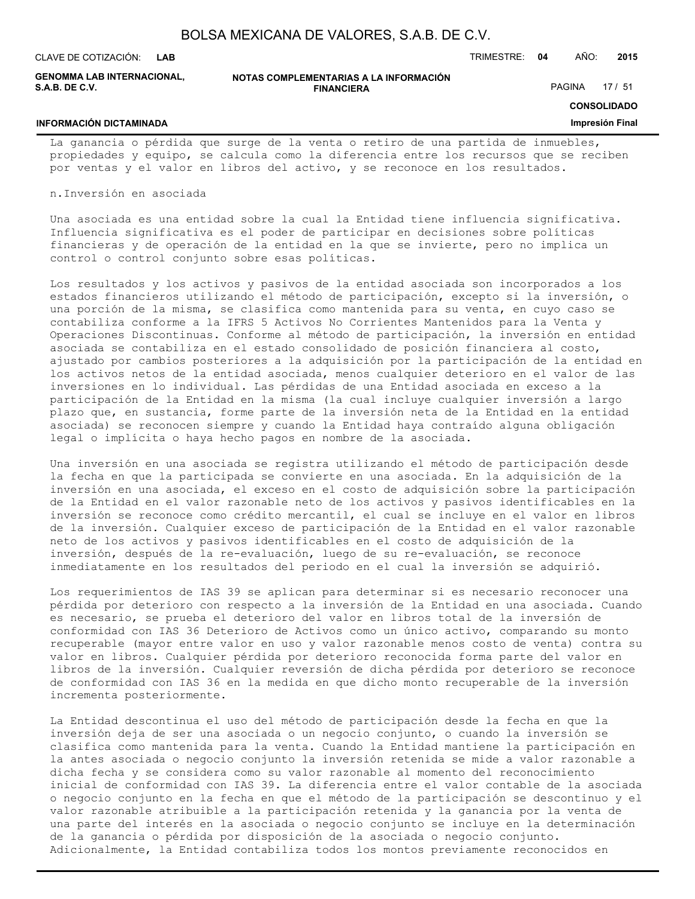La ganancia o pérdida que surge de la venta o retiro de una partida de inmuebles, propiedades y equipo, se calcula como la diferencia entre los recursos que se reciben por ventas y el valor en libros del activo, y se reconoce en los resultados.

n. Inversión en asociada

Una asociada es una entidad sobre la cual la Entidad tiene influencia significativa. Influencia significativa es el poder de participar en decisiones sobre políticas financieras y de operación de la entidad en la que se invierte, pero no implica un control o control conjunto sobre esas políticas.

Los resultados y los activos y pasivos de la entidad asociada son incorporados a los estados financieros utilizando el método de participación, excepto si la inversión, o una porción de la misma, se clasifica como mantenida para su venta, en cuyo caso se contabiliza conforme a la IFRS 5 Activos No Corrientes Mantenidos para la Venta y Operaciones Discontinuas. Conforme al método de participación, la inversión en entidad asociada se contabiliza en el estado consolidado de posición financiera al costo, ajustado por cambios posteriores a la adquisición por la participación de la entidad en los activos netos de la entidad asociada, menos cualquier deterioro en el valor de las inversiones en lo individual. Las pérdidas de una Entidad asociada en exceso a la participación de la Entidad en la misma (la cual incluye cualquier inversión a largo plazo que, en sustancia, forme parte de la inversión neta de la Entidad en la entidad asociada) se reconocen siempre y cuando la Entidad haya contraído alguna obligación legal o implícita o haya hecho pagos en nombre de la asociada.

Una inversión en una asociada se registra utilizando el método de participación desde la fecha en que la participada se convierte en una asociada. En la adquisición de la inversión en una asociada, el exceso en el costo de adquisición sobre la participación de la Entidad en el valor razonable neto de los activos y pasivos identificables en la inversión se reconoce como crédito mercantil, el cual se incluye en el valor en libros de la inversión. Cualquier exceso de participación de la Entidad en el valor razonable neto de los activos y pasivos identificables en el costo de adquisición de la inversión, después de la re-evaluación, luego de su re-evaluación, se reconoce inmediatamente en los resultados del periodo en el cual la inversión se adquirió.

Los requerimientos de IAS 39 se aplican para determinar si es necesario reconocer una pérdida por deterioro con respecto a la inversión de la Entidad en una asociada. Cuando es necesario, se prueba el deterioro del valor en libros total de la inversión de conformidad con IAS 36 Deterioro de Activos como un único activo, comparando su monto recuperable (mayor entre valor en uso y valor razonable menos costo de venta) contra su valor en libros. Cualquier pérdida por deterioro reconocida forma parte del valor en libros de la inversión. Cualquier reversión de dicha pérdida por deterioro se reconoce de conformidad con IAS 36 en la medida en que dicho monto recuperable de la inversión incrementa posteriormente.

La Entidad descontinua el uso del método de participación desde la fecha en que la inversión deja de ser una asociada o un negocio conjunto, o cuando la inversión se clasifica como mantenida para la venta. Cuando la Entidad mantiene la participación en la antes asociada o negocio conjunto la inversión retenida se mide a valor razonable a dicha fecha y se considera como su valor razonable al momento del reconocimiento inicial de conformidad con IAS 39. La diferencia entre el valor contable de la asociada o negocio conjunto en la fecha en que el método de la participación se descontinuo y el valor razonable atribuible a la participación retenida y la ganancia por la venta de una parte del interés en la asociada o negocio conjunto se incluye en la determinación de la ganancia o pérdida por disposición de la asociada o negocio conjunto. Adicionalmente, la Entidad contabiliza todos los montos previamente reconocidos en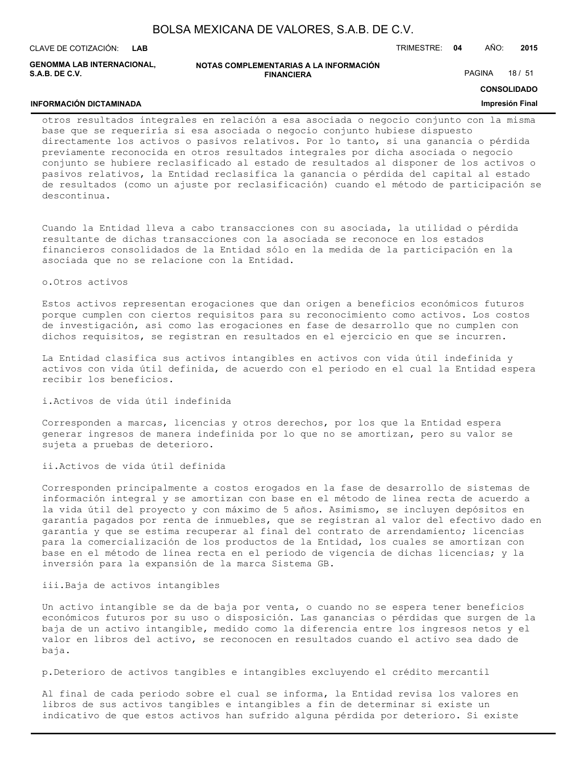otros resultados integrales en relación a esa asociada o negocio conjunto con la misma base que se requeriría si esa asociada o negocio conjunto hubiese dispuesto directamente los activos o pasivos relativos. Por lo tanto, si una ganancia o pérdida previamente reconocida en otros resultados integrales por dicha asociada o negocio conjunto se hubiere reclasificado al estado de resultados al disponer de los activos o pasivos relativos, la Entidad reclasifica la ganancia o pérdida del capital al estado de resultados (como un ajuste por reclasificación) cuando el método de participación se descontinua.

Cuando la Entidad lleva a cabo transacciones con su asociada, la utilidad o pérdida resultante de dichas transacciones con la asociada se reconoce en los estados financieros consolidados de la Entidad sólo en la medida de la participación en la asociada que no se relacione con la Entidad.

o.Otros activos

Estos activos representan erogaciones que dan origen a beneficios económicos futuros porque cumplen con ciertos requisitos para su reconocimiento como activos. Los costos de investigación, así como las erogaciones en fase de desarrollo que no cumplen con dichos requisitos, se registran en resultados en el ejercicio en que se incurren.

La Entidad clasifica sus activos intangibles en activos con vida útil indefinida y activos con vida útil definida, de acuerdo con el periodo en el cual la Entidad espera recibir los beneficios.

i.Activos de vida útil indefinida

Corresponden a marcas, licencias y otros derechos, por los que la Entidad espera generar ingresos de manera indefinida por lo que no se amortizan, pero su valor se sujeta a pruebas de deterioro.

ii.Activos de vida útil definida

Corresponden principalmente a costos erogados en la fase de desarrollo de sistemas de información integral y se amortizan con base en el método de línea recta de acuerdo a la vida útil del proyecto y con máximo de 5 años. Asimismo, se incluyen depósitos en garantía pagados por renta de inmuebles, que se registran al valor del efectivo dado en garantía y que se estima recuperar al final del contrato de arrendamiento; licencias para la comercialización de los productos de la Entidad, los cuales se amortizan con base en el método de línea recta en el periodo de vigencia de dichas licencias; y la inversión para la expansión de la marca Sistema GB.

iii.Baja de activos intangibles

Un activo intangible se da de baja por venta, o cuando no se espera tener beneficios económicos futuros por su uso o disposición. Las ganancias o pérdidas que surgen de la baja de un activo intangible, medido como la diferencia entre los ingresos netos y el valor en libros del activo, se reconocen en resultados cuando el activo sea dado de baja.

p.Deterioro de activos tangibles e intangibles excluyendo el crédito mercantil

Al final de cada periodo sobre el cual se informa, la Entidad revisa los valores en libros de sus activos tangibles e intangibles a fin de determinar si existe un indicativo de que estos activos han sufrido alguna pérdida por deterioro. Si existe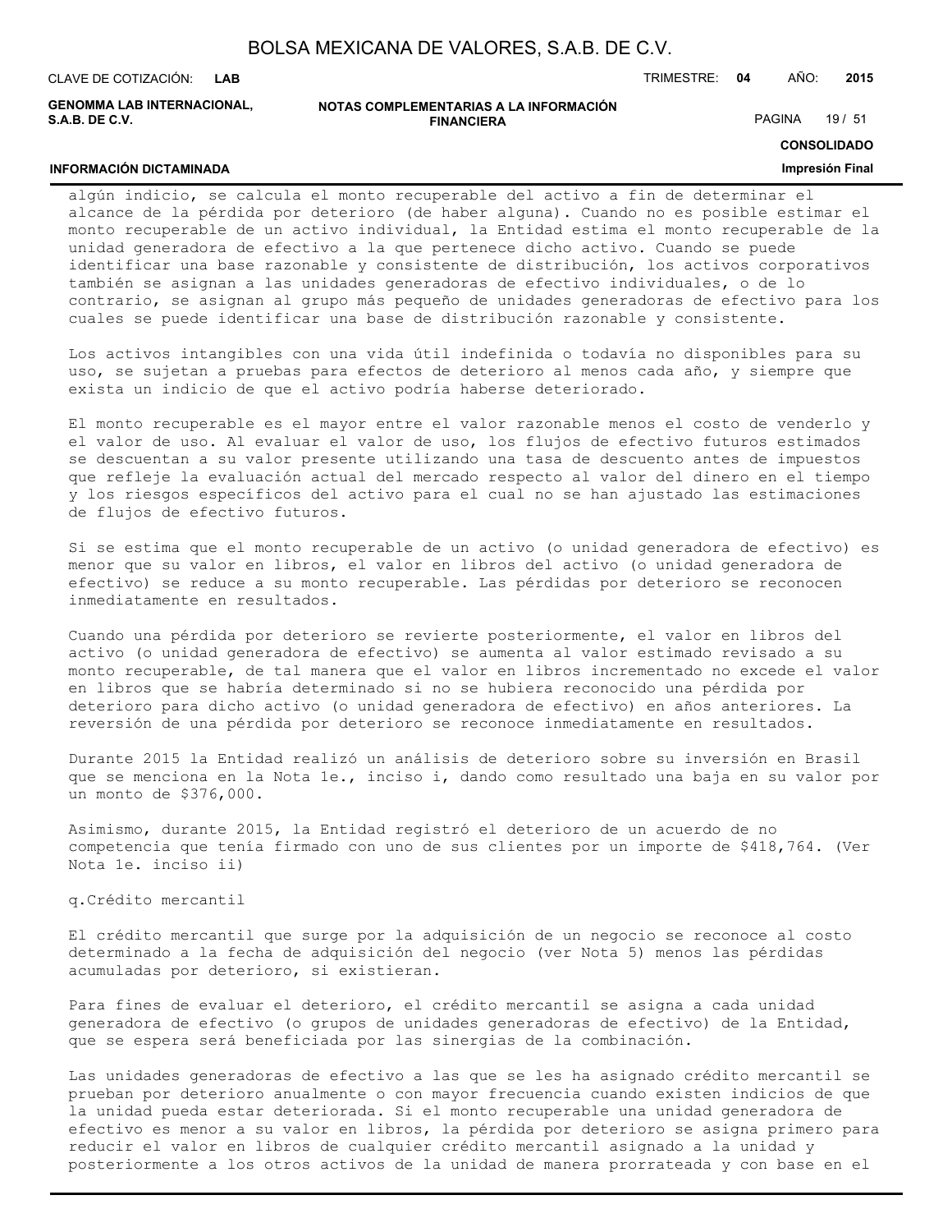algún indicio, se calcula el monto recuperable del activo a fin de determinar el alcance de la pérdida por deterioro (de haber alguna). Cuando no es posible estimar el monto recuperable de un activo individual, la Entidad estima el monto recuperable de la unidad generadora de efectivo a la que pertenece dicho activo. Cuando se puede identificar una base razonable y consistente de distribución, los activos corporativos también se asignan a las unidades generadoras de efectivo individuales, o de lo contrario, se asignan al grupo más pequeño de unidades generadoras de efectivo para los cuales se puede identificar una base de distribución razonable y consistente.

Los activos intangibles con una vida útil indefinida o todavía no disponibles para su uso, se sujetan a pruebas para efectos de deterioro al menos cada año, y siempre que exista un indicio de que el activo podría haberse deteriorado.

El monto recuperable es el mayor entre el valor razonable menos el costo de venderlo y el valor de uso. Al evaluar el valor de uso, los flujos de efectivo futuros estimados se descuentan a su valor presente utilizando una tasa de descuento antes de impuestos que refleje la evaluación actual del mercado respecto al valor del dinero en el tiempo y los riesgos específicos del activo para el cual no se han ajustado las estimaciones de flujos de efectivo futuros.

Si se estima que el monto recuperable de un activo (o unidad generadora de efectivo) es menor que su valor en libros, el valor en libros del activo (o unidad generadora de efectivo) se reduce a su monto recuperable. Las pérdidas por deterioro se reconocen inmediatamente en resultados.

Cuando una pérdida por deterioro se revierte posteriormente, el valor en libros del activo (o unidad generadora de efectivo) se aumenta al valor estimado revisado a su monto recuperable, de tal manera que el valor en libros incrementado no excede el valor en libros que se habría determinado si no se hubiera reconocido una pérdida por deterioro para dicho activo (o unidad generadora de efectivo) en años anteriores. La reversión de una pérdida por deterioro se reconoce inmediatamente en resultados.

Durante 2015 la Entidad realizó un análisis de deterioro sobre su inversión en Brasil que se menciona en la Nota 1e., inciso i, dando como resultado una baja en su valor por un monto de $376,000.

Asimismo, durante 2015, la Entidad registró el deterioro de un acuerdo de no competencia que tenía firmado con uno de sus clientes por un importe de $418,764. (Ver Nota 1e. inciso ii)

q.Crédito mercantil

El crédito mercantil que surge por la adquisición de un negocio se reconoce al costo determinado a la fecha de adquisición del negocio (ver Nota 5) menos las pérdidas acumuladas por deterioro, si existieran.

Para fines de evaluar el deterioro, el crédito mercantil se asigna a cada unidad generadora de efectivo (o grupos de unidades generadoras de efectivo) de la Entidad, que se espera será beneficiada por las sinergias de la combinación.

Las unidades generadoras de efectivo a las que se les ha asignado crédito mercantil se prueban por deterioro anualmente o con mayor frecuencia cuando existen indicios de que la unidad pueda estar deteriorada. Si el monto recuperable una unidad generadora de efectivo es menor a su valor en libros, la pérdida por deterioro se asigna primero para reducir el valor en libros de cualquier crédito mercantil asignado a la unidad y posteriormente a los otros activos de la unidad de manera prorrateada y con base en el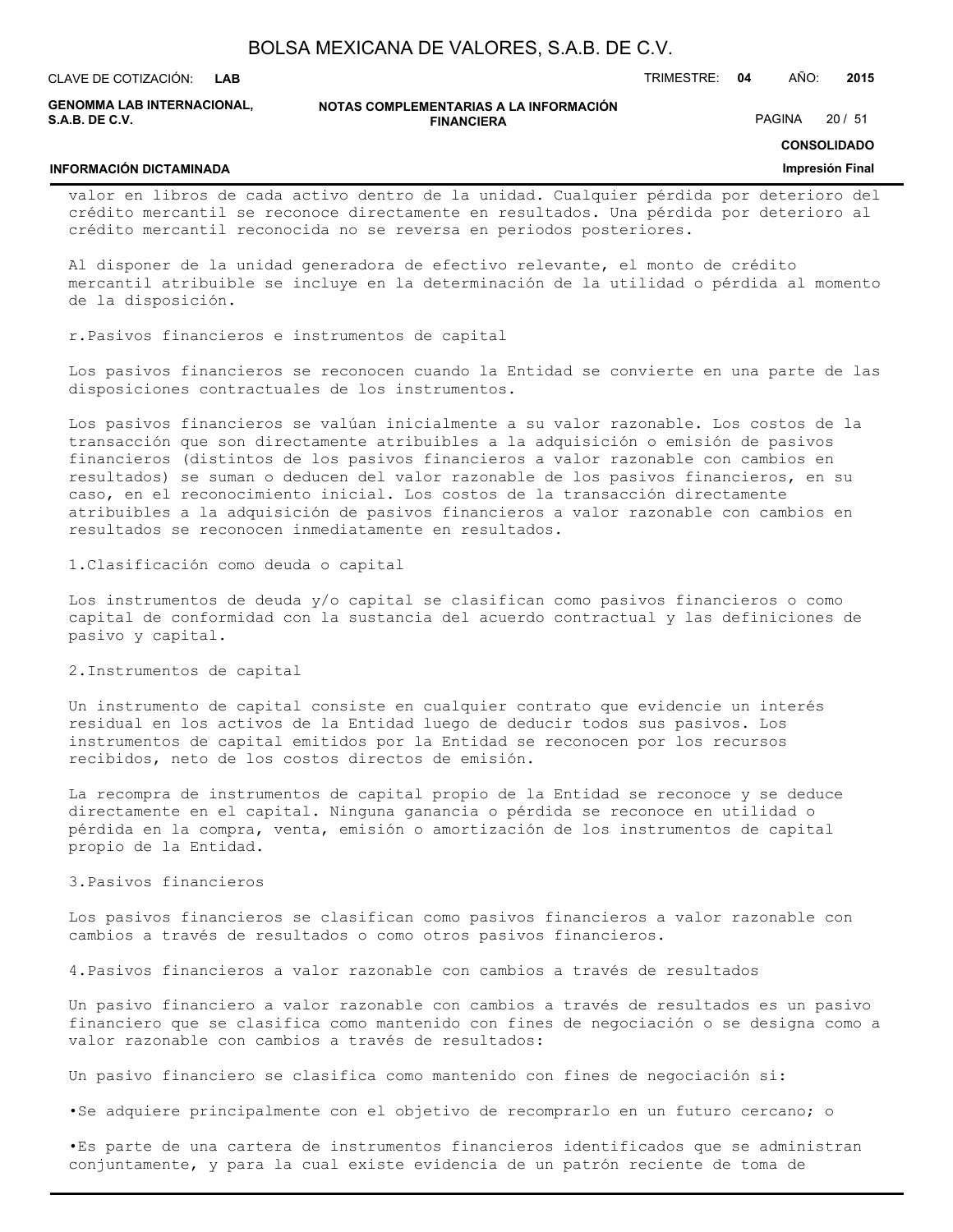valor en libros de cada activo dentro de la unidad. Cualquier pérdida por deterioro del crédito mercantil se reconoce directamente en resultados. Una pérdida por deterioro al crédito mercantil reconocida no se reversa en periodos posteriores.

Al disponer de la unidad generadora de efectivo relevante, el monto de crédito mercantil atribuible se incluye en la determinación de la utilidad o pérdida al momento de la disposición.

r.Pasivos financieros e instrumentos de capital

Los pasivos financieros se reconocen cuando la Entidad se convierte en una parte de las disposiciones contractuales de los instrumentos.

Los pasivos financieros se valúan inicialmente a su valor razonable. Los costos de la transacción que son directamente atribuibles a la adquisición o emisión de pasivos financieros (distintos de los pasivos financieros a valor razonable con cambios en resultados) se suman o deducen del valor razonable de los pasivos financieros, en su caso, en el reconocimiento inicial. Los costos de la transacción directamente atribuibles a la adquisición de pasivos financieros a valor razonable con cambios en resultados se reconocen inmediatamente en resultados.

1.Clasificación como deuda o capital

Los instrumentos de deuda y/o capital se clasifican como pasivos financieros o como capital de conformidad con la sustancia del acuerdo contractual y las definiciones de pasivo y capital.

2.Instrumentos de capital

Un instrumento de capital consiste en cualquier contrato que evidencie un interés residual en los activos de la Entidad luego de deducir todos sus pasivos. Los instrumentos de capital emitidos por la Entidad se reconocen por los recursos recibidos, neto de los costos directos de emisión.

La recompra de instrumentos de capital propio de la Entidad se reconoce y se deduce directamente en el capital. Ninguna ganancia o pérdida se reconoce en utilidad o pérdida en la compra, venta, emisión o amortización de los instrumentos de capital propio de la Entidad.

3.Pasivos financieros

Los pasivos financieros se clasifican como pasivos financieros a valor razonable con cambios a través de resultados o como otros pasivos financieros.

4.Pasivos financieros a valor razonable con cambios a través de resultados

Un pasivo financiero a valor razonable con cambios a través de resultados es un pasivo financiero que se clasifica como mantenido con fines de negociación o se designa como a valor razonable con cambios a través de resultados:

Un pasivo financiero se clasifica como mantenido con fines de negociación si:

•Se adquiere principalmente con el objetivo de recomprarlo en un futuro cercano; o

•Es parte de una cartera de instrumentos financieros identificados que se administran conjuntamente, y para la cual existe evidencia de un patrón reciente de toma de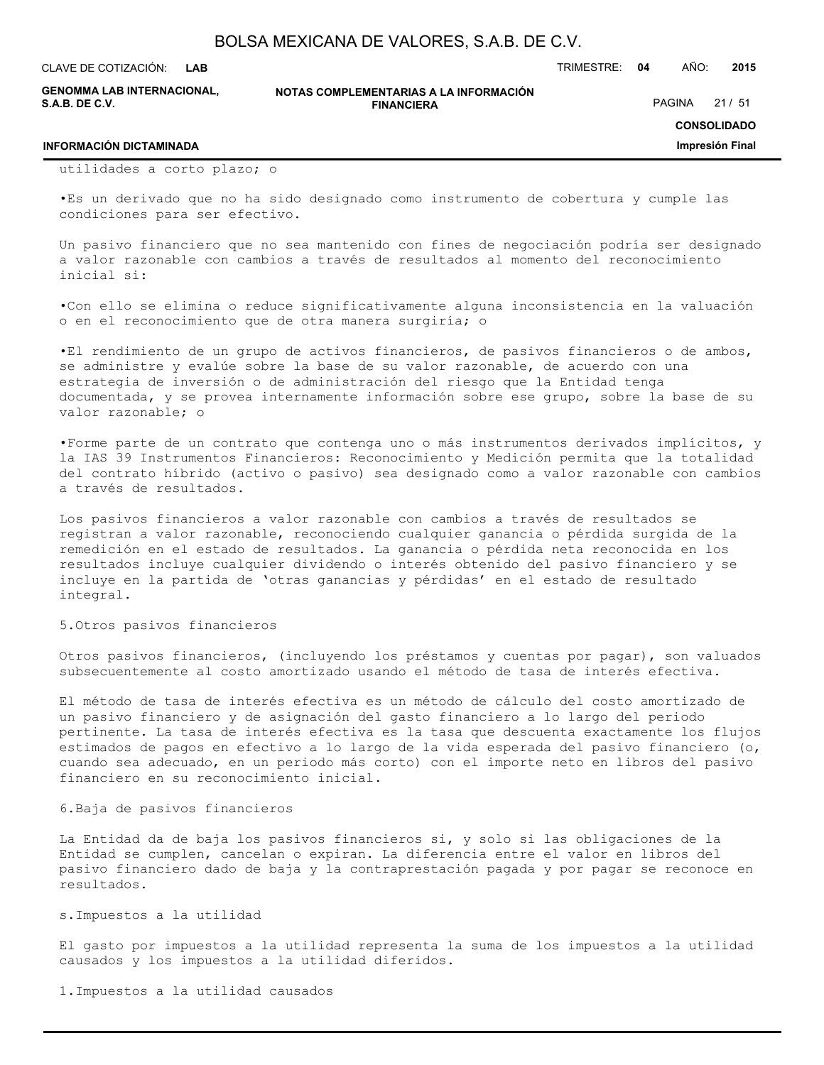utilidades a corto plazo; o

•Es un derivado que no ha sido designado como instrumento de cobertura y cumple las condiciones para ser efectivo.

Un pasivo financiero que no sea mantenido con fines de negociación podría ser designado a valor razonable con cambios a través de resultados al momento del reconocimiento inicial si:

•Con ello se elimina o reduce significativamente alguna inconsistencia en la valuación o en el reconocimiento que de otra manera surgiría; o

•El rendimiento de un grupo de activos financieros, de pasivos financieros o de ambos, se administre y evalúe sobre la base de su valor razonable, de acuerdo con una estrategia de inversión o de administración del riesgo que la Entidad tenga documentada, y se provea internamente información sobre ese grupo, sobre la base de su valor razonable; o

•Forme parte de un contrato que contenga uno o más instrumentos derivados implícitos, y la IAS 39 Instrumentos Financieros: Reconocimiento y Medición permita que la totalidad del contrato híbrido (activo o pasivo) sea designado como a valor razonable con cambios a través de resultados.

Los pasivos financieros a valor razonable con cambios a través de resultados se registran a valor razonable, reconociendo cualquier ganancia o pérdida surgida de la remedición en el estado de resultados. La ganancia o pérdida neta reconocida en los resultados incluye cualquier dividendo o interés obtenido del pasivo financiero y se incluye en la partida de ‘otras ganancias y pérdidas’ en el estado de resultado integral.

5.Otros pasivos financieros

Otros pasivos financieros, (incluyendo los préstamos y cuentas por pagar), son valuados subsecuentemente al costo amortizado usando el método de tasa de interés efectiva.

El método de tasa de interés efectiva es un método de cálculo del costo amortizado de un pasivo financiero y de asignación del gasto financiero a lo largo del periodo pertinente. La tasa de interés efectiva es la tasa que descuenta exactamente los flujos estimados de pagos en efectivo a lo largo de la vida esperada del pasivo financiero (o, cuando sea adecuado, en un periodo más corto) con el importe neto en libros del pasivo financiero en su reconocimiento inicial.

6.Baja de pasivos financieros

La Entidad da de baja los pasivos financieros si, y solo si las obligaciones de la Entidad se cumplen, cancelan o expiran. La diferencia entre el valor en libros del pasivo financiero dado de baja y la contraprestación pagada y por pagar se reconoce en resultados.

s.Impuestos a la utilidad

El gasto por impuestos a la utilidad representa la suma de los impuestos a la utilidad causados y los impuestos a la utilidad diferidos.

1.Impuestos a la utilidad causados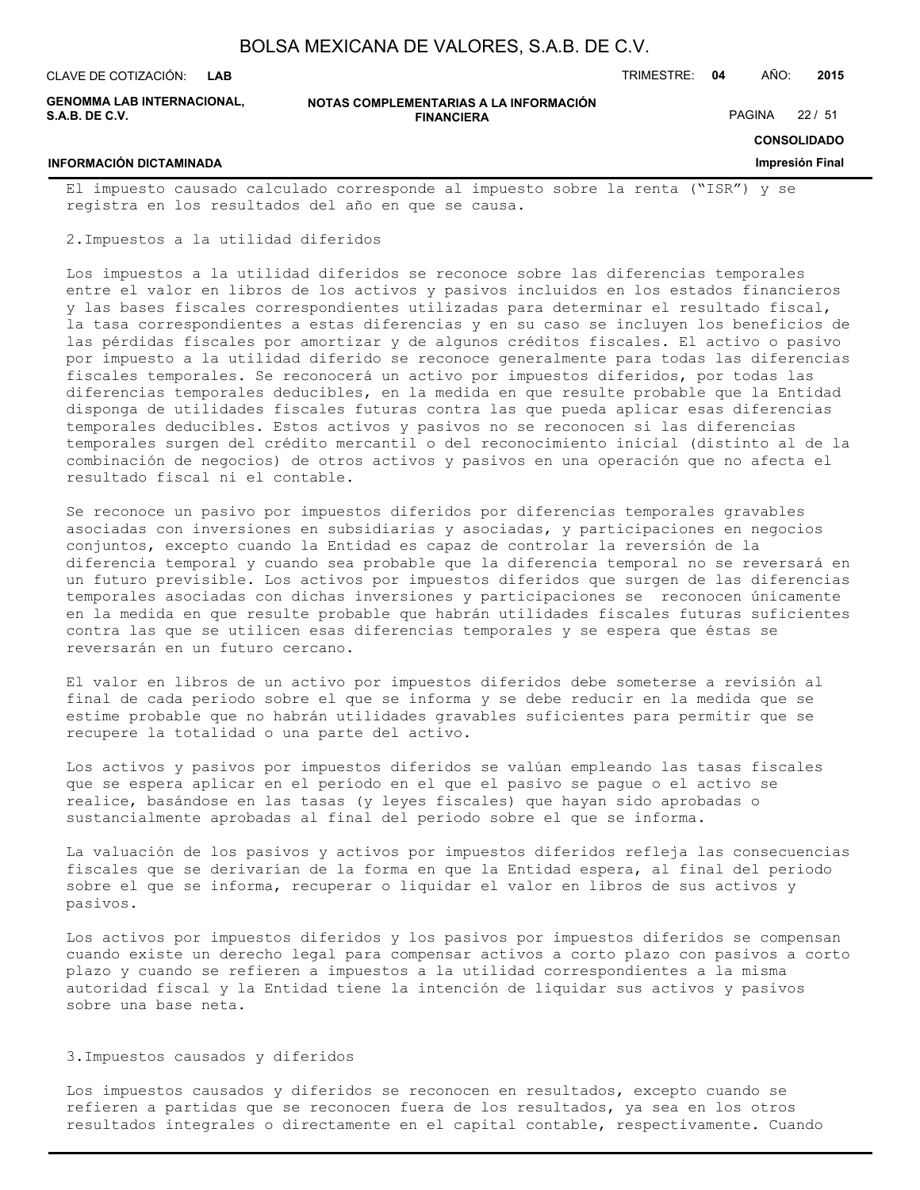El impuesto causado calculado corresponde al impuesto sobre la renta ("ISR") y se registra en los resultados del año en que se causa.

2.Impuestos a la utilidad diferidos

Los impuestos a la utilidad diferidos se reconoce sobre las diferencias temporales entre el valor en libros de los activos y pasivos incluidos en los estados financieros y las bases fiscales correspondientes utilizadas para determinar el resultado fiscal, la tasa correspondientes a estas diferencias y en su caso se incluyen los beneficios de las pérdidas fiscales por amortizar y de algunos créditos fiscales. El activo o pasivo por impuesto a la utilidad diferido se reconoce generalmente para todas las diferencias fiscales temporales. Se reconocerá un activo por impuestos diferidos, por todas las diferencias temporales deducibles, en la medida en que resulte probable que la Entidad disponga de utilidades fiscales futuras contra las que pueda aplicar esas diferencias temporales deducibles. Estos activos y pasivos no se reconocen si las diferencias temporales surgen del crédito mercantil o del reconocimiento inicial (distinto al de la combinación de negocios) de otros activos y pasivos en una operación que no afecta el resultado fiscal ni el contable.

Se reconoce un pasivo por impuestos diferidos por diferencias temporales gravables asociadas con inversiones en subsidiarias y asociadas, y participaciones en negocios conjuntos, excepto cuando la Entidad es capaz de controlar la reversión de la diferencia temporal y cuando sea probable que la diferencia temporal no se reversará en un futuro previsible. Los activos por impuestos diferidos que surgen de las diferencias temporales asociadas con dichas inversiones y participaciones se reconocen únicamente en la medida en que resulte probable que habrán utilidades fiscales futuras suficientes contra las que se utilicen esas diferencias temporales y se espera que éstas se reversarán en un futuro cercano.

El valor en libros de un activo por impuestos diferidos debe someterse a revisión al final de cada periodo sobre el que se informa y se debe reducir en la medida que se estime probable que no habrán utilidades gravables suficientes para permitir que se recupere la totalidad o una parte del activo.

Los activos y pasivos por impuestos diferidos se valúan empleando las tasas fiscales que se espera aplicar en el período en el que el pasivo se pague o el activo se realice, basándose en las tasas (y leyes fiscales) que hayan sido aprobadas o sustancialmente aprobadas al final del periodo sobre el que se informa.

La valuación de los pasivos y activos por impuestos diferidos refleja las consecuencias fiscales que se derivarían de la forma en que la Entidad espera, al final del periodo sobre el que se informa, recuperar o liquidar el valor en libros de sus activos y pasivos.

Los activos por impuestos diferidos y los pasivos por impuestos diferidos se compensan cuando existe un derecho legal para compensar activos a corto plazo con pasivos a corto plazo y cuando se refieren a impuestos a la utilidad correspondientes a la misma autoridad fiscal y la Entidad tiene la intención de liquidar sus activos y pasivos sobre una base neta.

3.Impuestos causados y diferidos

Los impuestos causados y diferidos se reconocen en resultados, excepto cuando se refieren a partidas que se reconocen fuera de los resultados, ya sea en los otros resultados integrales o directamente en el capital contable, respectivamente. Cuando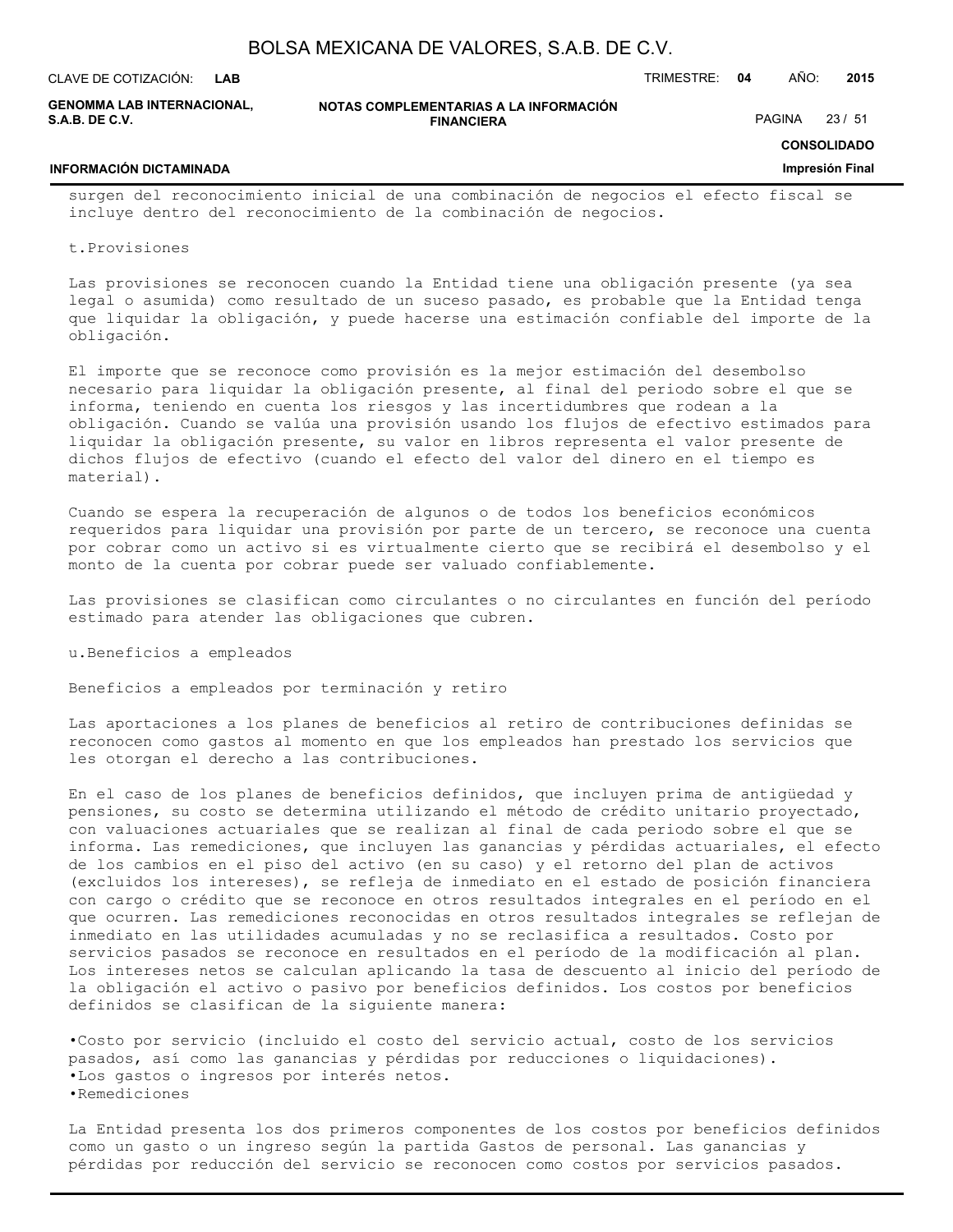surgen del reconocimiento inicial de una combinación de negocios el efecto fiscal se incluye dentro del reconocimiento de la combinación de negocios.

t.Provisiones

Las provisiones se reconocen cuando la Entidad tiene una obligación presente (ya sea legal o asumida) como resultado de un suceso pasado, es probable que la Entidad tenga que liquidar la obligación, y puede hacerse una estimación confiable del importe de la obligación.

El importe que se reconoce como provisión es la mejor estimación del desembolso necesario para liquidar la obligación presente, al final del periodo sobre el que se informa, teniendo en cuenta los riesgos y las incertidumbres que rodean a la obligación. Cuando se valúa una provisión usando los flujos de efectivo estimados para liquidar la obligación presente, su valor en libros representa el valor presente de dichos flujos de efectivo (cuando el efecto del valor del dinero en el tiempo es material).

Cuando se espera la recuperación de algunos o de todos los beneficios económicos requeridos para liquidar una provisión por parte de un tercero, se reconoce una cuenta por cobrar como un activo si es virtualmente cierto que se recibirá el desembolso y el monto de la cuenta por cobrar puede ser valuado confiablemente.

Las provisiones se clasifican como circulantes o no circulantes en función del período estimado para atender las obligaciones que cubren.

u.Beneficios a empleados

Beneficios a empleados por terminación y retiro

Las aportaciones a los planes de beneficios al retiro de contribuciones definidas se reconocen como gastos al momento en que los empleados han prestado los servicios que les otorgan el derecho a las contribuciones.

En el caso de los planes de beneficios definidos, que incluyen prima de antigüedad y pensiones, su costo se determina utilizando el método de crédito unitario proyectado, con valuaciones actuariales que se realizan al final de cada periodo sobre el que se informa. Las remediciones, que incluyen las ganancias y pérdidas actuariales, el efecto de los cambios en el piso del activo (en su caso) y el retorno del plan de activos (excluidos los intereses), se refleja de inmediato en el estado de posición financiera con cargo o crédito que se reconoce en otros resultados integrales en el período en el que ocurren. Las remediciones reconocidas en otros resultados integrales se reflejan de inmediato en las utilidades acumuladas y no se reclasifica a resultados. Costo por servicios pasados se reconoce en resultados en el período de la modificación al plan. Los intereses netos se calculan aplicando la tasa de descuento al inicio del período de la obligación el activo o pasivo por beneficios definidos. Los costos por beneficios definidos se clasifican de la siguiente manera:

- Costo por servicio (incluido el costo del servicio actual, costo de los servicios pasados, así como las ganancias y pérdidas por reducciones o liquidaciones).
- Los gastos o ingresos por interés netos.
- Remediciones

La Entidad presenta los dos primeros componentes de los costos por beneficios definidos como un gasto o un ingreso según la partida Gastos de personal. Las ganancias y pérdidas por reducción del servicio se reconocen como costos por servicios pasados.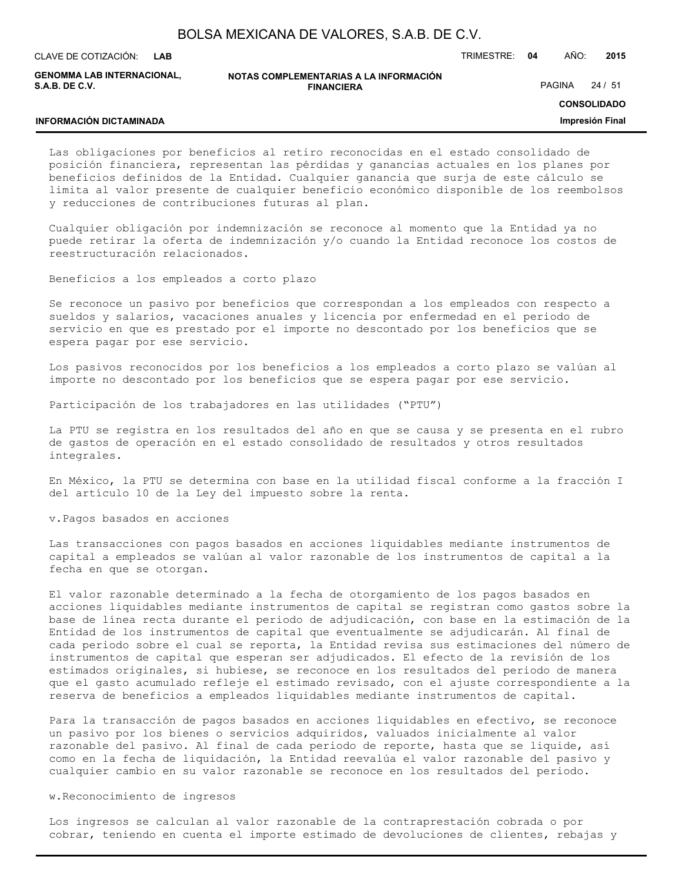Las obligaciones por beneficios al retiro reconocidas en el estado consolidado de posición financiera, representan las pérdidas y ganancias actuales en los planes por beneficios definidos de la Entidad. Cualquier ganancia que surja de este cálculo se limita al valor presente de cualquier beneficio económico disponible de los reembolsos y reducciones de contribuciones futuras al plan.

Cualquier obligación por indemnización se reconoce al momento que la Entidad ya no puede retirar la oferta de indemnización y/o cuando la Entidad reconoce los costos de reestructuración relacionados.

Beneficios a los empleados a corto plazo

Se reconoce un pasivo por beneficios que correspondan a los empleados con respecto a sueldos y salarios, vacaciones anuales y licencia por enfermedad en el periodo de servicio en que es prestado por el importe no descontado por los beneficios que se espera pagar por ese servicio.

Los pasivos reconocidos por los beneficios a los empleados a corto plazo se valúan al importe no descontado por los beneficios que se espera pagar por ese servicio.

Participación de los trabajadores en las utilidades ("PTU")

La PTU se registra en los resultados del año en que se causa y se presenta en el rubro de gastos de operación en el estado consolidado de resultados y otros resultados integrales.

En México, la PTU se determina con base en la utilidad fiscal conforme a la fracción I del artículo 10 de la Ley del impuesto sobre la renta.

v.Pagos basados en acciones

Las transacciones con pagos basados en acciones liquidables mediante instrumentos de capital a empleados se valúan al valor razonable de los instrumentos de capital a la fecha en que se otorgan.

El valor razonable determinado a la fecha de otorgamiento de los pagos basados en acciones liquidables mediante instrumentos de capital se registran como gastos sobre la base de línea recta durante el periodo de adjudicación, con base en la estimación de la Entidad de los instrumentos de capital que eventualmente se adjudicarán. Al final de cada periodo sobre el cual se reporta, la Entidad revisa sus estimaciones del número de instrumentos de capital que esperan ser adjudicados. El efecto de la revisión de los estimados originales, si hubiese, se reconoce en los resultados del periodo de manera que el gasto acumulado refleje el estimado revisado, con el ajuste correspondiente a la reserva de beneficios a empleados liquidables mediante instrumentos de capital.

Para la transacción de pagos basados en acciones liquidables en efectivo, se reconoce un pasivo por los bienes o servicios adquiridos, valuados inicialmente al valor razonable del pasivo. Al final de cada periodo de reporte, hasta que se liquide, así como en la fecha de liquidación, la Entidad reevalúa el valor razonable del pasivo y cualquier cambio en su valor razonable se reconoce en los resultados del periodo.

w.Reconocimiento de ingresos

Los ingresos se calculan al valor razonable de la contraprestación cobrada o por cobrar, teniendo en cuenta el importe estimado de devoluciones de clientes, rebajas y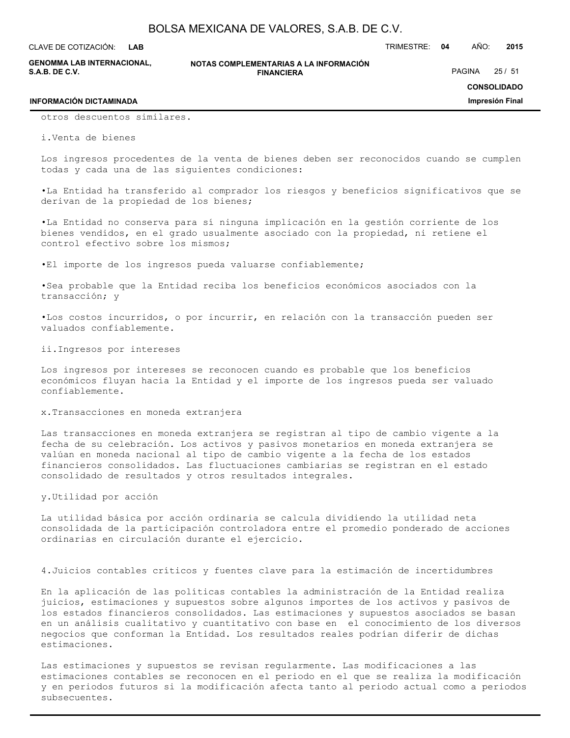otros descuentos similares.

i.Venta de bienes

Los ingresos procedentes de la venta de bienes deben ser reconocidos cuando se cumplen todas y cada una de las siguientes condiciones:

•La Entidad ha transferido al comprador los riesgos y beneficios significativos que se derivan de la propiedad de los bienes;

•La Entidad no conserva para sí ninguna implicación en la gestión corriente de los bienes vendidos, en el grado usualmente asociado con la propiedad, ni retiene el control efectivo sobre los mismos;

•El importe de los ingresos pueda valuarse confiablemente;

•Sea probable que la Entidad reciba los beneficios económicos asociados con la transacción; y

•Los costos incurridos, o por incurrir, en relación con la transacción pueden ser valuados confiablemente.

ii.Ingresos por intereses

Los ingresos por intereses se reconocen cuando es probable que los beneficios económicos fluyan hacia la Entidad y el importe de los ingresos pueda ser valuado confiablemente.

x.Transacciones en moneda extranjera

Las transacciones en moneda extranjera se registran al tipo de cambio vigente a la fecha de su celebración. Los activos y pasivos monetarios en moneda extranjera se valúan en moneda nacional al tipo de cambio vigente a la fecha de los estados financieros consolidados. Las fluctuaciones cambiarias se registran en el estado consolidado de resultados y otros resultados integrales.

y.Utilidad por acción

La utilidad básica por acción ordinaria se calcula dividiendo la utilidad neta consolidada de la participación controladora entre el promedio ponderado de acciones ordinarias en circulación durante el ejercicio.

4.Juicios contables críticos y fuentes clave para la estimación de incertidumbres

En la aplicación de las políticas contables la administración de la Entidad realiza juicios, estimaciones y supuestos sobre algunos importes de los activos y pasivos de los estados financieros consolidados. Las estimaciones y supuestos asociados se basan en un análisis cualitativo y cuantitativo con base en el conocimiento de los diversos negocios que conforman la Entidad. Los resultados reales podrían diferir de dichas estimaciones.

Las estimaciones y supuestos se revisan regularmente. Las modificaciones a las estimaciones contables se reconocen en el periodo en el que se realiza la modificación y en periodos futuros si la modificación afecta tanto al periodo actual como a periodos subsecuentes.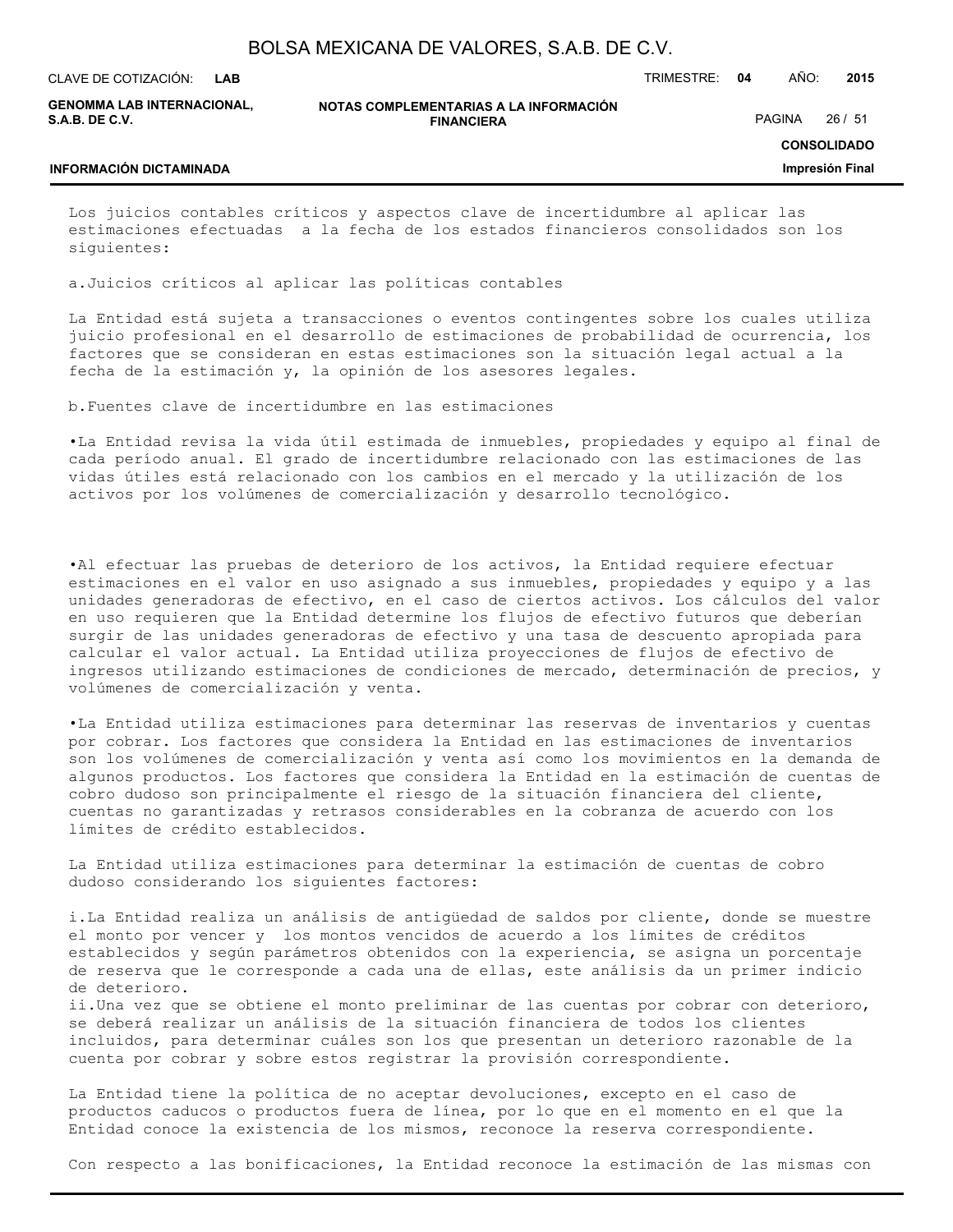Los juicios contables críticos y aspectos clave de incertidumbre al aplicar las estimaciones efectuadas a la fecha de los estados financieros consolidados son los siguientes:

a.Juicios críticos al aplicar las políticas contables

La Entidad está sujeta a transacciones o eventos contingentes sobre los cuales utiliza juicio profesional en el desarrollo de estimaciones de probabilidad de ocurrencia, los factores que se consideran en estas estimaciones son la situación legal actual a la fecha de la estimación y, la opinión de los asesores legales.

b.Fuentes clave de incertidumbre en las estimaciones

•La Entidad revisa la vida útil estimada de inmuebles, propiedades y equipo al final de cada período anual. El grado de incertidumbre relacionado con las estimaciones de las vidas útiles está relacionado con los cambios en el mercado y la utilización de los activos por los volúmenes de comercialización y desarrollo tecnológico.

•Al efectuar las pruebas de deterioro de los activos, la Entidad requiere efectuar estimaciones en el valor en uso asignado a sus inmuebles, propiedades y equipo y a las unidades generadoras de efectivo, en el caso de ciertos activos. Los cálculos del valor en uso requieren que la Entidad determine los flujos de efectivo futuros que deberían surgir de las unidades generadoras de efectivo y una tasa de descuento apropiada para calcular el valor actual. La Entidad utiliza proyecciones de flujos de efectivo de ingresos utilizando estimaciones de condiciones de mercado, determinación de precios, y volúmenes de comercialización y venta.

•La Entidad utiliza estimaciones para determinar las reservas de inventarios y cuentas por cobrar. Los factores que considera la Entidad en las estimaciones de inventarios son los volúmenes de comercialización y venta así como los movimientos en la demanda de algunos productos. Los factores que considera la Entidad en la estimación de cuentas de cobro dudoso son principalmente el riesgo de la situación financiera del cliente, cuentas no garantizadas y retrasos considerables en la cobranza de acuerdo con los límites de crédito establecidos.

La Entidad utiliza estimaciones para determinar la estimación de cuentas de cobro dudoso considerando los siguientes factores:

i.La Entidad realiza un análisis de antigüedad de saldos por cliente, donde se muestre el monto por vencer y los montos vencidos de acuerdo a los límites de créditos establecidos y según parámetros obtenidos con la experiencia, se asigna un porcentaje de reserva que le corresponde a cada una de ellas, este análisis da un primer indicio de deterioro.
ii.Una vez que se obtiene el monto preliminar de las cuentas por cobrar con deterioro, se deberá realizar un análisis de la situación financiera de todos los clientes incluidos, para determinar cuáles son los que presentan un deterioro razonable de la cuenta por cobrar y sobre estos registrar la provisión correspondiente.

La Entidad tiene la política de no aceptar devoluciones, excepto en el caso de productos caducos o productos fuera de línea, por lo que en el momento en el que la Entidad conoce la existencia de los mismos, reconoce la reserva correspondiente.

Con respecto a las bonificaciones, la Entidad reconoce la estimación de las mismas con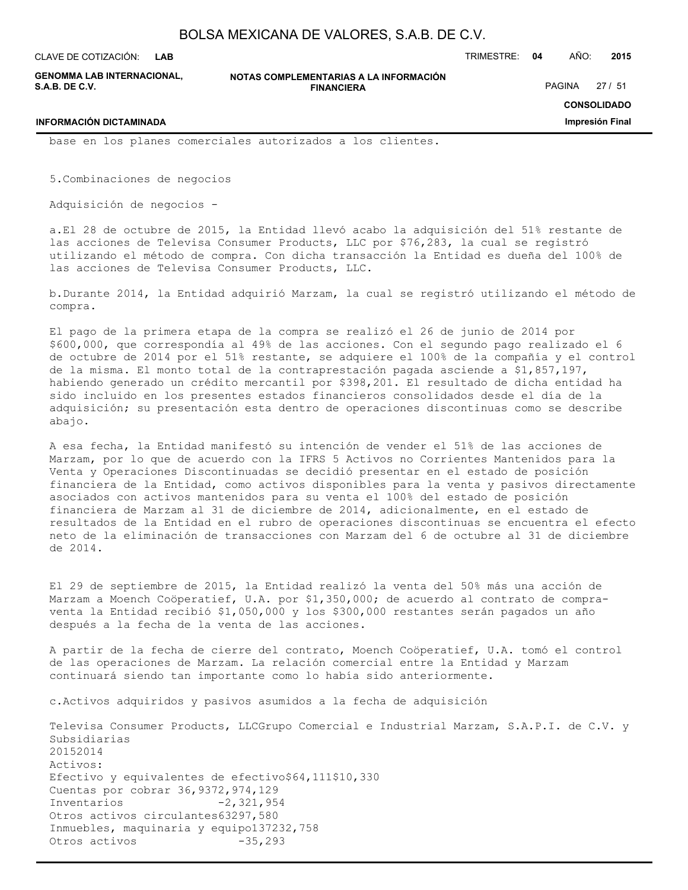base en los planes comerciales autorizados a los clientes.

5.Combinaciones de negocios

Adquisición de negocios -

a.El 28 de octubre de 2015, la Entidad llevó acabo la adquisición del 51% restante de las acciones de Televisa Consumer Products, LLC por $76,283, la cual se registró utilizando el método de compra. Con dicha transacción la Entidad es dueña del 100% de las acciones de Televisa Consumer Products, LLC.

b.Durante 2014, la Entidad adquirió Marzam, la cual se registró utilizando el método de compra.

El pago de la primera etapa de la compra se realizó el 26 de junio de 2014 por $600,000, que correspondía al 49% de las acciones. Con el segundo pago realizado el 6 de octubre de 2014 por el 51% restante, se adquiere el 100% de la compañía y el control de la misma. El monto total de la contraprestación pagada asciende a $1,857,197, habiendo generado un crédito mercantil por $398,201. El resultado de dicha entidad ha sido incluido en los presentes estados financieros consolidados desde el día de la adquisición; su presentación esta dentro de operaciones discontinuas como se describe abajo.

A esa fecha, la Entidad manifestó su intención de vender el 51% de las acciones de Marzam, por lo que de acuerdo con la IFRS 5 Activos no Corrientes Mantenidos para la Venta y Operaciones Discontinuadas se decidió presentar en el estado de posición financiera de la Entidad, como activos disponibles para la venta y pasivos directamente asociados con activos mantenidos para su venta el 100% del estado de posición financiera de Marzam al 31 de diciembre de 2014, adicionalmente, en el estado de resultados de la Entidad en el rubro de operaciones discontinuas se encuentra el efecto neto de la eliminación de transacciones con Marzam del 6 de octubre al 31 de diciembre de 2014.

El 29 de septiembre de 2015, la Entidad realizó la venta del 50% más una acción de Marzam a Moench Coöperatief, U.A. por $1,350,000; de acuerdo al contrato de compra-venta la Entidad recibió $1,050,000 y los $300,000 restantes serán pagados un año después a la fecha de la venta de las acciones.

A partir de la fecha de cierre del contrato, Moench Coöperatief, U.A. tomó el control de las operaciones de Marzam. La relación comercial entre la Entidad y Marzam continuará siendo tan importante como lo había sido anteriormente.

c.Activos adquiridos y pasivos asumidos a la fecha de adquisición

| | Televisa Consumer Products, LLC | Grupo Comercial e Industrial Marzam, S.A.P.I. de C.V. y Subsidiarias |
|---|---|---|
| | 2015 | 2014 |
| Activos: | | |
| Efectivo y equivalentes de efectivo | $64,111 | $10,330 |
| Cuentas por cobrar | 36,937 | 2,974,129 |
| Inventarios | - | 2,321,954 |
| Otros activos circulantes | 632 | 97,580 |
| Inmuebles, maquinaria y equipo | 137 | 232,758 |
| Otros activos | - | 35,293 |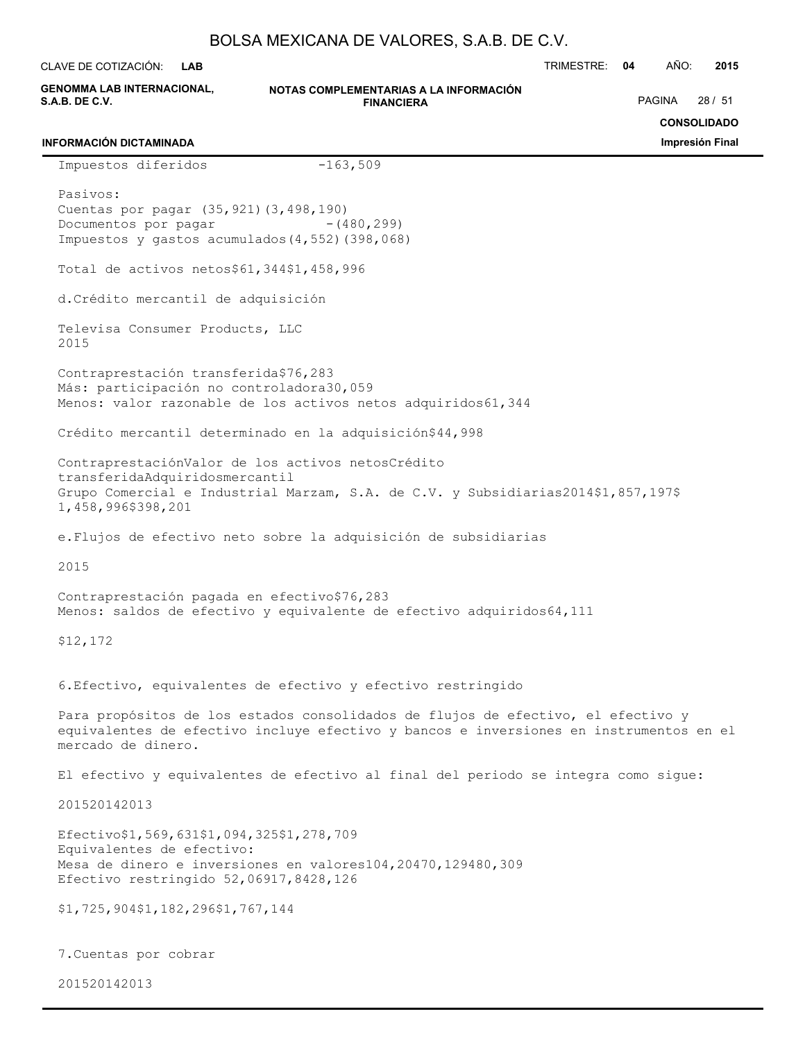| | | |
|---|---|---|
| Impuestos diferidos | - | 163,509 |
| Pasivos: | | |
| Cuentas por pagar | (35,921) | (3,498,190) |
| Documentos por pagar | - | (480,299) |
| Impuestos y gastos acumulados | (4,552) | (398,068) |
| Total de activos netos | $61,344 | $1,458,996 |

d. Crédito mercantil de adquisición

| Televisa Consumer Products, LLC | 2015 |
|---|---|
| Contraprestación transferida | $76,283 |
| Más: participación no controladora | 30,059 |
| Menos: valor razonable de los activos netos adquiridos | 61,344 |
| Crédito mercantil determinado en la adquisición | $44,998 |

| | | Contraprestación transferida | Valor de los activos netos Adquiridos | Crédito mercantil |
|---|---|---|---|---|
| Grupo Comercial e Industrial Marzam, S.A. de C.V. y Subsidiarias | 2014 | $1,857,197 | $1,458,996 | $398,201 |

e. Flujos de efectivo neto sobre la adquisición de subsidiarias

| | 2015 |
|---|---|
| Contraprestación pagada en efectivo | $76,283 |
| Menos: saldos de efectivo y equivalente de efectivo adquiridos | 64,111 |
| | $12,172 |

6. Efectivo, equivalentes de efectivo y efectivo restringido

Para propósitos de los estados consolidados de flujos de efectivo, el efectivo y equivalentes de efectivo incluye efectivo y bancos e inversiones en instrumentos en el mercado de dinero.

El efectivo y equivalentes de efectivo al final del periodo se integra como sigue:

| | 2015 | 2014 | 2013 |
|---|---|---|---|
| Efectivo | $1,569,631 | $1,094,325 | $1,278,709 |
| Equivalentes de efectivo: | | | |
| Mesa de dinero e inversiones en valores | 104,204 | 70,129 | 480,309 |
| Efectivo restringido | 52,069 | 17,842 | 8,126 |
| | $1,725,904 | $1,182,296 | $1,767,144 |

7. Cuentas por cobrar

| 2015 | 2014 | 2013 |
|---|---|---|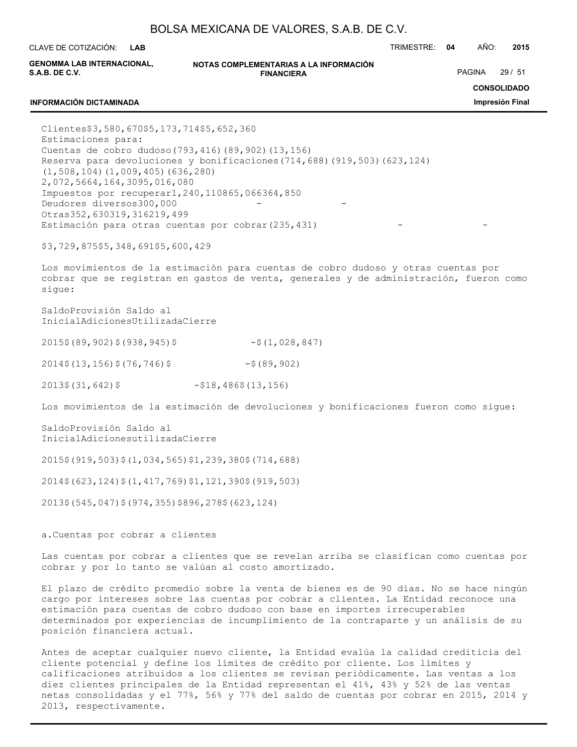| | | | |
|---|---|---|---|
| Clientes | $3,580,670 | $5,173,714 | $5,652,360 |
| Estimaciones para: | | | |
| Cuentas de cobro dudoso | (793,416) | (89,902) | (13,156) |
| Reserva para devoluciones y bonificaciones | (714,688) | (919,503) | (623,124) |
| | (1,508,104) | (1,009,405) | (636,280) |
| | 2,072,566 | 4,164,309 | 5,016,080 |
| Impuestos por recuperar | 1,240,110 | 865,066 | 364,850 |
| Deudores diversos | 300,000 | - | - |
| Otras | 352,630 | 319,316 | 219,499 |
| Estimación para otras cuentas por cobrar | (235,431) | - | - |
| | $3,729,875 | $5,348,691 | $5,600,429 |

Los movimientos de la estimación para cuentas de cobro dudoso y otras cuentas por cobrar que se registran en gastos de venta, generales y de administración, fueron como sigue:

| | Saldo Inicial | Adiciones | Provisión Utilizada | Saldo al Cierre |
|---|---|---|---|---|
| 2015 | $(89,902) | $(938,945) | $ - | $(1,028,847) |
| 2014 | $(13,156) | $(76,746) | $ - | $(89,902) |
| 2013 | $(31,642) | $ - | $18,486 | $(13,156) |

Los movimientos de la estimación de devoluciones y bonificaciones fueron como sigue:

| | Saldo Inicial | Adiciones | Provisión utilizada | Saldo al Cierre |
|---|---|---|---|---|
| 2015 | $(919,503) | $(1,034,565) | $1,239,380 | $(714,688) |
| 2014 | $(623,124) | $(1,417,769) | $1,121,390 | $(919,503) |
| 2013 | $(545,047) | $(974,355) | $896,278 | $(623,124) |

a. Cuentas por cobrar a clientes

Las cuentas por cobrar a clientes que se revelan arriba se clasifican como cuentas por cobrar y por lo tanto se valúan al costo amortizado.

El plazo de crédito promedio sobre la venta de bienes es de 90 días. No se hace ningún cargo por intereses sobre las cuentas por cobrar a clientes. La Entidad reconoce una estimación para cuentas de cobro dudoso con base en importes irrecuperables determinados por experiencias de incumplimiento de la contraparte y un análisis de su posición financiera actual.

Antes de aceptar cualquier nuevo cliente, la Entidad evalúa la calidad crediticia del cliente potencial y define los límites de crédito por cliente. Los límites y calificaciones atribuidos a los clientes se revisan periódicamente. Las ventas a los diez clientes principales de la Entidad representan el 41%, 43% y 52% de las ventas netas consolidadas y el 77%, 56% y 77% del saldo de cuentas por cobrar en 2015, 2014 y 2013, respectivamente.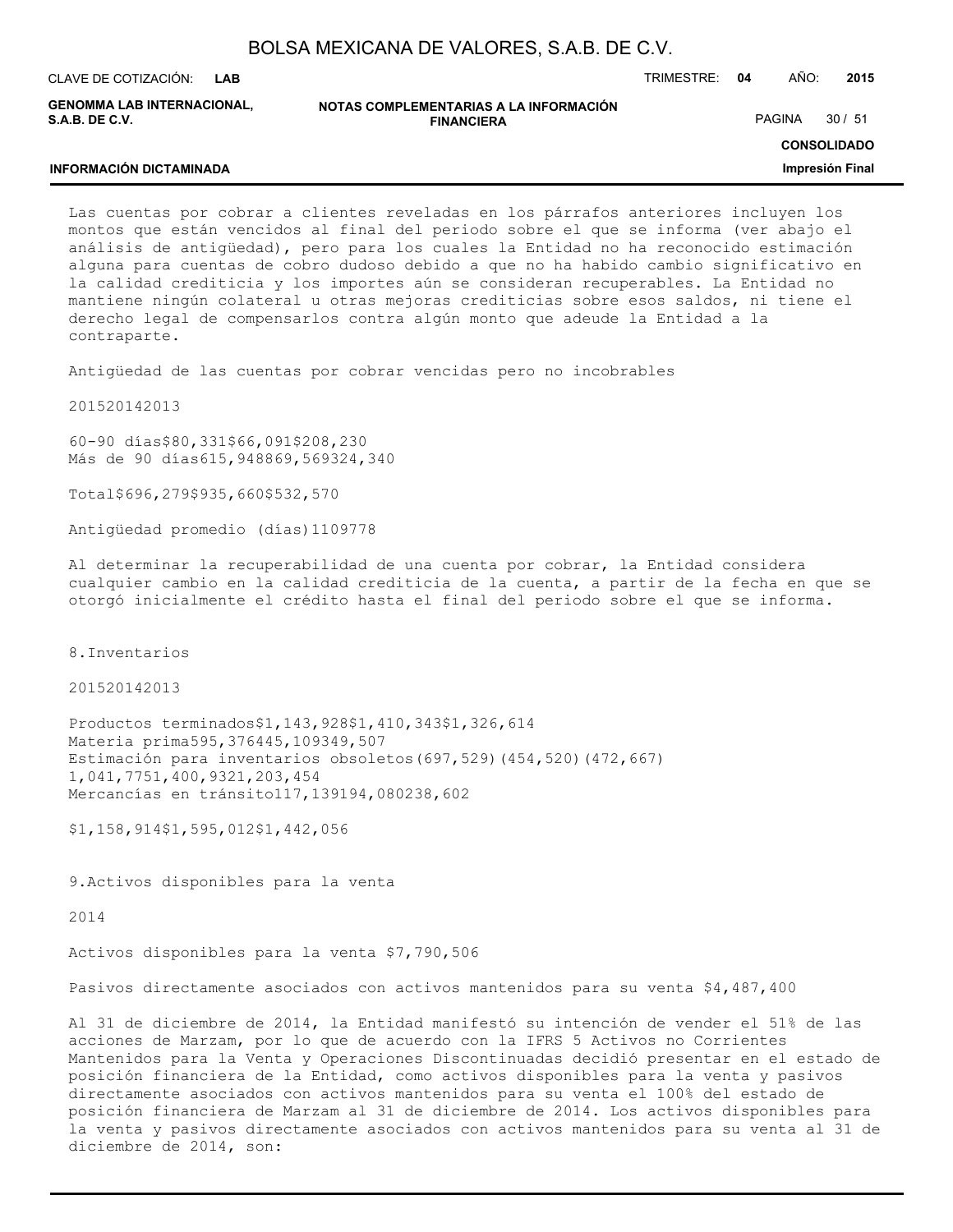Las cuentas por cobrar a clientes reveladas en los párrafos anteriores incluyen los montos que están vencidos al final del periodo sobre el que se informa (ver abajo el análisis de antigüedad), pero para los cuales la Entidad no ha reconocido estimación alguna para cuentas de cobro dudoso debido a que no ha habido cambio significativo en la calidad crediticia y los importes aún se consideran recuperables. La Entidad no mantiene ningún colateral u otras mejoras crediticias sobre esos saldos, ni tiene el derecho legal de compensarlos contra algún monto que adeude la Entidad a la contraparte.

Antigüedad de las cuentas por cobrar vencidas pero no incobrables

| | 2015 | 2014 | 2013 |
|---|---|---|---|
| 60-90 días | $80,331 | $66,091 | $208,230 |
| Más de 90 días | 615,948 | 869,569 | 324,340 |
| Total | $696,279 | $935,660 | $532,570 |
| Antigüedad promedio (días) | 110 | 97 | 78 |

Al determinar la recuperabilidad de una cuenta por cobrar, la Entidad considera cualquier cambio en la calidad crediticia de la cuenta, a partir de la fecha en que se otorgó inicialmente el crédito hasta el final del periodo sobre el que se informa.

## 8. Inventarios

| | 2015 | 2014 | 2013 |
|---|---|---|---|
| Productos terminados | $1,143,928 | $1,410,343 | $1,326,614 |
| Materia prima | 595,376 | 445,109 | 349,507 |
| Estimación para inventarios obsoletos | (697,529) | (454,520) | (472,667) |
| | 1,041,775 | 1,400,932 | 1,203,454 |
| Mercancías en tránsito | 117,139 | 194,080 | 238,602 |
| | $1,158,914 | $1,595,012 | $1,442,056 |

## 9. Activos disponibles para la venta

| | 2014 |
|---|---|
| Activos disponibles para la venta | $7,790,506 |
| Pasivos directamente asociados con activos mantenidos para su venta | $4,487,400 |

Al 31 de diciembre de 2014, la Entidad manifestó su intención de vender el 51% de las acciones de Marzam, por lo que de acuerdo con la IFRS 5 Activos no Corrientes Mantenidos para la Venta y Operaciones Discontinuadas decidió presentar en el estado de posición financiera de la Entidad, como activos disponibles para la venta y pasivos directamente asociados con activos mantenidos para su venta el 100% del estado de posición financiera de Marzam al 31 de diciembre de 2014. Los activos disponibles para la venta y pasivos directamente asociados con activos mantenidos para su venta al 31 de diciembre de 2014, son: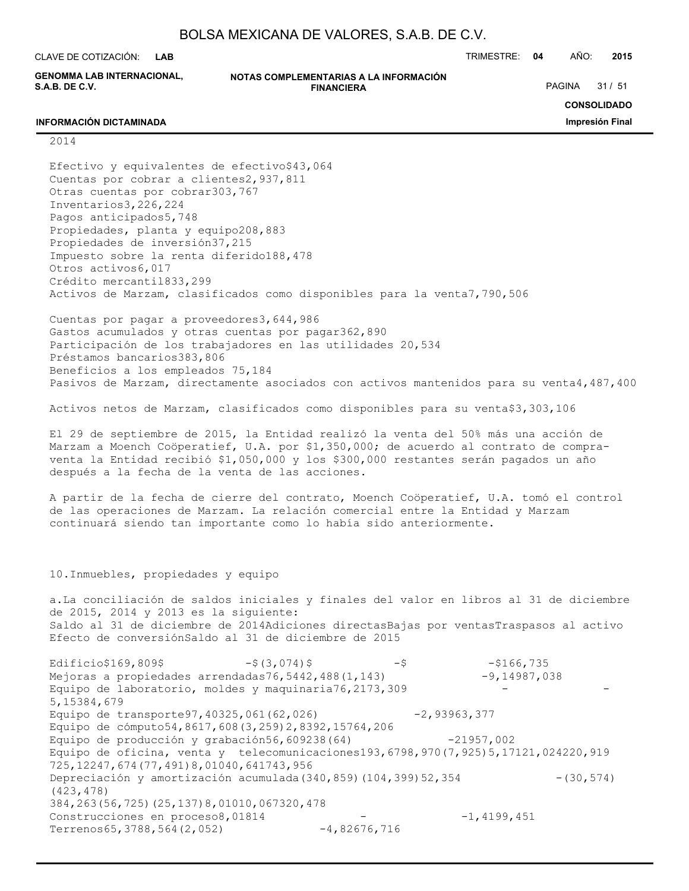2014

| Concepto | Importe |
|---|---|
| Efectivo y equivalentes de efectivo | $43,064 |
| Cuentas por cobrar a clientes | 2,937,811 |
| Otras cuentas por cobrar | 303,767 |
| Inventarios | 3,226,224 |
| Pagos anticipados | 5,748 |
| Propiedades, planta y equipo | 208,883 |
| Propiedades de inversión | 37,215 |
| Impuesto sobre la renta diferido | 188,478 |
| Otros activos | 6,017 |
| Crédito mercantil | 833,299 |
| Activos de Marzam, clasificados como disponibles para la venta | 7,790,506 |
| | |
| Cuentas por pagar a proveedores | 3,644,986 |
| Gastos acumulados y otras cuentas por pagar | 362,890 |
| Participación de los trabajadores en las utilidades | 20,534 |
| Préstamos bancarios | 383,806 |
| Beneficios a los empleados | 75,184 |
| Pasivos de Marzam, directamente asociados con activos mantenidos para su venta | 4,487,400 |
| | |
| Activos netos de Marzam, clasificados como disponibles para su venta | $3,303,106 |

El 29 de septiembre de 2015, la Entidad realizó la venta del 50% más una acción de Marzam a Moench Coöperatief, U.A. por $1,350,000; de acuerdo al contrato de compra-venta la Entidad recibió $1,050,000 y los $300,000 restantes serán pagados un año después a la fecha de la venta de las acciones.

A partir de la fecha de cierre del contrato, Moench Coöperatief, U.A. tomó el control de las operaciones de Marzam. La relación comercial entre la Entidad y Marzam continuará siendo tan importante como lo había sido anteriormente.

## 10. Inmuebles, propiedades y equipo

a. La conciliación de saldos iniciales y finales del valor en libros al 31 de diciembre de 2015, 2014 y 2013 es la siguiente:

| | Saldo al 31 de diciembre de 2014 | Adiciones directas | Bajas por ventas | Traspasos al activo | Efecto de conversión | Saldo al 31 de diciembre de 2015 |
|---|---|---|---|---|---|---|
| Edificio | $169,809 | $ - | $(3,074) | $ - | $ - | $166,735 |
| Mejoras a propiedades arrendadas | 76,544 | 2,488 | (1,143) | - | 9,149 | 87,038 |
| Equipo de laboratorio, moldes y maquinaria | 76,217 | 3,309 | - | - | 5,153 | 84,679 |
| Equipo de transporte | 97,403 | 25,061 | (62,026) | - | 2,939 | 63,377 |
| Equipo de cómputo | 54,861 | 7,608 | (3,259) | 2,839 | 2,157 | 64,206 |
| Equipo de producción y grabación | 56,609 | 238 | (64) | - | 219 | 57,002 |
| Equipo de oficina, venta y telecomunicaciones | 193,679 | 8,970 | (7,925) | 5,171 | 21,024 | 220,919 |
| | 725,122 | 47,674 | (77,491) | 8,010 | 40,641 | 743,956 |
| Depreciación y amortización acumulada | (340,859) | (104,399) | 52,354 | - | (30,574) | (423,478) |
| | 384,263 | (56,725) | (25,137) | 8,010 | 10,067 | 320,478 |
| Construcciones en proceso | 8,018 | 14 | - | - | 1,419 | 9,451 |
| Terrenos | 65,378 | 8,564 | (2,052) | - | 4,826 | 76,716 |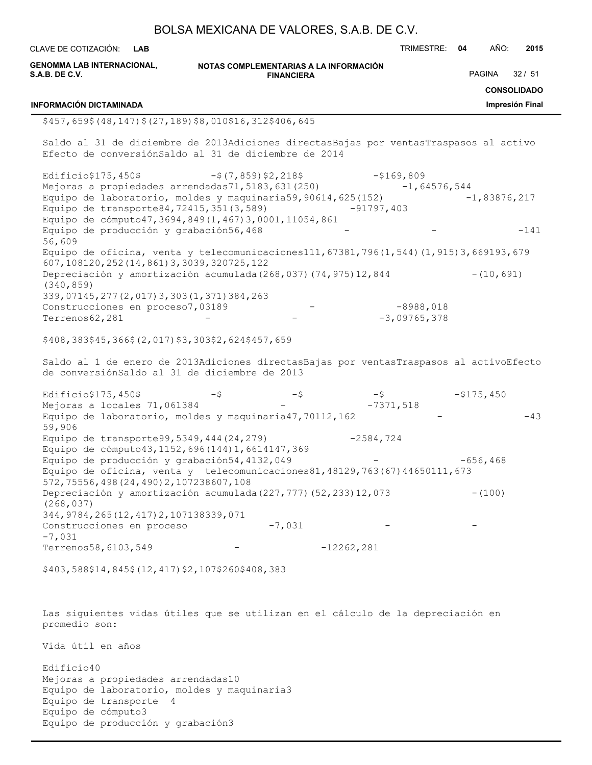| | | | | | |
|---|---|---|---|---|---|
| $457,659 | $(48,147) | $(27,189) | $8,010 | $16,312 | $406,645 |

| | Saldo al 31 de diciembre de 2013 | Adiciones directas | Bajas por ventas | Traspasos al activo | Efecto de conversión | Saldo al 31 de diciembre de 2014 |
|---|---|---|---|---|---|---|
| Edificio | $175,450 | $ - | $(7,859) | $2,218 | $ - | $169,809 |
| Mejoras a propiedades arrendadas | 71,518 | 3,631 | (250) | - | 1,645 | 76,544 |
| Equipo de laboratorio, moldes y maquinaria | 59,906 | 14,625 | (152) | - | 1,838 | 76,217 |
| Equipo de transporte | 84,724 | 15,351 | (3,589) | - | 917 | 97,403 |
| Equipo de cómputo | 47,369 | 4,849 | (1,467) | 3,000 | 1,110 | 54,861 |
| Equipo de producción y grabación | 56,468 | - | - | - | 141 | 56,609 |
| Equipo de oficina, venta y telecomunicaciones | 111,673 | 81,796 | (1,544) | (1,915) | 3,669 | 193,679 |
| | 607,108 | 120,252 | (14,861) | 3,303 | 9,320 | 725,122 |
| Depreciación y amortización acumulada | (268,037) | (74,975) | 12,844 | - | (10,691) | (340,859) |
| | 339,071 | 45,277 | (2,017) | 3,303 | (1,371) | 384,263 |
| Construcciones en proceso | 7,031 | 89 | - | - | 898 | 8,018 |
| Terrenos | 62,281 | - | - | - | 3,097 | 65,378 |
| | $408,383 | $45,366 | $(2,017) | $3,303 | $2,624 | $457,659 |

| | Saldo al 1 de enero de 2013 | Adiciones directas | Bajas por ventas | Traspasos al activo | Efecto de conversión | Saldo al 31 de diciembre de 2013 |
|---|---|---|---|---|---|---|
| Edificio | $175,450 | $ - | $ - | $ - | $ - | $175,450 |
| Mejoras a locales | 71,061 | 384 | - | - | 73 | 71,518 |
| Equipo de laboratorio, moldes y maquinaria | 47,701 | 12,162 | - | - | 43 | 59,906 |
| Equipo de transporte | 99,534 | 9,444 | (24,279) | - | 25 | 84,724 |
| Equipo de cómputo | 43,115 | 2,696 | (144) | 1,661 | 41 | 47,369 |
| Equipo de producción y grabación | 54,413 | 2,049 | - | - | 6 | 56,468 |
| Equipo de oficina, venta y telecomunicaciones | 81,481 | 29,763 | (67) | 446 | 50 | 111,673 |
| | 572,755 | 56,498 | (24,490) | 2,107 | 238 | 607,108 |
| Depreciación y amortización acumulada | (227,777) | (52,233) | 12,073 | - | (100) | (268,037) |
| | 344,978 | 4,265 | (12,417) | 2,107 | 138 | 339,071 |
| Construcciones en proceso | - | 7,031 | - | - | - | 7,031 |
| Terrenos | 58,610 | 3,549 | - | - | 122 | 62,281 |
| | $403,588 | $14,845 | $(12,417) | $2,107 | $260 | $408,383 |

Las siguientes vidas útiles que se utilizan en el cálculo de la depreciación en promedio son:

| | Vida útil en años |
|---|---|
| Edificio | 40 |
| Mejoras a propiedades arrendadas | 10 |
| Equipo de laboratorio, moldes y maquinaria | 3 |
| Equipo de transporte | 4 |
| Equipo de cómputo | 3 |
| Equipo de producción y grabación | 3 |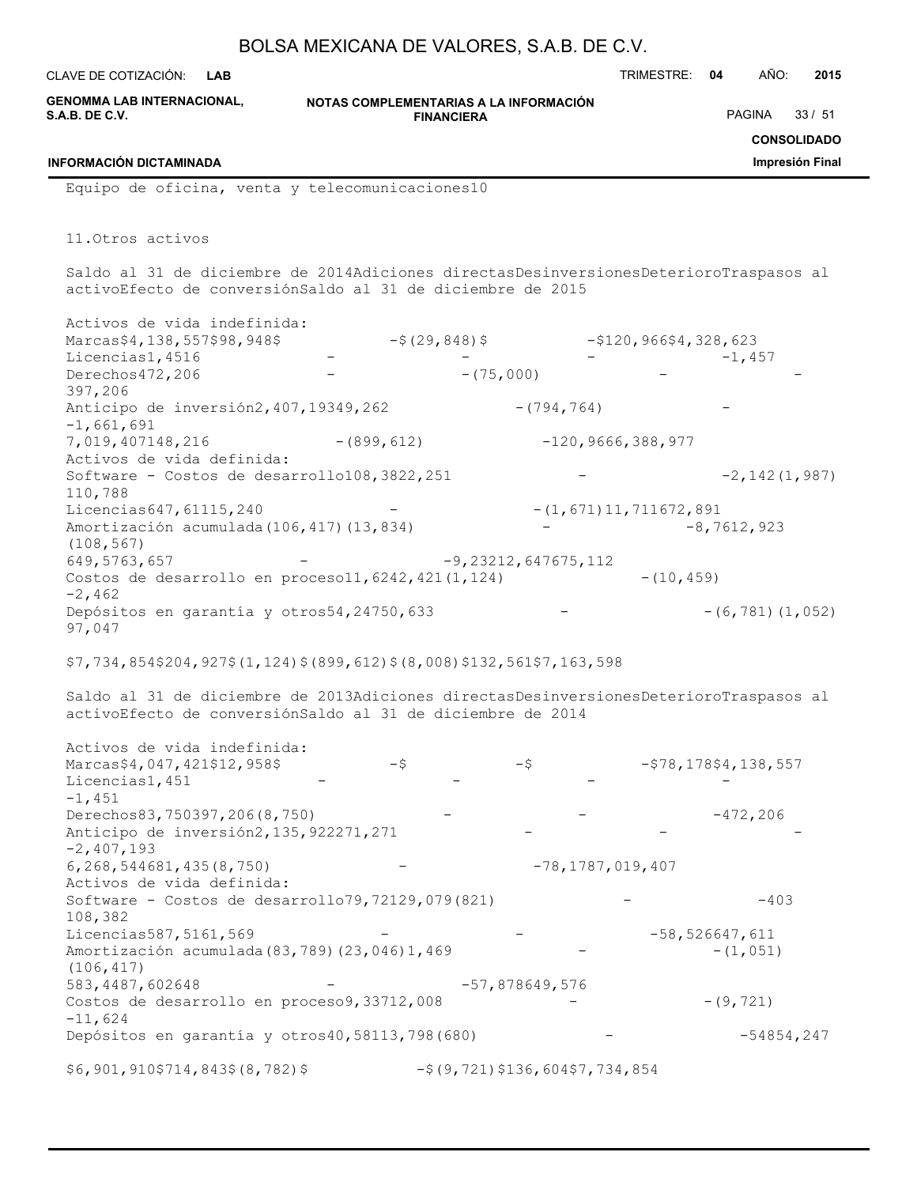Equipo de oficina, venta y telecomunicaciones10

## 11. Otros activos

| | Saldo al 31 de diciembre de 2014 | Adiciones directas | Desinversiones | Deterioro | Traspasos al activo | Efecto de conversión | Saldo al 31 de diciembre de 2015 |
|---|---|---|---|---|---|---|---|
| **Activos de vida indefinida:** | | | | | | | |
| Marcas | $4,138,557 | $98,948 | $ - | $(29,848) | $ - | $120,966 | $4,328,623 |
| Licencias | 1,451 | 6 | - | - | - | - | 1,457 |
| Derechos | 472,206 | - | - | (75,000) | - | - | 397,206 |
| Anticipo de inversión | 2,407,193 | 49,262 | - | (794,764) | - | - | 1,661,691 |
| | 7,019,407 | 148,216 | - | (899,612) | - | 120,966 | 6,388,977 |
| **Activos de vida definida:** | | | | | | | |
| Software - Costos de desarrollo | 108,382 | 2,251 | - | - | 2,142 | (1,987) | 110,788 |
| Licencias | 647,611 | 15,240 | - | - | (1,671) | 11,711 | 672,891 |
| Amortización acumulada | (106,417) | (13,834) | - | - | 8,761 | 2,923 | (108,567) |
| | 649,576 | 3,657 | - | - | 9,232 | 12,647 | 675,112 |
| Costos de desarrollo en proceso | 11,624 | 2,421 | (1,124) | - | (10,459) | - | 2,462 |
| Depósitos en garantía y otros | 54,247 | 50,633 | - | - | (6,781) | (1,052) | 97,047 |
| | $7,734,854 | $204,927 | $(1,124) | $(899,612) | $(8,008) | $132,561 | $7,163,598 |

| | Saldo al 31 de diciembre de 2013 | Adiciones directas | Desinversiones | Deterioro | Traspasos al activo | Efecto de conversión | Saldo al 31 de diciembre de 2014 |
|---|---|---|---|---|---|---|---|
| **Activos de vida indefinida:** | | | | | | | |
| Marcas | $4,047,421 | $12,958 | $ - | $ - | $ - | $78,178 | $4,138,557 |
| Licencias | 1,451 | - | - | - | - | - | 1,451 |
| Derechos | 83,750 | 397,206 | (8,750) | - | - | - | 472,206 |
| Anticipo de inversión | 2,135,922 | 271,271 | - | - | - | - | 2,407,193 |
| | 6,268,544 | 681,435 | (8,750) | - | - | 78,178 | 7,019,407 |
| **Activos de vida definida:** | | | | | | | |
| Software - Costos de desarrollo | 79,721 | 29,079 | (821) | - | - | 403 | 108,382 |
| Licencias | 587,516 | 1,569 | - | - | - | 58,526 | 647,611 |
| Amortización acumulada | (83,789) | (23,046) | 1,469 | - | - | (1,051) | (106,417) |
| | 583,448 | 7,602 | 648 | - | - | 57,878 | 649,576 |
| Costos de desarrollo en proceso | 9,337 | 12,008 | - | - | (9,721) | - | 11,624 |
| Depósitos en garantía y otros | 40,581 | 13,798 | (680) | - | - | 548 | 54,247 |
| | $6,901,910 | $714,843 | $(8,782) | $ - | $(9,721) | $136,604 | $7,734,854 |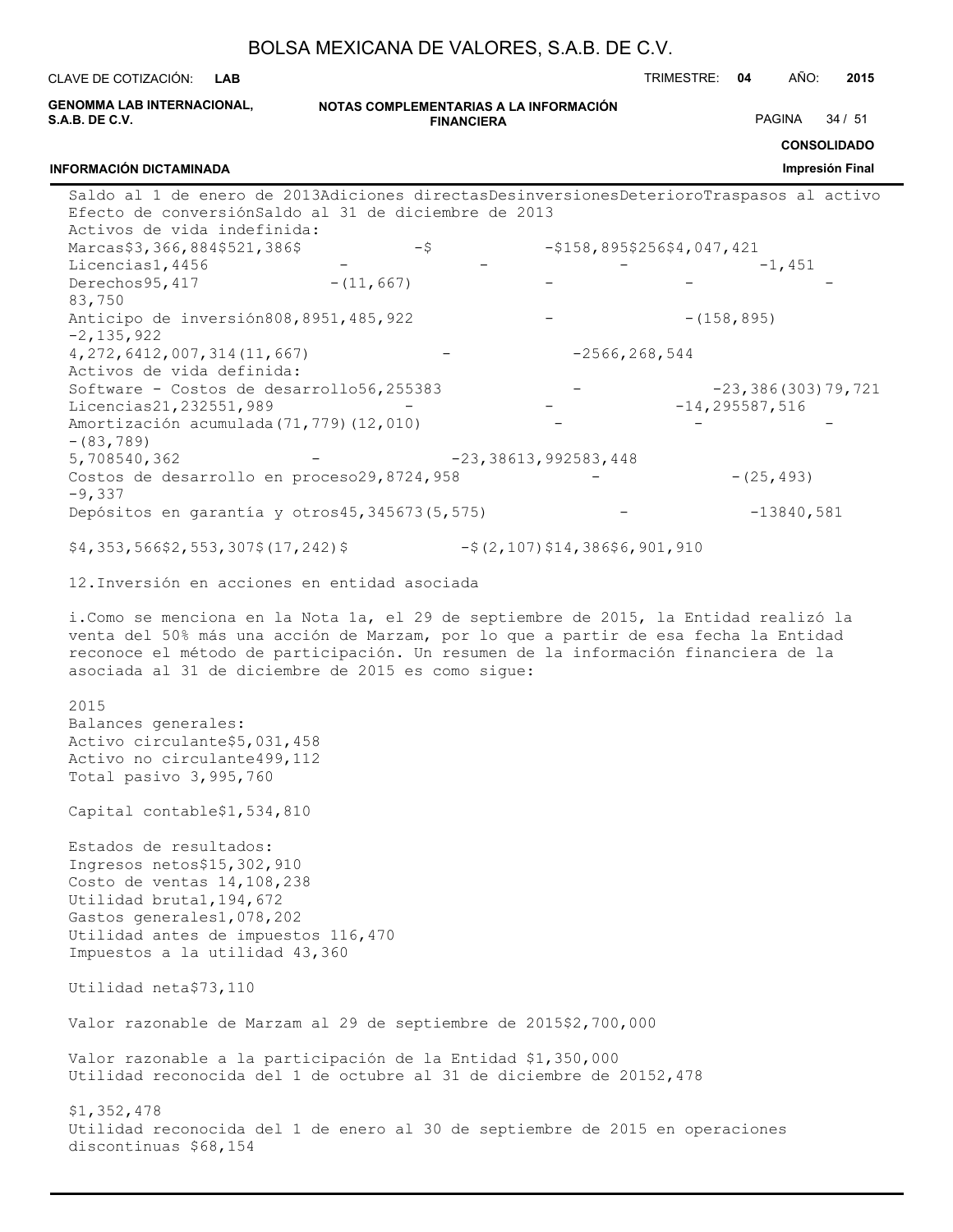| | Saldo al 1 de enero de 2013 | Adiciones directas | Desinversiones | Deterioro | Traspasos al activo | Efecto de conversión | Saldo al 31 de diciembre de 2013 |
|---|---|---|---|---|---|---|---|
| Activos de vida indefinida: | | | | | | | |
| Marcas | $3,366,884 | $521,386 | $ - | $ - | $158,895 | $256 | $4,047,421 |
| Licencias | 1,445 | 6 | - | - | - | - | 1,451 |
| Derechos | 95,417 | - | (11,667) | - | - | - | 83,750 |
| Anticipo de inversión | 808,895 | 1,485,922 | - | - | (158,895) | - | 2,135,922 |
| | 4,272,641 | 2,007,314 | (11,667) | - | - | 256 | 6,268,544 |
| Activos de vida definida: | | | | | | | |
| Software - Costos de desarrollo | 56,255 | 383 | - | - | 23,386 | (303) | 79,721 |
| Licencias | 21,232 | 551,989 | - | - | - | 14,295 | 587,516 |
| Amortización acumulada | (71,779) | (12,010) | - | - | - | - | (83,789) |
| | 5,708 | 540,362 | - | - | 23,386 | 13,992 | 583,448 |
| Costos de desarrollo en proceso | 29,872 | 4,958 | - | - | (25,493) | - | 9,337 |
| Depósitos en garantía y otros | 45,345 | 673 | (5,575) | - | - | 138 | 40,581 |
| | $4,353,566 | $2,553,307 | $(17,242) | $ - | $(2,107) | $14,386 | $6,901,910 |

12. Inversión en acciones en entidad asociada

i. Como se menciona en la Nota 1a, el 29 de septiembre de 2015, la Entidad realizó la venta del 50% más una acción de Marzam, por lo que a partir de esa fecha la Entidad reconoce el método de participación. Un resumen de la información financiera de la asociada al 31 de diciembre de 2015 es como sigue:

| | 2015 |
|---|---|
| Balances generales: | |
| Activo circulante | $5,031,458 |
| Activo no circulante | 499,112 |
| Total pasivo | 3,995,760 |
| Capital contable | $1,534,810 |
| Estados de resultados: | |
| Ingresos netos | $15,302,910 |
| Costo de ventas | 14,108,238 |
| Utilidad bruta | 1,194,672 |
| Gastos generales | 1,078,202 |
| Utilidad antes de impuestos | 116,470 |
| Impuestos a la utilidad | 43,360 |
| Utilidad neta | $73,110 |
| Valor razonable de Marzam al 29 de septiembre de 2015 | $2,700,000 |
| Valor razonable a la participación de la Entidad | $1,350,000 |
| Utilidad reconocida del 1 de octubre al 31 de diciembre de 2015 | 2,478 |
| | $1,352,478 |
| Utilidad reconocida del 1 de enero al 30 de septiembre de 2015 en operaciones discontinuas | $68,154 |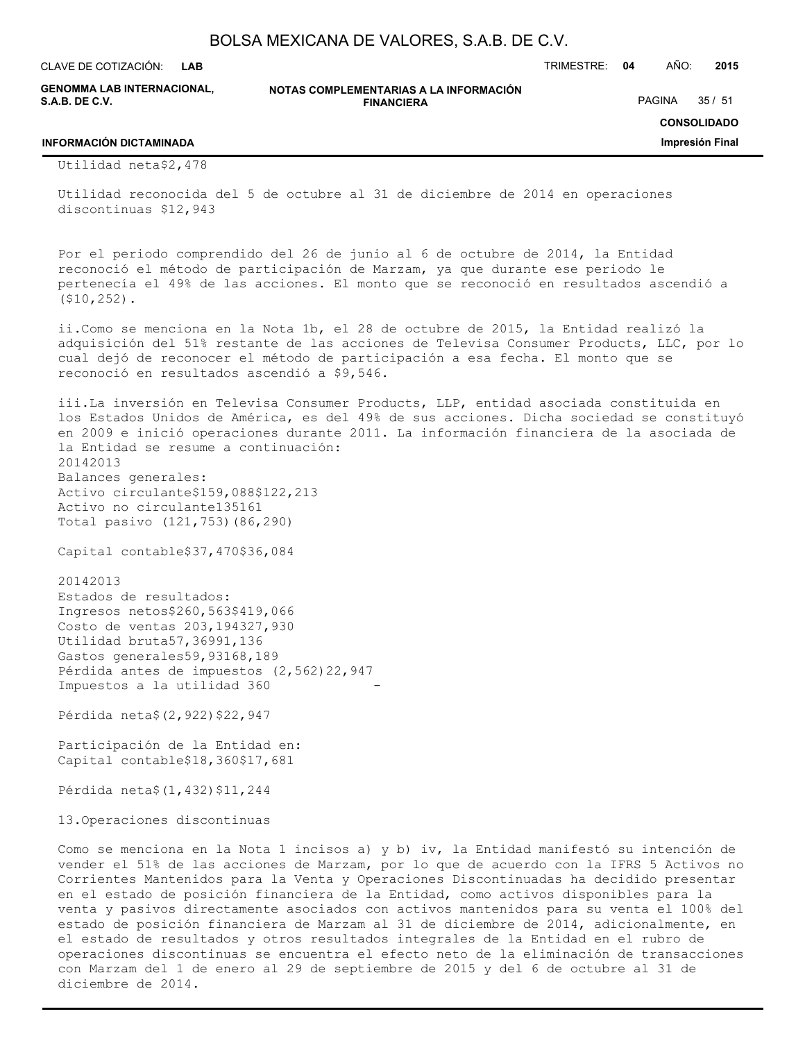| | |
|---|---|
| Utilidad neta | $2,478 |

Utilidad reconocida del 5 de octubre al 31 de diciembre de 2014 en operaciones discontinuas $12,943

Por el periodo comprendido del 26 de junio al 6 de octubre de 2014, la Entidad reconoció el método de participación de Marzam, ya que durante ese periodo le pertenecía el 49% de las acciones. El monto que se reconoció en resultados ascendió a ($10,252).

ii. Como se menciona en la Nota 1b, el 28 de octubre de 2015, la Entidad realizó la adquisición del 51% restante de las acciones de Televisa Consumer Products, LLC, por lo cual dejó de reconocer el método de participación a esa fecha. El monto que se reconoció en resultados ascendió a $9,546.

iii. La inversión en Televisa Consumer Products, LLP, entidad asociada constituida en los Estados Unidos de América, es del 49% de sus acciones. Dicha sociedad se constituyó en 2009 e inició operaciones durante 2011. La información financiera de la asociada de la Entidad se resume a continuación:

| | 2014 | 2013 |
|---|---|---|
| Balances generales: | | |
| Activo circulante | $159,088 | $122,213 |
| Activo no circulante | 135 | 161 |
| Total pasivo | (121,753) | (86,290) |
| Capital contable | $37,470 | $36,084 |

| | 2014 | 2013 |
|---|---|---|
| Estados de resultados: | | |
| Ingresos netos | $260,563 | $419,066 |
| Costo de ventas | 203,194 | 327,930 |
| Utilidad bruta | 57,369 | 91,136 |
| Gastos generales | 59,931 | 68,189 |
| Pérdida antes de impuestos | (2,562) | 22,947 |
| Impuestos a la utilidad | 360 | - |
| Pérdida neta | $(2,922) | $22,947 |
| Participación de la Entidad en: | | |
| Capital contable | $18,360 | $17,681 |
| Pérdida neta | $(1,432) | $11,244 |

13. Operaciones discontinuas

Como se menciona en la Nota 1 incisos a) y b) iv, la Entidad manifestó su intención de vender el 51% de las acciones de Marzam, por lo que de acuerdo con la IFRS 5 Activos no Corrientes Mantenidos para la Venta y Operaciones Discontinuadas ha decidido presentar en el estado de posición financiera de la Entidad, como activos disponibles para la venta y pasivos directamente asociados con activos mantenidos para su venta el 100% del estado de posición financiera de Marzam al 31 de diciembre de 2014, adicionalmente, en el estado de resultados y otros resultados integrales de la Entidad en el rubro de operaciones discontinuas se encuentra el efecto neto de la eliminación de transacciones con Marzam del 1 de enero al 29 de septiembre de 2015 y del 6 de octubre al 31 de diciembre de 2014.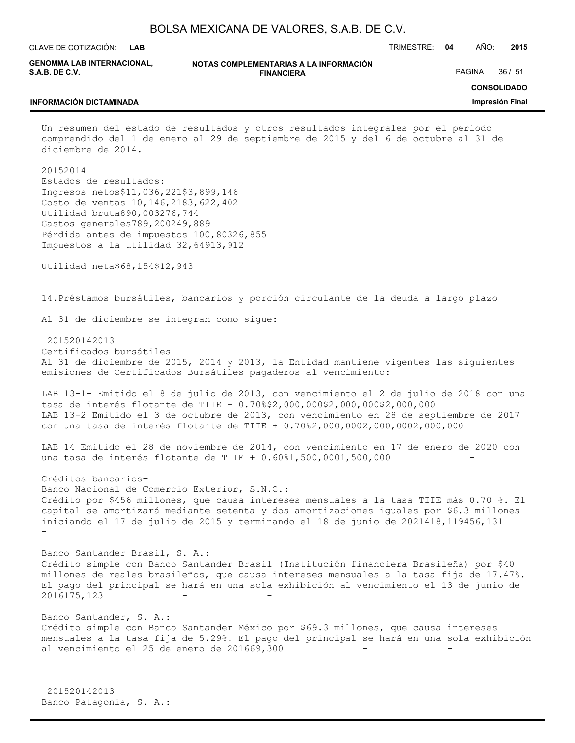Un resumen del estado de resultados y otros resultados integrales por el periodo comprendido del 1 de enero al 29 de septiembre de 2015 y del 6 de octubre al 31 de diciembre de 2014.

| | 2015 | 2014 |
|---|---|---|
| Estados de resultados: | | |
| Ingresos netos | $11,036,221 | $3,899,146 |
| Costo de ventas | 10,146,218 | 3,622,402 |
| Utilidad bruta | 890,003 | 276,744 |
| Gastos generales | 789,200 | 249,889 |
| Pérdida antes de impuestos | 100,803 | 26,855 |
| Impuestos a la utilidad | 32,649 | 13,912 |
| Utilidad neta | $68,154 | $12,943 |

14. Préstamos bursátiles, bancarios y porción circulante de la deuda a largo plazo

Al 31 de diciembre se integran como sigue:

| | 2015 | 2014 | 2013 |
|---|---|---|---|
| Certificados bursátiles<br>Al 31 de diciembre de 2015, 2014 y 2013, la Entidad mantiene vigentes las siguientes emisiones de Certificados Bursátiles pagaderos al vencimiento: | | | |
| LAB 13-1- Emitido el 8 de julio de 2013, con vencimiento el 2 de julio de 2018 con una tasa de interés flotante de TIIE + 0.70% | $2,000,000 | $2,000,000 | $2,000,000 |
| LAB 13-2 Emitido el 3 de octubre de 2013, con vencimiento en 28 de septiembre de 2017 con una tasa de interés flotante de TIIE + 0.70% | 2,000,000 | 2,000,000 | 2,000,000 |
| LAB 14 Emitido el 28 de noviembre de 2014, con vencimiento en 17 de enero de 2020 con una tasa de interés flotante de TIIE + 0.60% | 1,500,000 | 1,500,000 | - |
| Créditos bancarios-<br>Banco Nacional de Comercio Exterior, S.N.C.:<br>Crédito por $456 millones, que causa intereses mensuales a la tasa TIIE más 0.70 %. El capital se amortizará mediante setenta y dos amortizaciones iguales por $6.3 millones iniciando el 17 de julio de 2015 y terminando el 18 de junio de 2021 | 418,119 | 456,131 | - |
| Banco Santander Brasil, S. A.:<br>Crédito simple con Banco Santander Brasil (Institución financiera Brasileña) por $40 millones de reales brasileños, que causa intereses mensuales a la tasa fija de 17.47%. El pago del principal se hará en una sola exhibición al vencimiento el 13 de junio de 2016 | 175,123 | - | - |
| Banco Santander, S. A.:<br>Crédito simple con Banco Santander México por $69.3 millones, que causa intereses mensuales a la tasa fija de 5.29%. El pago del principal se hará en una sola exhibición al vencimiento el 25 de enero de 2016 | 69,300 | - | - |

| | 2015 | 2014 | 2013 |
|---|---|---|---|
| Banco Patagonia, S. A.: | | | |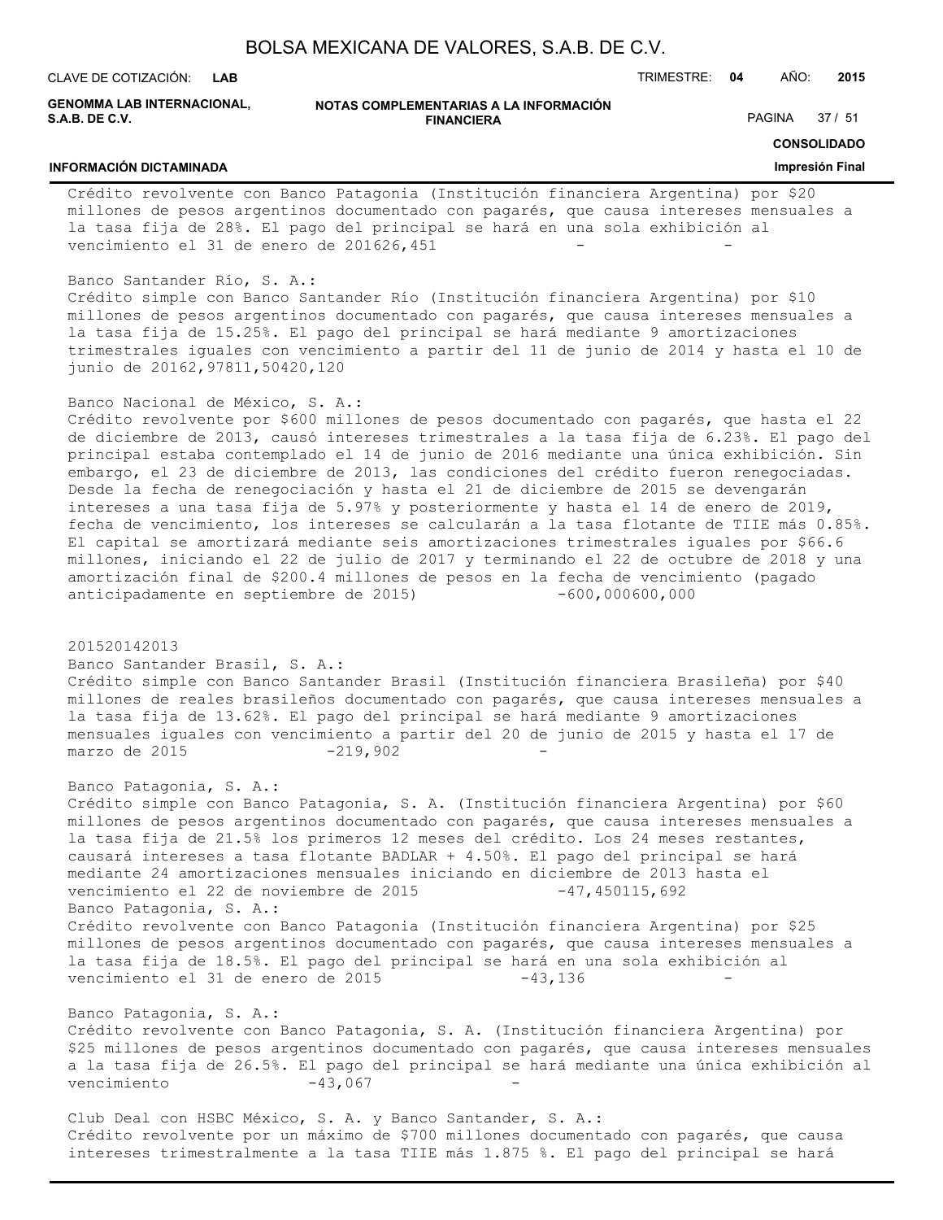Crédito revolvente con Banco Patagonia (Institución financiera Argentina) por $20 millones de pesos argentinos documentado con pagarés, que causa intereses mensuales a la tasa fija de 28%. El pago del principal se hará en una sola exhibición al vencimiento el 31 de enero de 201626,451 - -

Banco Santander Río, S. A.:
Crédito simple con Banco Santander Río (Institución financiera Argentina) por $10 millones de pesos argentinos documentado con pagarés, que causa intereses mensuales a la tasa fija de 15.25%. El pago del principal se hará mediante 9 amortizaciones trimestrales iguales con vencimiento a partir del 11 de junio de 2014 y hasta el 10 de junio de 20162,97811,50420,120

Banco Nacional de México, S. A.:
Crédito revolvente por $600 millones de pesos documentado con pagarés, que hasta el 22 de diciembre de 2013, causó intereses trimestrales a la tasa fija de 6.23%. El pago del principal estaba contemplado el 14 de junio de 2016 mediante una única exhibición. Sin embargo, el 23 de diciembre de 2013, las condiciones del crédito fueron renegociadas. Desde la fecha de renegociación y hasta el 21 de diciembre de 2015 se devengarán intereses a una tasa fija de 5.97% y posteriormente y hasta el 14 de enero de 2019, fecha de vencimiento, los intereses se calcularán a la tasa flotante de TIIE más 0.85%. El capital se amortizará mediante seis amortizaciones trimestrales iguales por $66.6 millones, iniciando el 22 de julio de 2017 y terminando el 22 de octubre de 2018 y una amortización final de $200.4 millones de pesos en la fecha de vencimiento (pagado anticipadamente en septiembre de 2015) -600,000600,000

201520142013
Banco Santander Brasil, S. A.:
Crédito simple con Banco Santander Brasil (Institución financiera Brasileña) por $40 millones de reales brasileños documentado con pagarés, que causa intereses mensuales a la tasa fija de 13.62%. El pago del principal se hará mediante 9 amortizaciones mensuales iguales con vencimiento a partir del 20 de junio de 2015 y hasta el 17 de marzo de 2015 -219,902 -

Banco Patagonia, S. A.:
Crédito simple con Banco Patagonia, S. A. (Institución financiera Argentina) por $60 millones de pesos argentinos documentado con pagarés, que causa intereses mensuales a la tasa fija de 21.5% los primeros 12 meses del crédito. Los 24 meses restantes, causará intereses a tasa flotante BADLAR + 4.50%. El pago del principal se hará mediante 24 amortizaciones mensuales iniciando en diciembre de 2013 hasta el vencimiento el 22 de noviembre de 2015 -47,450115,692
Banco Patagonia, S. A.:
Crédito revolvente con Banco Patagonia (Institución financiera Argentina) por $25 millones de pesos argentinos documentado con pagarés, que causa intereses mensuales a la tasa fija de 18.5%. El pago del principal se hará en una sola exhibición al vencimiento el 31 de enero de 2015 -43,136 -

Banco Patagonia, S. A.:
Crédito revolvente con Banco Patagonia, S. A. (Institución financiera Argentina) por $25 millones de pesos argentinos documentado con pagarés, que causa intereses mensuales a la tasa fija de 26.5%. El pago del principal se hará mediante una única exhibición al vencimiento -43,067 -

Club Deal con HSBC México, S. A. y Banco Santander, S. A.:
Crédito revolvente por un máximo de $700 millones documentado con pagarés, que causa intereses trimestralmente a la tasa TIIE más 1.875 %. El pago del principal se hará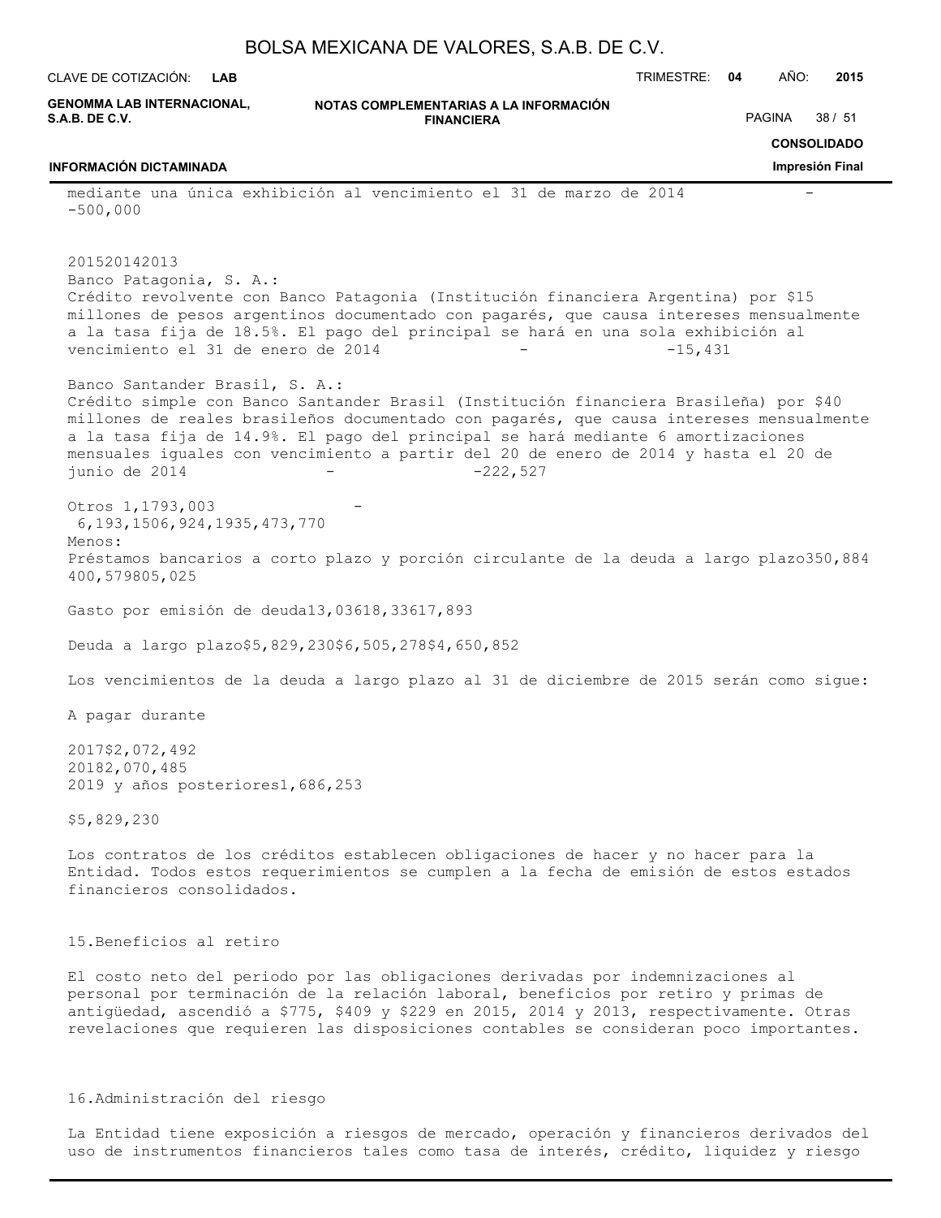mediante una única exhibición al vencimiento el 31 de marzo de 2014 - -500,000

| | 2015 | 2014 | 2013 |
|---|---|---|---|
| Banco Patagonia, S. A.: Crédito revolvente con Banco Patagonia (Institución financiera Argentina) por $15 millones de pesos argentinos documentado con pagarés, que causa intereses mensualmente a la tasa fija de 18.5%. El pago del principal se hará en una sola exhibición al vencimiento el 31 de enero de 2014 | - | - | 15,431 |
| Banco Santander Brasil, S. A.: Crédito simple con Banco Santander Brasil (Institución financiera Brasileña) por $40 millones de reales brasileños documentado con pagarés, que causa intereses mensualmente a la tasa fija de 14.9%. El pago del principal se hará mediante 6 amortizaciones mensuales iguales con vencimiento a partir del 20 de enero de 2014 y hasta el 20 de junio de 2014 | - | - | 222,527 |
| Otros | 1,179 | 3,003 | - |
| | 6,193,150 | 6,924,193 | 5,473,770 |
| Menos: | | | |
| Préstamos bancarios a corto plazo y porción circulante de la deuda a largo plazo | 350,884 | 400,579 | 805,025 |
| Gasto por emisión de deuda | 13,036 | 18,336 | 17,893 |
| Deuda a largo plazo | $5,829,230 | $6,505,278 | $4,650,852 |

Los vencimientos de la deuda a largo plazo al 31 de diciembre de 2015 serán como sigue:

| A pagar durante | |
|---|---|
| 2017 | $2,072,492 |
| 2018 | 2,070,485 |
| 2019 y años posteriores | 1,686,253 |
| | $5,829,230 |

Los contratos de los créditos establecen obligaciones de hacer y no hacer para la Entidad. Todos estos requerimientos se cumplen a la fecha de emisión de estos estados financieros consolidados.

## 15. Beneficios al retiro

El costo neto del periodo por las obligaciones derivadas por indemnizaciones al personal por terminación de la relación laboral, beneficios por retiro y primas de antigüedad, ascendió a $775, $409 y $229 en 2015, 2014 y 2013, respectivamente. Otras revelaciones que requieren las disposiciones contables se consideran poco importantes.

## 16. Administración del riesgo

La Entidad tiene exposición a riesgos de mercado, operación y financieros derivados del uso de instrumentos financieros tales como tasa de interés, crédito, liquidez y riesgo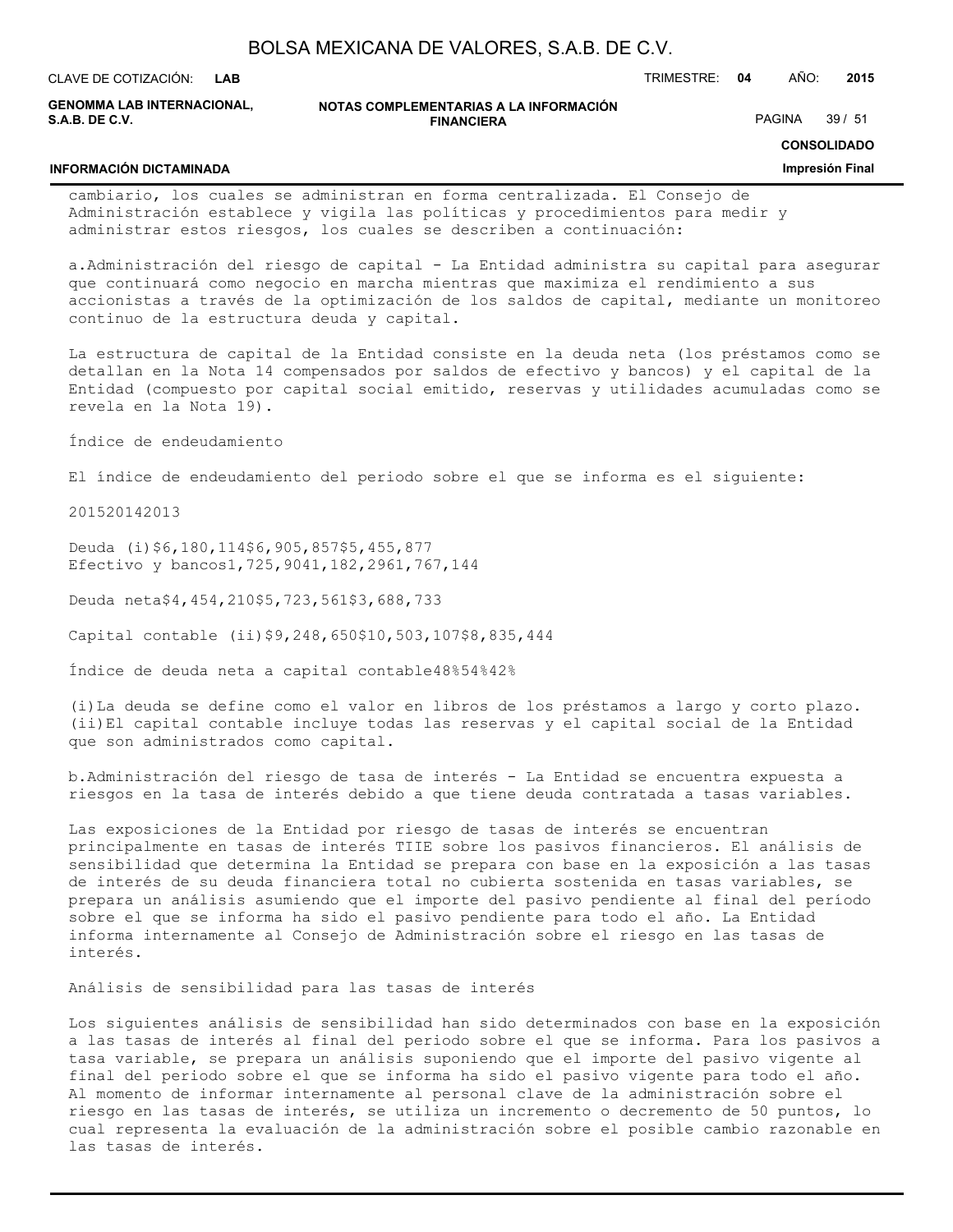cambiario, los cuales se administran en forma centralizada. El Consejo de Administración establece y vigila las políticas y procedimientos para medir y administrar estos riesgos, los cuales se describen a continuación:

a. Administración del riesgo de capital - La Entidad administra su capital para asegurar que continuará como negocio en marcha mientras que maximiza el rendimiento a sus accionistas a través de la optimización de los saldos de capital, mediante un monitoreo continuo de la estructura deuda y capital.

La estructura de capital de la Entidad consiste en la deuda neta (los préstamos como se detallan en la Nota 14 compensados por saldos de efectivo y bancos) y el capital de la Entidad (compuesto por capital social emitido, reservas y utilidades acumuladas como se revela en la Nota 19).

Índice de endeudamiento

El índice de endeudamiento del periodo sobre el que se informa es el siguiente:

| | 2015 | 2014 | 2013 |
|---|---|---|---|
| Deuda (i) | $6,180,114 | $6,905,857 | $5,455,877 |
| Efectivo y bancos | 1,725,904 | 1,182,296 | 1,767,144 |
| Deuda neta | $4,454,210 | $5,723,561 | $3,688,733 |
| Capital contable (ii) | $9,248,650 | $10,503,107 | $8,835,444 |
| Índice de deuda neta a capital contable | 48% | 54% | 42% |

(i) La deuda se define como el valor en libros de los préstamos a largo y corto plazo.
(ii) El capital contable incluye todas las reservas y el capital social de la Entidad que son administrados como capital.

b. Administración del riesgo de tasa de interés - La Entidad se encuentra expuesta a riesgos en la tasa de interés debido a que tiene deuda contratada a tasas variables.

Las exposiciones de la Entidad por riesgo de tasas de interés se encuentran principalmente en tasas de interés TIIE sobre los pasivos financieros. El análisis de sensibilidad que determina la Entidad se prepara con base en la exposición a las tasas de interés de su deuda financiera total no cubierta sostenida en tasas variables, se prepara un análisis asumiendo que el importe del pasivo pendiente al final del período sobre el que se informa ha sido el pasivo pendiente para todo el año. La Entidad informa internamente al Consejo de Administración sobre el riesgo en las tasas de interés.

Análisis de sensibilidad para las tasas de interés

Los siguientes análisis de sensibilidad han sido determinados con base en la exposición a las tasas de interés al final del periodo sobre el que se informa. Para los pasivos a tasa variable, se prepara un análisis suponiendo que el importe del pasivo vigente al final del periodo sobre el que se informa ha sido el pasivo vigente para todo el año. Al momento de informar internamente al personal clave de la administración sobre el riesgo en las tasas de interés, se utiliza un incremento o decremento de 50 puntos, lo cual representa la evaluación de la administración sobre el posible cambio razonable en las tasas de interés.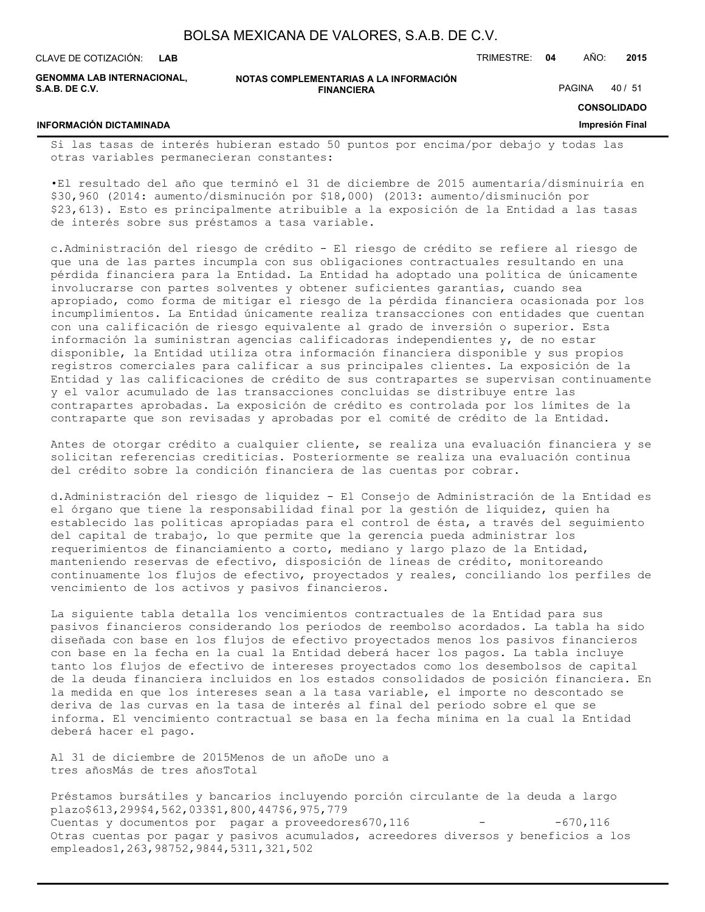Si las tasas de interés hubieran estado 50 puntos por encima/por debajo y todas las otras variables permanecieran constantes:

•El resultado del año que terminó el 31 de diciembre de 2015 aumentaría/disminuiría en $30,960 (2014: aumento/disminución por $18,000) (2013: aumento/disminución por $23,613). Esto es principalmente atribuible a la exposición de la Entidad a las tasas de interés sobre sus préstamos a tasa variable.

c.Administración del riesgo de crédito - El riesgo de crédito se refiere al riesgo de que una de las partes incumpla con sus obligaciones contractuales resultando en una pérdida financiera para la Entidad. La Entidad ha adoptado una política de únicamente involucrarse con partes solventes y obtener suficientes garantías, cuando sea apropiado, como forma de mitigar el riesgo de la pérdida financiera ocasionada por los incumplimientos. La Entidad únicamente realiza transacciones con entidades que cuentan con una calificación de riesgo equivalente al grado de inversión o superior. Esta información la suministran agencias calificadoras independientes y, de no estar disponible, la Entidad utiliza otra información financiera disponible y sus propios registros comerciales para calificar a sus principales clientes. La exposición de la Entidad y las calificaciones de crédito de sus contrapartes se supervisan continuamente y el valor acumulado de las transacciones concluidas se distribuye entre las contrapartes aprobadas. La exposición de crédito es controlada por los límites de la contraparte que son revisadas y aprobadas por el comité de crédito de la Entidad.

Antes de otorgar crédito a cualquier cliente, se realiza una evaluación financiera y se solicitan referencias crediticias. Posteriormente se realiza una evaluación continua del crédito sobre la condición financiera de las cuentas por cobrar.

d.Administración del riesgo de liquidez - El Consejo de Administración de la Entidad es el órgano que tiene la responsabilidad final por la gestión de liquidez, quien ha establecido las políticas apropiadas para el control de ésta, a través del seguimiento del capital de trabajo, lo que permite que la gerencia pueda administrar los requerimientos de financiamiento a corto, mediano y largo plazo de la Entidad, manteniendo reservas de efectivo, disposición de líneas de crédito, monitoreando continuamente los flujos de efectivo, proyectados y reales, conciliando los perfiles de vencimiento de los activos y pasivos financieros.

La siguiente tabla detalla los vencimientos contractuales de la Entidad para sus pasivos financieros considerando los períodos de reembolso acordados. La tabla ha sido diseñada con base en los flujos de efectivo proyectados menos los pasivos financieros con base en la fecha en la cual la Entidad deberá hacer los pagos. La tabla incluye tanto los flujos de efectivo de intereses proyectados como los desembolsos de capital de la deuda financiera incluidos en los estados consolidados de posición financiera. En la medida en que los intereses sean a la tasa variable, el importe no descontado se deriva de las curvas en la tasa de interés al final del período sobre el que se informa. El vencimiento contractual se basa en la fecha mínima en la cual la Entidad deberá hacer el pago.

| Al 31 de diciembre de 2015 | Menos de un año | De uno a tres años | Más de tres años | Total |
|---|---|---|---|---|
| Préstamos bursátiles y bancarios incluyendo porción circulante de la deuda a largo plazo | $613,299 | $4,562,033 | $1,800,447 | $6,975,779 |
| Cuentas y documentos por pagar a proveedores | 670,116 | - | - | 670,116 |
| Otras cuentas por pagar y pasivos acumulados, acreedores diversos y beneficios a los empleados | 1,263,987 | 52,984 | 4,531 | 1,321,502 |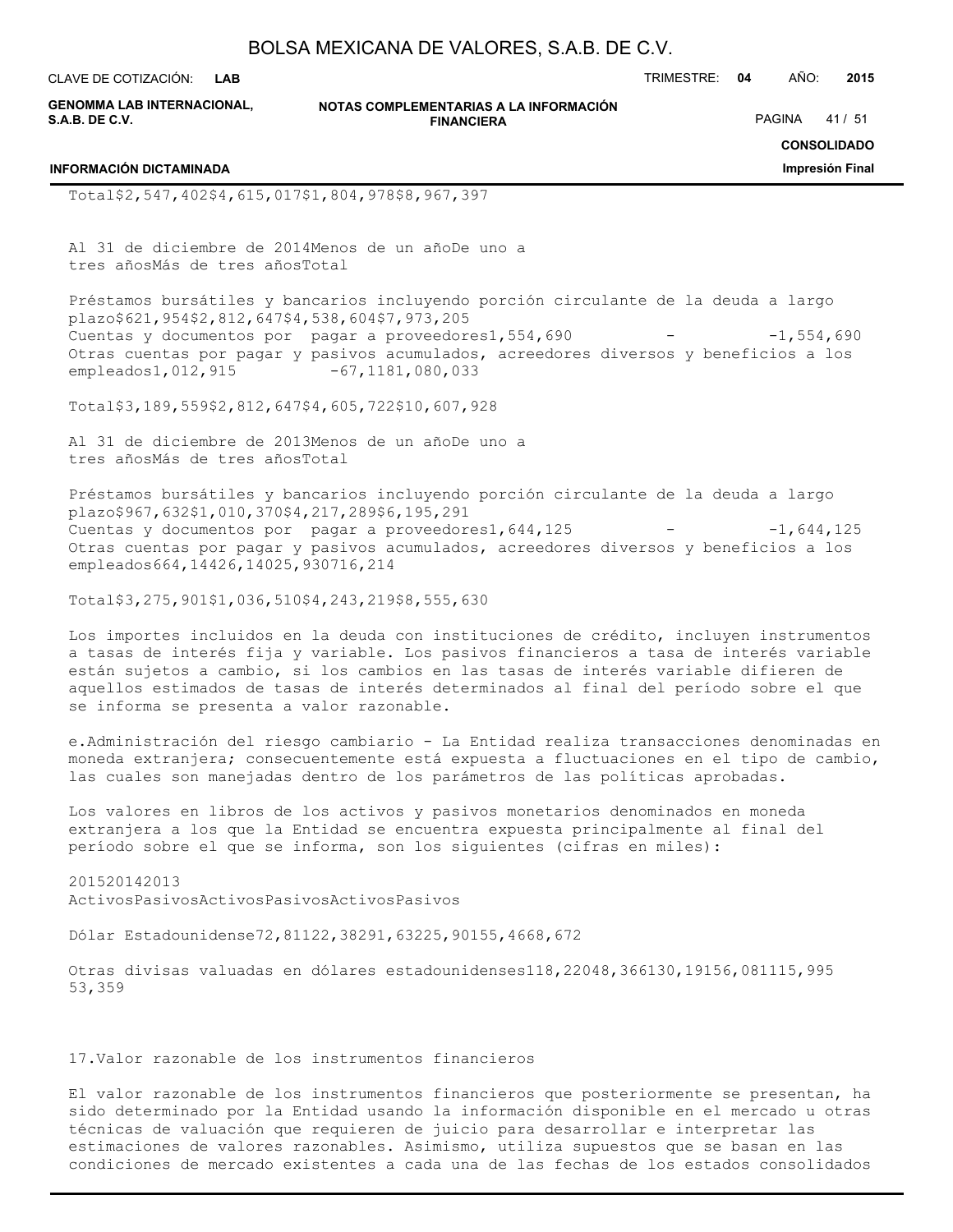| | | | | |
|---|---|---|---|---|
| Total | $2,547,402 | $4,615,017 | $1,804,978 | $8,967,397 |

| Al 31 de diciembre de 2014 | Menos de un año | De uno a tres años | Más de tres años | Total |
|---|---|---|---|---|
| Préstamos bursátiles y bancarios incluyendo porción circulante de la deuda a largo plazo | $621,954 | $2,812,647 | $4,538,604 | $7,973,205 |
| Cuentas y documentos por pagar a proveedores | 1,554,690 | - | - | 1,554,690 |
| Otras cuentas por pagar y pasivos acumulados, acreedores diversos y beneficios a los empleados | 1,012,915 | - | 67,118 | 1,080,033 |
| Total | $3,189,559 | $2,812,647 | $4,605,722 | $10,607,928 |

| Al 31 de diciembre de 2013 | Menos de un año | De uno a tres años | Más de tres años | Total |
|---|---|---|---|---|
| Préstamos bursátiles y bancarios incluyendo porción circulante de la deuda a largo plazo | $967,632 | $1,010,370 | $4,217,289 | $6,195,291 |
| Cuentas y documentos por pagar a proveedores | 1,644,125 | - | - | 1,644,125 |
| Otras cuentas por pagar y pasivos acumulados, acreedores diversos y beneficios a los empleados | 664,144 | 26,140 | 25,930 | 716,214 |
| Total | $3,275,901 | $1,036,510 | $4,243,219 | $8,555,630 |

Los importes incluidos en la deuda con instituciones de crédito, incluyen instrumentos a tasas de interés fija y variable. Los pasivos financieros a tasa de interés variable están sujetos a cambio, si los cambios en las tasas de interés variable difieren de aquellos estimados de tasas de interés determinados al final del período sobre el que se informa se presenta a valor razonable.

e. Administración del riesgo cambiario - La Entidad realiza transacciones denominadas en moneda extranjera; consecuentemente está expuesta a fluctuaciones en el tipo de cambio, las cuales son manejadas dentro de los parámetros de las políticas aprobadas.

Los valores en libros de los activos y pasivos monetarios denominados en moneda extranjera a los que la Entidad se encuentra expuesta principalmente al final del período sobre el que se informa, son los siguientes (cifras en miles):

| | 2015 | | 2014 | | 2013 | |
|---|---|---|---|---|---|---|
| | Activos | Pasivos | Activos | Pasivos | Activos | Pasivos |
| Dólar Estadounidense | 72,811 | 22,382 | 91,632 | 25,901 | 55,466 | 8,672 |
| Otras divisas valuadas en dólares estadounidenses | 118,220 | 48,366 | 130,191 | 56,081 | 115,995 | 53,359 |

## 17. Valor razonable de los instrumentos financieros

El valor razonable de los instrumentos financieros que posteriormente se presentan, ha sido determinado por la Entidad usando la información disponible en el mercado u otras técnicas de valuación que requieren de juicio para desarrollar e interpretar las estimaciones de valores razonables. Asimismo, utiliza supuestos que se basan en las condiciones de mercado existentes a cada una de las fechas de los estados consolidados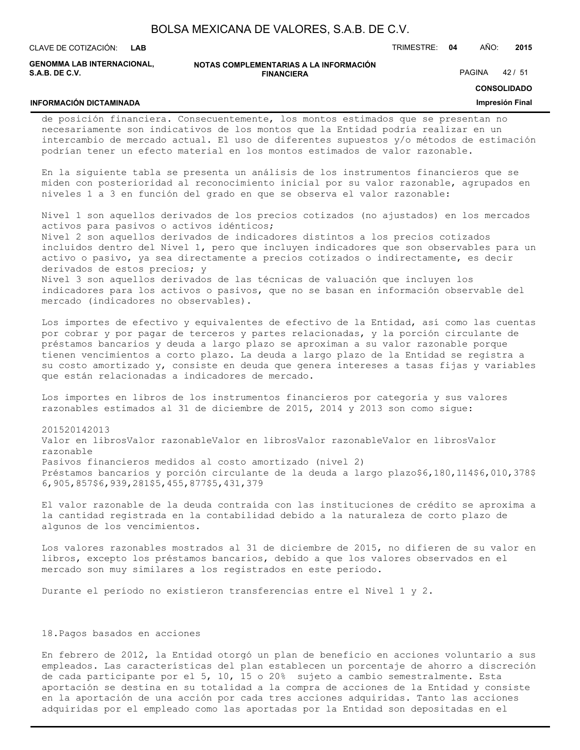de posición financiera. Consecuentemente, los montos estimados que se presentan no necesariamente son indicativos de los montos que la Entidad podría realizar en un intercambio de mercado actual. El uso de diferentes supuestos y/o métodos de estimación podrían tener un efecto material en los montos estimados de valor razonable.

En la siguiente tabla se presenta un análisis de los instrumentos financieros que se miden con posterioridad al reconocimiento inicial por su valor razonable, agrupados en niveles 1 a 3 en función del grado en que se observa el valor razonable:

Nivel 1 son aquellos derivados de los precios cotizados (no ajustados) en los mercados activos para pasivos o activos idénticos;
Nivel 2 son aquellos derivados de indicadores distintos a los precios cotizados incluidos dentro del Nivel 1, pero que incluyen indicadores que son observables para un activo o pasivo, ya sea directamente a precios cotizados o indirectamente, es decir derivados de estos precios; y
Nivel 3 son aquellos derivados de las técnicas de valuación que incluyen los indicadores para los activos o pasivos, que no se basan en información observable del mercado (indicadores no observables).

Los importes de efectivo y equivalentes de efectivo de la Entidad, así como las cuentas por cobrar y por pagar de terceros y partes relacionadas, y la porción circulante de préstamos bancarios y deuda a largo plazo se aproximan a su valor razonable porque tienen vencimientos a corto plazo. La deuda a largo plazo de la Entidad se registra a su costo amortizado y, consiste en deuda que genera intereses a tasas fijas y variables que están relacionadas a indicadores de mercado.

Los importes en libros de los instrumentos financieros por categoría y sus valores razonables estimados al 31 de diciembre de 2015, 2014 y 2013 son como sigue:

| | 2015 | | 2014 | | 2013 | |
|---|---|---|---|---|---|---|
| | Valor en libros | Valor razonable | Valor en libros | Valor razonable | Valor en libros | Valor razonable |
| Pasivos financieros medidos al costo amortizado (nivel 2) | | | | | | |
| Préstamos bancarios y porción circulante de la deuda a largo plazo | $6,180,114 | $6,010,378 | $6,905,857 | $6,939,281 | $5,455,877 | $5,431,379 |

El valor razonable de la deuda contraída con las instituciones de crédito se aproxima a la cantidad registrada en la contabilidad debido a la naturaleza de corto plazo de algunos de los vencimientos.

Los valores razonables mostrados al 31 de diciembre de 2015, no difieren de su valor en libros, excepto los préstamos bancarios, debido a que los valores observados en el mercado son muy similares a los registrados en este periodo.

Durante el período no existieron transferencias entre el Nivel 1 y 2.

## 18. Pagos basados en acciones

En febrero de 2012, la Entidad otorgó un plan de beneficio en acciones voluntario a sus empleados. Las características del plan establecen un porcentaje de ahorro a discreción de cada participante por el 5, 10, 15 o 20% sujeto a cambio semestralmente. Esta aportación se destina en su totalidad a la compra de acciones de la Entidad y consiste en la aportación de una acción por cada tres acciones adquiridas. Tanto las acciones adquiridas por el empleado como las aportadas por la Entidad son depositadas en el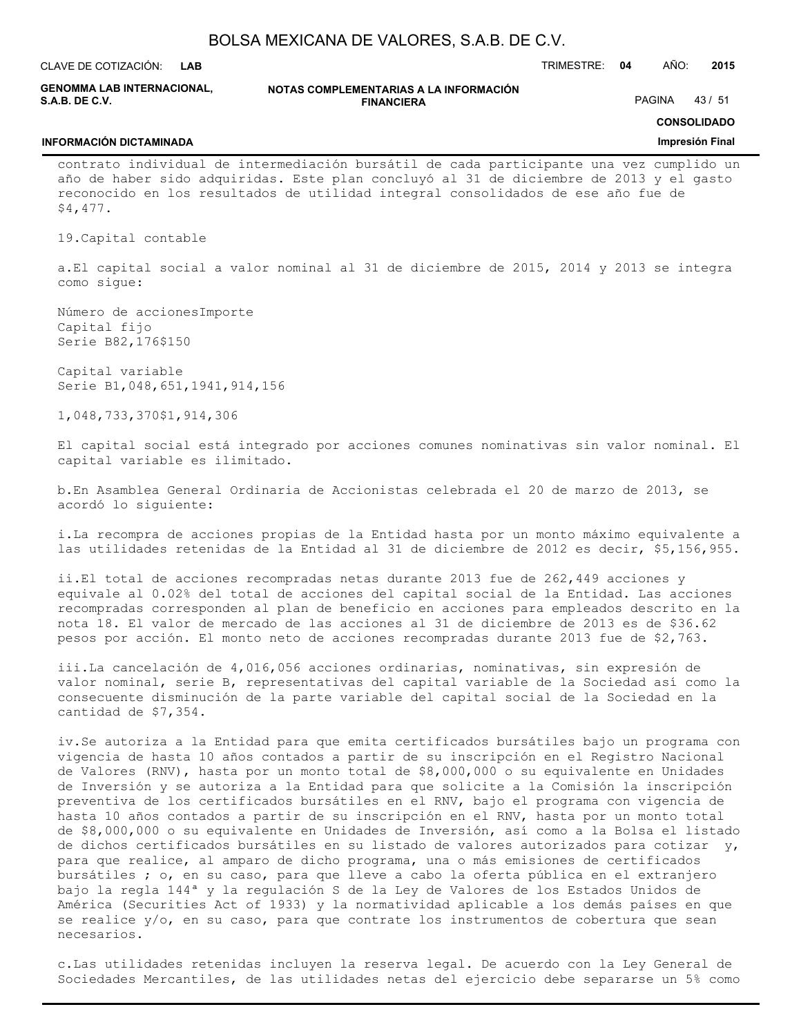contrato individual de intermediación bursátil de cada participante una vez cumplido un año de haber sido adquiridas. Este plan concluyó al 31 de diciembre de 2013 y el gasto reconocido en los resultados de utilidad integral consolidados de ese año fue de $4,477.

19.Capital contable

a.El capital social a valor nominal al 31 de diciembre de 2015, 2014 y 2013 se integra como sigue:

| | Número de acciones | Importe |
|---|---|---|
| Capital fijo | | |
| Serie B | 82,176 | $150 |
| Capital variable | | |
| Serie B | 1,048,651,194 | 1,914,156 |
| | 1,048,733,370 | $1,914,306 |

El capital social está integrado por acciones comunes nominativas sin valor nominal. El capital variable es ilimitado.

b.En Asamblea General Ordinaria de Accionistas celebrada el 20 de marzo de 2013, se acordó lo siguiente:

i.La recompra de acciones propias de la Entidad hasta por un monto máximo equivalente a las utilidades retenidas de la Entidad al 31 de diciembre de 2012 es decir, $5,156,955.

ii.El total de acciones recompradas netas durante 2013 fue de 262,449 acciones y equivale al 0.02% del total de acciones del capital social de la Entidad. Las acciones recompradas corresponden al plan de beneficio en acciones para empleados descrito en la nota 18. El valor de mercado de las acciones al 31 de diciembre de 2013 es de $36.62 pesos por acción. El monto neto de acciones recompradas durante 2013 fue de $2,763.

iii.La cancelación de 4,016,056 acciones ordinarias, nominativas, sin expresión de valor nominal, serie B, representativas del capital variable de la Sociedad así como la consecuente disminución de la parte variable del capital social de la Sociedad en la cantidad de $7,354.

iv.Se autoriza a la Entidad para que emita certificados bursátiles bajo un programa con vigencia de hasta 10 años contados a partir de su inscripción en el Registro Nacional de Valores (RNV), hasta por un monto total de $8,000,000 o su equivalente en Unidades de Inversión y se autoriza a la Entidad para que solicite a la Comisión la inscripción preventiva de los certificados bursátiles en el RNV, bajo el programa con vigencia de hasta 10 años contados a partir de su inscripción en el RNV, hasta por un monto total de $8,000,000 o su equivalente en Unidades de Inversión, así como a la Bolsa el listado de dichos certificados bursátiles en su listado de valores autorizados para cotizar y, para que realice, al amparo de dicho programa, una o más emisiones de certificados bursátiles ; o, en su caso, para que lleve a cabo la oferta pública en el extranjero bajo la regla 144ª y la regulación S de la Ley de Valores de los Estados Unidos de América (Securities Act of 1933) y la normatividad aplicable a los demás países en que se realice y/o, en su caso, para que contrate los instrumentos de cobertura que sean necesarios.

c.Las utilidades retenidas incluyen la reserva legal. De acuerdo con la Ley General de Sociedades Mercantiles, de las utilidades netas del ejercicio debe separarse un 5% como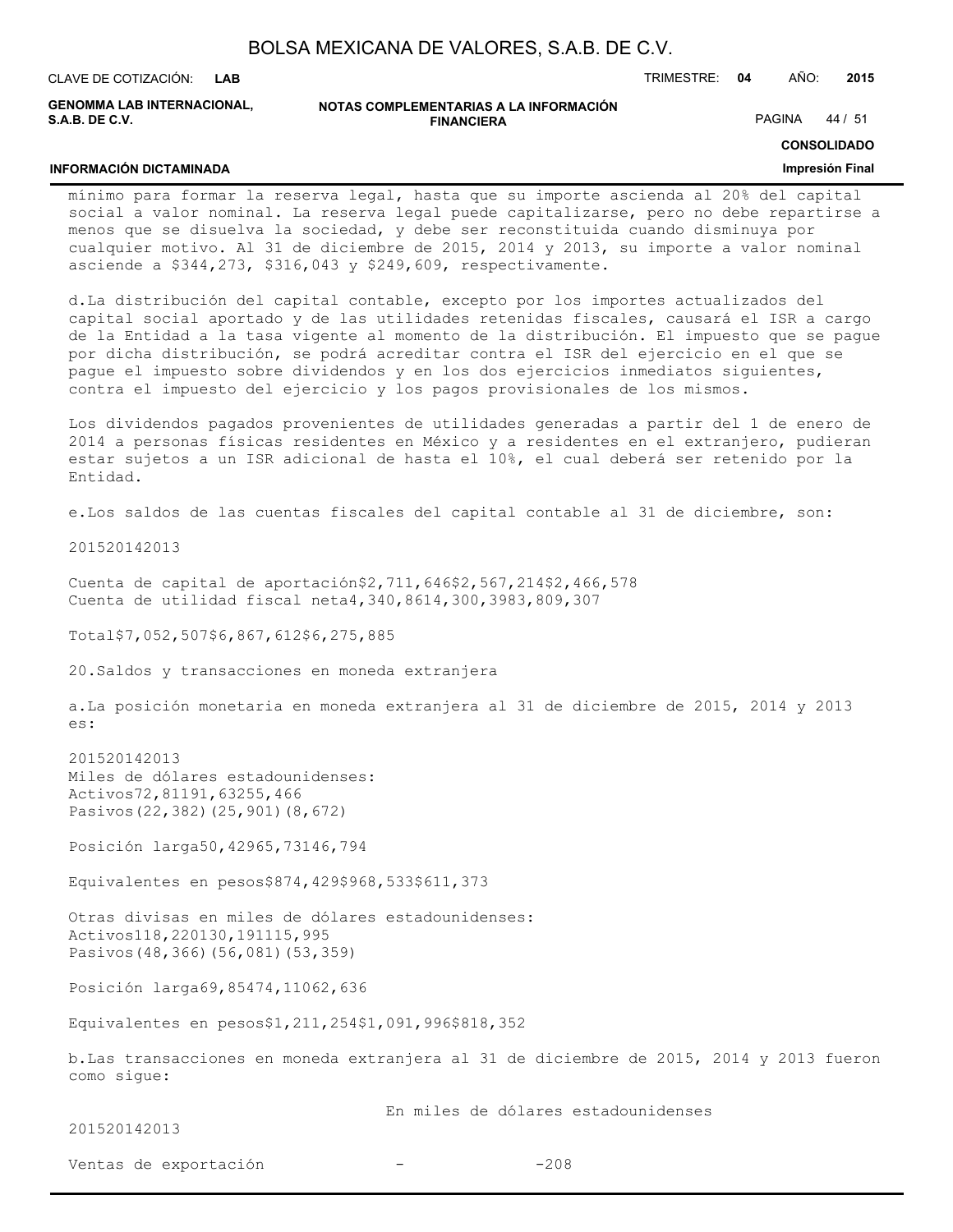mínimo para formar la reserva legal, hasta que su importe ascienda al 20% del capital social a valor nominal. La reserva legal puede capitalizarse, pero no debe repartirse a menos que se disuelva la sociedad, y debe ser reconstituida cuando disminuya por cualquier motivo. Al 31 de diciembre de 2015, 2014 y 2013, su importe a valor nominal asciende a $344,273, $316,043 y $249,609, respectivamente.

d. La distribución del capital contable, excepto por los importes actualizados del capital social aportado y de las utilidades retenidas fiscales, causará el ISR a cargo de la Entidad a la tasa vigente al momento de la distribución. El impuesto que se pague por dicha distribución, se podrá acreditar contra el ISR del ejercicio en el que se pague el impuesto sobre dividendos y en los dos ejercicios inmediatos siguientes, contra el impuesto del ejercicio y los pagos provisionales de los mismos.

Los dividendos pagados provenientes de utilidades generadas a partir del 1 de enero de 2014 a personas físicas residentes en México y a residentes en el extranjero, pudieran estar sujetos a un ISR adicional de hasta el 10%, el cual deberá ser retenido por la Entidad.

e. Los saldos de las cuentas fiscales del capital contable al 31 de diciembre, son:

| | 2015 | 2014 | 2013 |
|---|---|---|---|
| Cuenta de capital de aportación | $2,711,646 | $2,567,214 | $2,466,578 |
| Cuenta de utilidad fiscal neta | 4,340,861 | 4,300,398 | 3,809,307 |
| Total | $7,052,507 | $6,867,612 | $6,275,885 |

20. Saldos y transacciones en moneda extranjera

a. La posición monetaria en moneda extranjera al 31 de diciembre de 2015, 2014 y 2013 es:

| | 2015 | 2014 | 2013 |
|---|---|---|---|
| Miles de dólares estadounidenses: | | | |
| Activos | 72,811 | 91,632 | 55,466 |
| Pasivos | (22,382) | (25,901) | (8,672) |
| Posición larga | 50,429 | 65,731 | 46,794 |
| Equivalentes en pesos | $874,429 | $968,533 | $611,373 |
| Otras divisas en miles de dólares estadounidenses: | | | |
| Activos | 118,220 | 130,191 | 115,995 |
| Pasivos | (48,366) | (56,081) | (53,359) |
| Posición larga | 69,854 | 74,110 | 62,636 |
| Equivalentes en pesos | $1,211,254 | $1,091,996 | $818,352 |

b. Las transacciones en moneda extranjera al 31 de diciembre de 2015, 2014 y 2013 fueron como sigue:

| | En miles de dólares estadounidenses | | |
|---|---|---|---|
| | 2015 | 2014 | 2013 |
| Ventas de exportación | - | - | 208 |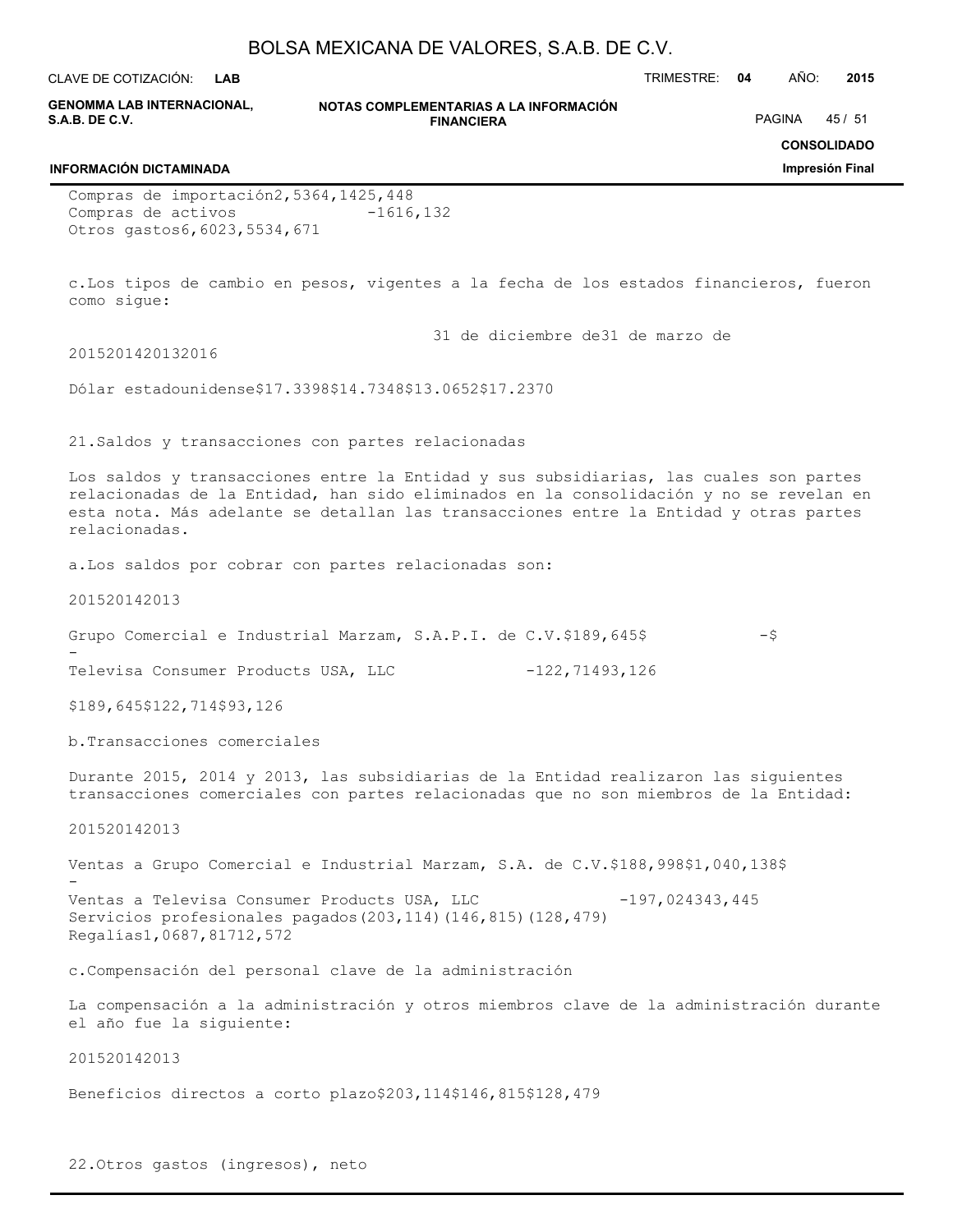| | | | |
|---|---|---|---|
| Compras de importación | 2,536 | 4,142 | 5,448 |
| Compras de activos | - | 16 | 16,132 |
| Otros gastos | 6,602 | 3,553 | 4,671 |

c. Los tipos de cambio en pesos, vigentes a la fecha de los estados financieros, fueron como sigue:

| | 31 de diciembre de | | | 31 de marzo de |
|---|---|---|---|---|
| | 2015 | 2014 | 2013 | 2016 |
| Dólar estadounidense | $17.3398 | $14.7348 | $13.0652 | $17.2370 |

21. Saldos y transacciones con partes relacionadas

Los saldos y transacciones entre la Entidad y sus subsidiarias, las cuales son partes relacionadas de la Entidad, han sido eliminados en la consolidación y no se revelan en esta nota. Más adelante se detallan las transacciones entre la Entidad y otras partes relacionadas.

a. Los saldos por cobrar con partes relacionadas son:

| | 2015 | 2014 | 2013 |
|---|---|---|---|
| Grupo Comercial e Industrial Marzam, S.A.P.I. de C.V. | $189,645 | $ - | $ - |
| Televisa Consumer Products USA, LLC | - | 122,714 | 93,126 |
| | $189,645 | $122,714 | $93,126 |

b. Transacciones comerciales

Durante 2015, 2014 y 2013, las subsidiarias de la Entidad realizaron las siguientes transacciones comerciales con partes relacionadas que no son miembros de la Entidad:

| | 2015 | 2014 | 2013 |
|---|---|---|---|
| Ventas a Grupo Comercial e Industrial Marzam, S.A. de C.V. | $188,998 | $1,040,138 | $ - |
| Ventas a Televisa Consumer Products USA, LLC | - | 197,024 | 343,445 |
| Servicios profesionales pagados | (203,114) | (146,815) | (128,479) |
| Regalías | 1,068 | 7,817 | 12,572 |

c. Compensación del personal clave de la administración

La compensación a la administración y otros miembros clave de la administración durante el año fue la siguiente:

| | 2015 | 2014 | 2013 |
|---|---|---|---|
| Beneficios directos a corto plazo | $203,114 | $146,815 | $128,479 |

22. Otros gastos (ingresos), neto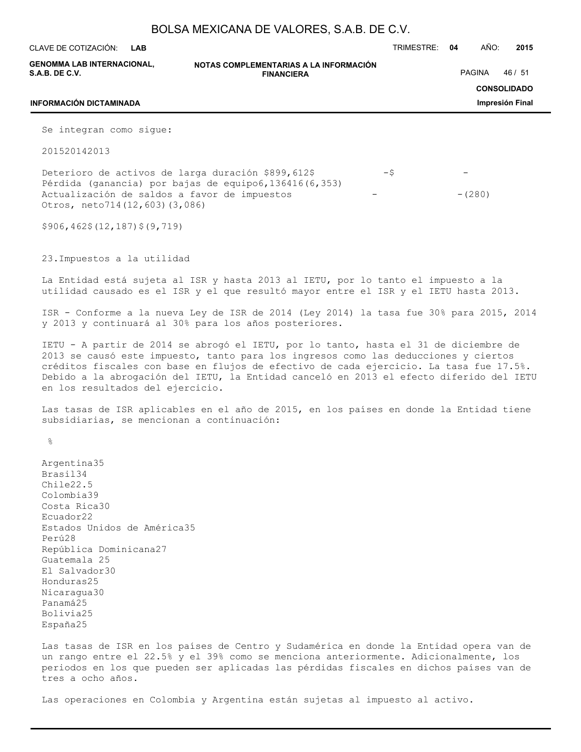Se integran como sigue:

| | 2015 | 2014 | 2013 |
|---|---|---|---|
| Deterioro de activos de larga duración | $899,612 | $ - | $ - |
| Pérdida (ganancia) por bajas de equipo | 6,136 | 416 | (6,353) |
| Actualización de saldos a favor de impuestos | - | - | (280) |
| Otros, neto | 714 | (12,603) | (3,086) |
| | $906,462 | $(12,187) | $(9,719) |

23.Impuestos a la utilidad

La Entidad está sujeta al ISR y hasta 2013 al IETU, por lo tanto el impuesto a la utilidad causado es el ISR y el que resultó mayor entre el ISR y el IETU hasta 2013.

ISR - Conforme a la nueva Ley de ISR de 2014 (Ley 2014) la tasa fue 30% para 2015, 2014 y 2013 y continuará al 30% para los años posteriores.

IETU - A partir de 2014 se abrogó el IETU, por lo tanto, hasta el 31 de diciembre de 2013 se causó este impuesto, tanto para los ingresos como las deducciones y ciertos créditos fiscales con base en flujos de efectivo de cada ejercicio. La tasa fue 17.5%. Debido a la abrogación del IETU, la Entidad canceló en 2013 el efecto diferido del IETU en los resultados del ejercicio.

Las tasas de ISR aplicables en el año de 2015, en los países en donde la Entidad tiene subsidiarias, se mencionan a continuación:

| | % |
|---|---|
| Argentina | 35 |
| Brasil | 34 |
| Chile | 22.5 |
| Colombia | 39 |
| Costa Rica | 30 |
| Ecuador | 22 |
| Estados Unidos de América | 35 |
| Perú | 28 |
| República Dominicana | 27 |
| Guatemala | 25 |
| El Salvador | 30 |
| Honduras | 25 |
| Nicaragua | 30 |
| Panamá | 25 |
| Bolivia | 25 |
| España | 25 |

Las tasas de ISR en los países de Centro y Sudamérica en donde la Entidad opera van de un rango entre el 22.5% y el 39% como se menciona anteriormente. Adicionalmente, los periodos en los que pueden ser aplicadas las pérdidas fiscales en dichos países van de tres a ocho años.

Las operaciones en Colombia y Argentina están sujetas al impuesto al activo.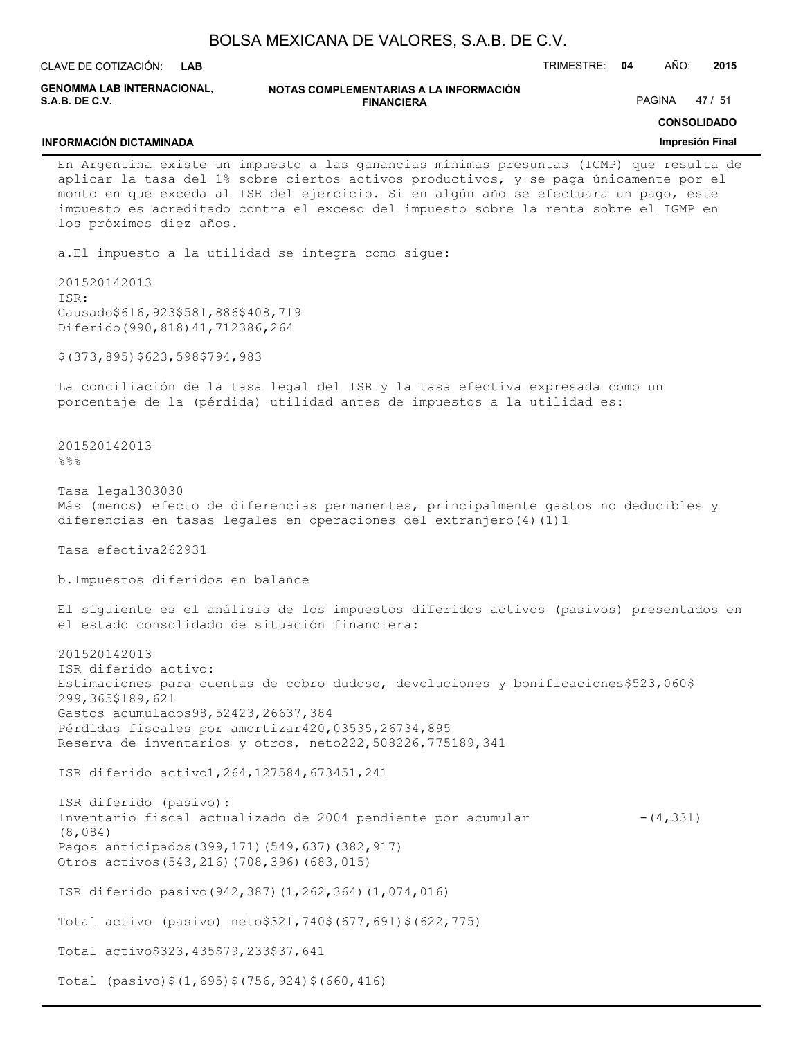En Argentina existe un impuesto a las ganancias mínimas presuntas (IGMP) que resulta de aplicar la tasa del 1% sobre ciertos activos productivos, y se paga únicamente por el monto en que exceda al ISR del ejercicio. Si en algún año se efectuara un pago, este impuesto es acreditado contra el exceso del impuesto sobre la renta sobre el IGMP en los próximos diez años.

a. El impuesto a la utilidad se integra como sigue:

| | 2015 | 2014 | 2013 |
|---|---|---|---|
| ISR: | | | |
| Causado | $616,923 | $581,886 | $408,719 |
| Diferido | (990,818) | 41,712 | 386,264 |
| | $(373,895) | $623,598 | $794,983 |

La conciliación de la tasa legal del ISR y la tasa efectiva expresada como un porcentaje de la (pérdida) utilidad antes de impuestos a la utilidad es:

| | 2015 | 2014 | 2013 |
|---|---|---|---|
| | % | % | % |
| Tasa legal | 30 | 30 | 30 |
| Más (menos) efecto de diferencias permanentes, principalmente gastos no deducibles y diferencias en tasas legales en operaciones del extranjero | (4) | (1) | 1 |
| Tasa efectiva | 26 | 29 | 31 |

b. Impuestos diferidos en balance

El siguiente es el análisis de los impuestos diferidos activos (pasivos) presentados en el estado consolidado de situación financiera:

| | 2015 | 2014 | 2013 |
|---|---|---|---|
| ISR diferido activo: | | | |
| Estimaciones para cuentas de cobro dudoso, devoluciones y bonificaciones | $523,060 | $299,365 | $189,621 |
| Gastos acumulados | 98,524 | 23,266 | 37,384 |
| Pérdidas fiscales por amortizar | 420,035 | 35,267 | 34,895 |
| Reserva de inventarios y otros, neto | 222,508 | 226,775 | 189,341 |
| ISR diferido activo | 1,264,127 | 584,673 | 451,241 |
| ISR diferido (pasivo): | | | |
| Inventario fiscal actualizado de 2004 pendiente por acumular | - | (4,331) | (8,084) |
| Pagos anticipados | (399,171) | (549,637) | (382,917) |
| Otros activos | (543,216) | (708,396) | (683,015) |
| ISR diferido pasivo | (942,387) | (1,262,364) | (1,074,016) |
| Total activo (pasivo) neto | $321,740 | $(677,691) | $(622,775) |
| Total activo | $323,435 | $79,233 | $37,641 |
| Total (pasivo) | $(1,695) | $(756,924) | $(660,416) |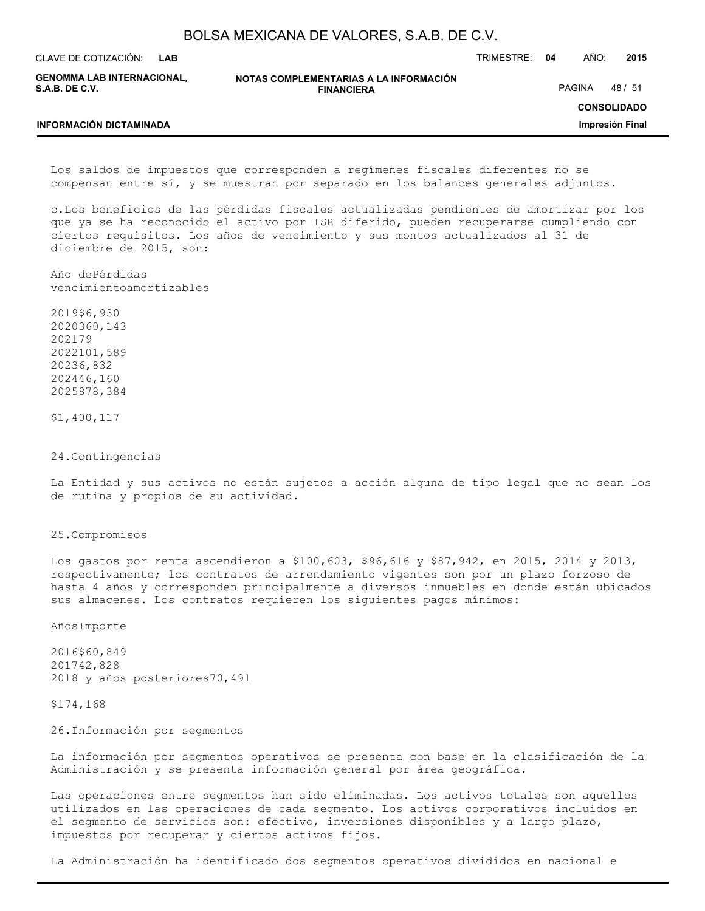Los saldos de impuestos que corresponden a regímenes fiscales diferentes no se compensan entre sí, y se muestran por separado en los balances generales adjuntos.

c.Los beneficios de las pérdidas fiscales actualizadas pendientes de amortizar por los que ya se ha reconocido el activo por ISR diferido, pueden recuperarse cumpliendo con ciertos requisitos. Los años de vencimiento y sus montos actualizados al 31 de diciembre de 2015, son:

| Año de vencimiento | Pérdidas amortizables |
|---|---|
| 2019 | $6,930 |
| 2020 | 360,143 |
| 2021 | 79 |
| 2022 | 101,589 |
| 2023 | 6,832 |
| 2024 | 46,160 |
| 2025 | 878,384 |
| | $1,400,117 |

## 24.Contingencias

La Entidad y sus activos no están sujetos a acción alguna de tipo legal que no sean los de rutina y propios de su actividad.

## 25.Compromisos

Los gastos por renta ascendieron a $100,603, $96,616 y $87,942, en 2015, 2014 y 2013, respectivamente; los contratos de arrendamiento vigentes son por un plazo forzoso de hasta 4 años y corresponden principalmente a diversos inmuebles en donde están ubicados sus almacenes. Los contratos requieren los siguientes pagos mínimos:

| Años | Importe |
|---|---|
| 2016 | $60,849 |
| 2017 | 42,828 |
| 2018 y años posteriores | 70,491 |
| | $174,168 |

## 26.Información por segmentos

La información por segmentos operativos se presenta con base en la clasificación de la Administración y se presenta información general por área geográfica.

Las operaciones entre segmentos han sido eliminadas. Los activos totales son aquellos utilizados en las operaciones de cada segmento. Los activos corporativos incluidos en el segmento de servicios son: efectivo, inversiones disponibles y a largo plazo, impuestos por recuperar y ciertos activos fijos.

La Administración ha identificado dos segmentos operativos divididos en nacional e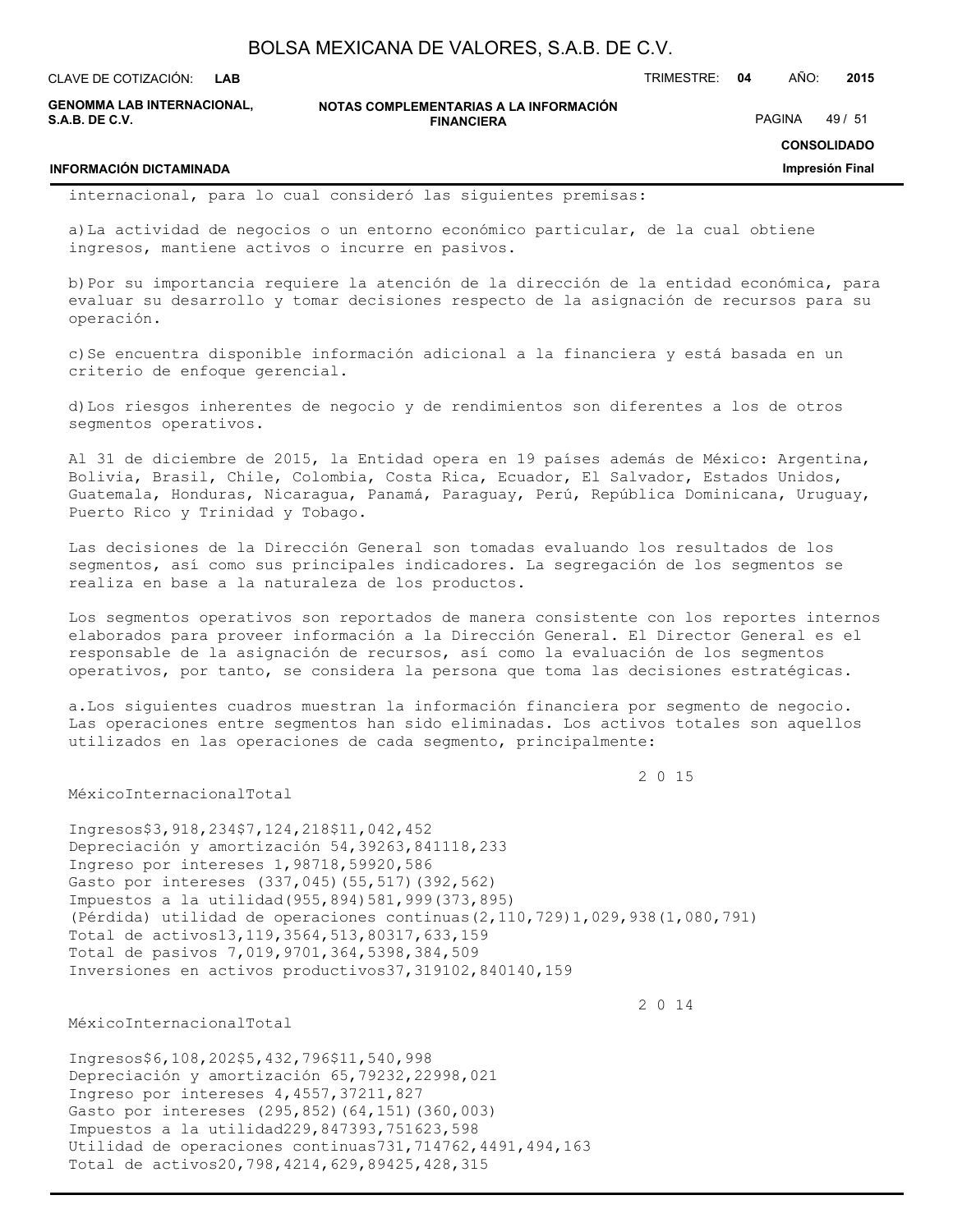internacional, para lo cual consideró las siguientes premisas:

a) La actividad de negocios o un entorno económico particular, de la cual obtiene ingresos, mantiene activos o incurre en pasivos.

b) Por su importancia requiere la atención de la dirección de la entidad económica, para evaluar su desarrollo y tomar decisiones respecto de la asignación de recursos para su operación.

c) Se encuentra disponible información adicional a la financiera y está basada en un criterio de enfoque gerencial.

d) Los riesgos inherentes de negocio y de rendimientos son diferentes a los de otros segmentos operativos.

Al 31 de diciembre de 2015, la Entidad opera en 19 países además de México: Argentina, Bolivia, Brasil, Chile, Colombia, Costa Rica, Ecuador, El Salvador, Estados Unidos, Guatemala, Honduras, Nicaragua, Panamá, Paraguay, Perú, República Dominicana, Uruguay, Puerto Rico y Trinidad y Tobago.

Las decisiones de la Dirección General son tomadas evaluando los resultados de los segmentos, así como sus principales indicadores. La segregación de los segmentos se realiza en base a la naturaleza de los productos.

Los segmentos operativos son reportados de manera consistente con los reportes internos elaborados para proveer información a la Dirección General. El Director General es el responsable de la asignación de recursos, así como la evaluación de los segmentos operativos, por tanto, se considera la persona que toma las decisiones estratégicas.

a. Los siguientes cuadros muestran la información financiera por segmento de negocio. Las operaciones entre segmentos han sido eliminadas. Los activos totales son aquellos utilizados en las operaciones de cada segmento, principalmente:

**2015**

| | México | Internacional | Total |
|---|---|---|---|
| Ingresos | $3,918,234 | $7,124,218 | $11,042,452 |
| Depreciación y amortización | 54,392 | 63,841 | 118,233 |
| Ingreso por intereses | 1,987 | 18,599 | 20,586 |
| Gasto por intereses | (337,045) | (55,517) | (392,562) |
| Impuestos a la utilidad | (955,894) | 581,999 | (373,895) |
| (Pérdida) utilidad de operaciones continuas | (2,110,729) | 1,029,938 | (1,080,791) |
| Total de activos | 13,119,356 | 4,513,803 | 17,633,159 |
| Total de pasivos | 7,019,970 | 1,364,539 | 8,384,509 |
| Inversiones en activos productivos | 37,319 | 102,840 | 140,159 |

**2014**

| | México | Internacional | Total |
|---|---|---|---|
| Ingresos | $6,108,202 | $5,432,796 | $11,540,998 |
| Depreciación y amortización | 65,792 | 32,229 | 98,021 |
| Ingreso por intereses | 4,455 | 7,372 | 11,827 |
| Gasto por intereses | (295,852) | (64,151) | (360,003) |
| Impuestos a la utilidad | 229,847 | 393,751 | 623,598 |
| Utilidad de operaciones continuas | 731,714 | 762,449 | 1,494,163 |
| Total de activos | 20,798,421 | 4,629,894 | 25,428,315 |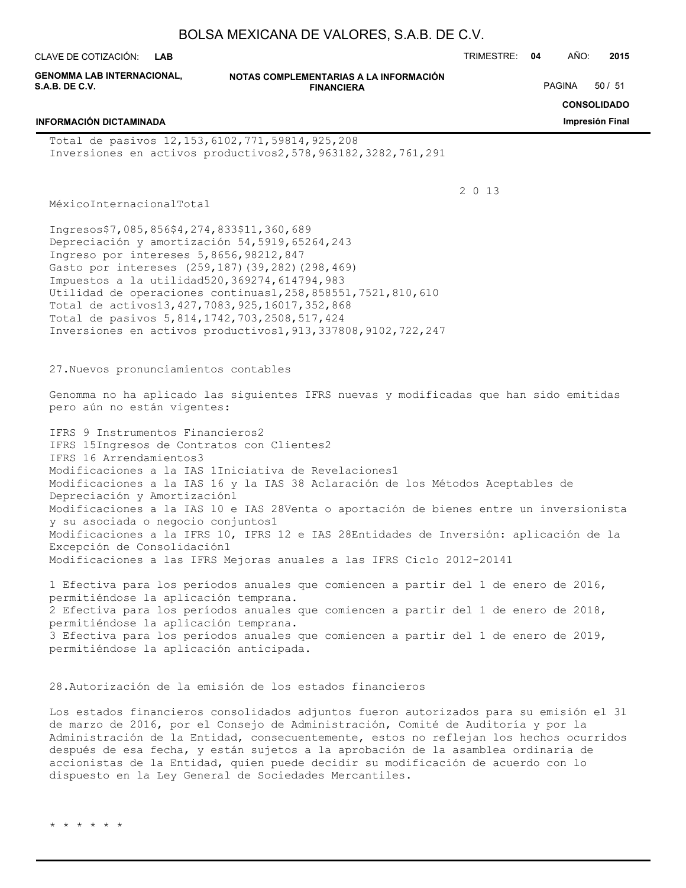| | | | |
|---|---|---|---|
| Total de pasivos | 12,153,610 | 2,771,598 | 14,925,208 |
| Inversiones en activos productivos | 2,578,963 | 182,328 | 2,761,291 |

2 0 13

| | México | Internacional | Total |
|---|---|---|---|
| Ingresos | $7,085,856 | $4,274,833 | $11,360,689 |
| Depreciación y amortización | 54,591 | 9,652 | 64,243 |
| Ingreso por intereses | 5,865 | 6,982 | 12,847 |
| Gasto por intereses | (259,187) | (39,282) | (298,469) |
| Impuestos a la utilidad | 520,369 | 274,614 | 794,983 |
| Utilidad de operaciones continuas | 1,258,858 | 551,752 | 1,810,610 |
| Total de activos | 13,427,708 | 3,925,160 | 17,352,868 |
| Total de pasivos | 5,814,174 | 2,703,250 | 8,517,424 |
| Inversiones en activos productivos | 1,913,337 | 808,910 | 2,722,247 |

## 27. Nuevos pronunciamientos contables

Genomma no ha aplicado las siguientes IFRS nuevas y modificadas que han sido emitidas pero aún no están vigentes:

IFRS 9 Instrumentos Financieros[2]
IFRS 15 Ingresos de Contratos con Clientes[2]
IFRS 16 Arrendamientos[3]
Modificaciones a la IAS 1 Iniciativa de Revelaciones[1]
Modificaciones a la IAS 16 y la IAS 38 Aclaración de los Métodos Aceptables de Depreciación y Amortización[1]
Modificaciones a la IAS 10 e IAS 28 Venta o aportación de bienes entre un inversionista y su asociada o negocio conjuntos[1]
Modificaciones a la IFRS 10, IFRS 12 e IAS 28 Entidades de Inversión: aplicación de la Excepción de Consolidación[1]
Modificaciones a las IFRS Mejoras anuales a las IFRS Ciclo 2012-2014[1]

1 Efectiva para los períodos anuales que comiencen a partir del 1 de enero de 2016, permitiéndose la aplicación temprana.
2 Efectiva para los períodos anuales que comiencen a partir del 1 de enero de 2018, permitiéndose la aplicación temprana.
3 Efectiva para los períodos anuales que comiencen a partir del 1 de enero de 2019, permitiéndose la aplicación anticipada.

## 28. Autorización de la emisión de los estados financieros

Los estados financieros consolidados adjuntos fueron autorizados para su emisión el 31 de marzo de 2016, por el Consejo de Administración, Comité de Auditoría y por la Administración de la Entidad, consecuentemente, estos no reflejan los hechos ocurridos después de esa fecha, y están sujetos a la aprobación de la asamblea ordinaria de accionistas de la Entidad, quien puede decidir su modificación de acuerdo con lo dispuesto en la Ley General de Sociedades Mercantiles.

* * * * * *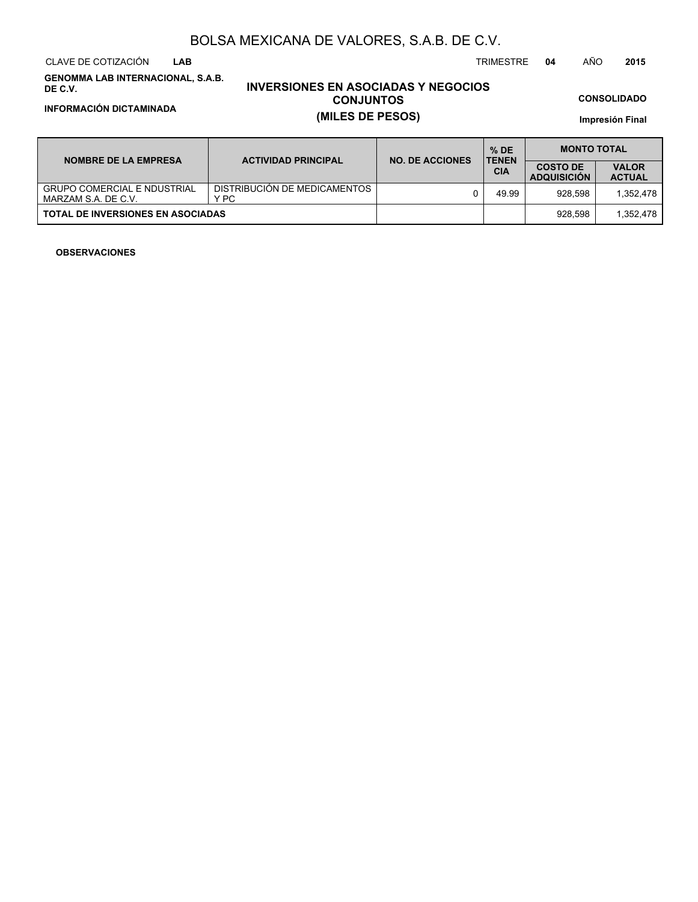# BOLSA MEXICANA DE VALORES, S.A.B. DE C.V.

CLAVE DE COTIZACIÓN **LAB** TRIMESTRE **04** AÑO **2015**

**GENOMMA LAB INTERNACIONAL, S.A.B. DE C.V.**

**INFORMACIÓN DICTAMINADA**

## INVERSIONES EN ASOCIADAS Y NEGOCIOS CONJUNTOS
## (MILES DE PESOS)

**CONSOLIDADO**

**Impresión Final**

| NOMBRE DE LA EMPRESA | ACTIVIDAD PRINCIPAL | NO. DE ACCIONES | % DE TENENCIA | MONTO TOTAL | |
|---|---|---|---|---|---|
| | | | | COSTO DE ADQUISICIÓN | VALOR ACTUAL |
| GRUPO COMERCIAL E NDUSTRIAL MARZAM S.A. DE C.V. | DISTRIBUCIÓN DE MEDICAMENTOS Y PC | 0 | 49.99 | 928,598 | 1,352,478 |
| **TOTAL DE INVERSIONES EN ASOCIADAS** | | | | 928,598 | 1,352,478 |

**OBSERVACIONES**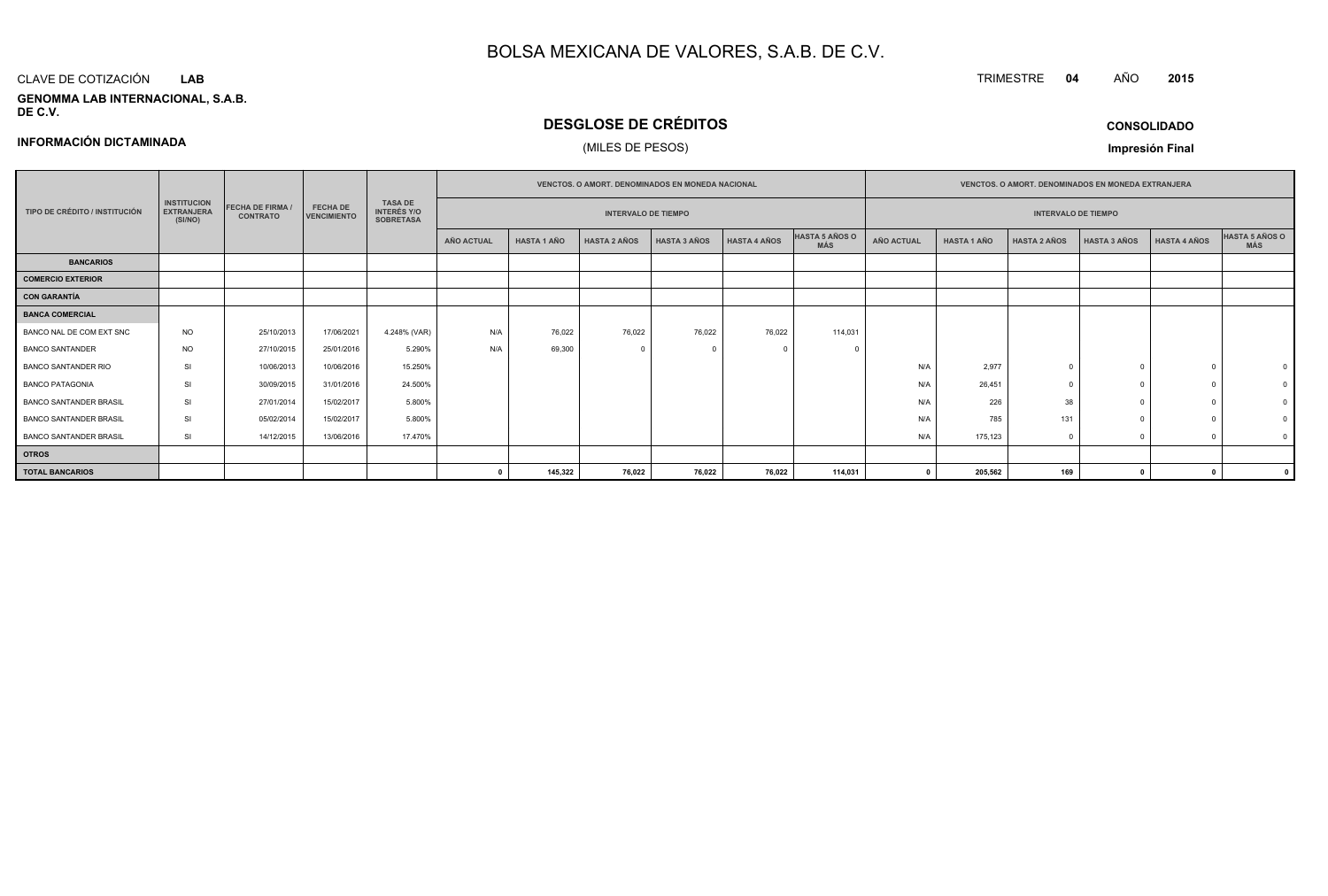# BOLSA MEXICANA DE VALORES, S.A.B. DE C.V.

CLAVE DE COTIZACIÓN **LAB**

**GENOMMA LAB INTERNACIONAL, S.A.B. DE C.V.**

TRIMESTRE **04** AÑO **2015**

## DESGLOSE DE CRÉDITOS

(MILES DE PESOS)

**INFORMACIÓN DICTAMINADA**

**CONSOLIDADO**

**Impresión Final**

| TIPO DE CRÉDITO / INSTITUCIÓN | INSTITUCION EXTRANJERA (SI/NO) | FECHA DE FIRMA / CONTRATO | FECHA DE VENCIMIENTO | TASA DE INTERÉS Y/O SOBRETASA | VENCTOS. O AMORT. DENOMINADOS EN MONEDA NACIONAL | | | | | | VENCTOS. O AMORT. DENOMINADOS EN MONEDA EXTRANJERA | | | | | |
|---|---|---|---|---|---|---|---|---|---|---|---|---|---|---|---|---|
| | | | | | INTERVALO DE TIEMPO | | | | | | INTERVALO DE TIEMPO | | | | | |
| | | | | | AÑO ACTUAL | HASTA 1 AÑO | HASTA 2 AÑOS | HASTA 3 AÑOS | HASTA 4 AÑOS | HASTA 5 AÑOS O MÁS | AÑO ACTUAL | HASTA 1 AÑO | HASTA 2 AÑOS | HASTA 3 AÑOS | HASTA 4 AÑOS | HASTA 5 AÑOS O MÁS |
| **BANCARIOS** | | | | | | | | | | | | | | | | |
| **COMERCIO EXTERIOR** | | | | | | | | | | | | | | | | |
| **CON GARANTÍA** | | | | | | | | | | | | | | | | |
| **BANCA COMERCIAL** | | | | | | | | | | | | | | | | |
| BANCO NAL DE COM EXT SNC | NO | 25/10/2013 | 17/06/2021 | 4.248% (VAR) | N/A | 76,022 | 76,022 | 76,022 | 76,022 | 114,031 | | | | | | |
| BANCO SANTANDER | NO | 27/10/2015 | 25/01/2016 | 5.290% | N/A | 69,300 | 0 | 0 | 0 | 0 | | | | | | |
| BANCO SANTANDER RIO | SI | 10/06/2013 | 10/06/2016 | 15.250% | | | | | | | N/A | 2,977 | 0 | 0 | 0 | 0 |
| BANCO PATAGONIA | SI | 30/09/2015 | 31/01/2016 | 24.500% | | | | | | | N/A | 26,451 | 0 | 0 | 0 | 0 |
| BANCO SANTANDER BRASIL | SI | 27/01/2014 | 15/02/2017 | 5.800% | | | | | | | N/A | 226 | 38 | 0 | 0 | 0 |
| BANCO SANTANDER BRASIL | SI | 05/02/2014 | 15/02/2017 | 5.800% | | | | | | | N/A | 785 | 131 | 0 | 0 | 0 |
| BANCO SANTANDER BRASIL | SI | 14/12/2015 | 13/06/2016 | 17.470% | | | | | | | N/A | 175,123 | 0 | 0 | 0 | 0 |
| **OTROS** | | | | | | | | | | | | | | | | |
| **TOTAL BANCARIOS** | | | | | **0** | **145,322** | **76,022** | **76,022** | **76,022** | **114,031** | **0** | **205,562** | **169** | **0** | **0** | **0** |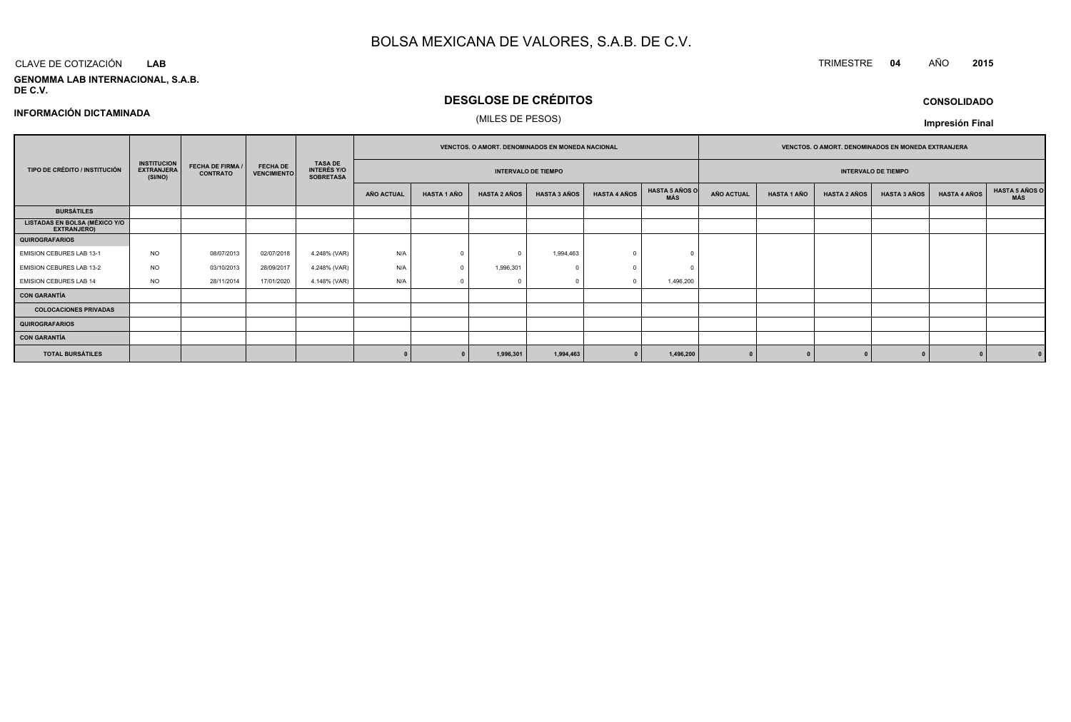# BOLSA MEXICANA DE VALORES, S.A.B. DE C.V.

CLAVE DE COTIZACIÓN **LAB**

TRIMESTRE **04** AÑO **2015**

**GENOMMA LAB INTERNACIONAL, S.A.B. DE C.V.**

## DESGLOSE DE CRÉDITOS

(MILES DE PESOS)

**INFORMACIÓN DICTAMINADA**

**CONSOLIDADO**

**Impresión Final**

| TIPO DE CRÉDITO / INSTITUCIÓN | INSTITUCION EXTRANJERA (SI/NO) | FECHA DE FIRMA / CONTRATO | FECHA DE VENCIMIENTO | TASA DE INTERÉS Y/O SOBRETASA | VENCTOS. O AMORT. DENOMINADOS EN MONEDA NACIONAL | | | | | | VENCTOS. O AMORT. DENOMINADOS EN MONEDA EXTRANJERA | | | | | |
|---|---|---|---|---|---|---|---|---|---|---|---|---|---|---|---|---|
| | | | | | INTERVALO DE TIEMPO | | | | | | INTERVALO DE TIEMPO | | | | | |
| | | | | | AÑO ACTUAL | HASTA 1 AÑO | HASTA 2 AÑOS | HASTA 3 AÑOS | HASTA 4 AÑOS | HASTA 5 AÑOS O MÁS | AÑO ACTUAL | HASTA 1 AÑO | HASTA 2 AÑOS | HASTA 3 AÑOS | HASTA 4 AÑOS | HASTA 5 AÑOS O MÁS |
| **BURSÁTILES** | | | | | | | | | | | | | | | | |
| **LISTADAS EN BOLSA (MÉXICO Y/O EXTRANJERO)** | | | | | | | | | | | | | | | | |
| **QUIROGRAFARIOS** | | | | | | | | | | | | | | | | |
| EMISION CEBURES LAB 13-1 | NO | 08/07/2013 | 02/07/2018 | 4.248% (VAR) | N/A | 0 | 0 | 1,994,463 | 0 | 0 | | | | | | |
| EMISION CEBURES LAB 13-2 | NO | 03/10/2013 | 28/09/2017 | 4.248% (VAR) | N/A | 0 | 1,996,301 | 0 | 0 | 0 | | | | | | |
| EMISION CEBURES LAB 14 | NO | 28/11/2014 | 17/01/2020 | 4.148% (VAR) | N/A | 0 | 0 | 0 | 0 | 1,496,200 | | | | | | |
| **CON GARANTÍA** | | | | | | | | | | | | | | | | |
| **COLOCACIONES PRIVADAS** | | | | | | | | | | | | | | | | |
| **QUIROGRAFARIOS** | | | | | | | | | | | | | | | | |
| **CON GARANTÍA** | | | | | | | | | | | | | | | | |
| **TOTAL BURSÁTILES** | | | | | **0** | **0** | **1,996,301** | **1,994,463** | **0** | **1,496,200** | **0** | **0** | **0** | **0** | **0** | **0** |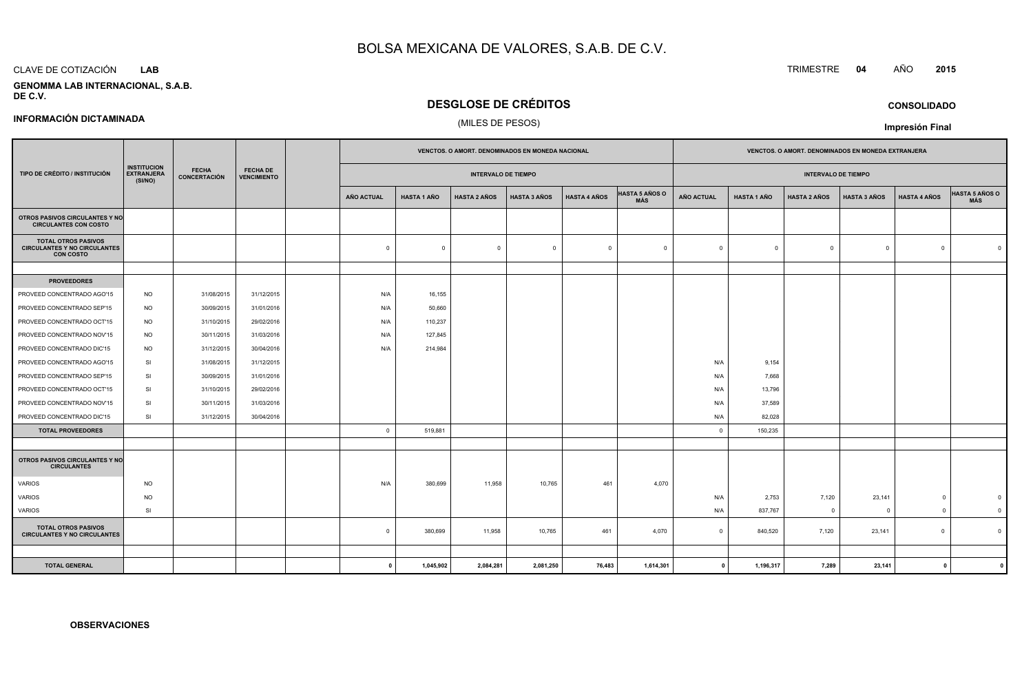# BOLSA MEXICANA DE VALORES, S.A.B. DE C.V.

CLAVE DE COTIZACIÓN **LAB**

TRIMESTRE **04** AÑO **2015**

**GENOMMA LAB INTERNACIONAL, S.A.B. DE C.V.**

## DESGLOSE DE CRÉDITOS

(MILES DE PESOS)

**CONSOLIDADO**

**INFORMACIÓN DICTAMINADA**

**Impresión Final**

| TIPO DE CRÉDITO / INSTITUCIÓN | INSTITUCION EXTRANJERA (SI/NO) | FECHA CONCERTACIÓN | FECHA DE VENCIMIENTO | | VENCTOS. O AMORT. DENOMINADOS EN MONEDA NACIONAL | | | | | | VENCTOS. O AMORT. DENOMINADOS EN MONEDA EXTRANJERA | | | | | |
|---|---|---|---|---|---|---|---|---|---|---|---|---|---|---|---|---|
| | | | | | INTERVALO DE TIEMPO | | | | | | INTERVALO DE TIEMPO | | | | | |
| | | | | | AÑO ACTUAL | HASTA 1 AÑO | HASTA 2 AÑOS | HASTA 3 AÑOS | HASTA 4 AÑOS | HASTA 5 AÑOS O MÁS | AÑO ACTUAL | HASTA 1 AÑO | HASTA 2 AÑOS | HASTA 3 AÑOS | HASTA 4 AÑOS | HASTA 5 AÑOS O MÁS |
| **OTROS PASIVOS CIRCULANTES Y NO CIRCULANTES CON COSTO** | | | | | | | | | | | | | | | | |
| **TOTAL OTROS PASIVOS CIRCULANTES Y NO CIRCULANTES CON COSTO** | | | | | 0 | 0 | 0 | 0 | 0 | 0 | 0 | 0 | 0 | 0 | 0 | 0 |
| | | | | | | | | | | | | | | | | |
| **PROVEEDORES** | | | | | | | | | | | | | | | | |
| PROVEED CONCENTRADO AGO'15 | NO | 31/08/2015 | 31/12/2015 | | N/A | 16,155 | | | | | | | | | | |
| PROVEED CONCENTRADO SEP'15 | NO | 30/09/2015 | 31/01/2016 | | N/A | 50,660 | | | | | | | | | | |
| PROVEED CONCENTRADO OCT'15 | NO | 31/10/2015 | 29/02/2016 | | N/A | 110,237 | | | | | | | | | | |
| PROVEED CONCENTRADO NOV'15 | NO | 30/11/2015 | 31/03/2016 | | N/A | 127,845 | | | | | | | | | | |
| PROVEED CONCENTRADO DIC'15 | NO | 31/12/2015 | 30/04/2016 | | N/A | 214,984 | | | | | | | | | | |
| PROVEED CONCENTRADO AGO'15 | SI | 31/08/2015 | 31/12/2015 | | | | | | | | N/A | 9,154 | | | | |
| PROVEED CONCENTRADO SEP'15 | SI | 30/09/2015 | 31/01/2016 | | | | | | | | N/A | 7,668 | | | | |
| PROVEED CONCENTRADO OCT'15 | SI | 31/10/2015 | 29/02/2016 | | | | | | | | N/A | 13,796 | | | | |
| PROVEED CONCENTRADO NOV'15 | SI | 30/11/2015 | 31/03/2016 | | | | | | | | N/A | 37,589 | | | | |
| PROVEED CONCENTRADO DIC'15 | SI | 31/12/2015 | 30/04/2016 | | | | | | | | N/A | 82,028 | | | | |
| **TOTAL PROVEEDORES** | | | | | 0 | 519,881 | | | | | 0 | 150,235 | | | | |
| | | | | | | | | | | | | | | | | |
| **OTROS PASIVOS CIRCULANTES Y NO CIRCULANTES** | | | | | | | | | | | | | | | | |
| VARIOS | NO | | | | N/A | 380,699 | 11,958 | 10,765 | 461 | 4,070 | | | | | | |
| VARIOS | NO | | | | | | | | | | N/A | 2,753 | 7,120 | 23,141 | 0 | 0 |
| VARIOS | SI | | | | | | | | | | N/A | 837,767 | 0 | 0 | 0 | 0 |
| **TOTAL OTROS PASIVOS CIRCULANTES Y NO CIRCULANTES** | | | | | 0 | 380,699 | 11,958 | 10,765 | 461 | 4,070 | 0 | 840,520 | 7,120 | 23,141 | 0 | 0 |
| | | | | | | | | | | | | | | | | |
| **TOTAL GENERAL** | | | | | **0** | **1,045,902** | **2,084,281** | **2,081,250** | **76,483** | **1,614,301** | **0** | **1,196,317** | **7,289** | **23,141** | **0** | **0** |

**OBSERVACIONES**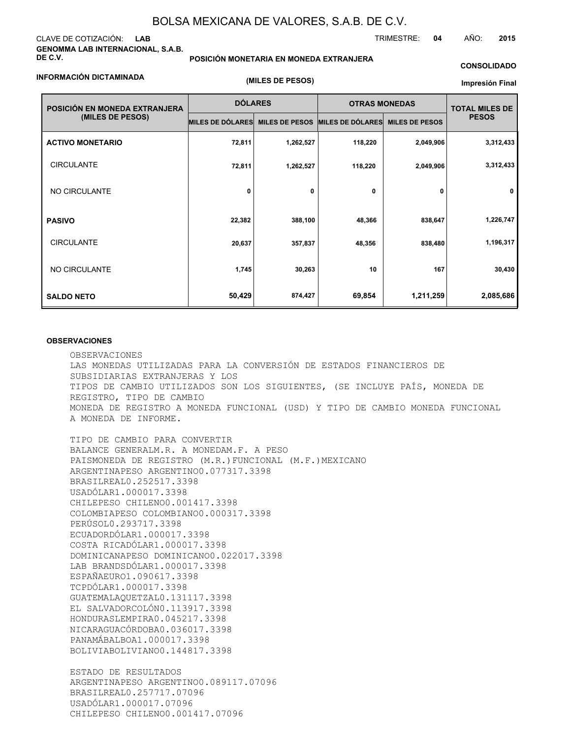# BOLSA MEXICANA DE VALORES, S.A.B. DE C.V.

CLAVE DE COTIZACIÓN: **LAB**

TRIMESTRE: **04** AÑO: **2015**

**GENOMMA LAB INTERNACIONAL, S.A.B. DE C.V.**

**POSICIÓN MONETARIA EN MONEDA EXTRANJERA**

**(MILES DE PESOS)**

**CONSOLIDADO**

**INFORMACIÓN DICTAMINADA**

**Impresión Final**

| POSICIÓN EN MONEDA EXTRANJERA (MILES DE PESOS) | DÓLARES | | OTRAS MONEDAS | | TOTAL MILES DE PESOS |
|---|---|---|---|---|---|
| | MILES DE DÓLARES | MILES DE PESOS | MILES DE DÓLARES | MILES DE PESOS | |
| **ACTIVO MONETARIO** | 72,811 | 1,262,527 | 118,220 | 2,049,906 | 3,312,433 |
| CIRCULANTE | 72,811 | 1,262,527 | 118,220 | 2,049,906 | 3,312,433 |
| NO CIRCULANTE | 0 | 0 | 0 | 0 | 0 |
| **PASIVO** | 22,382 | 388,100 | 48,366 | 838,647 | 1,226,747 |
| CIRCULANTE | 20,637 | 357,837 | 48,356 | 838,480 | 1,196,317 |
| NO CIRCULANTE | 1,745 | 30,263 | 10 | 167 | 30,430 |
| **SALDO NETO** | 50,429 | 874,427 | 69,854 | 1,211,259 | 2,085,686 |

**OBSERVACIONES**

OBSERVACIONES
LAS MONEDAS UTILIZADAS PARA LA CONVERSIÓN DE ESTADOS FINANCIEROS DE SUBSIDIARIAS EXTRANJERAS Y LOS
TIPOS DE CAMBIO UTILIZADOS SON LOS SIGUIENTES, (SE INCLUYE PAÍS, MONEDA DE REGISTRO, TIPO DE CAMBIO
MONEDA DE REGISTRO A MONEDA FUNCIONAL (USD) Y TIPO DE CAMBIO MONEDA FUNCIONAL A MONEDA DE INFORME.

TIPO DE CAMBIO PARA CONVERTIR
BALANCE GENERALM.R. A MONEDAM.F. A PESO
PAISMONEDA DE REGISTRO (M.R.)FUNCIONAL (M.F.)MEXICANO
ARGENTINAPESO ARGENTINO0.077317.3398
BRASILREAL0.252517.3398
USADÓLAR1.000017.3398
CHILEPESO CHILENO0.001417.3398
COLOMBIAPESO COLOMBIANO0.000317.3398
PERÚSOL0.293717.3398
ECUADORDÓLAR1.000017.3398
COSTA RICADÓLAR1.000017.3398
DOMINICANAPESO DOMINICANO0.022017.3398
LAB BRANDSDÓLAR1.000017.3398
ESPAÑAEURO1.090617.3398
TCPDÓLAR1.000017.3398
GUATEMALAQUETZAL0.131117.3398
EL SALVADORCOLÓN0.113917.3398
HONDURASLEMPIRA0.045217.3398
NICARAGUACÓRDOBA0.036017.3398
PANAMÁBALBOA1.000017.3398
BOLIVIABOLIVIANO0.144817.3398

ESTADO DE RESULTADOS
ARGENTINAPESO ARGENTINO0.089117.07096
BRASILREAL0.257717.07096
USADÓLAR1.000017.07096
CHILEPESO CHILENO0.001417.07096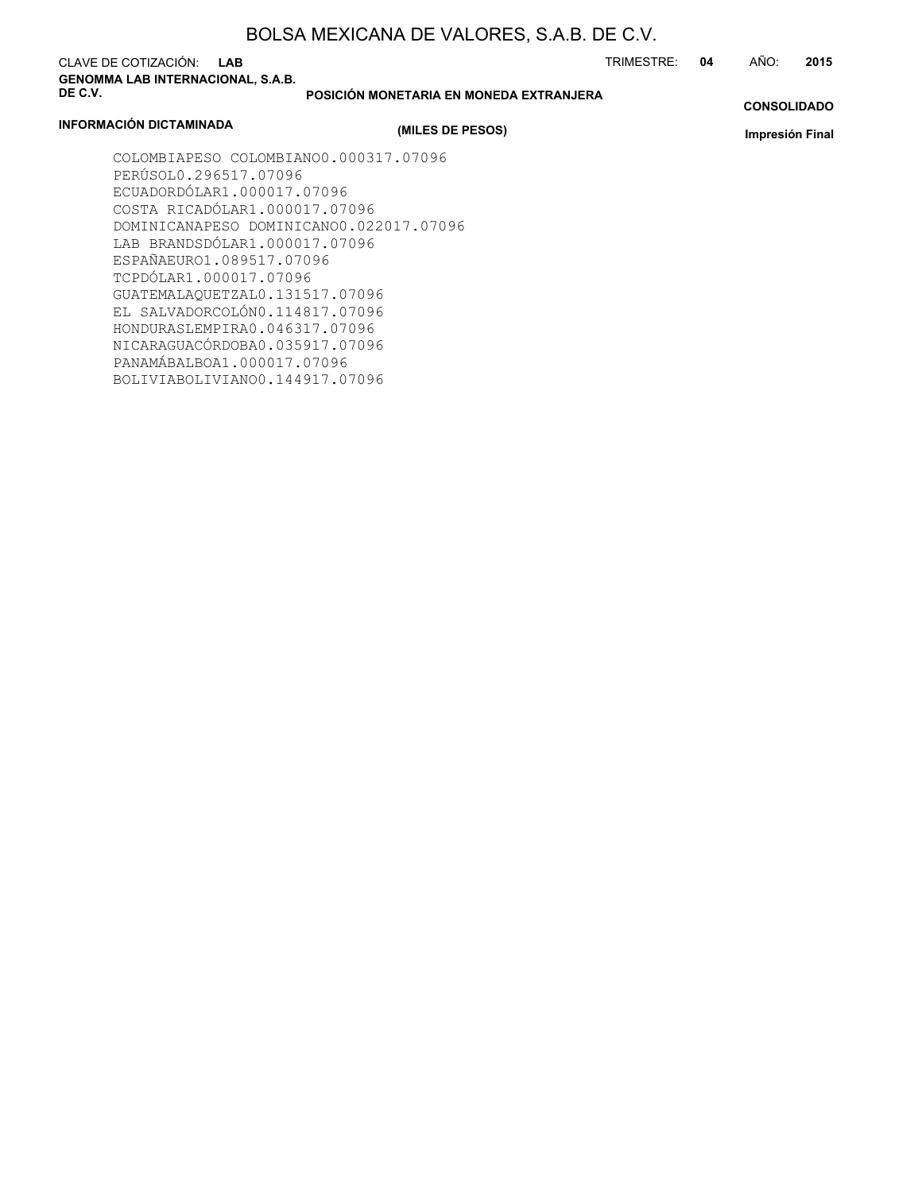BOLSA MEXICANA DE VALORES, S.A.B. DE C.V.

CLAVE DE COTIZACIÓN: **LAB**

TRIMESTRE: **04** AÑO: **2015**

**GENOMMA LAB INTERNACIONAL, S.A.B. DE C.V.**

**POSICIÓN MONETARIA EN MONEDA EXTRANJERA**

**CONSOLIDADO**

**INFORMACIÓN DICTAMINADA**

**(MILES DE PESOS)**

**Impresión Final**

COLOMBIAPESO COLOMBIANO0.000317.07096
PERÚSOL0.296517.07096
ECUADORDÓLAR1.000017.07096
COSTA RICADÓLAR1.000017.07096
DOMINICANAPESO DOMINICANO0.022017.07096
LAB BRANDSDÓLAR1.000017.07096
ESPAÑAEURO1.089517.07096
TCPDÓLAR1.000017.07096
GUATEMALAQUETZAL0.131517.07096
EL SALVADORCOLÓN0.114817.07096
HONDURASLEMPIRA0.046317.07096
NICARAGUACÓRDOBA0.035917.07096
PANAMÁBALBOA1.000017.07096
BOLIVIABOLIVIANO0.144917.07096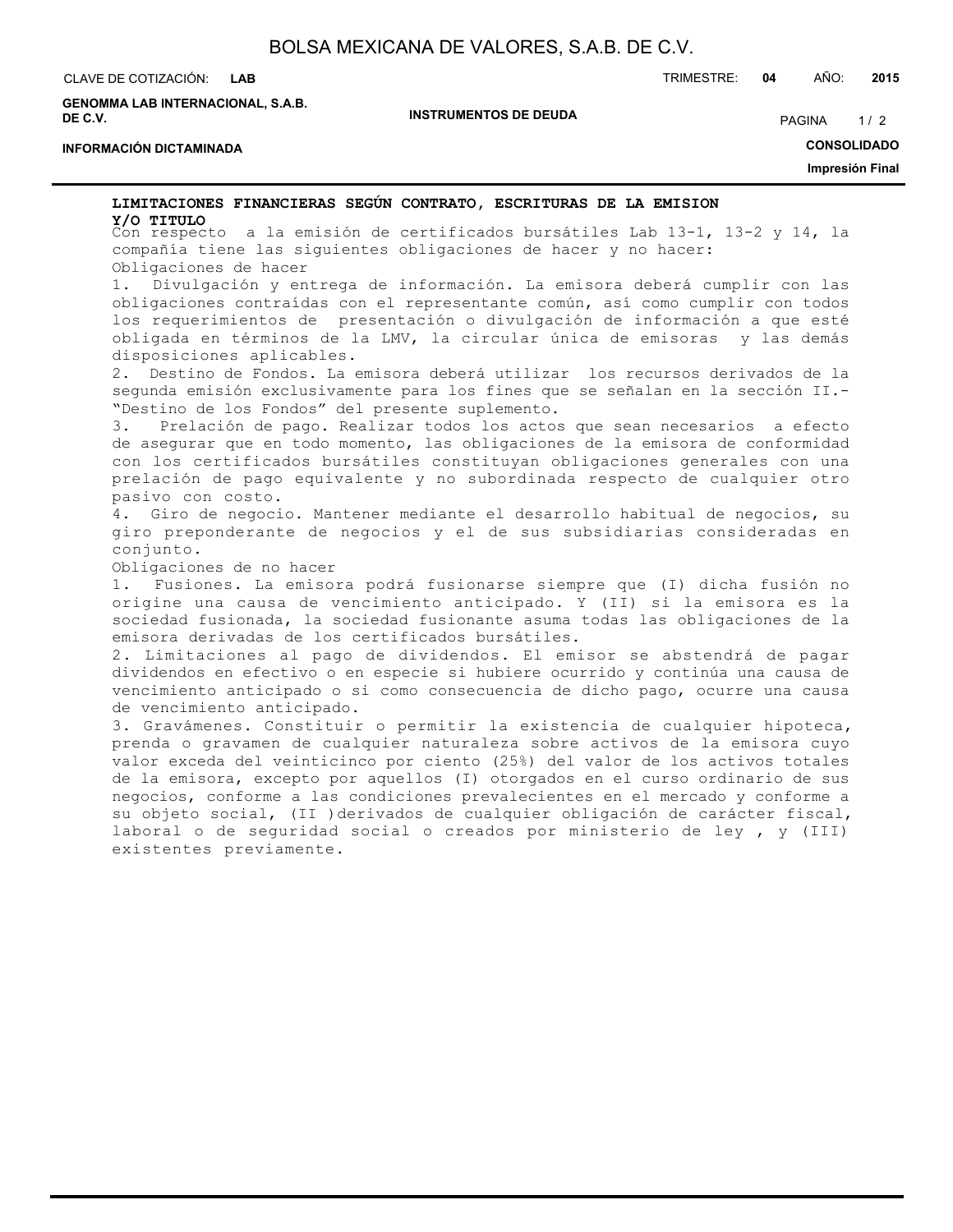## LIMITACIONES FINANCIERAS SEGÚN CONTRATO, ESCRITURAS DE LA EMISION Y/O TITULO

Con respecto a la emisión de certificados bursátiles Lab 13-1, 13-2 y 14, la compañía tiene las siguientes obligaciones de hacer y no hacer:

Obligaciones de hacer

1. Divulgación y entrega de información. La emisora deberá cumplir con las obligaciones contraídas con el representante común, así como cumplir con todos los requerimientos de presentación o divulgación de información a que esté obligada en términos de la LMV, la circular única de emisoras y las demás disposiciones aplicables.
2. Destino de Fondos. La emisora deberá utilizar los recursos derivados de la segunda emisión exclusivamente para los fines que se señalan en la sección II.- "Destino de los Fondos" del presente suplemento.
3. Prelación de pago. Realizar todos los actos que sean necesarios a efecto de asegurar que en todo momento, las obligaciones de la emisora de conformidad con los certificados bursátiles constituyan obligaciones generales con una prelación de pago equivalente y no subordinada respecto de cualquier otro pasivo con costo.
4. Giro de negocio. Mantener mediante el desarrollo habitual de negocios, su giro preponderante de negocios y el de sus subsidiarias consideradas en conjunto.

Obligaciones de no hacer

1. Fusiones. La emisora podrá fusionarse siempre que (I) dicha fusión no origine una causa de vencimiento anticipado. Y (II) si la emisora es la sociedad fusionada, la sociedad fusionante asuma todas las obligaciones de la emisora derivadas de los certificados bursátiles.
2. Limitaciones al pago de dividendos. El emisor se abstendrá de pagar dividendos en efectivo o en especie si hubiere ocurrido y continúa una causa de vencimiento anticipado o si como consecuencia de dicho pago, ocurre una causa de vencimiento anticipado.
3. Gravámenes. Constituir o permitir la existencia de cualquier hipoteca, prenda o gravamen de cualquier naturaleza sobre activos de la emisora cuyo valor exceda del veinticinco por ciento (25%) del valor de los activos totales de la emisora, excepto por aquellos (I) otorgados en el curso ordinario de sus negocios, conforme a las condiciones prevalecientes en el mercado y conforme a su objeto social, (II )derivados de cualquier obligación de carácter fiscal, laboral o de seguridad social o creados por ministerio de ley , y (III) existentes previamente.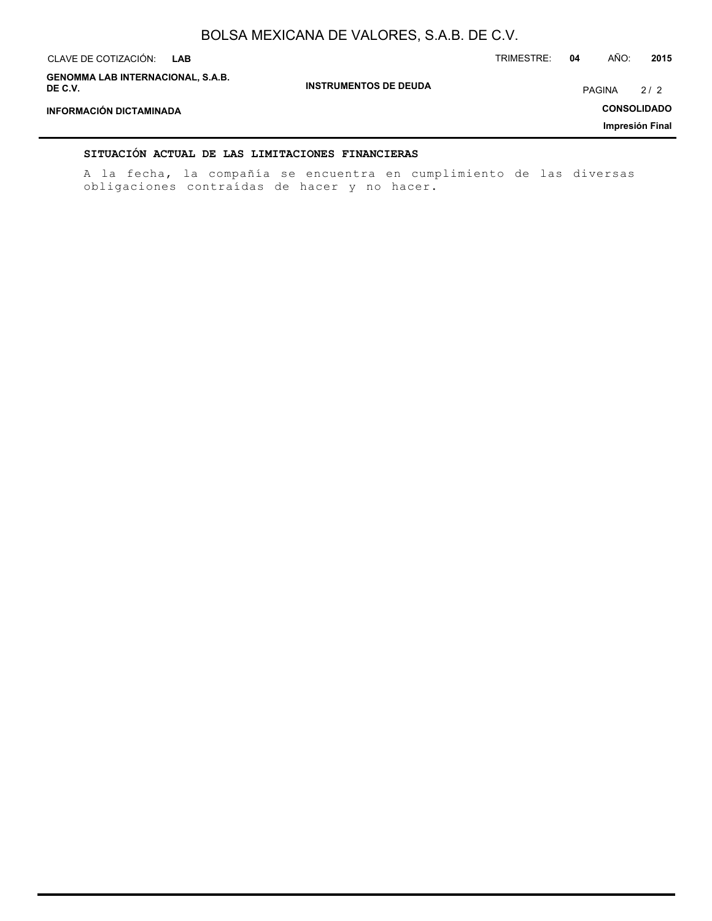## SITUACIÓN ACTUAL DE LAS LIMITACIONES FINANCIERAS

A la fecha, la compañía se encuentra en cumplimiento de las diversas obligaciones contraídas de hacer y no hacer.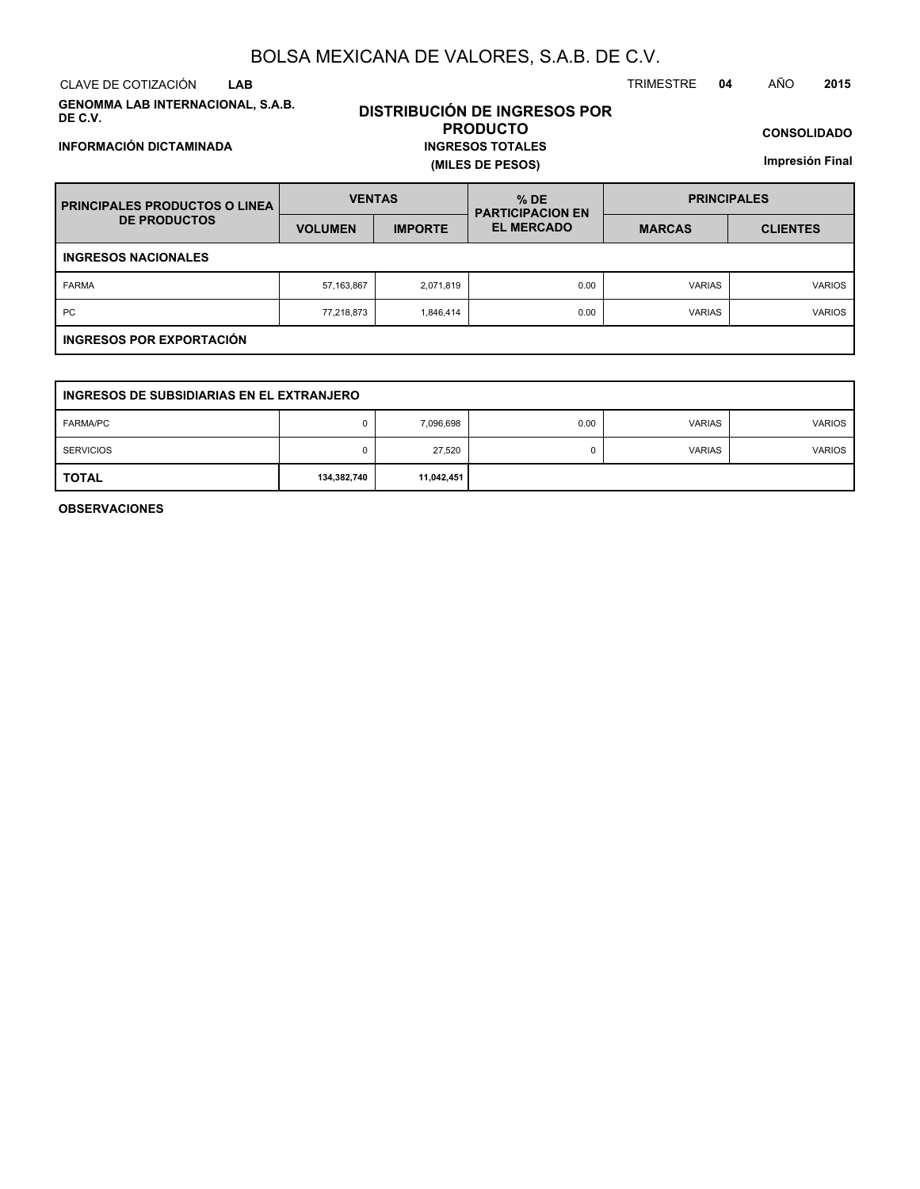# BOLSA MEXICANA DE VALORES, S.A.B. DE C.V.

CLAVE DE COTIZACIÓN **LAB**

TRIMESTRE **04** AÑO **2015**

**GENOMMA LAB INTERNACIONAL, S.A.B. DE C.V.**

## DISTRIBUCIÓN DE INGRESOS POR PRODUCTO

**INGRESOS TOTALES**

**(MILES DE PESOS)**

**CONSOLIDADO**

**INFORMACIÓN DICTAMINADA**

**Impresión Final**

| PRINCIPALES PRODUCTOS O LINEA DE PRODUCTOS | VENTAS | | % DE PARTICIPACION EN EL MERCADO | PRINCIPALES | |
|---|---|---|---|---|---|
| | VOLUMEN | IMPORTE | | MARCAS | CLIENTES |
| **INGRESOS NACIONALES** | | | | | |
| FARMA | 57,163,867 | 2,071,819 | 0.00 | VARIAS | VARIOS |
| PC | 77,218,873 | 1,846,414 | 0.00 | VARIAS | VARIOS |
| **INGRESOS POR EXPORTACIÓN** | | | | | |
| **INGRESOS DE SUBSIDIARIAS EN EL EXTRANJERO** | | | | | |
| FARMA/PC | 0 | 7,096,698 | 0.00 | VARIAS | VARIOS |
| SERVICIOS | 0 | 27,520 | 0 | VARIAS | VARIOS |
| **TOTAL** | **134,382,740** | **11,042,451** | | | |

**OBSERVACIONES**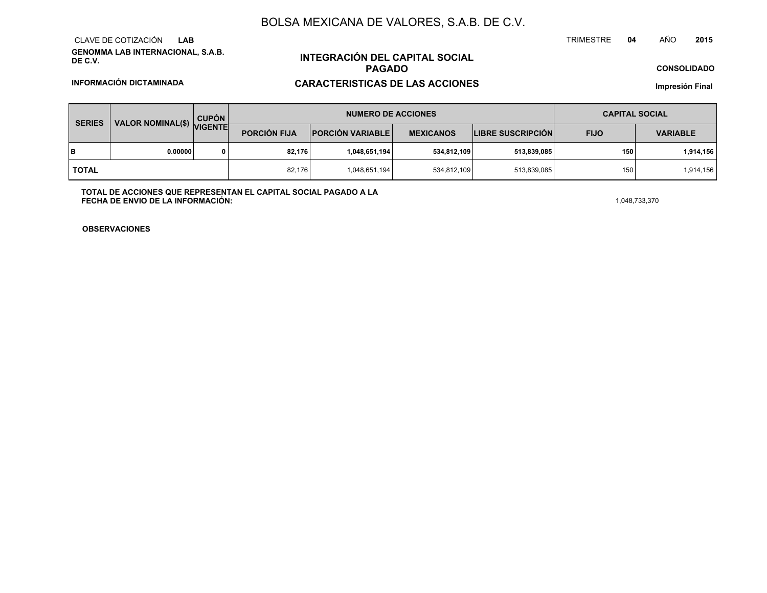# BOLSA MEXICANA DE VALORES, S.A.B. DE C.V.

CLAVE DE COTIZACIÓN **LAB**

TRIMESTRE **04** AÑO **2015**

**GENOMMA LAB INTERNACIONAL, S.A.B. DE C.V.**

## INTEGRACIÓN DEL CAPITAL SOCIAL PAGADO

**CONSOLIDADO**

**INFORMACIÓN DICTAMINADA**

## CARACTERISTICAS DE LAS ACCIONES

**Impresión Final**

| SERIES | VALOR NOMINAL($) | CUPÓN VIGENTE | NUMERO DE ACCIONES | | | | CAPITAL SOCIAL | |
|---|---|---|---|---|---|---|---|---|
| | | | PORCIÓN FIJA | PORCIÓN VARIABLE | MEXICANOS | LIBRE SUSCRIPCIÓN | FIJO | VARIABLE |
| **B** | **0.00000** | **0** | **82,176** | **1,048,651,194** | **534,812,109** | **513,839,085** | **150** | **1,914,156** |
| **TOTAL** | | | 82,176 | 1,048,651,194 | 534,812,109 | 513,839,085 | 150 | 1,914,156 |

**TOTAL DE ACCIONES QUE REPRESENTAN EL CAPITAL SOCIAL PAGADO A LA FECHA DE ENVIO DE LA INFORMACIÓN:** 1,048,733,370

**OBSERVACIONES**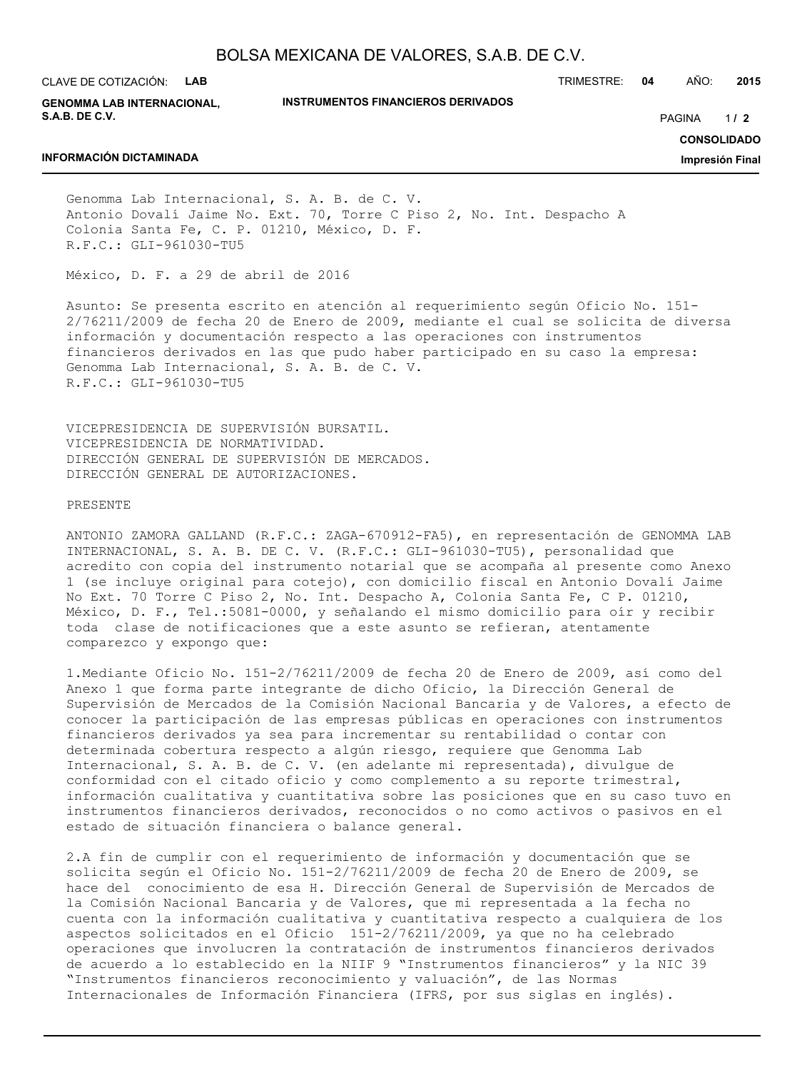Genomma Lab Internacional, S. A. B. de C. V.
Antonio Dovalí Jaime No. Ext. 70, Torre C Piso 2, No. Int. Despacho A
Colonia Santa Fe, C. P. 01210, México, D. F.
R.F.C.: GLI-961030-TU5

México, D. F. a 29 de abril de 2016

Asunto: Se presenta escrito en atención al requerimiento según Oficio No. 151-2/76211/2009 de fecha 20 de Enero de 2009, mediante el cual se solicita de diversa información y documentación respecto a las operaciones con instrumentos financieros derivados en las que pudo haber participado en su caso la empresa: Genomma Lab Internacional, S. A. B. de C. V.
R.F.C.: GLI-961030-TU5

VICEPRESIDENCIA DE SUPERVISIÓN BURSATIL.
VICEPRESIDENCIA DE NORMATIVIDAD.
DIRECCIÓN GENERAL DE SUPERVISIÓN DE MERCADOS.
DIRECCIÓN GENERAL DE AUTORIZACIONES.

PRESENTE

ANTONIO ZAMORA GALLAND (R.F.C.: ZAGA-670912-FA5), en representación de GENOMMA LAB INTERNACIONAL, S. A. B. DE C. V. (R.F.C.: GLI-961030-TU5), personalidad que acredito con copia del instrumento notarial que se acompaña al presente como Anexo 1 (se incluye original para cotejo), con domicilio fiscal en Antonio Dovalí Jaime No Ext. 70 Torre C Piso 2, No. Int. Despacho A, Colonia Santa Fe, C P. 01210, México, D. F., Tel.:5081-0000, y señalando el mismo domicilio para oír y recibir toda clase de notificaciones que a este asunto se refieran, atentamente comparezco y expongo que:

1.Mediante Oficio No. 151-2/76211/2009 de fecha 20 de Enero de 2009, así como del Anexo 1 que forma parte integrante de dicho Oficio, la Dirección General de Supervisión de Mercados de la Comisión Nacional Bancaria y de Valores, a efecto de conocer la participación de las empresas públicas en operaciones con instrumentos financieros derivados ya sea para incrementar su rentabilidad o contar con determinada cobertura respecto a algún riesgo, requiere que Genomma Lab Internacional, S. A. B. de C. V. (en adelante mi representada), divulgue de conformidad con el citado oficio y como complemento a su reporte trimestral, información cualitativa y cuantitativa sobre las posiciones que en su caso tuvo en instrumentos financieros derivados, reconocidos o no como activos o pasivos en el estado de situación financiera o balance general.

2.A fin de cumplir con el requerimiento de información y documentación que se solicita según el Oficio No. 151-2/76211/2009 de fecha 20 de Enero de 2009, se hace del conocimiento de esa H. Dirección General de Supervisión de Mercados de la Comisión Nacional Bancaria y de Valores, que mi representada a la fecha no cuenta con la información cualitativa y cuantitativa respecto a cualquiera de los aspectos solicitados en el Oficio 151-2/76211/2009, ya que no ha celebrado operaciones que involucren la contratación de instrumentos financieros derivados de acuerdo a lo establecido en la NIIF 9 "Instrumentos financieros" y la NIC 39 "Instrumentos financieros reconocimiento y valuación", de las Normas Internacionales de Información Financiera (IFRS, por sus siglas en inglés).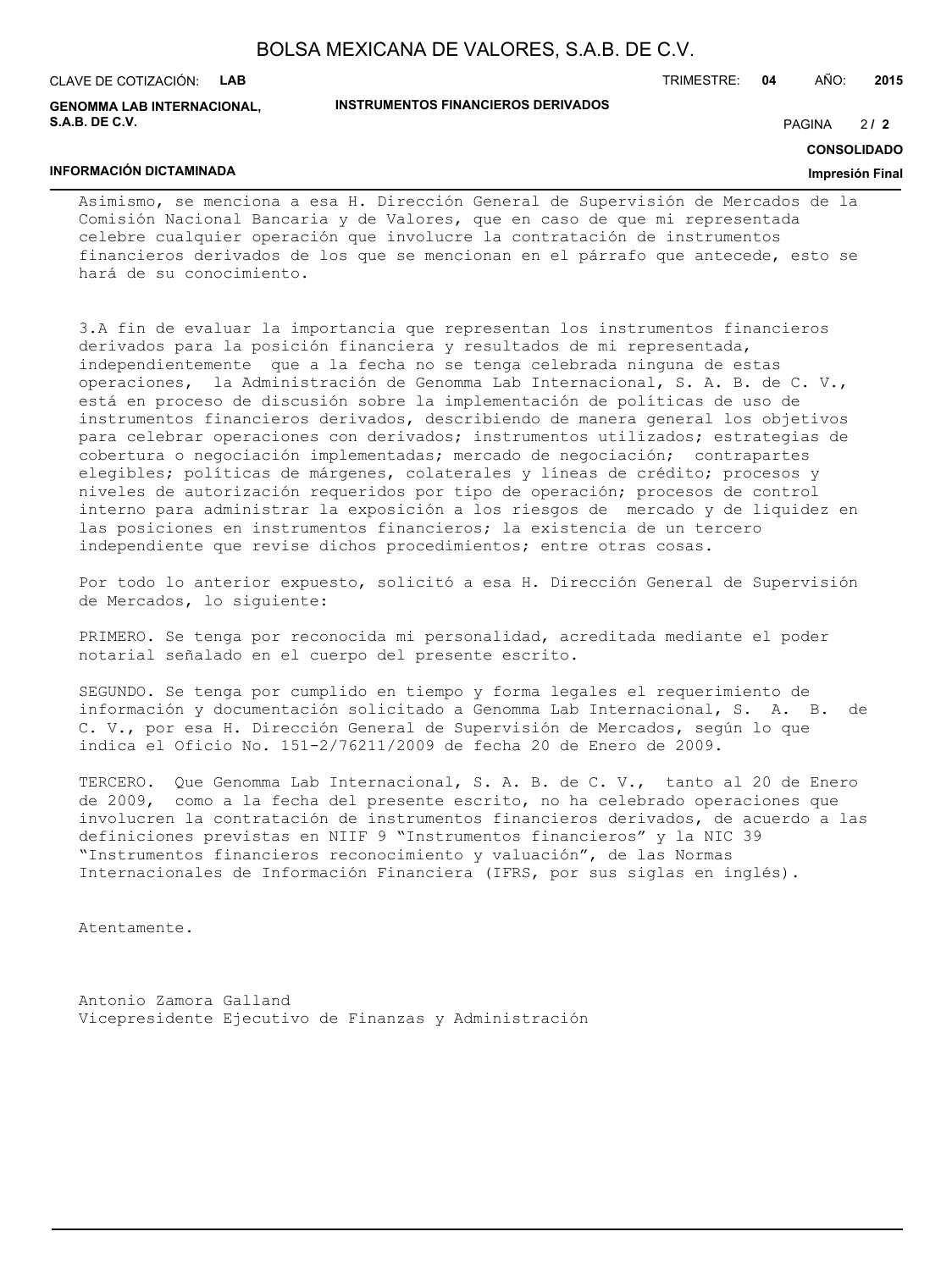Asimismo, se menciona a esa H. Dirección General de Supervisión de Mercados de la Comisión Nacional Bancaria y de Valores, que en caso de que mi representada celebre cualquier operación que involucre la contratación de instrumentos financieros derivados de los que se mencionan en el párrafo que antecede, esto se hará de su conocimiento.

3.A fin de evaluar la importancia que representan los instrumentos financieros derivados para la posición financiera y resultados de mi representada, independientemente que a la fecha no se tenga celebrada ninguna de estas operaciones, la Administración de Genomma Lab Internacional, S. A. B. de C. V., está en proceso de discusión sobre la implementación de políticas de uso de instrumentos financieros derivados, describiendo de manera general los objetivos para celebrar operaciones con derivados; instrumentos utilizados; estrategias de cobertura o negociación implementadas; mercado de negociación; contrapartes elegibles; políticas de márgenes, colaterales y líneas de crédito; procesos y niveles de autorización requeridos por tipo de operación; procesos de control interno para administrar la exposición a los riesgos de mercado y de liquidez en las posiciones en instrumentos financieros; la existencia de un tercero independiente que revise dichos procedimientos; entre otras cosas.

Por todo lo anterior expuesto, solicitó a esa H. Dirección General de Supervisión de Mercados, lo siguiente:

PRIMERO. Se tenga por reconocida mi personalidad, acreditada mediante el poder notarial señalado en el cuerpo del presente escrito.

SEGUNDO. Se tenga por cumplido en tiempo y forma legales el requerimiento de información y documentación solicitado a Genomma Lab Internacional, S. A. B. de C. V., por esa H. Dirección General de Supervisión de Mercados, según lo que indica el Oficio No. 151-2/76211/2009 de fecha 20 de Enero de 2009.

TERCERO. Que Genomma Lab Internacional, S. A. B. de C. V., tanto al 20 de Enero de 2009, como a la fecha del presente escrito, no ha celebrado operaciones que involucren la contratación de instrumentos financieros derivados, de acuerdo a las definiciones previstas en NIIF 9 "Instrumentos financieros" y la NIC 39 "Instrumentos financieros reconocimiento y valuación", de las Normas Internacionales de Información Financiera (IFRS, por sus siglas en inglés).

Atentamente.

Antonio Zamora Galland
Vicepresidente Ejecutivo de Finanzas y Administración